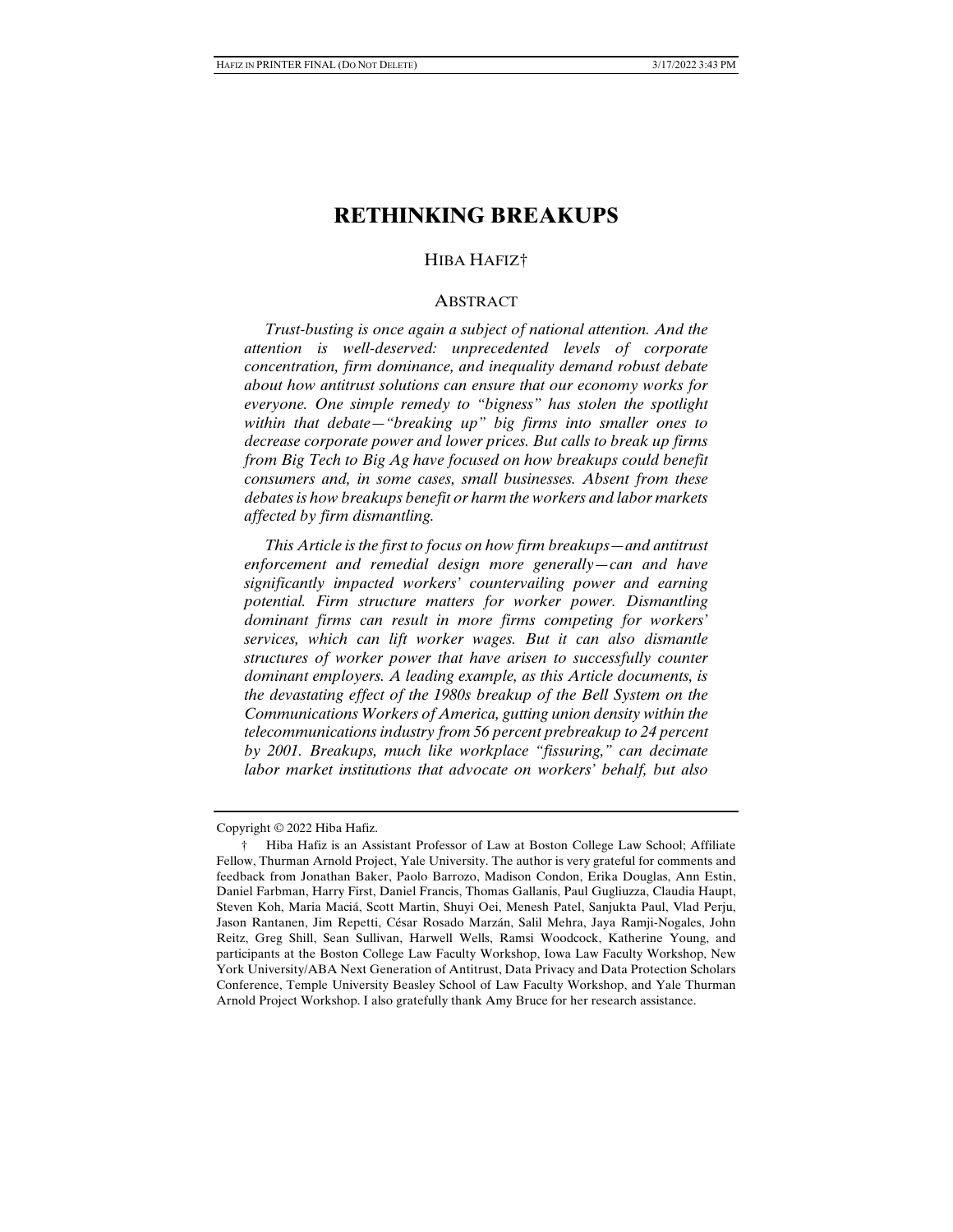# RETHINKING BREAKUPS

HIBA HAFIZ†

## ABSTRACT

*Trust-busting is once again a subject of national attention. And the attention is well-deserved: unprecedented levels of corporate concentration, firm dominance, and inequality demand robust debate about how antitrust solutions can ensure that our economy works for everyone. One simple remedy to "bigness" has stolen the spotlight within that debate—"breaking up" big firms into smaller ones to decrease corporate power and lower prices. But calls to break up firms from Big Tech to Big Ag have focused on how breakups could benefit consumers and, in some cases, small businesses. Absent from these debates is how breakups benefit or harm the workers and labor markets affected by firm dismantling.*

*This Article is the first to focus on how firm breakups—and antitrust enforcement and remedial design more generally—can and have significantly impacted workers' countervailing power and earning potential. Firm structure matters for worker power. Dismantling dominant firms can result in more firms competing for workers' services, which can lift worker wages. But it can also dismantle structures of worker power that have arisen to successfully counter dominant employers. A leading example, as this Article documents, is the devastating effect of the 1980s breakup of the Bell System on the Communications Workers of America, gutting union density within the telecommunications industry from 56 percent prebreakup to 24 percent by 2001. Breakups, much like workplace "fissuring," can decimate labor market institutions that advocate on workers' behalf, but also*

---

Copyright © 2022 Hiba Hafiz.

† Hiba Hafiz is an Assistant Professor of Law at Boston College Law School; Affiliate Fellow, Thurman Arnold Project, Yale University. The author is very grateful for comments and feedback from Jonathan Baker, Paolo Barrozo, Madison Condon, Erika Douglas, Ann Estin, Daniel Farbman, Harry First, Daniel Francis, Thomas Gallanis, Paul Gugliuzza, Claudia Haupt, Steven Koh, Maria Maciá, Scott Martin, Shuyi Oei, Menesh Patel, Sanjukta Paul, Vlad Perju, Jason Rantanen, Jim Repetti, César Rosado Marzán, Salil Mehra, Jaya Ramji-Nogales, John Reitz, Greg Shill, Sean Sullivan, Harwell Wells, Ramsi Woodcock, Katherine Young, and participants at the Boston College Law Faculty Workshop, Iowa Law Faculty Workshop, New York University/ABA Next Generation of Antitrust, Data Privacy and Data Protection Scholars Conference, Temple University Beasley School of Law Faculty Workshop, and Yale Thurman Arnold Project Workshop. I also gratefully thank Amy Bruce for her research assistance.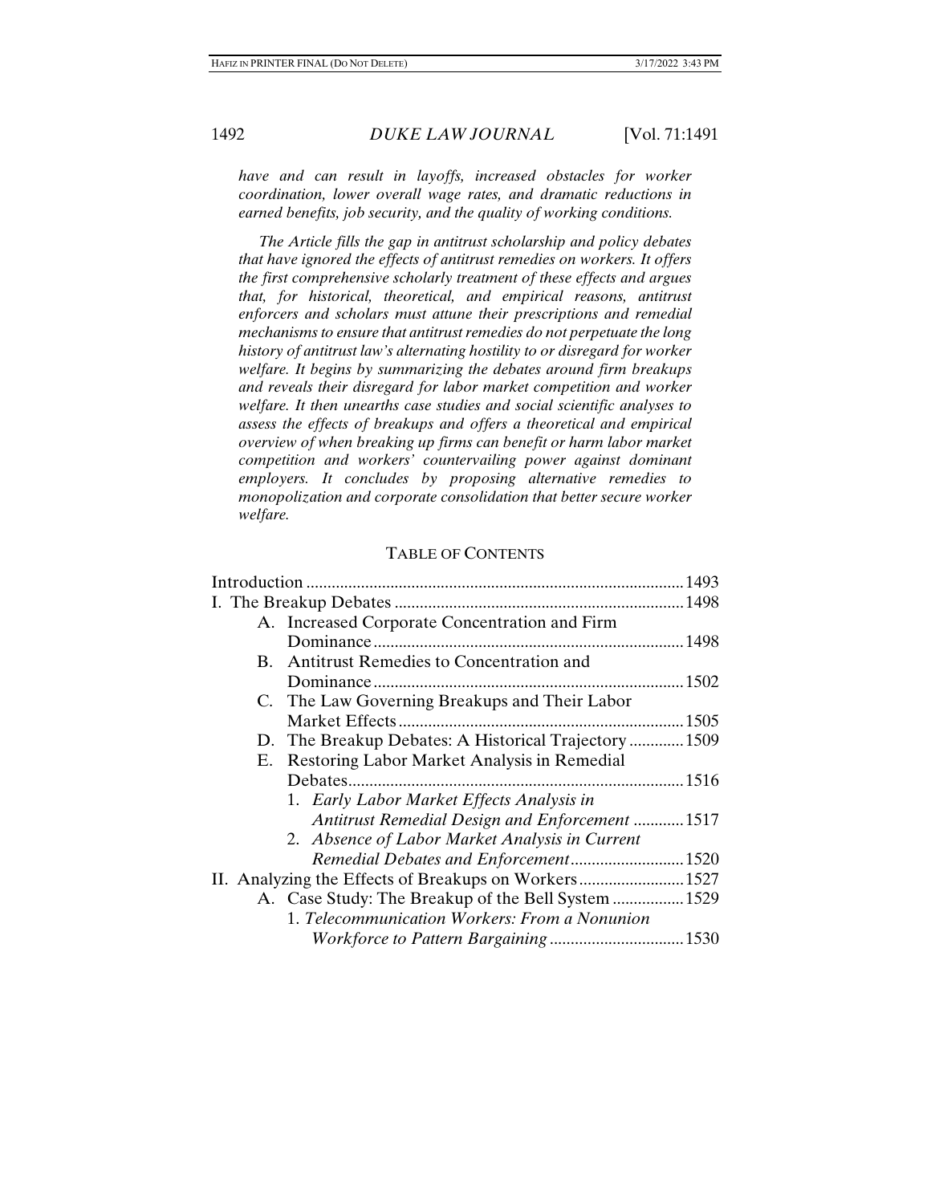*have and can result in layoffs, increased obstacles for worker coordination, lower overall wage rates, and dramatic reductions in earned benefits, job security, and the quality of working conditions.*

*The Article fills the gap in antitrust scholarship and policy debates that have ignored the effects of antitrust remedies on workers. It offers the first comprehensive scholarly treatment of these effects and argues that, for historical, theoretical, and empirical reasons, antitrust enforcers and scholars must attune their prescriptions and remedial mechanisms to ensure that antitrust remedies do not perpetuate the long history of antitrust law's alternating hostility to or disregard for worker welfare. It begins by summarizing the debates around firm breakups and reveals their disregard for labor market competition and worker welfare. It then unearths case studies and social scientific analyses to assess the effects of breakups and offers a theoretical and empirical overview of when breaking up firms can benefit or harm labor market competition and workers' countervailing power against dominant employers. It concludes by proposing alternative remedies to monopolization and corporate consolidation that better secure worker welfare.*

## TABLE OF CONTENTS

Introduction .......... 1493

I. The Breakup Debates .......... 1498

- A. Increased Corporate Concentration and Firm Dominance .......... 1498
- B. Antitrust Remedies to Concentration and Dominance .......... 1502
- C. The Law Governing Breakups and Their Labor Market Effects .......... 1505
- D. The Breakup Debates: A Historical Trajectory .......... 1509
- E. Restoring Labor Market Analysis in Remedial Debates .......... 1516
  1. *Early Labor Market Effects Analysis in Antitrust Remedial Design and Enforcement* .......... 1517
  2. *Absence of Labor Market Analysis in Current Remedial Debates and Enforcement* .......... 1520

II. Analyzing the Effects of Breakups on Workers .......... 1527

- A. Case Study: The Breakup of the Bell System .......... 1529
  1. *Telecommunication Workers: From a Nonunion Workforce to Pattern Bargaining* .......... 1530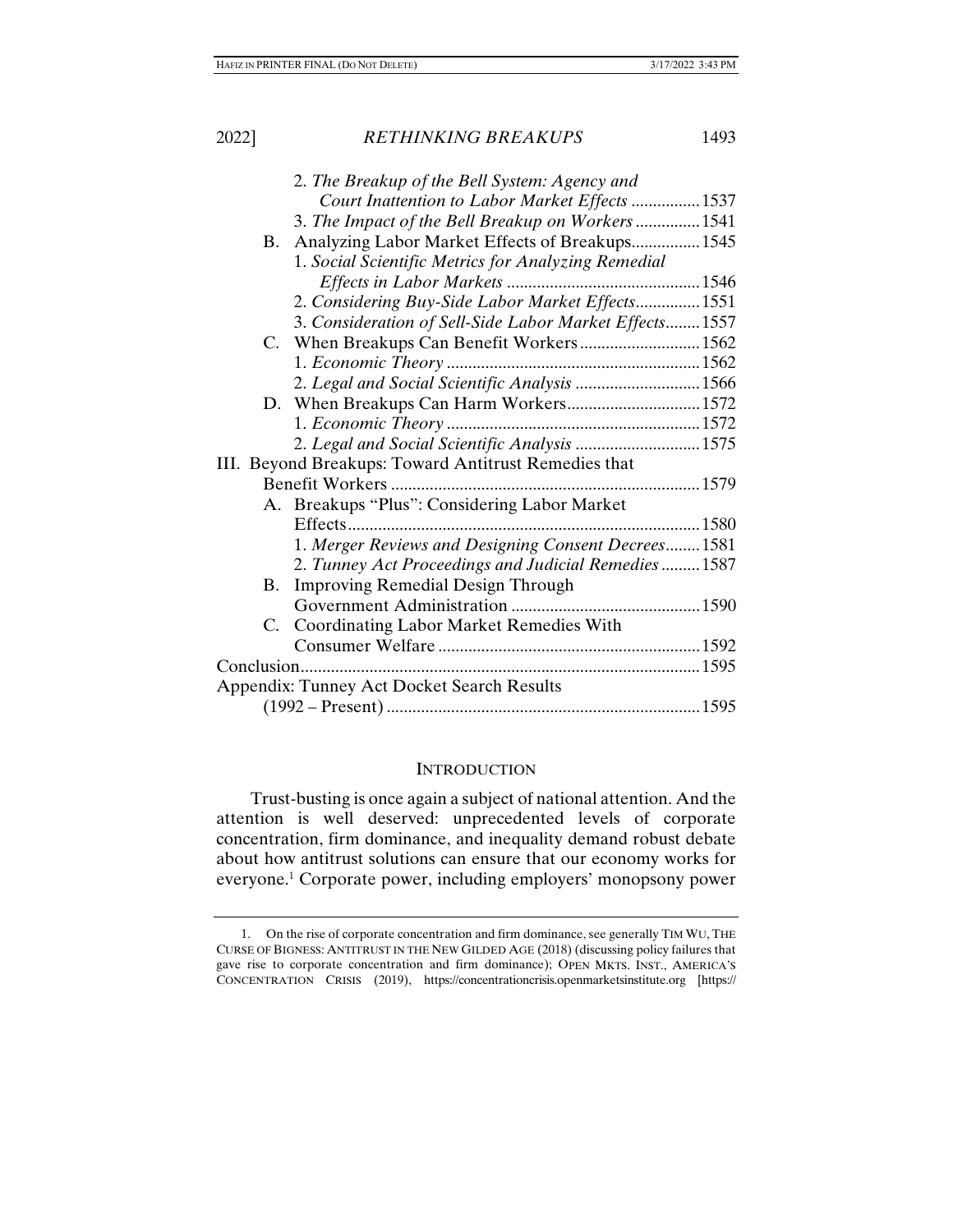2. *The Breakup of the Bell System: Agency and Court Inattention to Labor Market Effects* ................ 1537
3. *The Impact of the Bell Breakup on Workers* ............... 1541

B. Analyzing Labor Market Effects of Breakups................ 1545

1. *Social Scientific Metrics for Analyzing Remedial Effects in Labor Markets* ............................................. 1546
2. *Considering Buy-Side Labor Market Effects*............... 1551
3. *Consideration of Sell-Side Labor Market Effects*........ 1557

C. When Breakups Can Benefit Workers............................ 1562

1. *Economic Theory* ........................................................... 1562
2. *Legal and Social Scientific Analysis* ............................. 1566

D. When Breakups Can Harm Workers............................... 1572

1. *Economic Theory* ........................................................... 1572
2. *Legal and Social Scientific Analysis* ............................. 1575

III. Beyond Breakups: Toward Antitrust Remedies that Benefit Workers ........................................................................ 1579

A. Breakups "Plus": Considering Labor Market Effects.................................................................................. 1580

1. *Merger Reviews and Designing Consent Decrees*........ 1581
2. *Tunney Act Proceedings and Judicial Remedies* ......... 1587

B. Improving Remedial Design Through Government Administration ............................................ 1590

C. Coordinating Labor Market Remedies With Consumer Welfare ............................................................. 1592

Conclusion............................................................................................ 1595

Appendix: Tunney Act Docket Search Results (1992 – Present) ......................................................................... 1595

## INTRODUCTION

Trust-busting is once again a subject of national attention. And the attention is well deserved: unprecedented levels of corporate concentration, firm dominance, and inequality demand robust debate about how antitrust solutions can ensure that our economy works for everyone.[1] Corporate power, including employers' monopsony power

---

1. On the rise of corporate concentration and firm dominance, see generally TIM WU, THE CURSE OF BIGNESS: ANTITRUST IN THE NEW GILDED AGE (2018) (discussing policy failures that gave rise to corporate concentration and firm dominance); OPEN MKTS. INST., AMERICA'S CONCENTRATION CRISIS (2019), https://concentrationcrisis.openmarketsinstitute.org [https://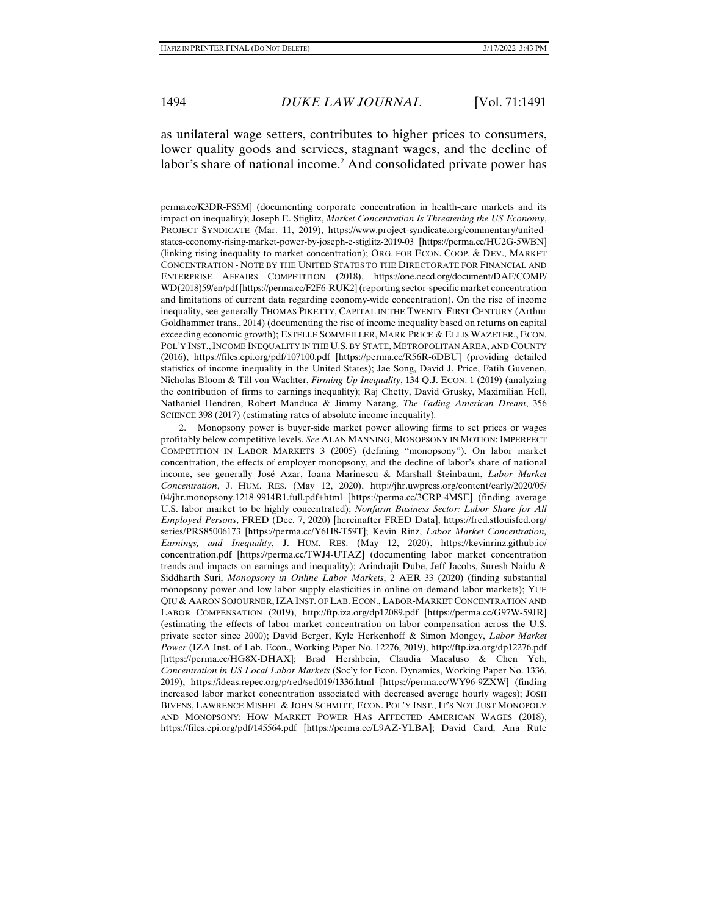as unilateral wage setters, contributes to higher prices to consumers, lower quality goods and services, stagnant wages, and the decline of labor's share of national income.[2] And consolidated private power has

perma.cc/K3DR-FS5M] (documenting corporate concentration in health-care markets and its impact on inequality); Joseph E. Stiglitz, *Market Concentration Is Threatening the US Economy*, PROJECT SYNDICATE (Mar. 11, 2019), https://www.project-syndicate.org/commentary/united-states-economy-rising-market-power-by-joseph-e-stiglitz-2019-03 [https://perma.cc/HU2G-5WBN] (linking rising inequality to market concentration); ORG. FOR ECON. COOP. & DEV., MARKET CONCENTRATION - NOTE BY THE UNITED STATES TO THE DIRECTORATE FOR FINANCIAL AND ENTERPRISE AFFAIRS COMPETITION (2018), https://one.oecd.org/document/DAF/COMP/WD(2018)59/en/pdf [https://perma.cc/F2F6-RUK2] (reporting sector-specific market concentration and limitations of current data regarding economy-wide concentration). On the rise of income inequality, see generally THOMAS PIKETTY, CAPITAL IN THE TWENTY-FIRST CENTURY (Arthur Goldhammer trans., 2014) (documenting the rise of income inequality based on returns on capital exceeding economic growth); ESTELLE SOMMEILLER, MARK PRICE & ELLIS WAZETER., ECON. POL'Y INST., INCOME INEQUALITY IN THE U.S. BY STATE, METROPOLITAN AREA, AND COUNTY (2016), https://files.epi.org/pdf/107100.pdf [https://perma.cc/R56R-6DBU] (providing detailed statistics of income inequality in the United States); Jae Song, David J. Price, Fatih Guvenen, Nicholas Bloom & Till von Wachter, *Firming Up Inequality*, 134 Q.J. ECON. 1 (2019) (analyzing the contribution of firms to earnings inequality); Raj Chetty, David Grusky, Maximilian Hell, Nathaniel Hendren, Robert Manduca & Jimmy Narang, *The Fading American Dream*, 356 SCIENCE 398 (2017) (estimating rates of absolute income inequality).

2. Monopsony power is buyer-side market power allowing firms to set prices or wages profitably below competitive levels. *See* ALAN MANNING, MONOPSONY IN MOTION: IMPERFECT COMPETITION IN LABOR MARKETS 3 (2005) (defining "monopsony"). On labor market concentration, the effects of employer monopsony, and the decline of labor's share of national income, see generally José Azar, Ioana Marinescu & Marshall Steinbaum, *Labor Market Concentration*, J. HUM. RES. (May 12, 2020), http://jhr.uwpress.org/content/early/2020/05/04/jhr.monopsony.1218-9914R1.full.pdf+html [https://perma.cc/3CRP-4MSE] (finding average U.S. labor market to be highly concentrated); *Nonfarm Business Sector: Labor Share for All Employed Persons*, FRED (Dec. 7, 2020) [hereinafter FRED Data], https://fred.stlouisfed.org/series/PRS85006173 [https://perma.cc/Y6H8-T59T]; Kevin Rinz, *Labor Market Concentration, Earnings, and Inequality*, J. HUM. RES. (May 12, 2020), https://kevinrinz.github.io/concentration.pdf [https://perma.cc/TWJ4-UTAZ] (documenting labor market concentration trends and impacts on earnings and inequality); Arindrajit Dube, Jeff Jacobs, Suresh Naidu & Siddharth Suri, *Monopsony in Online Labor Markets*, 2 AER 33 (2020) (finding substantial monopsony power and low labor supply elasticities in online on-demand labor markets); YUE QIU & AARON SOJOURNER, IZA INST. OF LAB. ECON., LABOR-MARKET CONCENTRATION AND LABOR COMPENSATION (2019), http://ftp.iza.org/dp12089.pdf [https://perma.cc/G97W-59JR] (estimating the effects of labor market concentration on labor compensation across the U.S. private sector since 2000); David Berger, Kyle Herkenhoff & Simon Mongey, *Labor Market Power* (IZA Inst. of Lab. Econ., Working Paper No. 12276, 2019), http://ftp.iza.org/dp12276.pdf [https://perma.cc/HG8X-DHAX]; Brad Hershbein, Claudia Macaluso & Chen Yeh, *Concentration in US Local Labor Markets* (Soc'y for Econ. Dynamics, Working Paper No. 1336, 2019), https://ideas.repec.org/p/red/sed019/1336.html [https://perma.cc/WY96-9ZXW] (finding increased labor market concentration associated with decreased average hourly wages); JOSH BIVENS, LAWRENCE MISHEL & JOHN SCHMITT, ECON. POL'Y INST., IT'S NOT JUST MONOPOLY AND MONOPSONY: HOW MARKET POWER HAS AFFECTED AMERICAN WAGES (2018), https://files.epi.org/pdf/145564.pdf [https://perma.cc/L9AZ-YLBA]; David Card, Ana Rute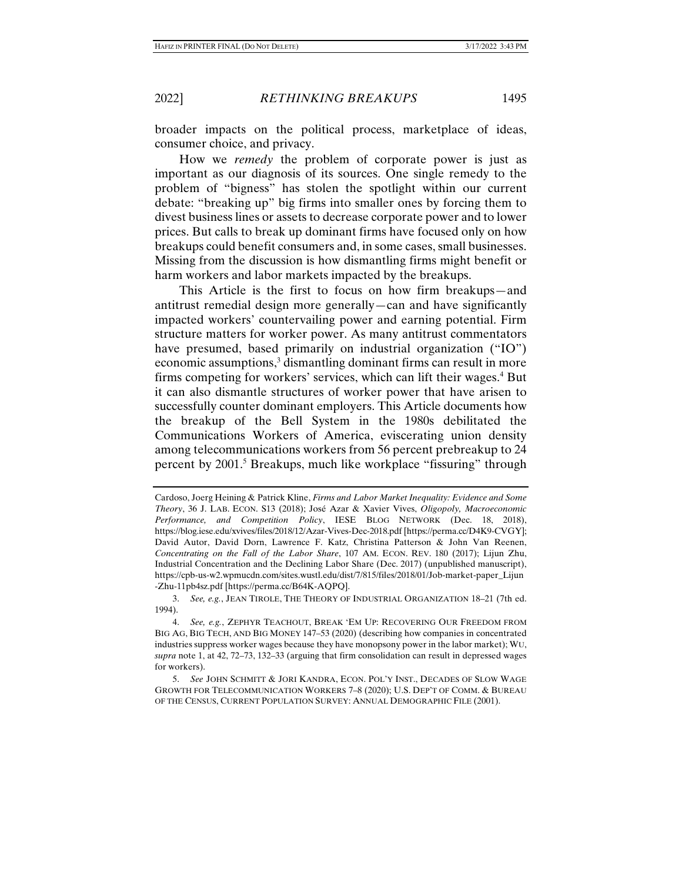broader impacts on the political process, marketplace of ideas, consumer choice, and privacy.

How we *remedy* the problem of corporate power is just as important as our diagnosis of its sources. One single remedy to the problem of "bigness" has stolen the spotlight within our current debate: "breaking up" big firms into smaller ones by forcing them to divest business lines or assets to decrease corporate power and to lower prices. But calls to break up dominant firms have focused only on how breakups could benefit consumers and, in some cases, small businesses. Missing from the discussion is how dismantling firms might benefit or harm workers and labor markets impacted by the breakups.

This Article is the first to focus on how firm breakups—and antitrust remedial design more generally—can and have significantly impacted workers' countervailing power and earning potential. Firm structure matters for worker power. As many antitrust commentators have presumed, based primarily on industrial organization ("IO") economic assumptions,[3] dismantling dominant firms can result in more firms competing for workers' services, which can lift their wages.[4] But it can also dismantle structures of worker power that have arisen to successfully counter dominant employers. This Article documents how the breakup of the Bell System in the 1980s debilitated the Communications Workers of America, eviscerating union density among telecommunications workers from 56 percent prebreakup to 24 percent by 2001.[5] Breakups, much like workplace "fissuring" through

---

Cardoso, Joerg Heining & Patrick Kline, *Firms and Labor Market Inequality: Evidence and Some Theory*, 36 J. LAB. ECON. S13 (2018); José Azar & Xavier Vives, *Oligopoly, Macroeconomic Performance, and Competition Policy*, IESE BLOG NETWORK (Dec. 18, 2018), https://blog.iese.edu/xvives/files/2018/12/Azar-Vives-Dec-2018.pdf [https://perma.cc/D4K9-CVGY]; David Autor, David Dorn, Lawrence F. Katz, Christina Patterson & John Van Reenen, *Concentrating on the Fall of the Labor Share*, 107 AM. ECON. REV. 180 (2017); Lijun Zhu, Industrial Concentration and the Declining Labor Share (Dec. 2017) (unpublished manuscript), https://cpb-us-w2.wpmucdn.com/sites.wustl.edu/dist/7/815/files/2018/01/Job-market-paper_Lijun-Zhu-11pb4sz.pdf [https://perma.cc/B64K-AQPQ].

3. *See, e.g.*, JEAN TIROLE, THE THEORY OF INDUSTRIAL ORGANIZATION 18–21 (7th ed. 1994).

4. *See, e.g.*, ZEPHYR TEACHOUT, BREAK 'EM UP: RECOVERING OUR FREEDOM FROM BIG AG, BIG TECH, AND BIG MONEY 147–53 (2020) (describing how companies in concentrated industries suppress worker wages because they have monopsony power in the labor market); WU, *supra* note 1, at 42, 72–73, 132–33 (arguing that firm consolidation can result in depressed wages for workers).

5. *See* JOHN SCHMITT & JORI KANDRA, ECON. POL'Y INST., DECADES OF SLOW WAGE GROWTH FOR TELECOMMUNICATION WORKERS 7–8 (2020); U.S. DEP'T OF COMM. & BUREAU OF THE CENSUS, CURRENT POPULATION SURVEY: ANNUAL DEMOGRAPHIC FILE (2001).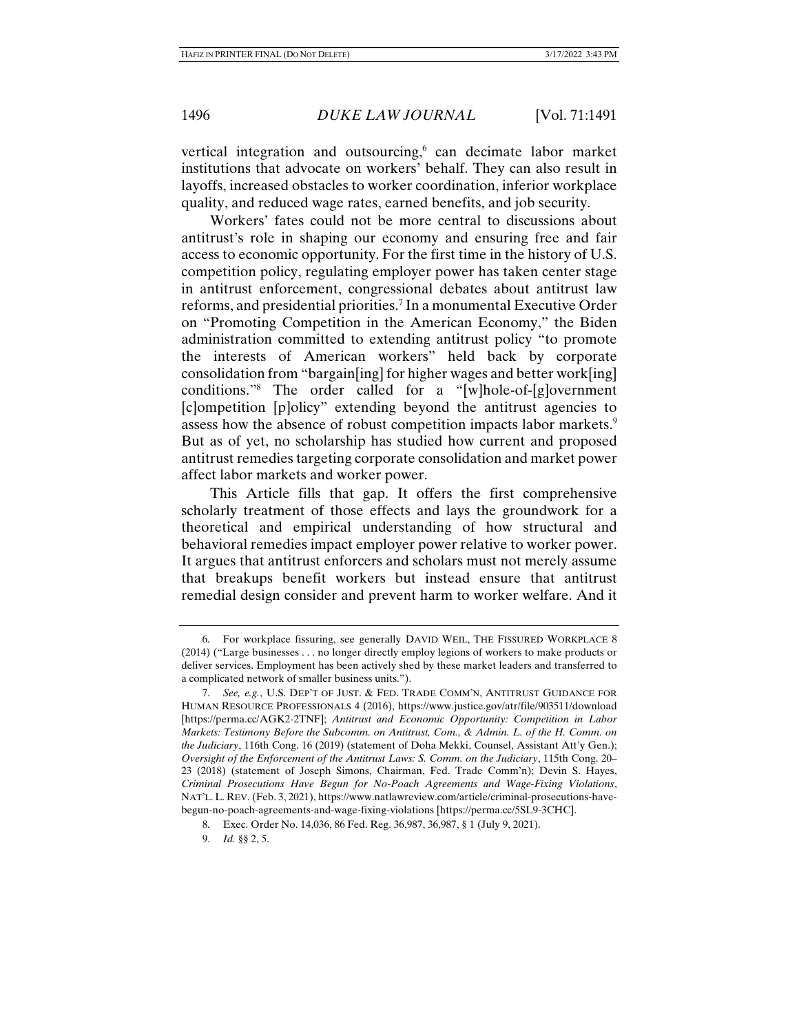vertical integration and outsourcing,[6] can decimate labor market institutions that advocate on workers' behalf. They can also result in layoffs, increased obstacles to worker coordination, inferior workplace quality, and reduced wage rates, earned benefits, and job security.

Workers' fates could not be more central to discussions about antitrust's role in shaping our economy and ensuring free and fair access to economic opportunity. For the first time in the history of U.S. competition policy, regulating employer power has taken center stage in antitrust enforcement, congressional debates about antitrust law reforms, and presidential priorities.[7] In a monumental Executive Order on "Promoting Competition in the American Economy," the Biden administration committed to extending antitrust policy "to promote the interests of American workers" held back by corporate consolidation from "bargain[ing] for higher wages and better work[ing] conditions."[8] The order called for a "[w]hole-of-[g]overnment [c]ompetition [p]olicy" extending beyond the antitrust agencies to assess how the absence of robust competition impacts labor markets.[9] But as of yet, no scholarship has studied how current and proposed antitrust remedies targeting corporate consolidation and market power affect labor markets and worker power.

This Article fills that gap. It offers the first comprehensive scholarly treatment of those effects and lays the groundwork for a theoretical and empirical understanding of how structural and behavioral remedies impact employer power relative to worker power. It argues that antitrust enforcers and scholars must not merely assume that breakups benefit workers but instead ensure that antitrust remedial design consider and prevent harm to worker welfare. And it

---

6. For workplace fissuring, see generally DAVID WEIL, THE FISSURED WORKPLACE 8 (2014) ("Large businesses . . . no longer directly employ legions of workers to make products or deliver services. Employment has been actively shed by these market leaders and transferred to a complicated network of smaller business units.").

7. *See, e.g.*, U.S. DEP'T OF JUST. & FED. TRADE COMM'N, ANTITRUST GUIDANCE FOR HUMAN RESOURCE PROFESSIONALS 4 (2016), https://www.justice.gov/atr/file/903511/download [https://perma.cc/AGK2-2TNF]; *Antitrust and Economic Opportunity: Competition in Labor Markets: Testimony Before the Subcomm. on Antitrust, Com., & Admin. L. of the H. Comm. on the Judiciary*, 116th Cong. 16 (2019) (statement of Doha Mekki, Counsel, Assistant Att'y Gen.); *Oversight of the Enforcement of the Antitrust Laws: S. Comm. on the Judiciary*, 115th Cong. 20–23 (2018) (statement of Joseph Simons, Chairman, Fed. Trade Comm'n); Devin S. Hayes, *Criminal Prosecutions Have Begun for No-Poach Agreements and Wage-Fixing Violations*, NAT'L L. REV. (Feb. 3, 2021), https://www.natlawreview.com/article/criminal-prosecutions-have-begun-no-poach-agreements-and-wage-fixing-violations [https://perma.cc/5SL9-3CHC].

8. Exec. Order No. 14,036, 86 Fed. Reg. 36,987, 36,987, § 1 (July 9, 2021).

9. *Id.* §§ 2, 5.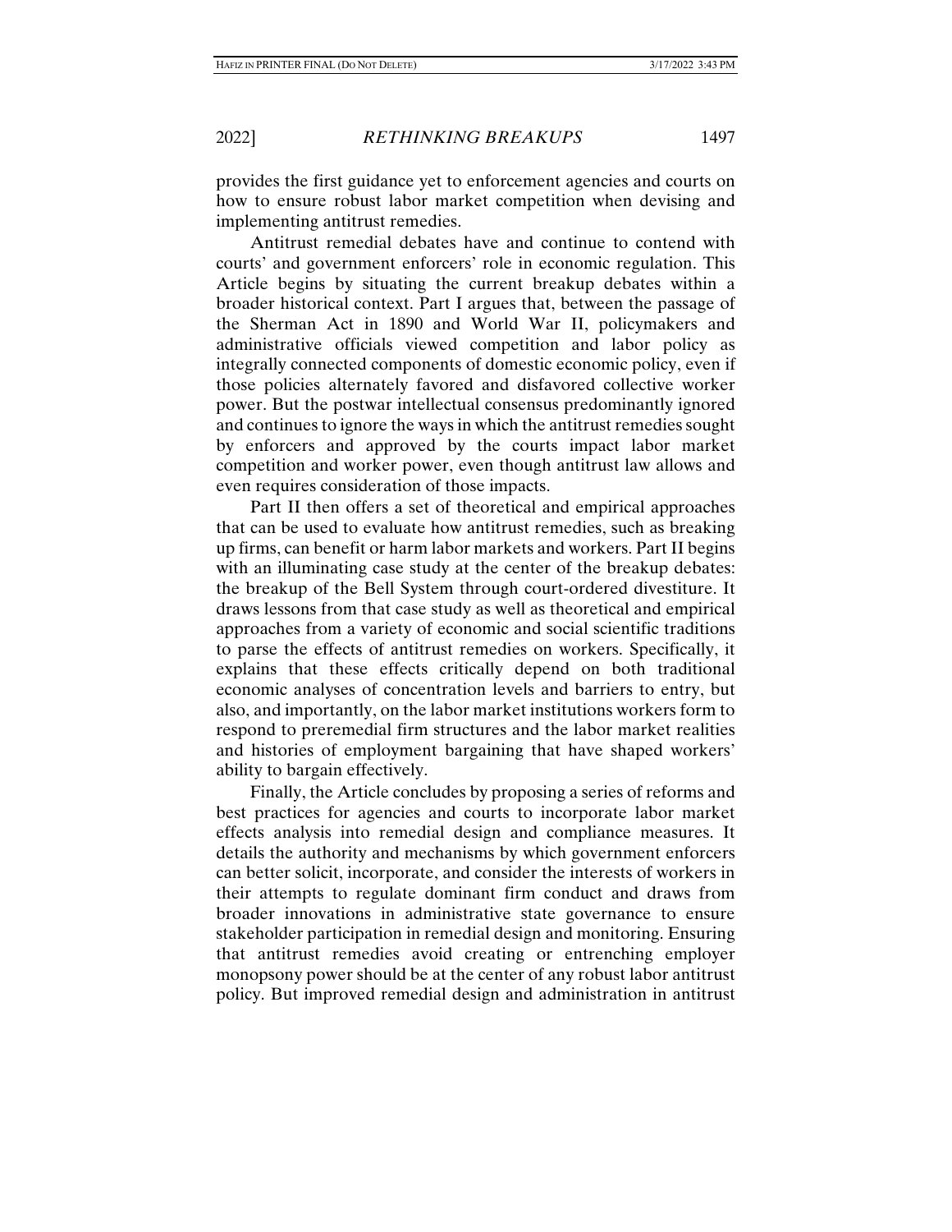provides the first guidance yet to enforcement agencies and courts on how to ensure robust labor market competition when devising and implementing antitrust remedies.

Antitrust remedial debates have and continue to contend with courts' and government enforcers' role in economic regulation. This Article begins by situating the current breakup debates within a broader historical context. Part I argues that, between the passage of the Sherman Act in 1890 and World War II, policymakers and administrative officials viewed competition and labor policy as integrally connected components of domestic economic policy, even if those policies alternately favored and disfavored collective worker power. But the postwar intellectual consensus predominantly ignored and continues to ignore the ways in which the antitrust remedies sought by enforcers and approved by the courts impact labor market competition and worker power, even though antitrust law allows and even requires consideration of those impacts.

Part II then offers a set of theoretical and empirical approaches that can be used to evaluate how antitrust remedies, such as breaking up firms, can benefit or harm labor markets and workers. Part II begins with an illuminating case study at the center of the breakup debates: the breakup of the Bell System through court-ordered divestiture. It draws lessons from that case study as well as theoretical and empirical approaches from a variety of economic and social scientific traditions to parse the effects of antitrust remedies on workers. Specifically, it explains that these effects critically depend on both traditional economic analyses of concentration levels and barriers to entry, but also, and importantly, on the labor market institutions workers form to respond to preremedial firm structures and the labor market realities and histories of employment bargaining that have shaped workers' ability to bargain effectively.

Finally, the Article concludes by proposing a series of reforms and best practices for agencies and courts to incorporate labor market effects analysis into remedial design and compliance measures. It details the authority and mechanisms by which government enforcers can better solicit, incorporate, and consider the interests of workers in their attempts to regulate dominant firm conduct and draws from broader innovations in administrative state governance to ensure stakeholder participation in remedial design and monitoring. Ensuring that antitrust remedies avoid creating or entrenching employer monopsony power should be at the center of any robust labor antitrust policy. But improved remedial design and administration in antitrust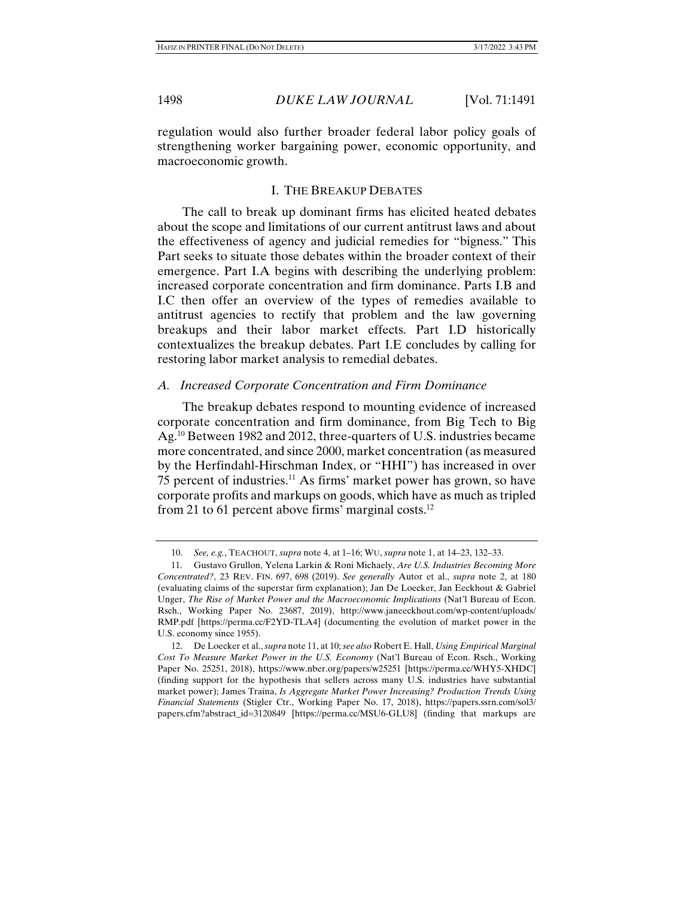regulation would also further broader federal labor policy goals of strengthening worker bargaining power, economic opportunity, and macroeconomic growth.

## I. THE BREAKUP DEBATES

The call to break up dominant firms has elicited heated debates about the scope and limitations of our current antitrust laws and about the effectiveness of agency and judicial remedies for "bigness." This Part seeks to situate those debates within the broader context of their emergence. Part I.A begins with describing the underlying problem: increased corporate concentration and firm dominance. Parts I.B and I.C then offer an overview of the types of remedies available to antitrust agencies to rectify that problem and the law governing breakups and their labor market effects. Part I.D historically contextualizes the breakup debates. Part I.E concludes by calling for restoring labor market analysis to remedial debates.

### *A. Increased Corporate Concentration and Firm Dominance*

The breakup debates respond to mounting evidence of increased corporate concentration and firm dominance, from Big Tech to Big Ag.[10] Between 1982 and 2012, three-quarters of U.S. industries became more concentrated, and since 2000, market concentration (as measured by the Herfindahl-Hirschman Index, or "HHI") has increased in over 75 percent of industries.[11] As firms' market power has grown, so have corporate profits and markups on goods, which have as much as tripled from 21 to 61 percent above firms' marginal costs.[12]

---

10. *See, e.g.*, TEACHOUT, *supra* note 4, at 1–16; WU, *supra* note 1, at 14–23, 132–33.

11. Gustavo Grullon, Yelena Larkin & Roni Michaely, *Are U.S. Industries Becoming More Concentrated?*, 23 REV. FIN. 697, 698 (2019). *See generally* Autor et al., *supra* note 2, at 180 (evaluating claims of the superstar firm explanation); Jan De Loecker, Jan Eeckhout & Gabriel Unger, *The Rise of Market Power and the Macroeconomic Implications* (Nat'l Bureau of Econ. Rsch., Working Paper No. 23687, 2019), http://www.janeeckhout.com/wp-content/uploads/RMP.pdf [https://perma.cc/F2YD-TLA4] (documenting the evolution of market power in the U.S. economy since 1955).

12. De Loecker et al., *supra* note 11, at 10; *see also* Robert E. Hall, *Using Empirical Marginal Cost To Measure Market Power in the U.S. Economy* (Nat'l Bureau of Econ. Rsch., Working Paper No. 25251, 2018), https://www.nber.org/papers/w25251 [https://perma.cc/WHY5-XHDC] (finding support for the hypothesis that sellers across many U.S. industries have substantial market power); James Traina, *Is Aggregate Market Power Increasing? Production Trends Using Financial Statements* (Stigler Ctr., Working Paper No. 17, 2018), https://papers.ssrn.com/sol3/papers.cfm?abstract_id=3120849 [https://perma.cc/MSU6-GLU8] (finding that markups are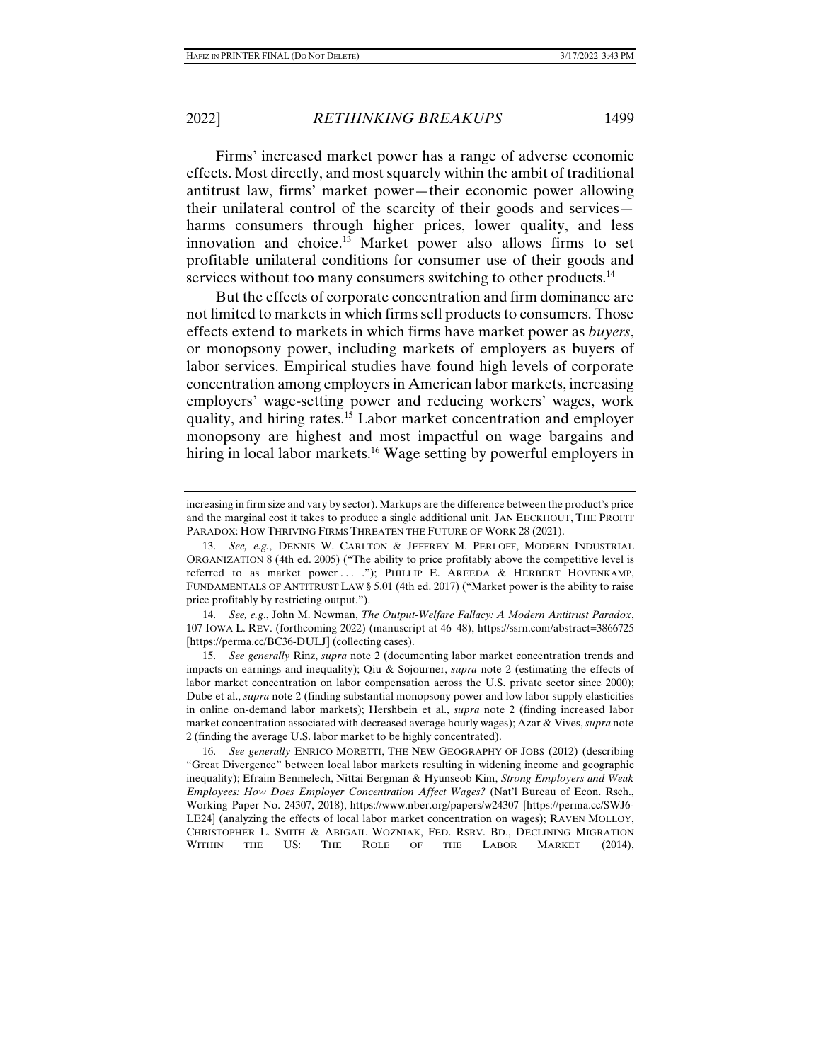Firms' increased market power has a range of adverse economic effects. Most directly, and most squarely within the ambit of traditional antitrust law, firms' market power—their economic power allowing their unilateral control of the scarcity of their goods and services—harms consumers through higher prices, lower quality, and less innovation and choice.[13] Market power also allows firms to set profitable unilateral conditions for consumer use of their goods and services without too many consumers switching to other products.[14]

But the effects of corporate concentration and firm dominance are not limited to markets in which firms sell products to consumers. Those effects extend to markets in which firms have market power as *buyers*, or monopsony power, including markets of employers as buyers of labor services. Empirical studies have found high levels of corporate concentration among employers in American labor markets, increasing employers' wage-setting power and reducing workers' wages, work quality, and hiring rates.[15] Labor market concentration and employer monopsony are highest and most impactful on wage bargains and hiring in local labor markets.[16] Wage setting by powerful employers in

---

increasing in firm size and vary by sector). Markups are the difference between the product's price and the marginal cost it takes to produce a single additional unit. JAN EECKHOUT, THE PROFIT PARADOX: HOW THRIVING FIRMS THREATEN THE FUTURE OF WORK 28 (2021).

13. *See, e.g.*, DENNIS W. CARLTON & JEFFREY M. PERLOFF, MODERN INDUSTRIAL ORGANIZATION 8 (4th ed. 2005) ("The ability to price profitably above the competitive level is referred to as market power . . . ."); PHILLIP E. AREEDA & HERBERT HOVENKAMP, FUNDAMENTALS OF ANTITRUST LAW § 5.01 (4th ed. 2017) ("Market power is the ability to raise price profitably by restricting output.").

14. *See, e.g.*, John M. Newman, *The Output-Welfare Fallacy: A Modern Antitrust Paradox*, 107 IOWA L. REV. (forthcoming 2022) (manuscript at 46–48), https://ssrn.com/abstract=3866725 [https://perma.cc/BC36-DULJ] (collecting cases).

15. *See generally* Rinz, *supra* note 2 (documenting labor market concentration trends and impacts on earnings and inequality); Qiu & Sojourner, *supra* note 2 (estimating the effects of labor market concentration on labor compensation across the U.S. private sector since 2000); Dube et al., *supra* note 2 (finding substantial monopsony power and low labor supply elasticities in online on-demand labor markets); Hershbein et al., *supra* note 2 (finding increased labor market concentration associated with decreased average hourly wages); Azar & Vives, *supra* note 2 (finding the average U.S. labor market to be highly concentrated).

16. *See generally* ENRICO MORETTI, THE NEW GEOGRAPHY OF JOBS (2012) (describing "Great Divergence" between local labor markets resulting in widening income and geographic inequality); Efraim Benmelech, Nittai Bergman & Hyunseob Kim, *Strong Employers and Weak Employees: How Does Employer Concentration Affect Wages?* (Nat'l Bureau of Econ. Rsch., Working Paper No. 24307, 2018), https://www.nber.org/papers/w24307 [https://perma.cc/SWJ6-LE24] (analyzing the effects of local labor market concentration on wages); RAVEN MOLLOY, CHRISTOPHER L. SMITH & ABIGAIL WOZNIAK, FED. RSRV. BD., DECLINING MIGRATION WITHIN THE US: THE ROLE OF THE LABOR MARKET (2014),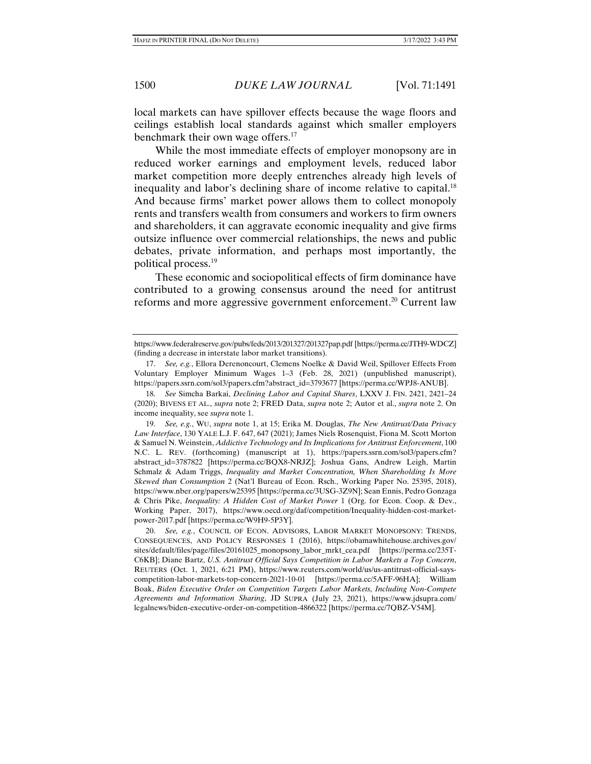local markets can have spillover effects because the wage floors and ceilings establish local standards against which smaller employers benchmark their own wage offers.[17]

While the most immediate effects of employer monopsony are in reduced worker earnings and employment levels, reduced labor market competition more deeply entrenches already high levels of inequality and labor's declining share of income relative to capital.[18] And because firms' market power allows them to collect monopoly rents and transfers wealth from consumers and workers to firm owners and shareholders, it can aggravate economic inequality and give firms outsize influence over commercial relationships, the news and public debates, private information, and perhaps most importantly, the political process.[19]

These economic and sociopolitical effects of firm dominance have contributed to a growing consensus around the need for antitrust reforms and more aggressive government enforcement.[20] Current law

---

https://www.federalreserve.gov/pubs/feds/2013/201327/201327pap.pdf [https://perma.cc/JTH9-WDCZ] (finding a decrease in interstate labor market transitions).

17. *See, e.g.*, Ellora Derenoncourt, Clemens Noelke & David Weil, Spillover Effects From Voluntary Employer Minimum Wages 1–3 (Feb. 28, 2021) (unpublished manuscript), https://papers.ssrn.com/sol3/papers.cfm?abstract_id=3793677 [https://perma.cc/WPJ8-ANUB].

18. *See* Simcha Barkai, *Declining Labor and Capital Shares*, LXXV J. FIN. 2421, 2421–24 (2020); BIVENS ET AL., *supra* note 2; FRED Data, *supra* note 2; Autor et al., *supra* note 2. On income inequality, see *supra* note 1.

19. *See, e.g.*, WU, *supra* note 1, at 15; Erika M. Douglas, *The New Antitrust/Data Privacy Law Interface*, 130 YALE L.J.F. 647, 647 (2021); James Niels Rosenquist, Fiona M. Scott Morton & Samuel N. Weinstein, *Addictive Technology and Its Implications for Antitrust Enforcement*, 100 N.C. L. REV. (forthcoming) (manuscript at 1), https://papers.ssrn.com/sol3/papers.cfm?abstract_id=3787822 [https://perma.cc/BQX8-NRJZ]; Joshua Gans, Andrew Leigh, Martin Schmalz & Adam Triggs, *Inequality and Market Concentration, When Shareholding Is More Skewed than Consumption* 2 (Nat'l Bureau of Econ. Rsch., Working Paper No. 25395, 2018), https://www.nber.org/papers/w25395 [https://perma.cc/3USG-3Z9N]; Sean Ennis, Pedro Gonzaga & Chris Pike, *Inequality: A Hidden Cost of Market Power* 1 (Org. for Econ. Coop. & Dev., Working Paper, 2017), https://www.oecd.org/daf/competition/Inequality-hidden-cost-market-power-2017.pdf [https://perma.cc/W9H9-5P3Y].

20. *See, e.g.*, COUNCIL OF ECON. ADVISORS, LABOR MARKET MONOPSONY: TRENDS, CONSEQUENCES, AND POLICY RESPONSES 1 (2016), https://obamawhitehouse.archives.gov/sites/default/files/page/files/20161025_monopsony_labor_mrkt_cea.pdf [https://perma.cc/235T-C6KB]; Diane Bartz, *U.S. Antitrust Official Says Competition in Labor Markets a Top Concern*, REUTERS (Oct. 1, 2021, 6:21 PM), https://www.reuters.com/world/us/us-antitrust-official-says-competition-labor-markets-top-concern-2021-10-01 [https://perma.cc/5AFF-96HA]; William Boak, *Biden Executive Order on Competition Targets Labor Markets, Including Non-Compete Agreements and Information Sharing*, JD SUPRA (July 23, 2021), https://www.jdsupra.com/legalnews/biden-executive-order-on-competition-4866322 [https://perma.cc/7QBZ-V54M].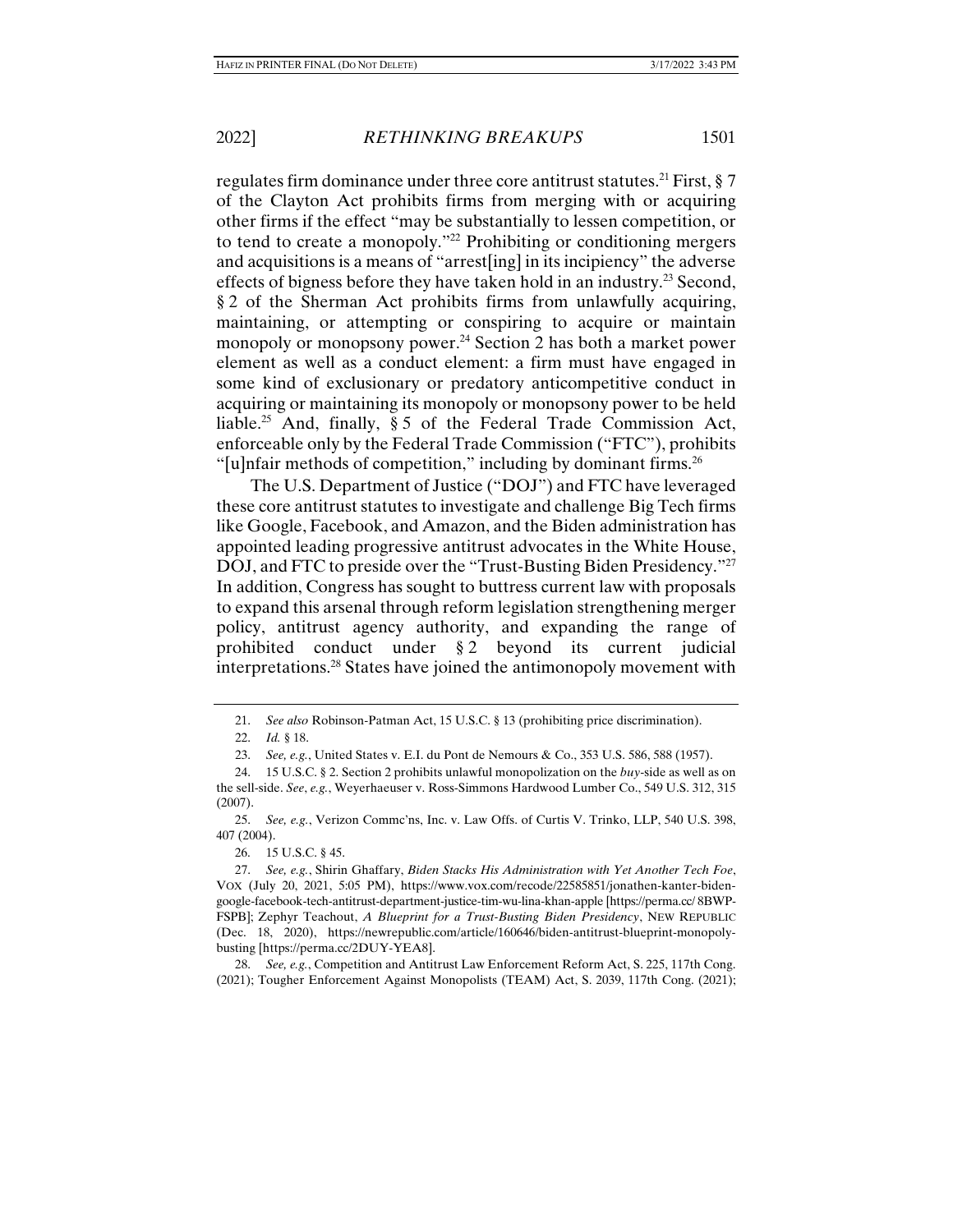regulates firm dominance under three core antitrust statutes.[21] First, § 7 of the Clayton Act prohibits firms from merging with or acquiring other firms if the effect "may be substantially to lessen competition, or to tend to create a monopoly."[22] Prohibiting or conditioning mergers and acquisitions is a means of "arrest[ing] in its incipiency" the adverse effects of bigness before they have taken hold in an industry.[23] Second, § 2 of the Sherman Act prohibits firms from unlawfully acquiring, maintaining, or attempting or conspiring to acquire or maintain monopoly or monopsony power.[24] Section 2 has both a market power element as well as a conduct element: a firm must have engaged in some kind of exclusionary or predatory anticompetitive conduct in acquiring or maintaining its monopoly or monopsony power to be held liable.[25] And, finally, § 5 of the Federal Trade Commission Act, enforceable only by the Federal Trade Commission ("FTC"), prohibits "[u]nfair methods of competition," including by dominant firms.[26]

The U.S. Department of Justice ("DOJ") and FTC have leveraged these core antitrust statutes to investigate and challenge Big Tech firms like Google, Facebook, and Amazon, and the Biden administration has appointed leading progressive antitrust advocates in the White House, DOJ, and FTC to preside over the "Trust-Busting Biden Presidency."[27] In addition, Congress has sought to buttress current law with proposals to expand this arsenal through reform legislation strengthening merger policy, antitrust agency authority, and expanding the range of prohibited conduct under § 2 beyond its current judicial interpretations.[28] States have joined the antimonopoly movement with

---

21. *See also* Robinson-Patman Act, 15 U.S.C. § 13 (prohibiting price discrimination).

22. *Id.* § 18.

23. *See, e.g.*, United States v. E.I. du Pont de Nemours & Co., 353 U.S. 586, 588 (1957).

24. 15 U.S.C. § 2. Section 2 prohibits unlawful monopolization on the *buy*-side as well as on the sell-side. *See*, *e.g.*, Weyerhaeuser v. Ross-Simmons Hardwood Lumber Co., 549 U.S. 312, 315 (2007).

25. *See, e.g.*, Verizon Commc'ns, Inc. v. Law Offs. of Curtis V. Trinko, LLP, 540 U.S. 398, 407 (2004).

26. 15 U.S.C. § 45.

27. *See, e.g.*, Shirin Ghaffary, *Biden Stacks His Administration with Yet Another Tech Foe*, VOX (July 20, 2021, 5:05 PM), https://www.vox.com/recode/22585851/jonathen-kanter-biden-google-facebook-tech-antitrust-department-justice-tim-wu-lina-khan-apple [https://perma.cc/8BWP-FSPB]; Zephyr Teachout, *A Blueprint for a Trust-Busting Biden Presidency*, NEW REPUBLIC (Dec. 18, 2020), https://newrepublic.com/article/160646/biden-antitrust-blueprint-monopoly-busting [https://perma.cc/2DUY-YEA8].

28. *See, e.g.*, Competition and Antitrust Law Enforcement Reform Act, S. 225, 117th Cong. (2021); Tougher Enforcement Against Monopolists (TEAM) Act, S. 2039, 117th Cong. (2021);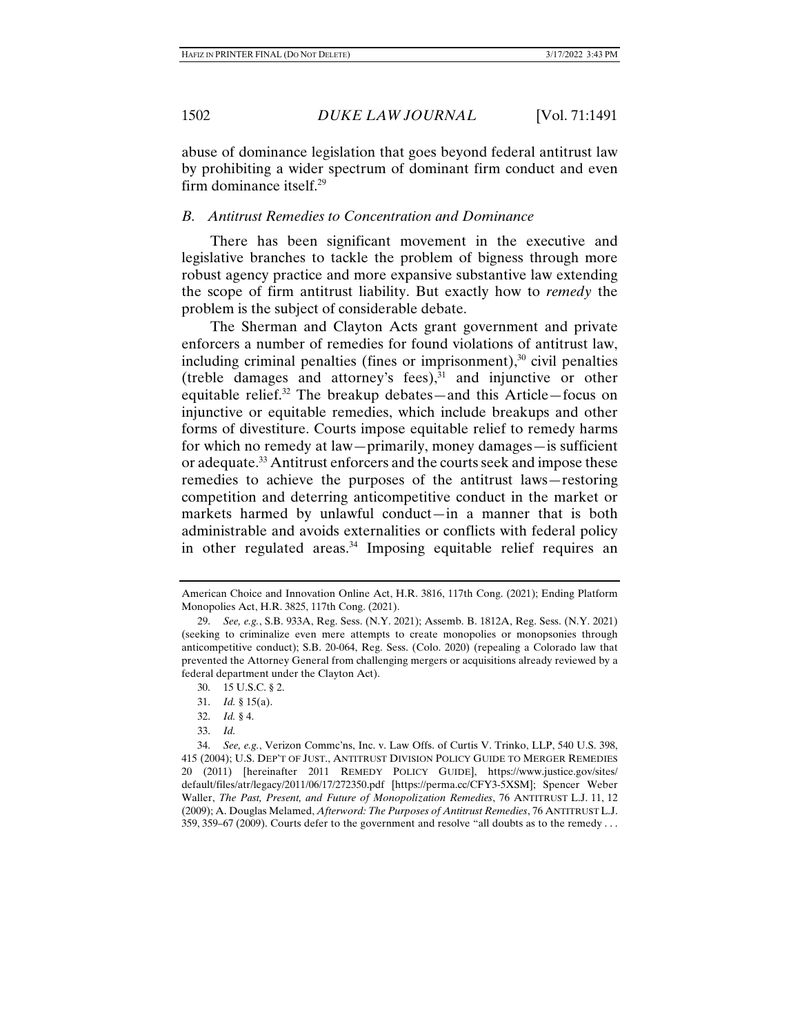abuse of dominance legislation that goes beyond federal antitrust law by prohibiting a wider spectrum of dominant firm conduct and even firm dominance itself.[29]

### *B. Antitrust Remedies to Concentration and Dominance*

There has been significant movement in the executive and legislative branches to tackle the problem of bigness through more robust agency practice and more expansive substantive law extending the scope of firm antitrust liability. But exactly how to *remedy* the problem is the subject of considerable debate.

The Sherman and Clayton Acts grant government and private enforcers a number of remedies for found violations of antitrust law, including criminal penalties (fines or imprisonment),[30] civil penalties (treble damages and attorney's fees),[31] and injunctive or other equitable relief.[32] The breakup debates—and this Article—focus on injunctive or equitable remedies, which include breakups and other forms of divestiture. Courts impose equitable relief to remedy harms for which no remedy at law—primarily, money damages—is sufficient or adequate.[33] Antitrust enforcers and the courts seek and impose these remedies to achieve the purposes of the antitrust laws—restoring competition and deterring anticompetitive conduct in the market or markets harmed by unlawful conduct—in a manner that is both administrable and avoids externalities or conflicts with federal policy in other regulated areas.[34] Imposing equitable relief requires an

---

American Choice and Innovation Online Act, H.R. 3816, 117th Cong. (2021); Ending Platform Monopolies Act, H.R. 3825, 117th Cong. (2021).

29. *See, e.g.*, S.B. 933A, Reg. Sess. (N.Y. 2021); Assemb. B. 1812A, Reg. Sess. (N.Y. 2021) (seeking to criminalize even mere attempts to create monopolies or monopsonies through anticompetitive conduct); S.B. 20-064, Reg. Sess. (Colo. 2020) (repealing a Colorado law that prevented the Attorney General from challenging mergers or acquisitions already reviewed by a federal department under the Clayton Act).

30. 15 U.S.C. § 2.

31. *Id.* § 15(a).

32. *Id.* § 4.

33. *Id.*

34. *See, e.g.*, Verizon Commc'ns, Inc. v. Law Offs. of Curtis V. Trinko, LLP, 540 U.S. 398, 415 (2004); U.S. DEP'T OF JUST., ANTITRUST DIVISION POLICY GUIDE TO MERGER REMEDIES 20 (2011) [hereinafter 2011 REMEDY POLICY GUIDE], https://www.justice.gov/sites/default/files/atr/legacy/2011/06/17/272350.pdf [https://perma.cc/CFY3-5XSM]; Spencer Weber Waller, *The Past, Present, and Future of Monopolization Remedies*, 76 ANTITRUST L.J. 11, 12 (2009); A. Douglas Melamed, *Afterword: The Purposes of Antitrust Remedies*, 76 ANTITRUST L.J. 359, 359–67 (2009). Courts defer to the government and resolve "all doubts as to the remedy . . .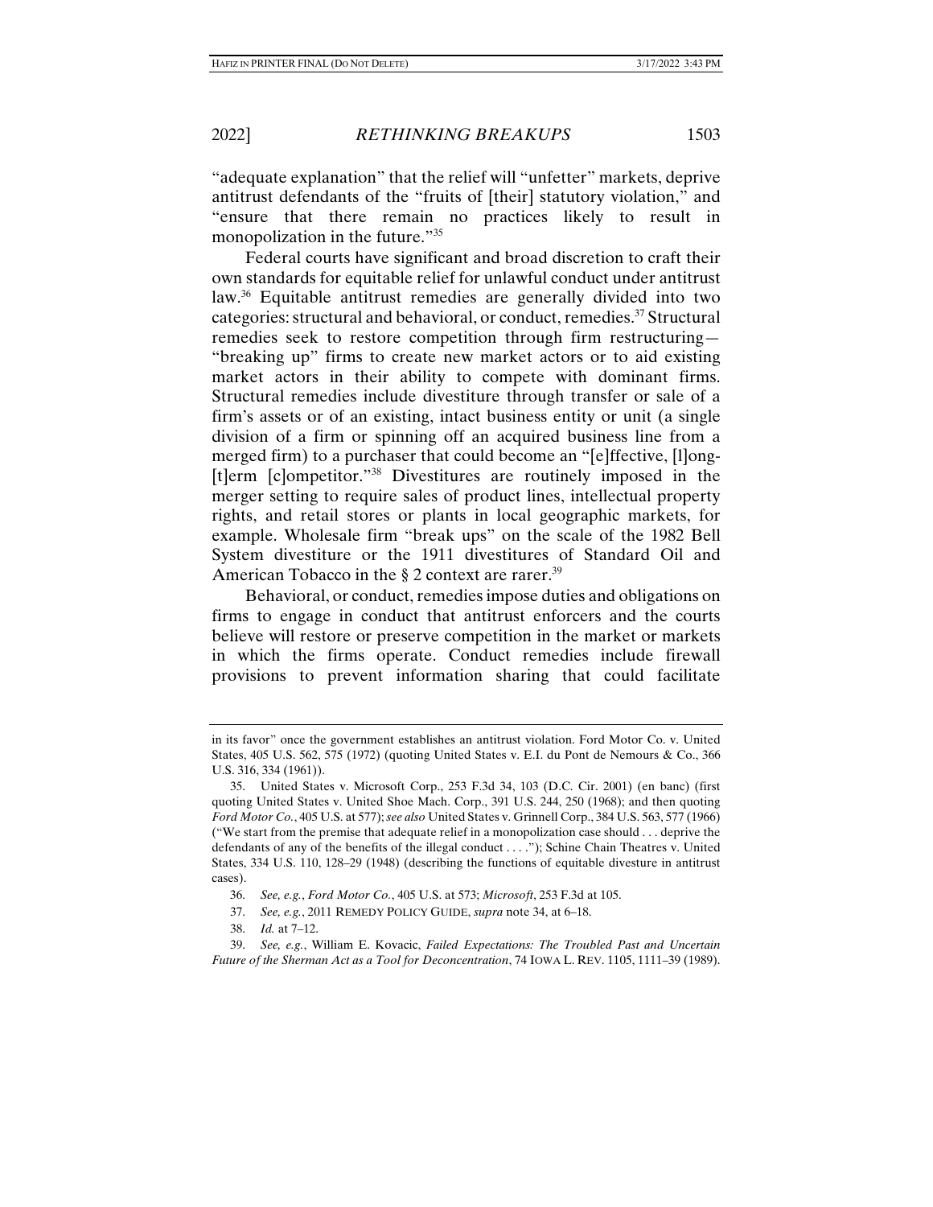"adequate explanation" that the relief will "unfetter" markets, deprive antitrust defendants of the "fruits of [their] statutory violation," and "ensure that there remain no practices likely to result in monopolization in the future."[35]

Federal courts have significant and broad discretion to craft their own standards for equitable relief for unlawful conduct under antitrust law.[36] Equitable antitrust remedies are generally divided into two categories: structural and behavioral, or conduct, remedies.[37] Structural remedies seek to restore competition through firm restructuring—"breaking up" firms to create new market actors or to aid existing market actors in their ability to compete with dominant firms. Structural remedies include divestiture through transfer or sale of a firm's assets or of an existing, intact business entity or unit (a single division of a firm or spinning off an acquired business line from a merged firm) to a purchaser that could become an "[e]ffective, [l]ong-[t]erm [c]ompetitor."[38] Divestitures are routinely imposed in the merger setting to require sales of product lines, intellectual property rights, and retail stores or plants in local geographic markets, for example. Wholesale firm "break ups" on the scale of the 1982 Bell System divestiture or the 1911 divestitures of Standard Oil and American Tobacco in the § 2 context are rarer.[39]

Behavioral, or conduct, remedies impose duties and obligations on firms to engage in conduct that antitrust enforcers and the courts believe will restore or preserve competition in the market or markets in which the firms operate. Conduct remedies include firewall provisions to prevent information sharing that could facilitate

---

in its favor" once the government establishes an antitrust violation. Ford Motor Co. v. United States, 405 U.S. 562, 575 (1972) (quoting United States v. E.I. du Pont de Nemours & Co., 366 U.S. 316, 334 (1961)).

35. United States v. Microsoft Corp., 253 F.3d 34, 103 (D.C. Cir. 2001) (en banc) (first quoting United States v. United Shoe Mach. Corp., 391 U.S. 244, 250 (1968); and then quoting *Ford Motor Co.*, 405 U.S. at 577); *see also* United States v. Grinnell Corp., 384 U.S. 563, 577 (1966) ("We start from the premise that adequate relief in a monopolization case should . . . deprive the defendants of any of the benefits of the illegal conduct . . . ."); Schine Chain Theatres v. United States, 334 U.S. 110, 128–29 (1948) (describing the functions of equitable divesture in antitrust cases).

36. *See, e.g.*, *Ford Motor Co.*, 405 U.S. at 573; *Microsoft*, 253 F.3d at 105.

37. *See, e.g.*, 2011 REMEDY POLICY GUIDE, *supra* note 34, at 6–18.

38. *Id.* at 7–12.

39. *See, e.g.*, William E. Kovacic, *Failed Expectations: The Troubled Past and Uncertain Future of the Sherman Act as a Tool for Deconcentration*, 74 IOWA L. REV. 1105, 1111–39 (1989).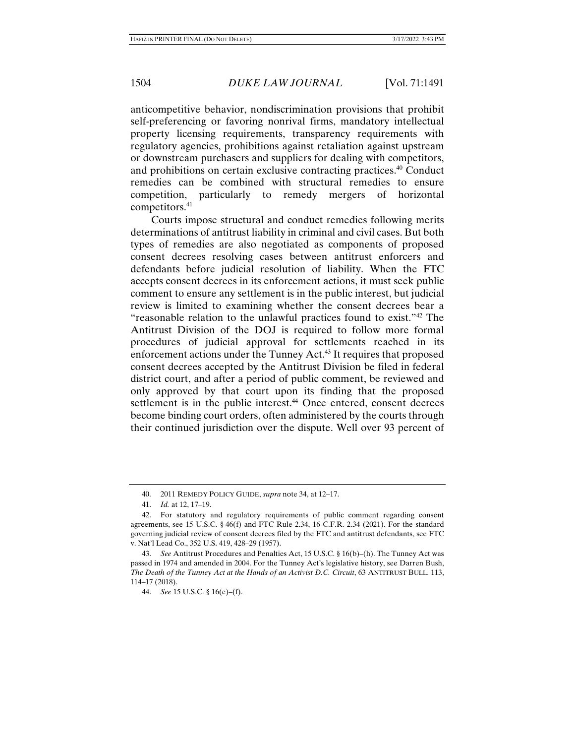anticompetitive behavior, nondiscrimination provisions that prohibit self-preferencing or favoring nonrival firms, mandatory intellectual property licensing requirements, transparency requirements with regulatory agencies, prohibitions against retaliation against upstream or downstream purchasers and suppliers for dealing with competitors, and prohibitions on certain exclusive contracting practices.[40] Conduct remedies can be combined with structural remedies to ensure competition, particularly to remedy mergers of horizontal competitors.[41]

Courts impose structural and conduct remedies following merits determinations of antitrust liability in criminal and civil cases. But both types of remedies are also negotiated as components of proposed consent decrees resolving cases between antitrust enforcers and defendants before judicial resolution of liability. When the FTC accepts consent decrees in its enforcement actions, it must seek public comment to ensure any settlement is in the public interest, but judicial review is limited to examining whether the consent decrees bear a "reasonable relation to the unlawful practices found to exist."[42] The Antitrust Division of the DOJ is required to follow more formal procedures of judicial approval for settlements reached in its enforcement actions under the Tunney Act.[43] It requires that proposed consent decrees accepted by the Antitrust Division be filed in federal district court, and after a period of public comment, be reviewed and only approved by that court upon its finding that the proposed settlement is in the public interest.[44] Once entered, consent decrees become binding court orders, often administered by the courts through their continued jurisdiction over the dispute. Well over 93 percent of

---

40. 2011 REMEDY POLICY GUIDE, *supra* note 34, at 12–17.

41. *Id.* at 12, 17–19.

42. For statutory and regulatory requirements of public comment regarding consent agreements, see 15 U.S.C. § 46(f) and FTC Rule 2.34, 16 C.F.R. 2.34 (2021). For the standard governing judicial review of consent decrees filed by the FTC and antitrust defendants, see FTC v. Nat'l Lead Co., 352 U.S. 419, 428–29 (1957).

43. *See* Antitrust Procedures and Penalties Act, 15 U.S.C. § 16(b)–(h). The Tunney Act was passed in 1974 and amended in 2004. For the Tunney Act's legislative history, see Darren Bush, *The Death of the Tunney Act at the Hands of an Activist D.C. Circuit*, 63 ANTITRUST BULL. 113, 114–17 (2018).

44. *See* 15 U.S.C. § 16(e)–(f).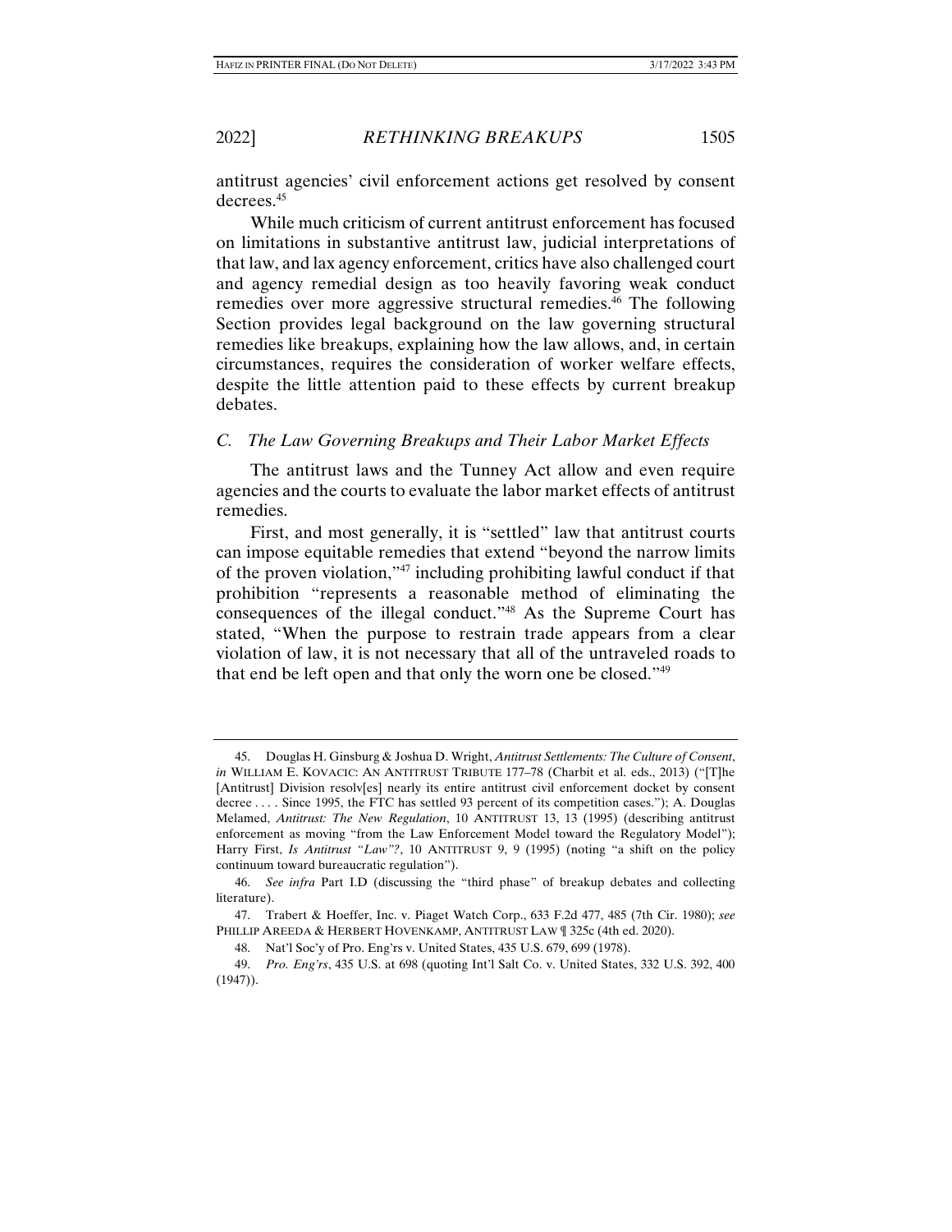antitrust agencies' civil enforcement actions get resolved by consent decrees.[45]

While much criticism of current antitrust enforcement has focused on limitations in substantive antitrust law, judicial interpretations of that law, and lax agency enforcement, critics have also challenged court and agency remedial design as too heavily favoring weak conduct remedies over more aggressive structural remedies.[46] The following Section provides legal background on the law governing structural remedies like breakups, explaining how the law allows, and, in certain circumstances, requires the consideration of worker welfare effects, despite the little attention paid to these effects by current breakup debates.

### *C. The Law Governing Breakups and Their Labor Market Effects*

The antitrust laws and the Tunney Act allow and even require agencies and the courts to evaluate the labor market effects of antitrust remedies.

First, and most generally, it is "settled" law that antitrust courts can impose equitable remedies that extend "beyond the narrow limits of the proven violation,"[47] including prohibiting lawful conduct if that prohibition "represents a reasonable method of eliminating the consequences of the illegal conduct."[48] As the Supreme Court has stated, "When the purpose to restrain trade appears from a clear violation of law, it is not necessary that all of the untraveled roads to that end be left open and that only the worn one be closed."[49]

---

45. Douglas H. Ginsburg & Joshua D. Wright, *Antitrust Settlements: The Culture of Consent*, *in* WILLIAM E. KOVACIC: AN ANTITRUST TRIBUTE 177–78 (Charbit et al. eds., 2013) ("[T]he [Antitrust] Division resolv[es] nearly its entire antitrust civil enforcement docket by consent decree . . . . Since 1995, the FTC has settled 93 percent of its competition cases."); A. Douglas Melamed, *Antitrust: The New Regulation*, 10 ANTITRUST 13, 13 (1995) (describing antitrust enforcement as moving "from the Law Enforcement Model toward the Regulatory Model"); Harry First, *Is Antitrust "Law"?*, 10 ANTITRUST 9, 9 (1995) (noting "a shift on the policy continuum toward bureaucratic regulation").

46. *See infra* Part I.D (discussing the "third phase" of breakup debates and collecting literature).

47. Trabert & Hoeffer, Inc. v. Piaget Watch Corp., 633 F.2d 477, 485 (7th Cir. 1980); *see* PHILLIP AREEDA & HERBERT HOVENKAMP, ANTITRUST LAW ¶ 325c (4th ed. 2020).

48. Nat'l Soc'y of Pro. Eng'rs v. United States, 435 U.S. 679, 699 (1978).

49. *Pro. Eng'rs*, 435 U.S. at 698 (quoting Int'l Salt Co. v. United States, 332 U.S. 392, 400 (1947)).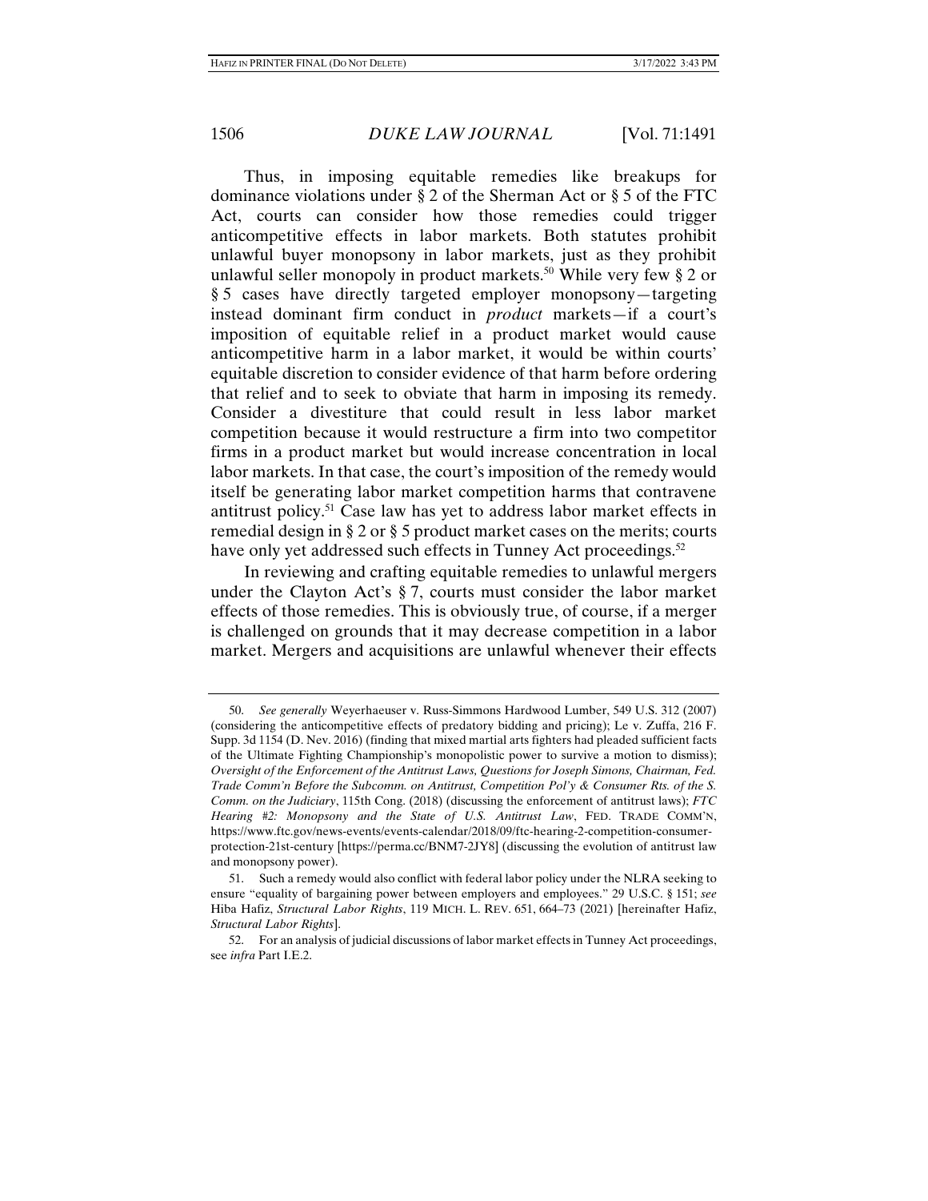Thus, in imposing equitable remedies like breakups for dominance violations under § 2 of the Sherman Act or § 5 of the FTC Act, courts can consider how those remedies could trigger anticompetitive effects in labor markets. Both statutes prohibit unlawful buyer monopsony in labor markets, just as they prohibit unlawful seller monopoly in product markets.[50] While very few § 2 or § 5 cases have directly targeted employer monopsony—targeting instead dominant firm conduct in *product* markets—if a court's imposition of equitable relief in a product market would cause anticompetitive harm in a labor market, it would be within courts' equitable discretion to consider evidence of that harm before ordering that relief and to seek to obviate that harm in imposing its remedy. Consider a divestiture that could result in less labor market competition because it would restructure a firm into two competitor firms in a product market but would increase concentration in local labor markets. In that case, the court's imposition of the remedy would itself be generating labor market competition harms that contravene antitrust policy.[51] Case law has yet to address labor market effects in remedial design in § 2 or § 5 product market cases on the merits; courts have only yet addressed such effects in Tunney Act proceedings.[52]

In reviewing and crafting equitable remedies to unlawful mergers under the Clayton Act's § 7, courts must consider the labor market effects of those remedies. This is obviously true, of course, if a merger is challenged on grounds that it may decrease competition in a labor market. Mergers and acquisitions are unlawful whenever their effects

---

50. *See generally* Weyerhaeuser v. Russ-Simmons Hardwood Lumber, 549 U.S. 312 (2007) (considering the anticompetitive effects of predatory bidding and pricing); Le v. Zuffa, 216 F. Supp. 3d 1154 (D. Nev. 2016) (finding that mixed martial arts fighters had pleaded sufficient facts of the Ultimate Fighting Championship's monopolistic power to survive a motion to dismiss); *Oversight of the Enforcement of the Antitrust Laws, Questions for Joseph Simons, Chairman, Fed. Trade Comm'n Before the Subcomm. on Antitrust, Competition Pol'y & Consumer Rts. of the S. Comm. on the Judiciary*, 115th Cong. (2018) (discussing the enforcement of antitrust laws); *FTC Hearing #2: Monopsony and the State of U.S. Antitrust Law*, FED. TRADE COMM'N, https://www.ftc.gov/news-events/events-calendar/2018/09/ftc-hearing-2-competition-consumer-protection-21st-century [https://perma.cc/BNM7-2JY8] (discussing the evolution of antitrust law and monopsony power).

51. Such a remedy would also conflict with federal labor policy under the NLRA seeking to ensure "equality of bargaining power between employers and employees." 29 U.S.C. § 151; *see* Hiba Hafiz, *Structural Labor Rights*, 119 MICH. L. REV. 651, 664–73 (2021) [hereinafter Hafiz, *Structural Labor Rights*].

52. For an analysis of judicial discussions of labor market effects in Tunney Act proceedings, see *infra* Part I.E.2.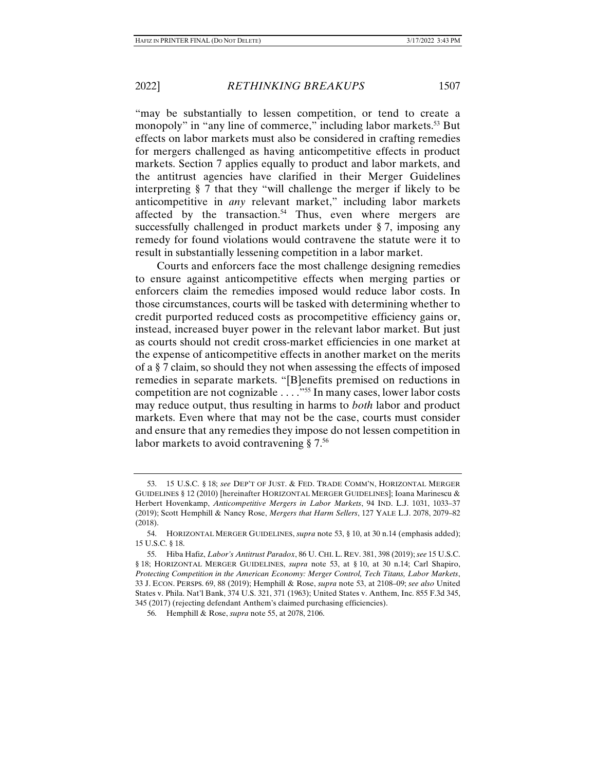"may be substantially to lessen competition, or tend to create a monopoly" in "any line of commerce," including labor markets.[53] But effects on labor markets must also be considered in crafting remedies for mergers challenged as having anticompetitive effects in product markets. Section 7 applies equally to product and labor markets, and the antitrust agencies have clarified in their Merger Guidelines interpreting § 7 that they "will challenge the merger if likely to be anticompetitive in *any* relevant market," including labor markets affected by the transaction.[54] Thus, even where mergers are successfully challenged in product markets under § 7, imposing any remedy for found violations would contravene the statute were it to result in substantially lessening competition in a labor market.

Courts and enforcers face the most challenge designing remedies to ensure against anticompetitive effects when merging parties or enforcers claim the remedies imposed would reduce labor costs. In those circumstances, courts will be tasked with determining whether to credit purported reduced costs as procompetitive efficiency gains or, instead, increased buyer power in the relevant labor market. But just as courts should not credit cross-market efficiencies in one market at the expense of anticompetitive effects in another market on the merits of a § 7 claim, so should they not when assessing the effects of imposed remedies in separate markets. "[B]enefits premised on reductions in competition are not cognizable . . . ."[55] In many cases, lower labor costs may reduce output, thus resulting in harms to *both* labor and product markets. Even where that may not be the case, courts must consider and ensure that any remedies they impose do not lessen competition in labor markets to avoid contravening § 7.[56]

---

53. 15 U.S.C. § 18; *see* DEP'T OF JUST. & FED. TRADE COMM'N, HORIZONTAL MERGER GUIDELINES § 12 (2010) [hereinafter HORIZONTAL MERGER GUIDELINES]; Ioana Marinescu & Herbert Hovenkamp, *Anticompetitive Mergers in Labor Markets*, 94 IND. L.J. 1031, 1033–37 (2019); Scott Hemphill & Nancy Rose, *Mergers that Harm Sellers*, 127 YALE L.J. 2078, 2079–82 (2018).

54. HORIZONTAL MERGER GUIDELINES, *supra* note 53, § 10, at 30 n.14 (emphasis added); 15 U.S.C. § 18.

55. Hiba Hafiz, *Labor's Antitrust Paradox*, 86 U. CHI. L. REV. 381, 398 (2019); *see* 15 U.S.C. § 18; HORIZONTAL MERGER GUIDELINES, *supra* note 53, at § 10, at 30 n.14; Carl Shapiro, *Protecting Competition in the American Economy: Merger Control, Tech Titans, Labor Markets*, 33 J. ECON. PERSPS. 69, 88 (2019); Hemphill & Rose, *supra* note 53, at 2108–09; *see also* United States v. Phila. Nat'l Bank, 374 U.S. 321, 371 (1963); United States v. Anthem, Inc. 855 F.3d 345, 345 (2017) (rejecting defendant Anthem's claimed purchasing efficiencies).

56. Hemphill & Rose, *supra* note 55, at 2078, 2106.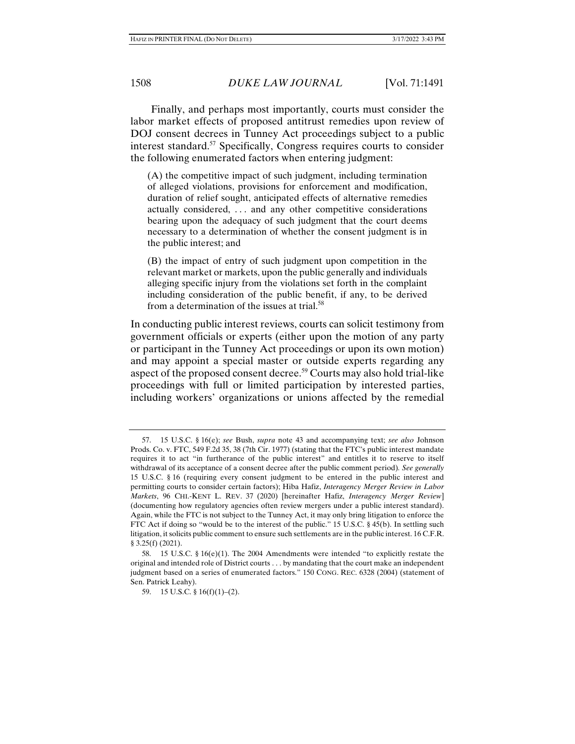Finally, and perhaps most importantly, courts must consider the labor market effects of proposed antitrust remedies upon review of DOJ consent decrees in Tunney Act proceedings subject to a public interest standard.[57] Specifically, Congress requires courts to consider the following enumerated factors when entering judgment:

> (A) the competitive impact of such judgment, including termination of alleged violations, provisions for enforcement and modification, duration of relief sought, anticipated effects of alternative remedies actually considered, . . . and any other competitive considerations bearing upon the adequacy of such judgment that the court deems necessary to a determination of whether the consent judgment is in the public interest; and
>
> (B) the impact of entry of such judgment upon competition in the relevant market or markets, upon the public generally and individuals alleging specific injury from the violations set forth in the complaint including consideration of the public benefit, if any, to be derived from a determination of the issues at trial.[58]

In conducting public interest reviews, courts can solicit testimony from government officials or experts (either upon the motion of any party or participant in the Tunney Act proceedings or upon its own motion) and may appoint a special master or outside experts regarding any aspect of the proposed consent decree.[59] Courts may also hold trial-like proceedings with full or limited participation by interested parties, including workers' organizations or unions affected by the remedial

---

57. 15 U.S.C. § 16(e); *see* Bush, *supra* note 43 and accompanying text; *see also* Johnson Prods. Co. v. FTC, 549 F.2d 35, 38 (7th Cir. 1977) (stating that the FTC's public interest mandate requires it to act "in furtherance of the public interest" and entitles it to reserve to itself withdrawal of its acceptance of a consent decree after the public comment period). *See generally* 15 U.S.C. § 16 (requiring every consent judgment to be entered in the public interest and permitting courts to consider certain factors); Hiba Hafiz, *Interagency Merger Review in Labor Markets*, 96 CHI.-KENT L. REV. 37 (2020) [hereinafter Hafiz, *Interagency Merger Review*] (documenting how regulatory agencies often review mergers under a public interest standard). Again, while the FTC is not subject to the Tunney Act, it may only bring litigation to enforce the FTC Act if doing so "would be to the interest of the public." 15 U.S.C. § 45(b). In settling such litigation, it solicits public comment to ensure such settlements are in the public interest. 16 C.F.R. § 3.25(f) (2021).

58. 15 U.S.C. § 16(e)(1). The 2004 Amendments were intended "to explicitly restate the original and intended role of District courts . . . by mandating that the court make an independent judgment based on a series of enumerated factors." 150 CONG. REC. 6328 (2004) (statement of Sen. Patrick Leahy).

59. 15 U.S.C. § 16(f)(1)–(2).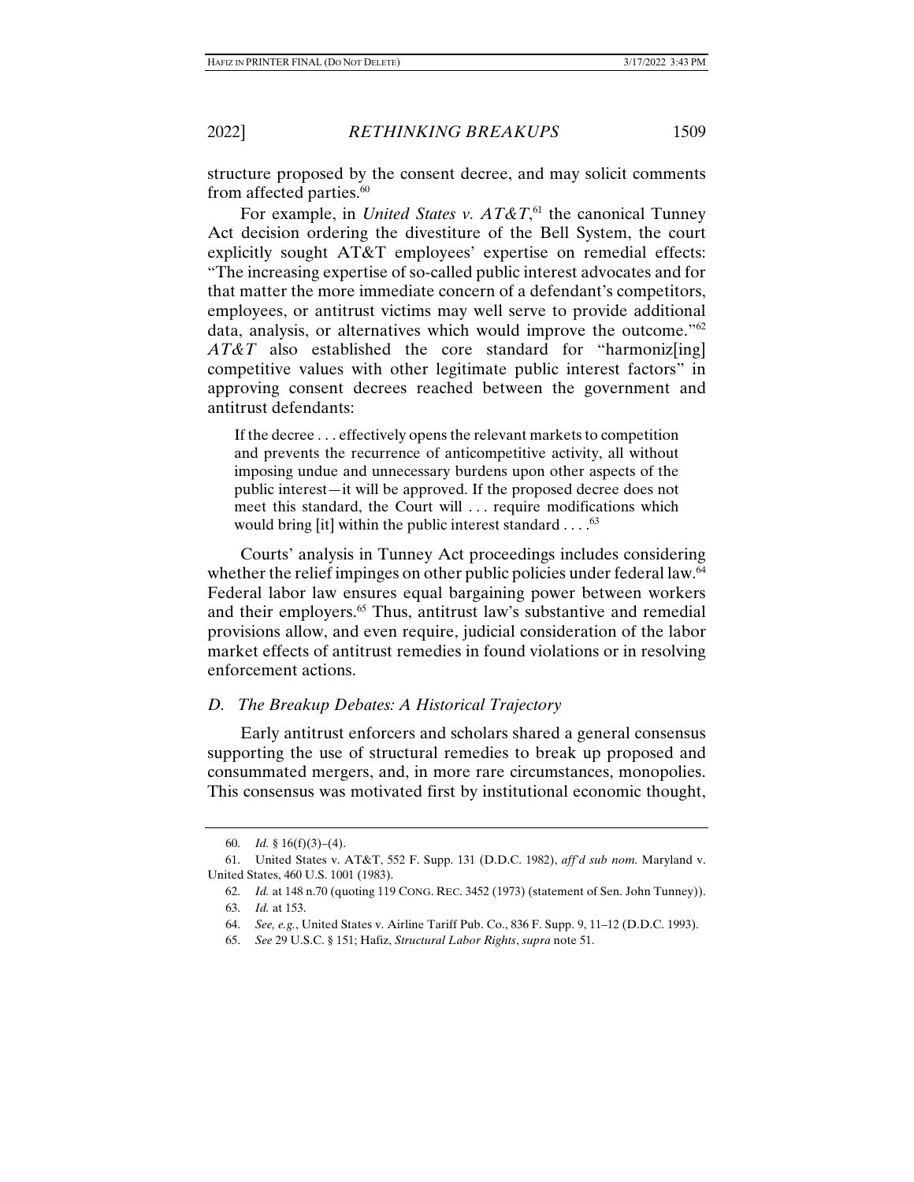structure proposed by the consent decree, and may solicit comments from affected parties.[60]

For example, in *United States v. AT&T*,[61] the canonical Tunney Act decision ordering the divestiture of the Bell System, the court explicitly sought AT&T employees' expertise on remedial effects: "The increasing expertise of so-called public interest advocates and for that matter the more immediate concern of a defendant's competitors, employees, or antitrust victims may well serve to provide additional data, analysis, or alternatives which would improve the outcome."[62] *AT&T* also established the core standard for "harmoniz[ing] competitive values with other legitimate public interest factors" in approving consent decrees reached between the government and antitrust defendants:

> If the decree . . . effectively opens the relevant markets to competition and prevents the recurrence of anticompetitive activity, all without imposing undue and unnecessary burdens upon other aspects of the public interest—it will be approved. If the proposed decree does not meet this standard, the Court will . . . require modifications which would bring [it] within the public interest standard . . . .[63]

Courts' analysis in Tunney Act proceedings includes considering whether the relief impinges on other public policies under federal law.[64] Federal labor law ensures equal bargaining power between workers and their employers.[65] Thus, antitrust law's substantive and remedial provisions allow, and even require, judicial consideration of the labor market effects of antitrust remedies in found violations or in resolving enforcement actions.

### *D. The Breakup Debates: A Historical Trajectory*

Early antitrust enforcers and scholars shared a general consensus supporting the use of structural remedies to break up proposed and consummated mergers, and, in more rare circumstances, monopolies. This consensus was motivated first by institutional economic thought,

---

60. *Id.* § 16(f)(3)–(4).

61. United States v. AT&T, 552 F. Supp. 131 (D.D.C. 1982), *aff'd sub nom.* Maryland v. United States, 460 U.S. 1001 (1983).

62. *Id.* at 148 n.70 (quoting 119 CONG. REC. 3452 (1973) (statement of Sen. John Tunney)).

63. *Id.* at 153.

64. *See, e.g.*, United States v. Airline Tariff Pub. Co., 836 F. Supp. 9, 11–12 (D.D.C. 1993).

65. *See* 29 U.S.C. § 151; Hafiz, *Structural Labor Rights*, *supra* note 51.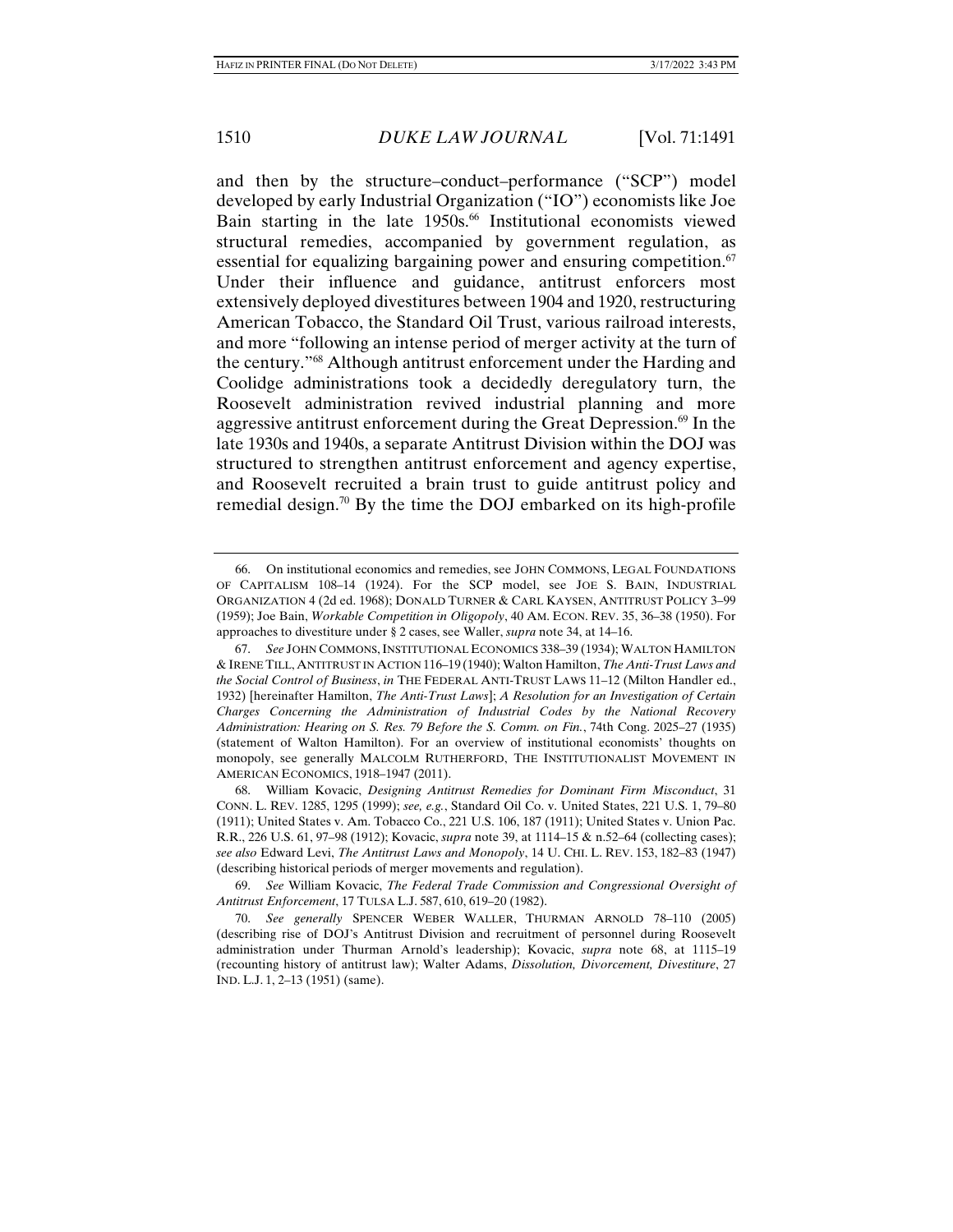and then by the structure–conduct–performance ("SCP") model developed by early Industrial Organization ("IO") economists like Joe Bain starting in the late 1950s.[66] Institutional economists viewed structural remedies, accompanied by government regulation, as essential for equalizing bargaining power and ensuring competition.[67] Under their influence and guidance, antitrust enforcers most extensively deployed divestitures between 1904 and 1920, restructuring American Tobacco, the Standard Oil Trust, various railroad interests, and more "following an intense period of merger activity at the turn of the century."[68] Although antitrust enforcement under the Harding and Coolidge administrations took a decidedly deregulatory turn, the Roosevelt administration revived industrial planning and more aggressive antitrust enforcement during the Great Depression.[69] In the late 1930s and 1940s, a separate Antitrust Division within the DOJ was structured to strengthen antitrust enforcement and agency expertise, and Roosevelt recruited a brain trust to guide antitrust policy and remedial design.[70] By the time the DOJ embarked on its high-profile

---

66. On institutional economics and remedies, see JOHN COMMONS, LEGAL FOUNDATIONS OF CAPITALISM 108–14 (1924). For the SCP model, see JOE S. BAIN, INDUSTRIAL ORGANIZATION 4 (2d ed. 1968); DONALD TURNER & CARL KAYSEN, ANTITRUST POLICY 3–99 (1959); Joe Bain, *Workable Competition in Oligopoly*, 40 AM. ECON. REV. 35, 36–38 (1950). For approaches to divestiture under § 2 cases, see Waller, *supra* note 34, at 14–16.

67. *See* JOHN COMMONS, INSTITUTIONAL ECONOMICS 338–39 (1934); WALTON HAMILTON & IRENE TILL, ANTITRUST IN ACTION 116–19 (1940); Walton Hamilton, *The Anti-Trust Laws and the Social Control of Business*, *in* THE FEDERAL ANTI-TRUST LAWS 11–12 (Milton Handler ed., 1932) [hereinafter Hamilton, *The Anti-Trust Laws*]; *A Resolution for an Investigation of Certain Charges Concerning the Administration of Industrial Codes by the National Recovery Administration: Hearing on S. Res. 79 Before the S. Comm. on Fin.*, 74th Cong. 2025–27 (1935) (statement of Walton Hamilton). For an overview of institutional economists' thoughts on monopoly, see generally MALCOLM RUTHERFORD, THE INSTITUTIONALIST MOVEMENT IN AMERICAN ECONOMICS, 1918–1947 (2011).

68. William Kovacic, *Designing Antitrust Remedies for Dominant Firm Misconduct*, 31 CONN. L. REV. 1285, 1295 (1999); *see, e.g.*, Standard Oil Co. v. United States, 221 U.S. 1, 79–80 (1911); United States v. Am. Tobacco Co., 221 U.S. 106, 187 (1911); United States v. Union Pac. R.R., 226 U.S. 61, 97–98 (1912); Kovacic, *supra* note 39, at 1114–15 & n.52–64 (collecting cases); *see also* Edward Levi, *The Antitrust Laws and Monopoly*, 14 U. CHI. L. REV. 153, 182–83 (1947) (describing historical periods of merger movements and regulation).

69. *See* William Kovacic, *The Federal Trade Commission and Congressional Oversight of Antitrust Enforcement*, 17 TULSA L.J. 587, 610, 619–20 (1982).

70. *See generally* SPENCER WEBER WALLER, THURMAN ARNOLD 78–110 (2005) (describing rise of DOJ's Antitrust Division and recruitment of personnel during Roosevelt administration under Thurman Arnold's leadership); Kovacic, *supra* note 68, at 1115–19 (recounting history of antitrust law); Walter Adams, *Dissolution, Divorcement, Divestiture*, 27 IND. L.J. 1, 2–13 (1951) (same).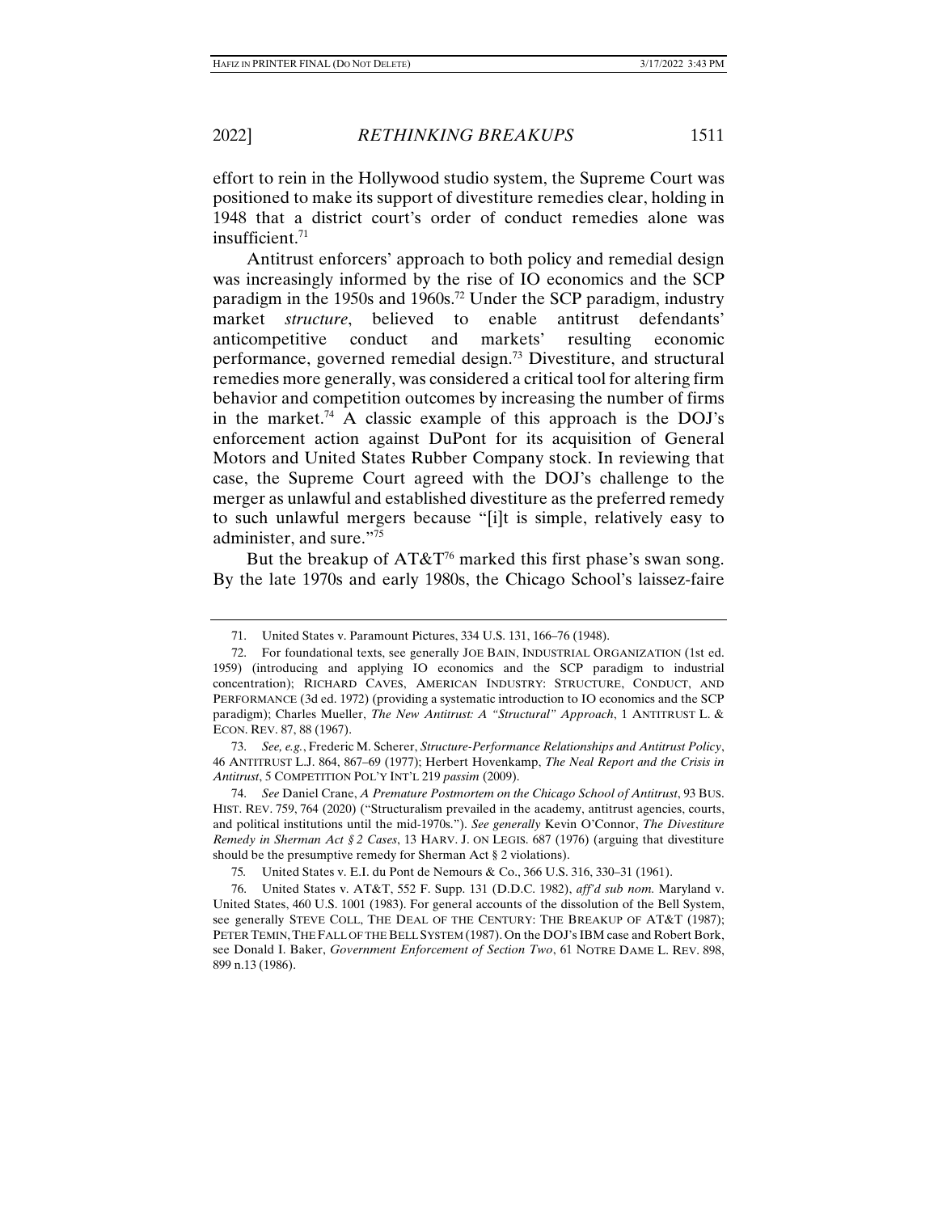effort to rein in the Hollywood studio system, the Supreme Court was positioned to make its support of divestiture remedies clear, holding in 1948 that a district court's order of conduct remedies alone was insufficient.[71]

Antitrust enforcers' approach to both policy and remedial design was increasingly informed by the rise of IO economics and the SCP paradigm in the 1950s and 1960s.[72] Under the SCP paradigm, industry market *structure*, believed to enable antitrust defendants' anticompetitive conduct and markets' resulting economic performance, governed remedial design.[73] Divestiture, and structural remedies more generally, was considered a critical tool for altering firm behavior and competition outcomes by increasing the number of firms in the market.[74] A classic example of this approach is the DOJ's enforcement action against DuPont for its acquisition of General Motors and United States Rubber Company stock. In reviewing that case, the Supreme Court agreed with the DOJ's challenge to the merger as unlawful and established divestiture as the preferred remedy to such unlawful mergers because "[i]t is simple, relatively easy to administer, and sure."[75]

But the breakup of AT&T[76] marked this first phase's swan song. By the late 1970s and early 1980s, the Chicago School's laissez-faire

---

71. United States v. Paramount Pictures, 334 U.S. 131, 166–76 (1948).

72. For foundational texts, see generally JOE BAIN, INDUSTRIAL ORGANIZATION (1st ed. 1959) (introducing and applying IO economics and the SCP paradigm to industrial concentration); RICHARD CAVES, AMERICAN INDUSTRY: STRUCTURE, CONDUCT, AND PERFORMANCE (3d ed. 1972) (providing a systematic introduction to IO economics and the SCP paradigm); Charles Mueller, *The New Antitrust: A "Structural" Approach*, 1 ANTITRUST L. & ECON. REV. 87, 88 (1967).

73. *See, e.g.*, Frederic M. Scherer, *Structure-Performance Relationships and Antitrust Policy*, 46 ANTITRUST L.J. 864, 867–69 (1977); Herbert Hovenkamp, *The Neal Report and the Crisis in Antitrust*, 5 COMPETITION POL'Y INT'L 219 *passim* (2009).

74. *See* Daniel Crane, *A Premature Postmortem on the Chicago School of Antitrust*, 93 BUS. HIST. REV. 759, 764 (2020) ("Structuralism prevailed in the academy, antitrust agencies, courts, and political institutions until the mid-1970s."). *See generally* Kevin O'Connor, *The Divestiture Remedy in Sherman Act § 2 Cases*, 13 HARV. J. ON LEGIS. 687 (1976) (arguing that divestiture should be the presumptive remedy for Sherman Act § 2 violations).

75. United States v. E.I. du Pont de Nemours & Co., 366 U.S. 316, 330–31 (1961).

76. United States v. AT&T, 552 F. Supp. 131 (D.D.C. 1982), *aff'd sub nom.* Maryland v. United States, 460 U.S. 1001 (1983). For general accounts of the dissolution of the Bell System, see generally STEVE COLL, THE DEAL OF THE CENTURY: THE BREAKUP OF AT&T (1987); PETER TEMIN, THE FALL OF THE BELL SYSTEM (1987). On the DOJ's IBM case and Robert Bork, see Donald I. Baker, *Government Enforcement of Section Two*, 61 NOTRE DAME L. REV. 898, 899 n.13 (1986).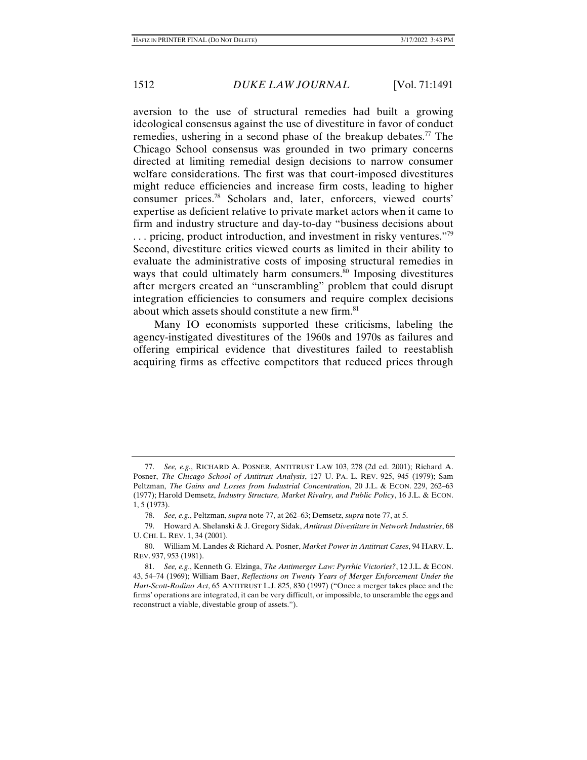aversion to the use of structural remedies had built a growing ideological consensus against the use of divestiture in favor of conduct remedies, ushering in a second phase of the breakup debates.[77] The Chicago School consensus was grounded in two primary concerns directed at limiting remedial design decisions to narrow consumer welfare considerations. The first was that court-imposed divestitures might reduce efficiencies and increase firm costs, leading to higher consumer prices.[78] Scholars and, later, enforcers, viewed courts' expertise as deficient relative to private market actors when it came to firm and industry structure and day-to-day "business decisions about . . . pricing, product introduction, and investment in risky ventures."[79] Second, divestiture critics viewed courts as limited in their ability to evaluate the administrative costs of imposing structural remedies in ways that could ultimately harm consumers.[80] Imposing divestitures after mergers created an "unscrambling" problem that could disrupt integration efficiencies to consumers and require complex decisions about which assets should constitute a new firm.[81]

Many IO economists supported these criticisms, labeling the agency-instigated divestitures of the 1960s and 1970s as failures and offering empirical evidence that divestitures failed to reestablish acquiring firms as effective competitors that reduced prices through

---

77. *See, e.g.*, RICHARD A. POSNER, ANTITRUST LAW 103, 278 (2d ed. 2001); Richard A. Posner, *The Chicago School of Antitrust Analysis*, 127 U. PA. L. REV. 925, 945 (1979); Sam Peltzman, *The Gains and Losses from Industrial Concentration*, 20 J.L. & ECON. 229, 262–63 (1977); Harold Demsetz, *Industry Structure, Market Rivalry, and Public Policy*, 16 J.L. & ECON. 1, 5 (1973).

78. *See, e.g.*, Peltzman, *supra* note 77, at 262–63; Demsetz, *supra* note 77, at 5.

79. Howard A. Shelanski & J. Gregory Sidak, *Antitrust Divestiture in Network Industries*, 68 U. CHI. L. REV. 1, 34 (2001).

80. William M. Landes & Richard A. Posner, *Market Power in Antitrust Cases*, 94 HARV. L. REV. 937, 953 (1981).

81. *See, e.g.*, Kenneth G. Elzinga, *The Antimerger Law: Pyrrhic Victories?*, 12 J.L. & ECON. 43, 54–74 (1969); William Baer, *Reflections on Twenty Years of Merger Enforcement Under the Hart-Scott-Rodino Act*, 65 ANTITRUST L.J. 825, 830 (1997) ("Once a merger takes place and the firms' operations are integrated, it can be very difficult, or impossible, to unscramble the eggs and reconstruct a viable, divestable group of assets.").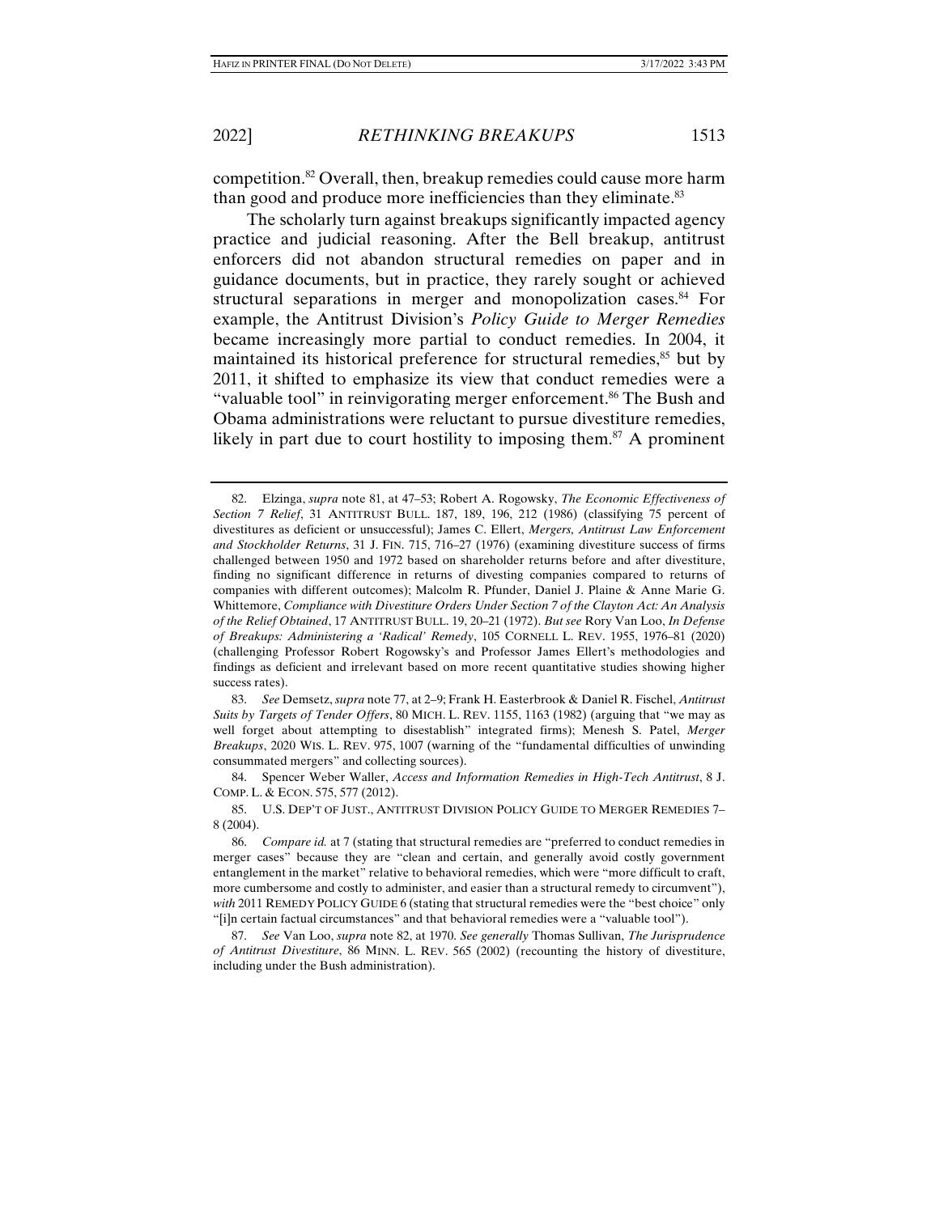competition.[82] Overall, then, breakup remedies could cause more harm than good and produce more inefficiencies than they eliminate.[83]

The scholarly turn against breakups significantly impacted agency practice and judicial reasoning. After the Bell breakup, antitrust enforcers did not abandon structural remedies on paper and in guidance documents, but in practice, they rarely sought or achieved structural separations in merger and monopolization cases.[84] For example, the Antitrust Division's *Policy Guide to Merger Remedies* became increasingly more partial to conduct remedies. In 2004, it maintained its historical preference for structural remedies,[85] but by 2011, it shifted to emphasize its view that conduct remedies were a "valuable tool" in reinvigorating merger enforcement.[86] The Bush and Obama administrations were reluctant to pursue divestiture remedies, likely in part due to court hostility to imposing them.[87] A prominent

---

82. Elzinga, *supra* note 81, at 47–53; Robert A. Rogowsky, *The Economic Effectiveness of Section 7 Relief*, 31 ANTITRUST BULL. 187, 189, 196, 212 (1986) (classifying 75 percent of divestitures as deficient or unsuccessful); James C. Ellert, *Mergers, Antitrust Law Enforcement and Stockholder Returns*, 31 J. FIN. 715, 716–27 (1976) (examining divestiture success of firms challenged between 1950 and 1972 based on shareholder returns before and after divestiture, finding no significant difference in returns of divesting companies compared to returns of companies with different outcomes); Malcolm R. Pfunder, Daniel J. Plaine & Anne Marie G. Whittemore, *Compliance with Divestiture Orders Under Section 7 of the Clayton Act: An Analysis of the Relief Obtained*, 17 ANTITRUST BULL. 19, 20–21 (1972). *But see* Rory Van Loo, *In Defense of Breakups: Administering a 'Radical' Remedy*, 105 CORNELL L. REV. 1955, 1976–81 (2020) (challenging Professor Robert Rogowsky's and Professor James Ellert's methodologies and findings as deficient and irrelevant based on more recent quantitative studies showing higher success rates).

83. *See* Demsetz, *supra* note 77, at 2–9; Frank H. Easterbrook & Daniel R. Fischel, *Antitrust Suits by Targets of Tender Offers*, 80 MICH. L. REV. 1155, 1163 (1982) (arguing that "we may as well forget about attempting to disestablish" integrated firms); Menesh S. Patel, *Merger Breakups*, 2020 WIS. L. REV. 975, 1007 (warning of the "fundamental difficulties of unwinding consummated mergers" and collecting sources).

84. Spencer Weber Waller, *Access and Information Remedies in High-Tech Antitrust*, 8 J. COMP. L. & ECON. 575, 577 (2012).

85. U.S. DEP'T OF JUST., ANTITRUST DIVISION POLICY GUIDE TO MERGER REMEDIES 7–8 (2004).

86. *Compare id.* at 7 (stating that structural remedies are "preferred to conduct remedies in merger cases" because they are "clean and certain, and generally avoid costly government entanglement in the market" relative to behavioral remedies, which were "more difficult to craft, more cumbersome and costly to administer, and easier than a structural remedy to circumvent"), *with* 2011 REMEDY POLICY GUIDE 6 (stating that structural remedies were the "best choice" only "[i]n certain factual circumstances" and that behavioral remedies were a "valuable tool").

87. *See* Van Loo, *supra* note 82, at 1970. *See generally* Thomas Sullivan, *The Jurisprudence of Antitrust Divestiture*, 86 MINN. L. REV. 565 (2002) (recounting the history of divestiture, including under the Bush administration).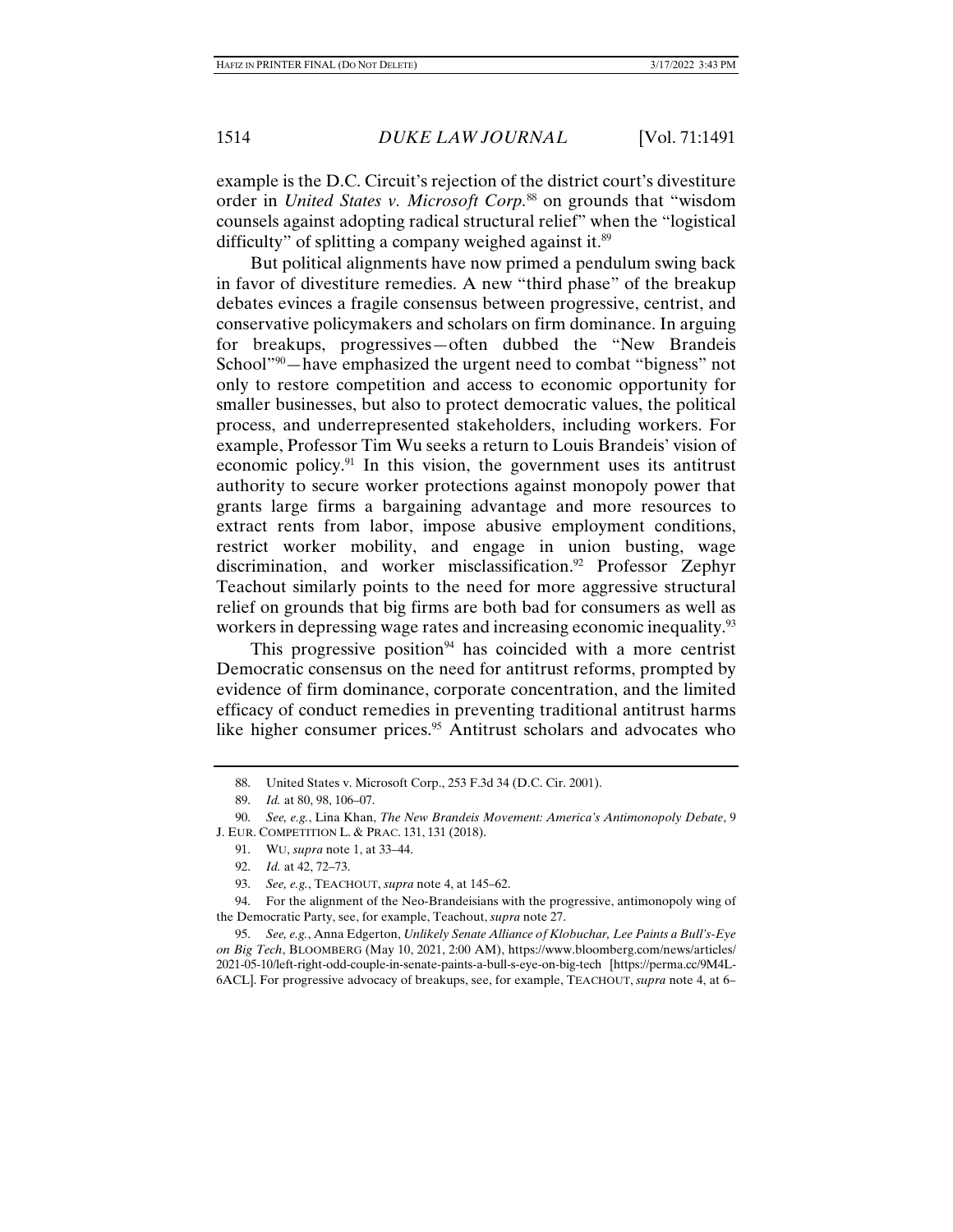example is the D.C. Circuit's rejection of the district court's divestiture order in *United States v. Microsoft Corp.*[88] on grounds that "wisdom counsels against adopting radical structural relief" when the "logistical difficulty" of splitting a company weighed against it.[89]

But political alignments have now primed a pendulum swing back in favor of divestiture remedies. A new "third phase" of the breakup debates evinces a fragile consensus between progressive, centrist, and conservative policymakers and scholars on firm dominance. In arguing for breakups, progressives—often dubbed the "New Brandeis School"[90]—have emphasized the urgent need to combat "bigness" not only to restore competition and access to economic opportunity for smaller businesses, but also to protect democratic values, the political process, and underrepresented stakeholders, including workers. For example, Professor Tim Wu seeks a return to Louis Brandeis' vision of economic policy.[91] In this vision, the government uses its antitrust authority to secure worker protections against monopoly power that grants large firms a bargaining advantage and more resources to extract rents from labor, impose abusive employment conditions, restrict worker mobility, and engage in union busting, wage discrimination, and worker misclassification.[92] Professor Zephyr Teachout similarly points to the need for more aggressive structural relief on grounds that big firms are both bad for consumers as well as workers in depressing wage rates and increasing economic inequality.[93]

This progressive position[94] has coincided with a more centrist Democratic consensus on the need for antitrust reforms, prompted by evidence of firm dominance, corporate concentration, and the limited efficacy of conduct remedies in preventing traditional antitrust harms like higher consumer prices.[95] Antitrust scholars and advocates who

---

88. United States v. Microsoft Corp., 253 F.3d 34 (D.C. Cir. 2001).

89. *Id.* at 80, 98, 106–07.

90. *See, e.g.*, Lina Khan, *The New Brandeis Movement: America's Antimonopoly Debate*, 9 J. EUR. COMPETITION L. & PRAC. 131, 131 (2018).

91. WU, *supra* note 1, at 33–44.

92. *Id.* at 42, 72–73.

93. *See, e.g.*, TEACHOUT, *supra* note 4, at 145–62.

94. For the alignment of the Neo-Brandeisians with the progressive, antimonopoly wing of the Democratic Party, see, for example, Teachout, *supra* note 27.

95. *See, e.g.*, Anna Edgerton, *Unlikely Senate Alliance of Klobuchar, Lee Paints a Bull's-Eye on Big Tech*, BLOOMBERG (May 10, 2021, 2:00 AM), https://www.bloomberg.com/news/articles/2021-05-10/left-right-odd-couple-in-senate-paints-a-bull-s-eye-on-big-tech [https://perma.cc/9M4L-6ACL]. For progressive advocacy of breakups, see, for example, TEACHOUT, *supra* note 4, at 6–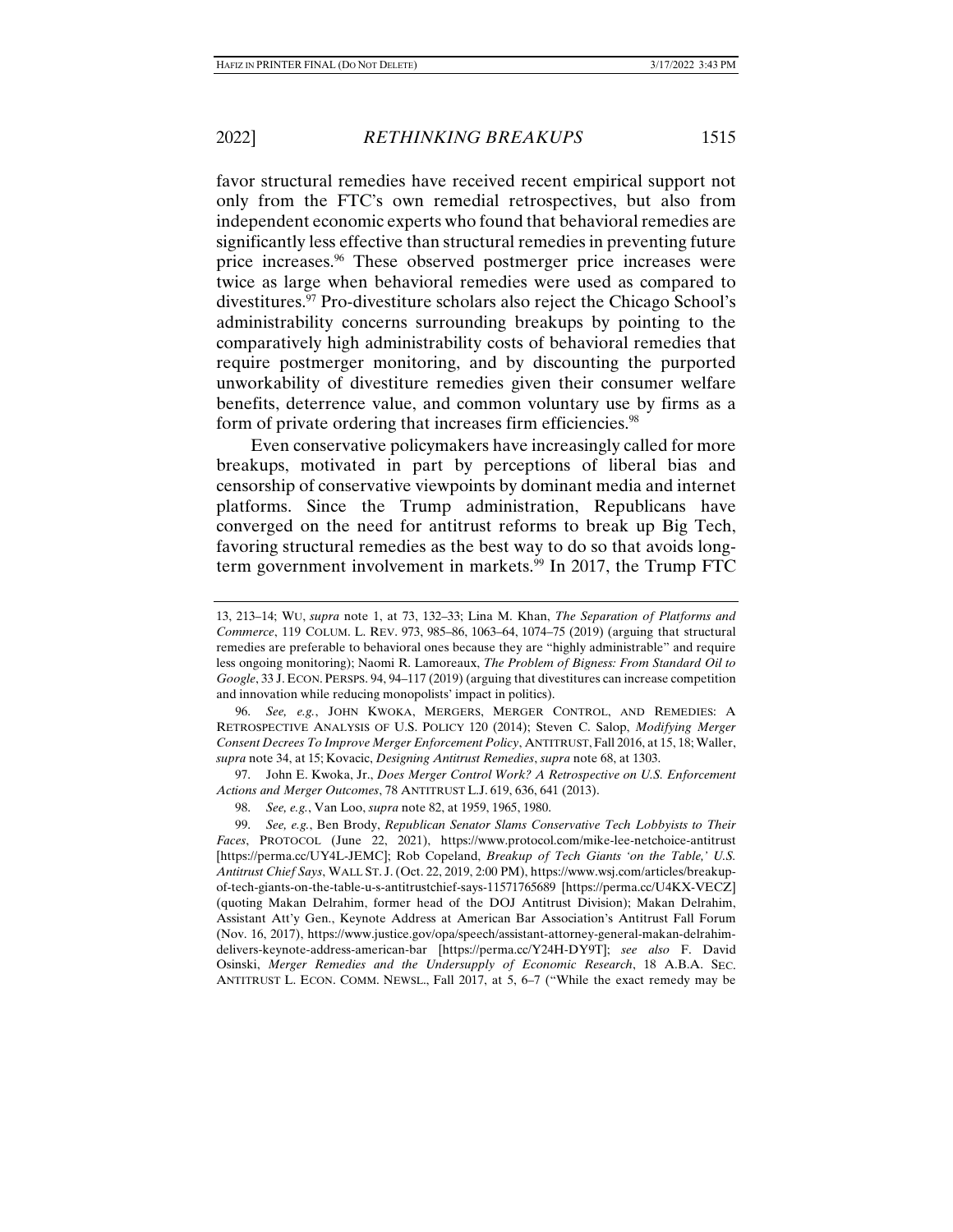favor structural remedies have received recent empirical support not only from the FTC's own remedial retrospectives, but also from independent economic experts who found that behavioral remedies are significantly less effective than structural remedies in preventing future price increases.[96] These observed postmerger price increases were twice as large when behavioral remedies were used as compared to divestitures.[97] Pro-divestiture scholars also reject the Chicago School's administrability concerns surrounding breakups by pointing to the comparatively high administrability costs of behavioral remedies that require postmerger monitoring, and by discounting the purported unworkability of divestiture remedies given their consumer welfare benefits, deterrence value, and common voluntary use by firms as a form of private ordering that increases firm efficiencies.[98]

Even conservative policymakers have increasingly called for more breakups, motivated in part by perceptions of liberal bias and censorship of conservative viewpoints by dominant media and internet platforms. Since the Trump administration, Republicans have converged on the need for antitrust reforms to break up Big Tech, favoring structural remedies as the best way to do so that avoids long-term government involvement in markets.[99] In 2017, the Trump FTC

---

13, 213–14; WU, *supra* note 1, at 73, 132–33; Lina M. Khan, *The Separation of Platforms and Commerce*, 119 COLUM. L. REV. 973, 985–86, 1063–64, 1074–75 (2019) (arguing that structural remedies are preferable to behavioral ones because they are "highly administrable" and require less ongoing monitoring); Naomi R. Lamoreaux, *The Problem of Bigness: From Standard Oil to Google*, 33 J. ECON. PERSPS. 94, 94–117 (2019) (arguing that divestitures can increase competition and innovation while reducing monopolists' impact in politics).

96. *See, e.g.*, JOHN KWOKA, MERGERS, MERGER CONTROL, AND REMEDIES: A RETROSPECTIVE ANALYSIS OF U.S. POLICY 120 (2014); Steven C. Salop, *Modifying Merger Consent Decrees To Improve Merger Enforcement Policy*, ANTITRUST, Fall 2016, at 15, 18; Waller, *supra* note 34, at 15; Kovacic, *Designing Antitrust Remedies*, *supra* note 68, at 1303.

97. John E. Kwoka, Jr., *Does Merger Control Work? A Retrospective on U.S. Enforcement Actions and Merger Outcomes*, 78 ANTITRUST L.J. 619, 636, 641 (2013).

98. *See, e.g.*, Van Loo, *supra* note 82, at 1959, 1965, 1980.

99. *See, e.g.*, Ben Brody, *Republican Senator Slams Conservative Tech Lobbyists to Their Faces*, PROTOCOL (June 22, 2021), https://www.protocol.com/mike-lee-netchoice-antitrust [https://perma.cc/UY4L-JEMC]; Rob Copeland, *Breakup of Tech Giants 'on the Table,' U.S. Antitrust Chief Says*, WALL ST. J. (Oct. 22, 2019, 2:00 PM), https://www.wsj.com/articles/breakup-of-tech-giants-on-the-table-u-s-antitrustchief-says-11571765689 [https://perma.cc/U4KX-VECZ] (quoting Makan Delrahim, former head of the DOJ Antitrust Division); Makan Delrahim, Assistant Att'y Gen., Keynote Address at American Bar Association's Antitrust Fall Forum (Nov. 16, 2017), https://www.justice.gov/opa/speech/assistant-attorney-general-makan-delrahim-delivers-keynote-address-american-bar [https://perma.cc/Y24H-DY9T]; *see also* F. David Osinski, *Merger Remedies and the Undersupply of Economic Research*, 18 A.B.A. SEC. ANTITRUST L. ECON. COMM. NEWSL., Fall 2017, at 5, 6–7 ("While the exact remedy may be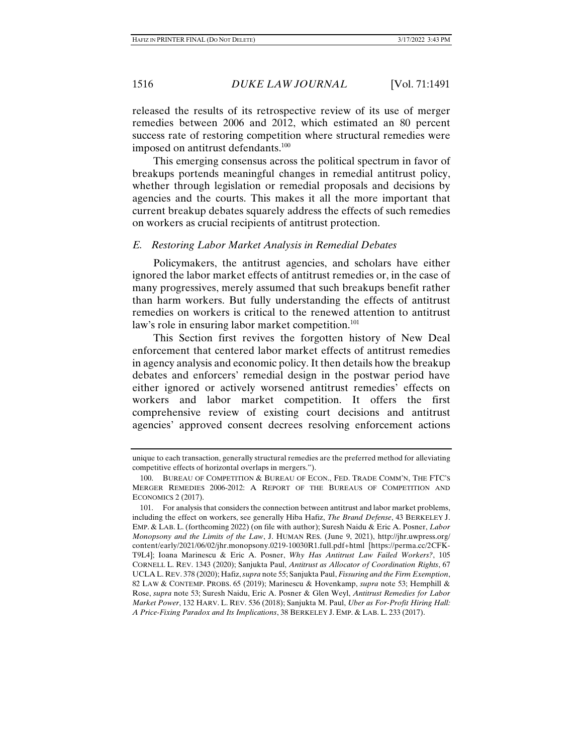released the results of its retrospective review of its use of merger remedies between 2006 and 2012, which estimated an 80 percent success rate of restoring competition where structural remedies were imposed on antitrust defendants.[100]

This emerging consensus across the political spectrum in favor of breakups portends meaningful changes in remedial antitrust policy, whether through legislation or remedial proposals and decisions by agencies and the courts. This makes it all the more important that current breakup debates squarely address the effects of such remedies on workers as crucial recipients of antitrust protection.

### *E. Restoring Labor Market Analysis in Remedial Debates*

Policymakers, the antitrust agencies, and scholars have either ignored the labor market effects of antitrust remedies or, in the case of many progressives, merely assumed that such breakups benefit rather than harm workers. But fully understanding the effects of antitrust remedies on workers is critical to the renewed attention to antitrust law's role in ensuring labor market competition.[101]

This Section first revives the forgotten history of New Deal enforcement that centered labor market effects of antitrust remedies in agency analysis and economic policy. It then details how the breakup debates and enforcers' remedial design in the postwar period have either ignored or actively worsened antitrust remedies' effects on workers and labor market competition. It offers the first comprehensive review of existing court decisions and antitrust agencies' approved consent decrees resolving enforcement actions

---

unique to each transaction, generally structural remedies are the preferred method for alleviating competitive effects of horizontal overlaps in mergers.").

100. BUREAU OF COMPETITION & BUREAU OF ECON., FED. TRADE COMM'N, THE FTC'S MERGER REMEDIES 2006-2012: A REPORT OF THE BUREAUS OF COMPETITION AND ECONOMICS 2 (2017).

101. For analysis that considers the connection between antitrust and labor market problems, including the effect on workers, see generally Hiba Hafiz, *The Brand Defense*, 43 BERKELEY J. EMP. & LAB. L. (forthcoming 2022) (on file with author); Suresh Naidu & Eric A. Posner, *Labor Monopsony and the Limits of the Law*, J. HUMAN RES. (June 9, 2021), http://jhr.uwpress.org/content/early/2021/06/02/jhr.monopsony.0219-10030R1.full.pdf+html [https://perma.cc/2CFK-T9L4]; Ioana Marinescu & Eric A. Posner, *Why Has Antitrust Law Failed Workers?*, 105 CORNELL L. REV. 1343 (2020); Sanjukta Paul, *Antitrust as Allocator of Coordination Rights*, 67 UCLA L. REV. 378 (2020); Hafiz, *supra* note 55; Sanjukta Paul, *Fissuring and the Firm Exemption*, 82 LAW & CONTEMP. PROBS. 65 (2019); Marinescu & Hovenkamp, *supra* note 53; Hemphill & Rose, *supra* note 53; Suresh Naidu, Eric A. Posner & Glen Weyl, *Antitrust Remedies for Labor Market Power*, 132 HARV. L. REV. 536 (2018); Sanjukta M. Paul, *Uber as For-Profit Hiring Hall: A Price-Fixing Paradox and Its Implications*, 38 BERKELEY J. EMP. & LAB. L. 233 (2017).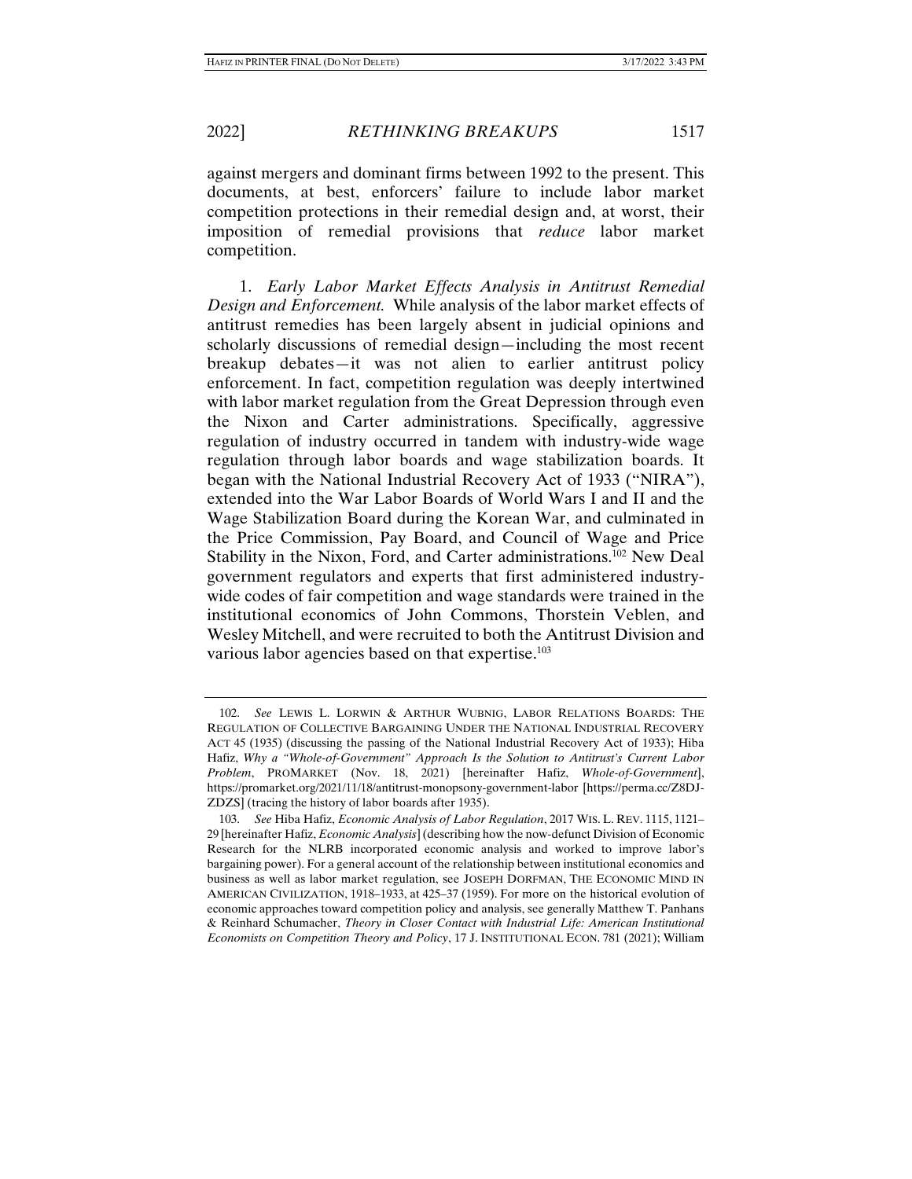against mergers and dominant firms between 1992 to the present. This documents, at best, enforcers' failure to include labor market competition protections in their remedial design and, at worst, their imposition of remedial provisions that *reduce* labor market competition.

1. *Early Labor Market Effects Analysis in Antitrust Remedial Design and Enforcement.* While analysis of the labor market effects of antitrust remedies has been largely absent in judicial opinions and scholarly discussions of remedial design—including the most recent breakup debates—it was not alien to earlier antitrust policy enforcement. In fact, competition regulation was deeply intertwined with labor market regulation from the Great Depression through even the Nixon and Carter administrations. Specifically, aggressive regulation of industry occurred in tandem with industry-wide wage regulation through labor boards and wage stabilization boards. It began with the National Industrial Recovery Act of 1933 ("NIRA"), extended into the War Labor Boards of World Wars I and II and the Wage Stabilization Board during the Korean War, and culminated in the Price Commission, Pay Board, and Council of Wage and Price Stability in the Nixon, Ford, and Carter administrations.[102] New Deal government regulators and experts that first administered industry-wide codes of fair competition and wage standards were trained in the institutional economics of John Commons, Thorstein Veblen, and Wesley Mitchell, and were recruited to both the Antitrust Division and various labor agencies based on that expertise.[103]

---

102. *See* LEWIS L. LORWIN & ARTHUR WUBNIG, LABOR RELATIONS BOARDS: THE REGULATION OF COLLECTIVE BARGAINING UNDER THE NATIONAL INDUSTRIAL RECOVERY ACT 45 (1935) (discussing the passing of the National Industrial Recovery Act of 1933); Hiba Hafiz, *Why a "Whole-of-Government" Approach Is the Solution to Antitrust's Current Labor Problem*, PROMARKET (Nov. 18, 2021) [hereinafter Hafiz, *Whole-of-Government*], https://promarket.org/2021/11/18/antitrust-monopsony-government-labor [https://perma.cc/Z8DJ-ZDZS] (tracing the history of labor boards after 1935).

103. *See* Hiba Hafiz, *Economic Analysis of Labor Regulation*, 2017 WIS. L. REV. 1115, 1121–29 [hereinafter Hafiz, *Economic Analysis*] (describing how the now-defunct Division of Economic Research for the NLRB incorporated economic analysis and worked to improve labor's bargaining power). For a general account of the relationship between institutional economics and business as well as labor market regulation, see JOSEPH DORFMAN, THE ECONOMIC MIND IN AMERICAN CIVILIZATION, 1918–1933, at 425–37 (1959). For more on the historical evolution of economic approaches toward competition policy and analysis, see generally Matthew T. Panhans & Reinhard Schumacher, *Theory in Closer Contact with Industrial Life: American Institutional Economists on Competition Theory and Policy*, 17 J. INSTITUTIONAL ECON. 781 (2021); William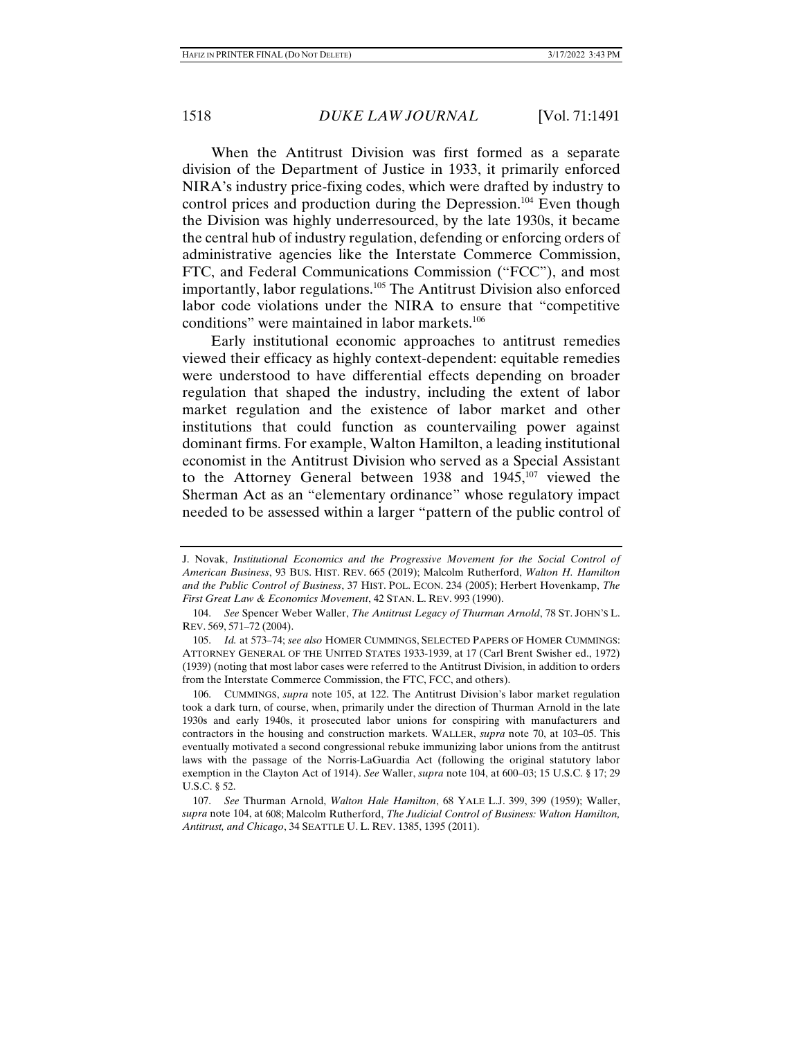When the Antitrust Division was first formed as a separate division of the Department of Justice in 1933, it primarily enforced NIRA's industry price-fixing codes, which were drafted by industry to control prices and production during the Depression.[104] Even though the Division was highly underresourced, by the late 1930s, it became the central hub of industry regulation, defending or enforcing orders of administrative agencies like the Interstate Commerce Commission, FTC, and Federal Communications Commission ("FCC"), and most importantly, labor regulations.[105] The Antitrust Division also enforced labor code violations under the NIRA to ensure that "competitive conditions" were maintained in labor markets.[106]

Early institutional economic approaches to antitrust remedies viewed their efficacy as highly context-dependent: equitable remedies were understood to have differential effects depending on broader regulation that shaped the industry, including the extent of labor market regulation and the existence of labor market and other institutions that could function as countervailing power against dominant firms. For example, Walton Hamilton, a leading institutional economist in the Antitrust Division who served as a Special Assistant to the Attorney General between 1938 and 1945,[107] viewed the Sherman Act as an "elementary ordinance" whose regulatory impact needed to be assessed within a larger "pattern of the public control of

---

J. Novak, *Institutional Economics and the Progressive Movement for the Social Control of American Business*, 93 BUS. HIST. REV. 665 (2019); Malcolm Rutherford, *Walton H. Hamilton and the Public Control of Business*, 37 HIST. POL. ECON. 234 (2005); Herbert Hovenkamp, *The First Great Law & Economics Movement*, 42 STAN. L. REV. 993 (1990).

104. *See* Spencer Weber Waller, *The Antitrust Legacy of Thurman Arnold*, 78 ST. JOHN'S L. REV. 569, 571–72 (2004).

105. *Id.* at 573–74; *see also* HOMER CUMMINGS, SELECTED PAPERS OF HOMER CUMMINGS: ATTORNEY GENERAL OF THE UNITED STATES 1933-1939, at 17 (Carl Brent Swisher ed., 1972) (1939) (noting that most labor cases were referred to the Antitrust Division, in addition to orders from the Interstate Commerce Commission, the FTC, FCC, and others).

106. CUMMINGS, *supra* note 105, at 122. The Antitrust Division's labor market regulation took a dark turn, of course, when, primarily under the direction of Thurman Arnold in the late 1930s and early 1940s, it prosecuted labor unions for conspiring with manufacturers and contractors in the housing and construction markets. WALLER, *supra* note 70, at 103–05. This eventually motivated a second congressional rebuke immunizing labor unions from the antitrust laws with the passage of the Norris-LaGuardia Act (following the original statutory labor exemption in the Clayton Act of 1914). *See* Waller, *supra* note 104, at 600–03; 15 U.S.C. § 17; 29 U.S.C. § 52.

107. *See* Thurman Arnold, *Walton Hale Hamilton*, 68 YALE L.J. 399, 399 (1959); Waller, *supra* note 104, at 608; Malcolm Rutherford, *The Judicial Control of Business: Walton Hamilton, Antitrust, and Chicago*, 34 SEATTLE U. L. REV. 1385, 1395 (2011).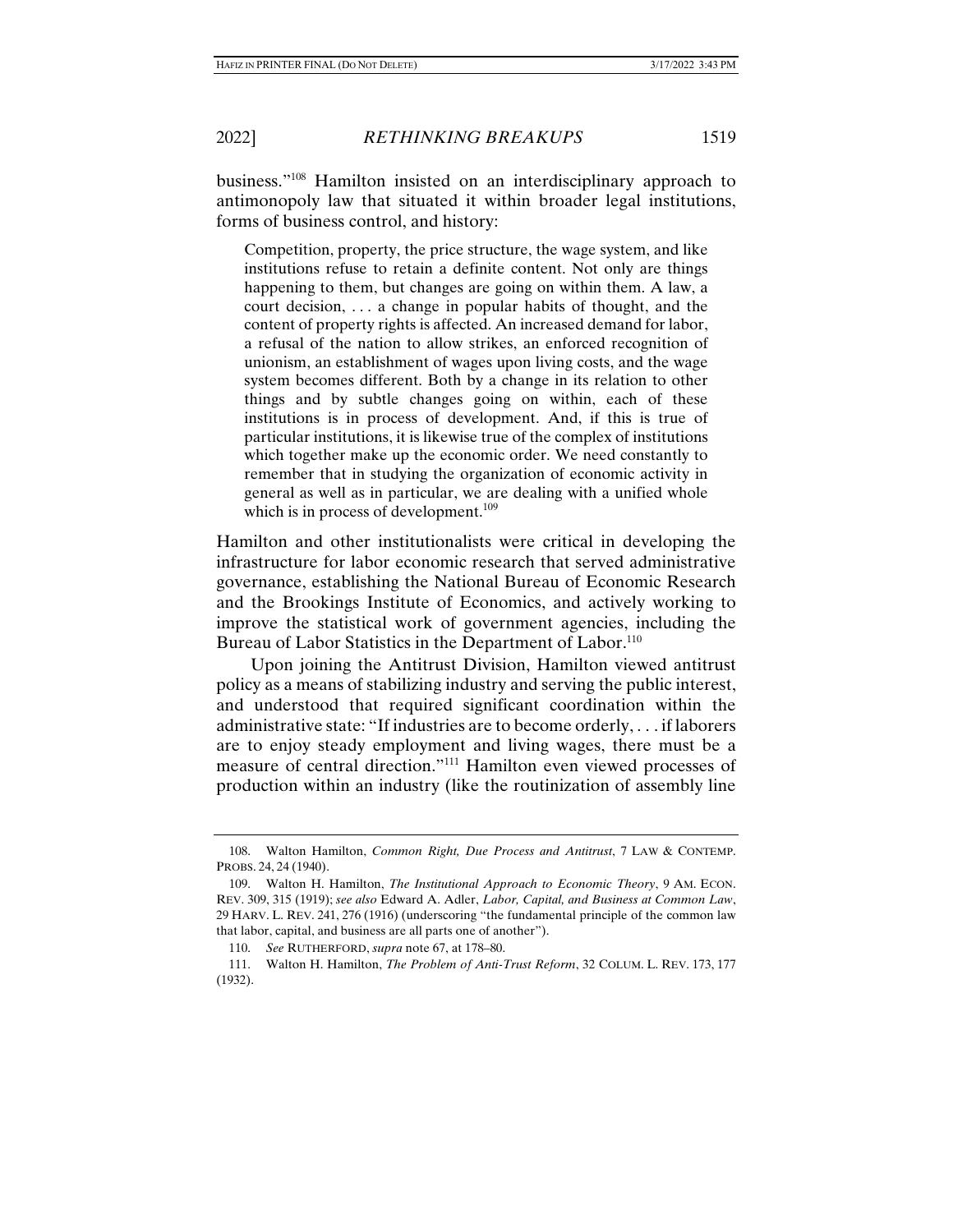business."[108] Hamilton insisted on an interdisciplinary approach to antimonopoly law that situated it within broader legal institutions, forms of business control, and history:

> Competition, property, the price structure, the wage system, and like institutions refuse to retain a definite content. Not only are things happening to them, but changes are going on within them. A law, a court decision, . . . a change in popular habits of thought, and the content of property rights is affected. An increased demand for labor, a refusal of the nation to allow strikes, an enforced recognition of unionism, an establishment of wages upon living costs, and the wage system becomes different. Both by a change in its relation to other things and by subtle changes going on within, each of these institutions is in process of development. And, if this is true of particular institutions, it is likewise true of the complex of institutions which together make up the economic order. We need constantly to remember that in studying the organization of economic activity in general as well as in particular, we are dealing with a unified whole which is in process of development.[109]

Hamilton and other institutionalists were critical in developing the infrastructure for labor economic research that served administrative governance, establishing the National Bureau of Economic Research and the Brookings Institute of Economics, and actively working to improve the statistical work of government agencies, including the Bureau of Labor Statistics in the Department of Labor.[110]

Upon joining the Antitrust Division, Hamilton viewed antitrust policy as a means of stabilizing industry and serving the public interest, and understood that required significant coordination within the administrative state: "If industries are to become orderly, . . . if laborers are to enjoy steady employment and living wages, there must be a measure of central direction."[111] Hamilton even viewed processes of production within an industry (like the routinization of assembly line

---

108. Walton Hamilton, *Common Right, Due Process and Antitrust*, 7 LAW & CONTEMP. PROBS. 24, 24 (1940).

109. Walton H. Hamilton, *The Institutional Approach to Economic Theory*, 9 AM. ECON. REV. 309, 315 (1919); *see also* Edward A. Adler, *Labor, Capital, and Business at Common Law*, 29 HARV. L. REV. 241, 276 (1916) (underscoring "the fundamental principle of the common law that labor, capital, and business are all parts one of another").

110. *See* RUTHERFORD, *supra* note 67, at 178–80.

111. Walton H. Hamilton, *The Problem of Anti-Trust Reform*, 32 COLUM. L. REV. 173, 177 (1932).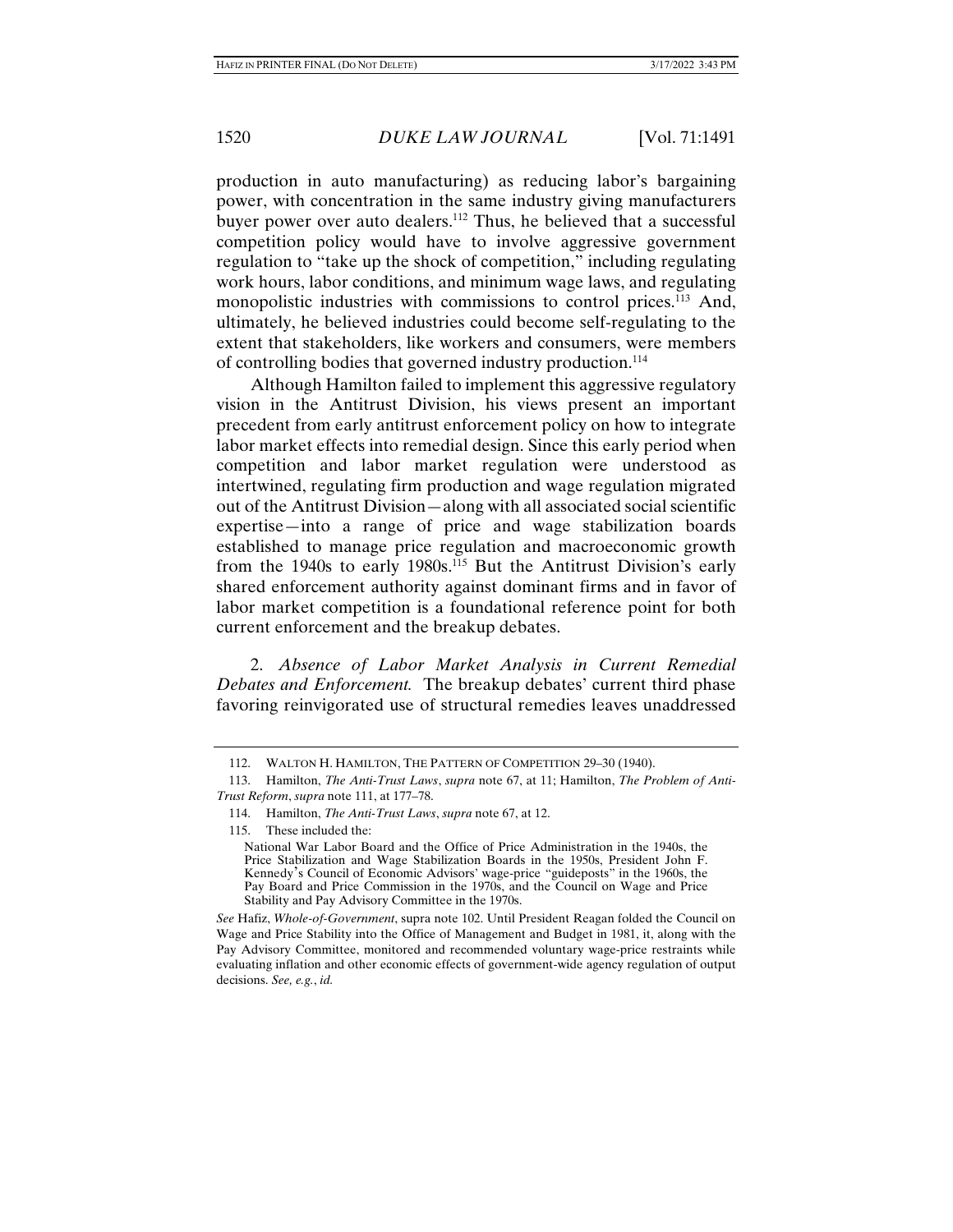production in auto manufacturing) as reducing labor's bargaining power, with concentration in the same industry giving manufacturers buyer power over auto dealers.[112] Thus, he believed that a successful competition policy would have to involve aggressive government regulation to "take up the shock of competition," including regulating work hours, labor conditions, and minimum wage laws, and regulating monopolistic industries with commissions to control prices.[113] And, ultimately, he believed industries could become self-regulating to the extent that stakeholders, like workers and consumers, were members of controlling bodies that governed industry production.[114]

Although Hamilton failed to implement this aggressive regulatory vision in the Antitrust Division, his views present an important precedent from early antitrust enforcement policy on how to integrate labor market effects into remedial design. Since this early period when competition and labor market regulation were understood as intertwined, regulating firm production and wage regulation migrated out of the Antitrust Division—along with all associated social scientific expertise—into a range of price and wage stabilization boards established to manage price regulation and macroeconomic growth from the 1940s to early 1980s.[115] But the Antitrust Division's early shared enforcement authority against dominant firms and in favor of labor market competition is a foundational reference point for both current enforcement and the breakup debates.

2. *Absence of Labor Market Analysis in Current Remedial Debates and Enforcement.* The breakup debates' current third phase favoring reinvigorated use of structural remedies leaves unaddressed

---

112. WALTON H. HAMILTON, THE PATTERN OF COMPETITION 29–30 (1940).

113. Hamilton, *The Anti-Trust Laws*, *supra* note 67, at 11; Hamilton, *The Problem of Anti-Trust Reform*, *supra* note 111, at 177–78.

114. Hamilton, *The Anti-Trust Laws*, *supra* note 67, at 12.

115. These included the:

> National War Labor Board and the Office of Price Administration in the 1940s, the Price Stabilization and Wage Stabilization Boards in the 1950s, President John F. Kennedy's Council of Economic Advisors' wage-price "guideposts" in the 1960s, the Pay Board and Price Commission in the 1970s, and the Council on Wage and Price Stability and Pay Advisory Committee in the 1970s.

*See* Hafiz, *Whole-of-Government*, supra note 102. Until President Reagan folded the Council on Wage and Price Stability into the Office of Management and Budget in 1981, it, along with the Pay Advisory Committee, monitored and recommended voluntary wage-price restraints while evaluating inflation and other economic effects of government-wide agency regulation of output decisions. *See, e.g.*, *id.*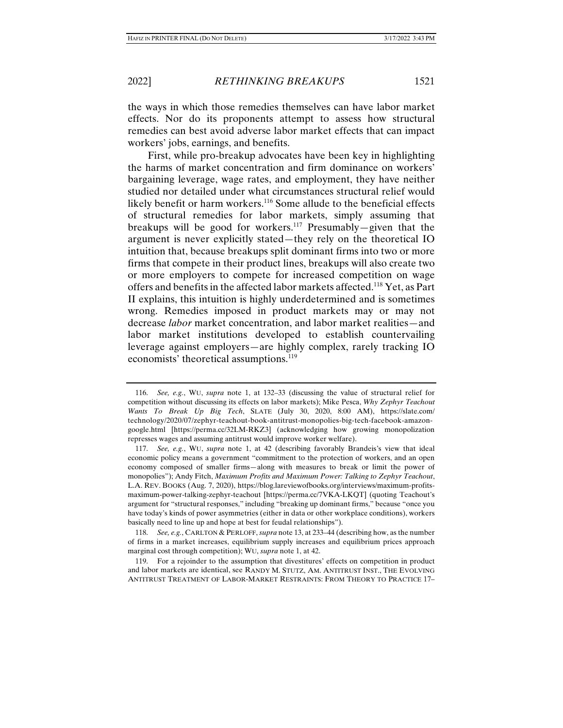the ways in which those remedies themselves can have labor market effects. Nor do its proponents attempt to assess how structural remedies can best avoid adverse labor market effects that can impact workers' jobs, earnings, and benefits.

First, while pro-breakup advocates have been key in highlighting the harms of market concentration and firm dominance on workers' bargaining leverage, wage rates, and employment, they have neither studied nor detailed under what circumstances structural relief would likely benefit or harm workers.[116] Some allude to the beneficial effects of structural remedies for labor markets, simply assuming that breakups will be good for workers.[117] Presumably—given that the argument is never explicitly stated—they rely on the theoretical IO intuition that, because breakups split dominant firms into two or more firms that compete in their product lines, breakups will also create two or more employers to compete for increased competition on wage offers and benefits in the affected labor markets affected.[118] Yet, as Part II explains, this intuition is highly underdetermined and is sometimes wrong. Remedies imposed in product markets may or may not decrease *labor* market concentration, and labor market realities—and labor market institutions developed to establish countervailing leverage against employers—are highly complex, rarely tracking IO economists' theoretical assumptions.[119]

---

116. *See, e.g.*, WU, *supra* note 1, at 132–33 (discussing the value of structural relief for competition without discussing its effects on labor markets); Mike Pesca, *Why Zephyr Teachout Wants To Break Up Big Tech*, SLATE (July 30, 2020, 8:00 AM), https://slate.com/technology/2020/07/zephyr-teachout-book-antitrust-monopolies-big-tech-facebook-amazon-google.html [https://perma.cc/32LM-RKZ3] (acknowledging how growing monopolization represses wages and assuming antitrust would improve worker welfare).

117. *See, e.g.*, WU, *supra* note 1, at 42 (describing favorably Brandeis's view that ideal economic policy means a government "commitment to the protection of workers, and an open economy composed of smaller firms—along with measures to break or limit the power of monopolies"); Andy Fitch, *Maximum Profits and Maximum Power: Talking to Zephyr Teachout*, L.A. REV. BOOKS (Aug. 7, 2020), https://blog.lareviewofbooks.org/interviews/maximum-profits-maximum-power-talking-zephyr-teachout [https://perma.cc/7VKA-LKQT] (quoting Teachout's argument for "structural responses," including "breaking up dominant firms," because "once you have today's kinds of power asymmetries (either in data or other workplace conditions), workers basically need to line up and hope at best for feudal relationships").

118. *See, e.g.*, CARLTON & PERLOFF, *supra* note 13, at 233–44 (describing how, as the number of firms in a market increases, equilibrium supply increases and equilibrium prices approach marginal cost through competition); WU, *supra* note 1, at 42.

119. For a rejoinder to the assumption that divestitures' effects on competition in product and labor markets are identical, see RANDY M. STUTZ, AM. ANTITRUST INST., THE EVOLVING ANTITRUST TREATMENT OF LABOR-MARKET RESTRAINTS: FROM THEORY TO PRACTICE 17–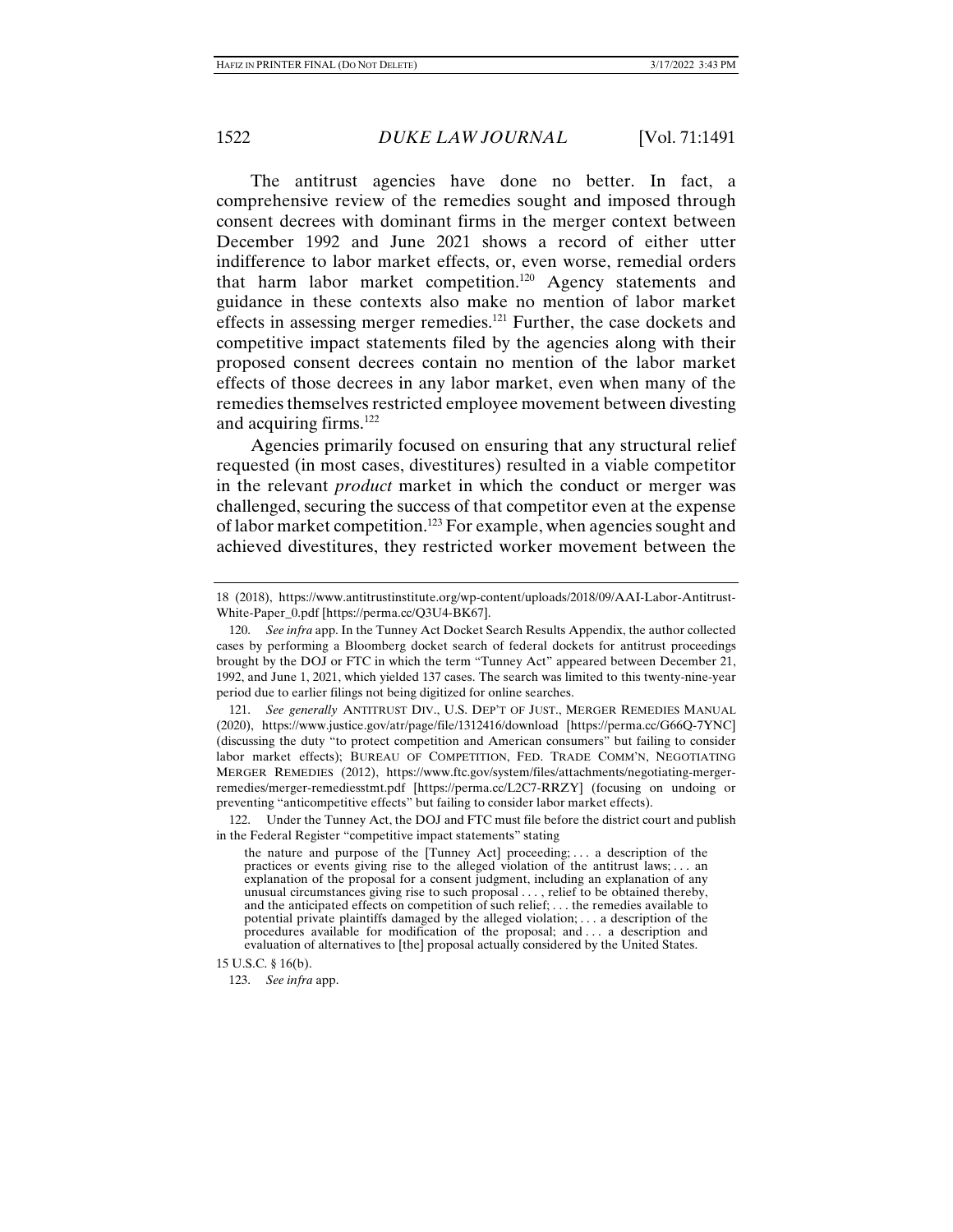The antitrust agencies have done no better. In fact, a comprehensive review of the remedies sought and imposed through consent decrees with dominant firms in the merger context between December 1992 and June 2021 shows a record of either utter indifference to labor market effects, or, even worse, remedial orders that harm labor market competition.[120] Agency statements and guidance in these contexts also make no mention of labor market effects in assessing merger remedies.[121] Further, the case dockets and competitive impact statements filed by the agencies along with their proposed consent decrees contain no mention of the labor market effects of those decrees in any labor market, even when many of the remedies themselves restricted employee movement between divesting and acquiring firms.[122]

Agencies primarily focused on ensuring that any structural relief requested (in most cases, divestitures) resulted in a viable competitor in the relevant *product* market in which the conduct or merger was challenged, securing the success of that competitor even at the expense of labor market competition.[123] For example, when agencies sought and achieved divestitures, they restricted worker movement between the

---

18 (2018), https://www.antitrustinstitute.org/wp-content/uploads/2018/09/AAI-Labor-Antitrust-White-Paper_0.pdf [https://perma.cc/Q3U4-BK67].

120. *See infra* app. In the Tunney Act Docket Search Results Appendix, the author collected cases by performing a Bloomberg docket search of federal dockets for antitrust proceedings brought by the DOJ or FTC in which the term "Tunney Act" appeared between December 21, 1992, and June 1, 2021, which yielded 137 cases. The search was limited to this twenty-nine-year period due to earlier filings not being digitized for online searches.

121. *See generally* ANTITRUST DIV., U.S. DEP'T OF JUST., MERGER REMEDIES MANUAL (2020), https://www.justice.gov/atr/page/file/1312416/download [https://perma.cc/G66Q-7YNC] (discussing the duty "to protect competition and American consumers" but failing to consider labor market effects); BUREAU OF COMPETITION, FED. TRADE COMM'N, NEGOTIATING MERGER REMEDIES (2012), https://www.ftc.gov/system/files/attachments/negotiating-merger-remedies/merger-remediesstmt.pdf [https://perma.cc/L2C7-RRZY] (focusing on undoing or preventing "anticompetitive effects" but failing to consider labor market effects).

122. Under the Tunney Act, the DOJ and FTC must file before the district court and publish in the Federal Register "competitive impact statements" stating

> the nature and purpose of the [Tunney Act] proceeding; . . . a description of the practices or events giving rise to the alleged violation of the antitrust laws; . . . an explanation of the proposal for a consent judgment, including an explanation of any unusual circumstances giving rise to such proposal . . . , relief to be obtained thereby, and the anticipated effects on competition of such relief; . . . the remedies available to potential private plaintiffs damaged by the alleged violation; . . . a description of the procedures available for modification of the proposal; and . . . a description and evaluation of alternatives to [the] proposal actually considered by the United States.

15 U.S.C. § 16(b).

123. *See infra* app.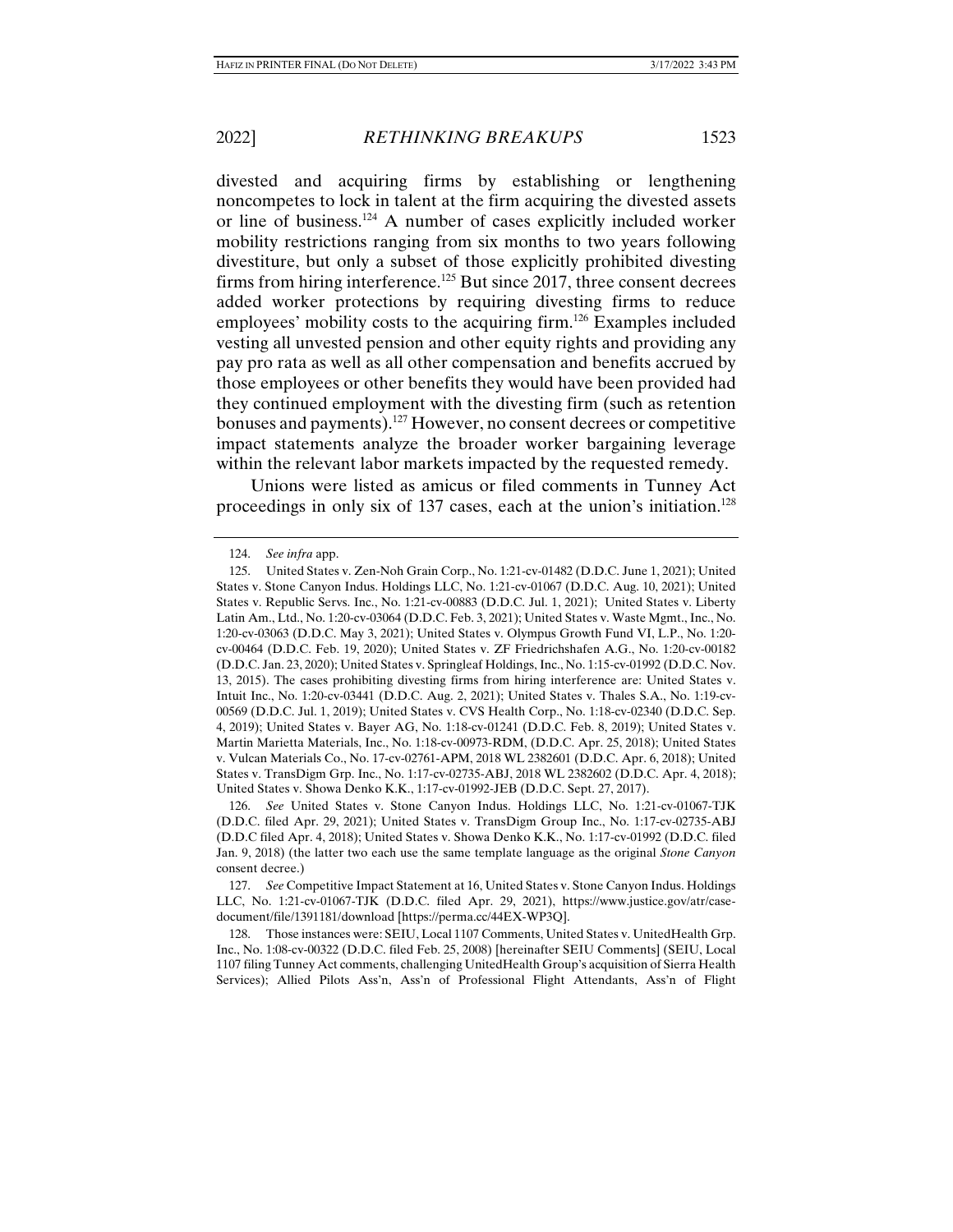divested and acquiring firms by establishing or lengthening noncompetes to lock in talent at the firm acquiring the divested assets or line of business.[124] A number of cases explicitly included worker mobility restrictions ranging from six months to two years following divestiture, but only a subset of those explicitly prohibited divesting firms from hiring interference.[125] But since 2017, three consent decrees added worker protections by requiring divesting firms to reduce employees' mobility costs to the acquiring firm.[126] Examples included vesting all unvested pension and other equity rights and providing any pay pro rata as well as all other compensation and benefits accrued by those employees or other benefits they would have been provided had they continued employment with the divesting firm (such as retention bonuses and payments).[127] However, no consent decrees or competitive impact statements analyze the broader worker bargaining leverage within the relevant labor markets impacted by the requested remedy.

Unions were listed as amicus or filed comments in Tunney Act proceedings in only six of 137 cases, each at the union's initiation.[128]

---

124. *See infra* app.

125. United States v. Zen-Noh Grain Corp., No. 1:21-cv-01482 (D.D.C. June 1, 2021); United States v. Stone Canyon Indus. Holdings LLC, No. 1:21-cv-01067 (D.D.C. Aug. 10, 2021); United States v. Republic Servs. Inc., No. 1:21-cv-00883 (D.D.C. Jul. 1, 2021); United States v. Liberty Latin Am., Ltd., No. 1:20-cv-03064 (D.D.C. Feb. 3, 2021); United States v. Waste Mgmt., Inc., No. 1:20-cv-03063 (D.D.C. May 3, 2021); United States v. Olympus Growth Fund VI, L.P., No. 1:20-cv-00464 (D.D.C. Feb. 19, 2020); United States v. ZF Friedrichshafen A.G., No. 1:20-cv-00182 (D.D.C. Jan. 23, 2020); United States v. Springleaf Holdings, Inc., No. 1:15-cv-01992 (D.D.C. Nov. 13, 2015). The cases prohibiting divesting firms from hiring interference are: United States v. Intuit Inc., No. 1:20-cv-03441 (D.D.C. Aug. 2, 2021); United States v. Thales S.A., No. 1:19-cv-00569 (D.D.C. Jul. 1, 2019); United States v. CVS Health Corp., No. 1:18-cv-02340 (D.D.C. Sep. 4, 2019); United States v. Bayer AG, No. 1:18-cv-01241 (D.D.C. Feb. 8, 2019); United States v. Martin Marietta Materials, Inc., No. 1:18-cv-00973-RDM, (D.D.C. Apr. 25, 2018); United States v. Vulcan Materials Co., No. 17-cv-02761-APM, 2018 WL 2382601 (D.D.C. Apr. 6, 2018); United States v. TransDigm Grp. Inc., No. 1:17-cv-02735-ABJ, 2018 WL 2382602 (D.D.C. Apr. 4, 2018); United States v. Showa Denko K.K., 1:17-cv-01992-JEB (D.D.C. Sept. 27, 2017).

126. *See* United States v. Stone Canyon Indus. Holdings LLC, No. 1:21-cv-01067-TJK (D.D.C. filed Apr. 29, 2021); United States v. TransDigm Group Inc., No. 1:17-cv-02735-ABJ (D.D.C filed Apr. 4, 2018); United States v. Showa Denko K.K., No. 1:17-cv-01992 (D.D.C. filed Jan. 9, 2018) (the latter two each use the same template language as the original *Stone Canyon* consent decree.)

127. *See* Competitive Impact Statement at 16, United States v. Stone Canyon Indus. Holdings LLC, No. 1:21-cv-01067-TJK (D.D.C. filed Apr. 29, 2021), https://www.justice.gov/atr/case-document/file/1391181/download [https://perma.cc/44EX-WP3Q].

128. Those instances were: SEIU, Local 1107 Comments, United States v. UnitedHealth Grp. Inc., No. 1:08-cv-00322 (D.D.C. filed Feb. 25, 2008) [hereinafter SEIU Comments] (SEIU, Local 1107 filing Tunney Act comments, challenging UnitedHealth Group's acquisition of Sierra Health Services); Allied Pilots Ass'n, Ass'n of Professional Flight Attendants, Ass'n of Flight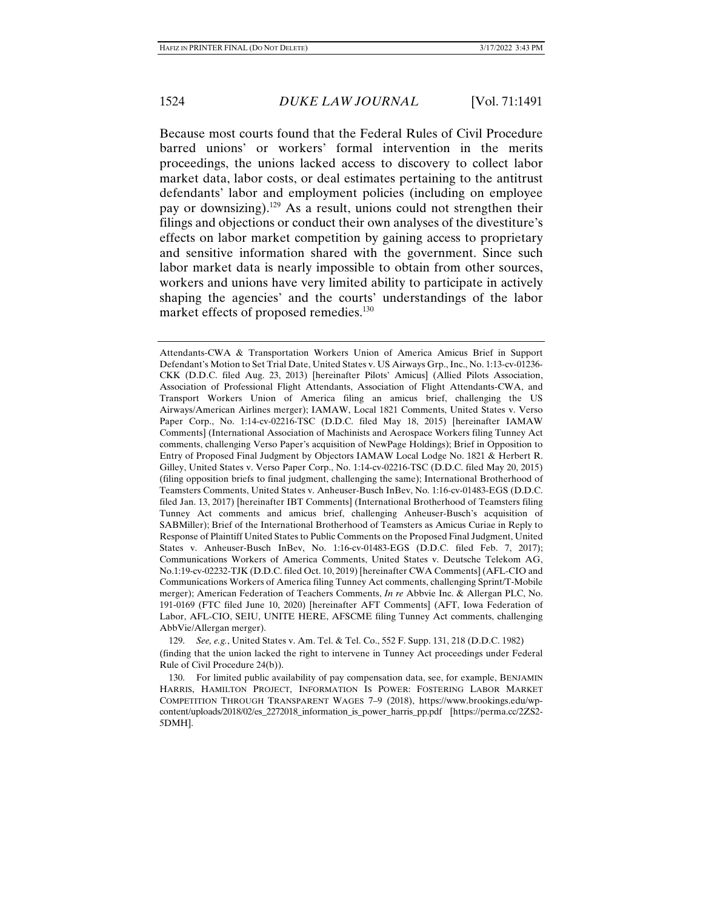Because most courts found that the Federal Rules of Civil Procedure barred unions' or workers' formal intervention in the merits proceedings, the unions lacked access to discovery to collect labor market data, labor costs, or deal estimates pertaining to the antitrust defendants' labor and employment policies (including on employee pay or downsizing).[129] As a result, unions could not strengthen their filings and objections or conduct their own analyses of the divestiture's effects on labor market competition by gaining access to proprietary and sensitive information shared with the government. Since such labor market data is nearly impossible to obtain from other sources, workers and unions have very limited ability to participate in actively shaping the agencies' and the courts' understandings of the labor market effects of proposed remedies.[130]

---

Attendants-CWA & Transportation Workers Union of America Amicus Brief in Support Defendant's Motion to Set Trial Date, United States v. US Airways Grp., Inc., No. 1:13-cv-01236-CKK (D.D.C. filed Aug. 23, 2013) [hereinafter Pilots' Amicus] (Allied Pilots Association, Association of Professional Flight Attendants, Association of Flight Attendants-CWA, and Transport Workers Union of America filing an amicus brief, challenging the US Airways/American Airlines merger); IAMAW, Local 1821 Comments, United States v. Verso Paper Corp., No. 1:14-cv-02216-TSC (D.D.C. filed May 18, 2015) [hereinafter IAMAW Comments] (International Association of Machinists and Aerospace Workers filing Tunney Act comments, challenging Verso Paper's acquisition of NewPage Holdings); Brief in Opposition to Entry of Proposed Final Judgment by Objectors IAMAW Local Lodge No. 1821 & Herbert R. Gilley, United States v. Verso Paper Corp., No. 1:14-cv-02216-TSC (D.D.C. filed May 20, 2015) (filing opposition briefs to final judgment, challenging the same); International Brotherhood of Teamsters Comments, United States v. Anheuser-Busch InBev, No. 1:16-cv-01483-EGS (D.D.C. filed Jan. 13, 2017) [hereinafter IBT Comments] (International Brotherhood of Teamsters filing Tunney Act comments and amicus brief, challenging Anheuser-Busch's acquisition of SABMiller); Brief of the International Brotherhood of Teamsters as Amicus Curiae in Reply to Response of Plaintiff United States to Public Comments on the Proposed Final Judgment, United States v. Anheuser-Busch InBev, No. 1:16-cv-01483-EGS (D.D.C. filed Feb. 7, 2017); Communications Workers of America Comments, United States v. Deutsche Telekom AG, No.1:19-cv-02232-TJK (D.D.C. filed Oct. 10, 2019) [hereinafter CWA Comments] (AFL-CIO and Communications Workers of America filing Tunney Act comments, challenging Sprint/T-Mobile merger); American Federation of Teachers Comments, *In re* Abbvie Inc. & Allergan PLC, No. 191-0169 (FTC filed June 10, 2020) [hereinafter AFT Comments] (AFT, Iowa Federation of Labor, AFL-CIO, SEIU, UNITE HERE, AFSCME filing Tunney Act comments, challenging AbbVie/Allergan merger).

129. *See, e.g.*, United States v. Am. Tel. & Tel. Co., 552 F. Supp. 131, 218 (D.D.C. 1982) (finding that the union lacked the right to intervene in Tunney Act proceedings under Federal Rule of Civil Procedure 24(b)).

130. For limited public availability of pay compensation data, see, for example, BENJAMIN HARRIS, HAMILTON PROJECT, INFORMATION IS POWER: FOSTERING LABOR MARKET COMPETITION THROUGH TRANSPARENT WAGES 7–9 (2018), https://www.brookings.edu/wp-content/uploads/2018/02/es_2272018_information_is_power_harris_pp.pdf [https://perma.cc/2ZS2-5DMH].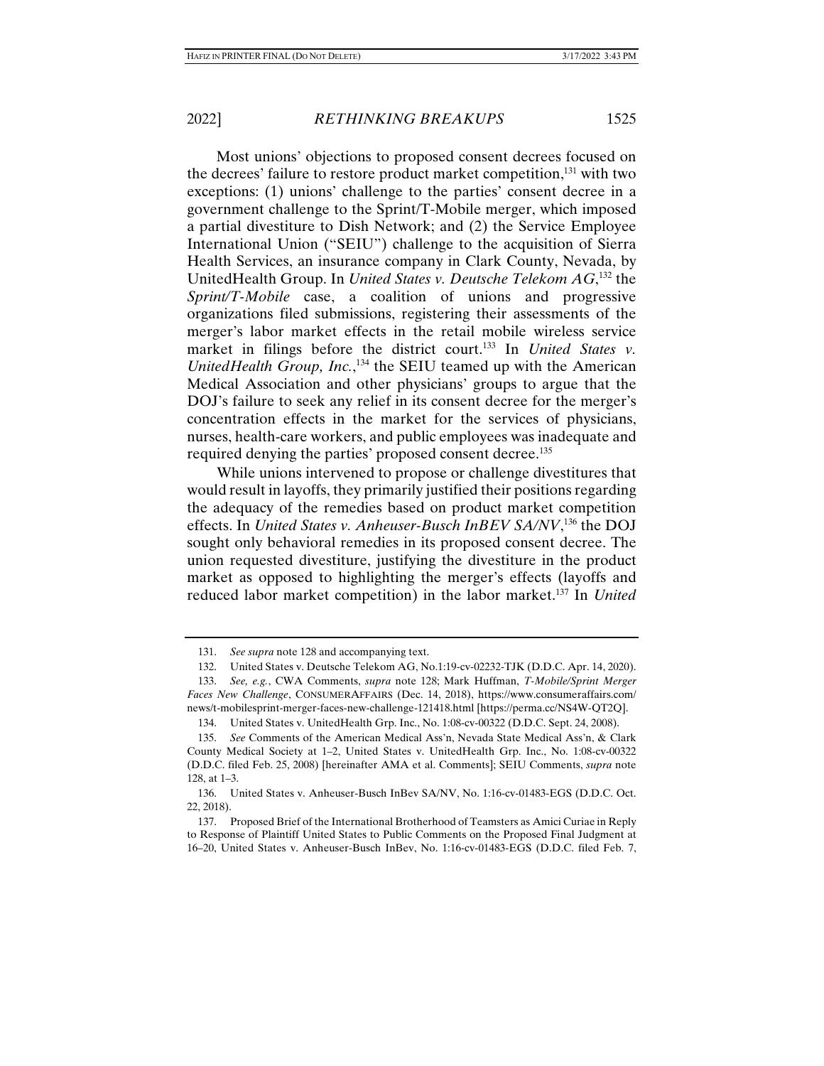Most unions' objections to proposed consent decrees focused on the decrees' failure to restore product market competition,[131] with two exceptions: (1) unions' challenge to the parties' consent decree in a government challenge to the Sprint/T-Mobile merger, which imposed a partial divestiture to Dish Network; and (2) the Service Employee International Union ("SEIU") challenge to the acquisition of Sierra Health Services, an insurance company in Clark County, Nevada, by UnitedHealth Group. In *United States v. Deutsche Telekom AG*,[132] the *Sprint/T-Mobile* case, a coalition of unions and progressive organizations filed submissions, registering their assessments of the merger's labor market effects in the retail mobile wireless service market in filings before the district court.[133] In *United States v. UnitedHealth Group, Inc.*,[134] the SEIU teamed up with the American Medical Association and other physicians' groups to argue that the DOJ's failure to seek any relief in its consent decree for the merger's concentration effects in the market for the services of physicians, nurses, health-care workers, and public employees was inadequate and required denying the parties' proposed consent decree.[135]

While unions intervened to propose or challenge divestitures that would result in layoffs, they primarily justified their positions regarding the adequacy of the remedies based on product market competition effects. In *United States v. Anheuser-Busch InBEV SA/NV*,[136] the DOJ sought only behavioral remedies in its proposed consent decree. The union requested divestiture, justifying the divestiture in the product market as opposed to highlighting the merger's effects (layoffs and reduced labor market competition) in the labor market.[137] In *United*

---

131. *See supra* note 128 and accompanying text.

132. United States v. Deutsche Telekom AG, No.1:19-cv-02232-TJK (D.D.C. Apr. 14, 2020).

133. *See, e.g.*, CWA Comments, *supra* note 128; Mark Huffman, *T-Mobile/Sprint Merger Faces New Challenge*, CONSUMERAFFAIRS (Dec. 14, 2018), https://www.consumeraffairs.com/news/t-mobilesprint-merger-faces-new-challenge-121418.html [https://perma.cc/NS4W-QT2Q].

134. United States v. UnitedHealth Grp. Inc., No. 1:08-cv-00322 (D.D.C. Sept. 24, 2008).

135. *See* Comments of the American Medical Ass'n, Nevada State Medical Ass'n, & Clark County Medical Society at 1–2, United States v. UnitedHealth Grp. Inc., No. 1:08-cv-00322 (D.D.C. filed Feb. 25, 2008) [hereinafter AMA et al. Comments]; SEIU Comments, *supra* note 128, at 1–3.

136. United States v. Anheuser-Busch InBev SA/NV, No. 1:16-cv-01483-EGS (D.D.C. Oct. 22, 2018).

137. Proposed Brief of the International Brotherhood of Teamsters as Amici Curiae in Reply to Response of Plaintiff United States to Public Comments on the Proposed Final Judgment at 16–20, United States v. Anheuser-Busch InBev, No. 1:16-cv-01483-EGS (D.D.C. filed Feb. 7,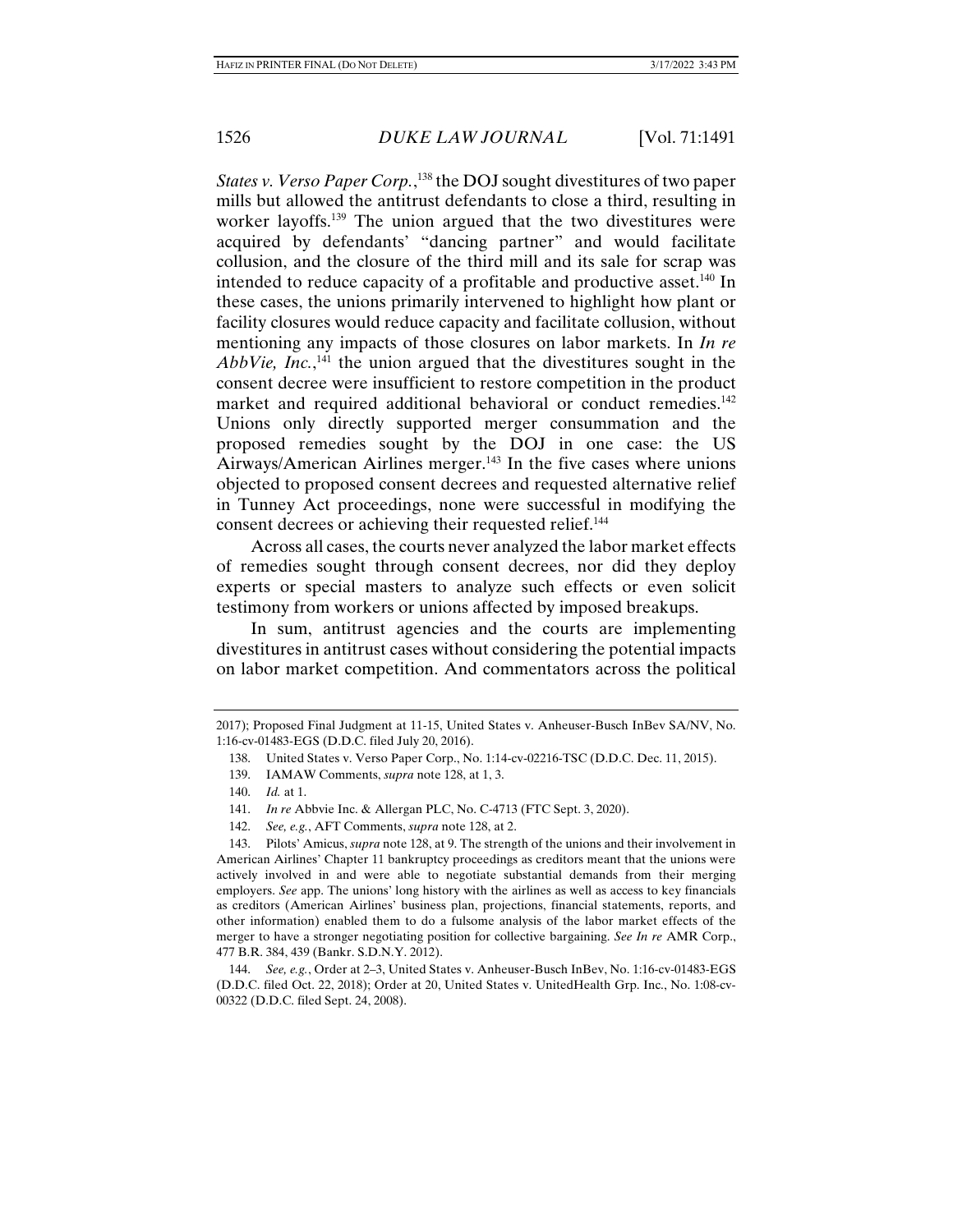*States v. Verso Paper Corp.*,[138] the DOJ sought divestitures of two paper mills but allowed the antitrust defendants to close a third, resulting in worker layoffs.[139] The union argued that the two divestitures were acquired by defendants' "dancing partner" and would facilitate collusion, and the closure of the third mill and its sale for scrap was intended to reduce capacity of a profitable and productive asset.[140] In these cases, the unions primarily intervened to highlight how plant or facility closures would reduce capacity and facilitate collusion, without mentioning any impacts of those closures on labor markets. In *In re AbbVie, Inc.*,[141] the union argued that the divestitures sought in the consent decree were insufficient to restore competition in the product market and required additional behavioral or conduct remedies.[142] Unions only directly supported merger consummation and the proposed remedies sought by the DOJ in one case: the US Airways/American Airlines merger.[143] In the five cases where unions objected to proposed consent decrees and requested alternative relief in Tunney Act proceedings, none were successful in modifying the consent decrees or achieving their requested relief.[144]

Across all cases, the courts never analyzed the labor market effects of remedies sought through consent decrees, nor did they deploy experts or special masters to analyze such effects or even solicit testimony from workers or unions affected by imposed breakups.

In sum, antitrust agencies and the courts are implementing divestitures in antitrust cases without considering the potential impacts on labor market competition. And commentators across the political

---

2017); Proposed Final Judgment at 11-15, United States v. Anheuser-Busch InBev SA/NV, No. 1:16-cv-01483-EGS (D.D.C. filed July 20, 2016).

138. United States v. Verso Paper Corp., No. 1:14-cv-02216-TSC (D.D.C. Dec. 11, 2015).

139. IAMAW Comments, *supra* note 128, at 1, 3.

140. *Id.* at 1.

141. *In re* Abbvie Inc. & Allergan PLC, No. C-4713 (FTC Sept. 3, 2020).

142. *See, e.g.*, AFT Comments, *supra* note 128, at 2.

143. Pilots' Amicus, *supra* note 128, at 9. The strength of the unions and their involvement in American Airlines' Chapter 11 bankruptcy proceedings as creditors meant that the unions were actively involved in and were able to negotiate substantial demands from their merging employers. *See* app. The unions' long history with the airlines as well as access to key financials as creditors (American Airlines' business plan, projections, financial statements, reports, and other information) enabled them to do a fulsome analysis of the labor market effects of the merger to have a stronger negotiating position for collective bargaining. *See In re* AMR Corp., 477 B.R. 384, 439 (Bankr. S.D.N.Y. 2012).

144. *See, e.g.*, Order at 2–3, United States v. Anheuser-Busch InBev, No. 1:16-cv-01483-EGS (D.D.C. filed Oct. 22, 2018); Order at 20, United States v. UnitedHealth Grp. Inc., No. 1:08-cv-00322 (D.D.C. filed Sept. 24, 2008).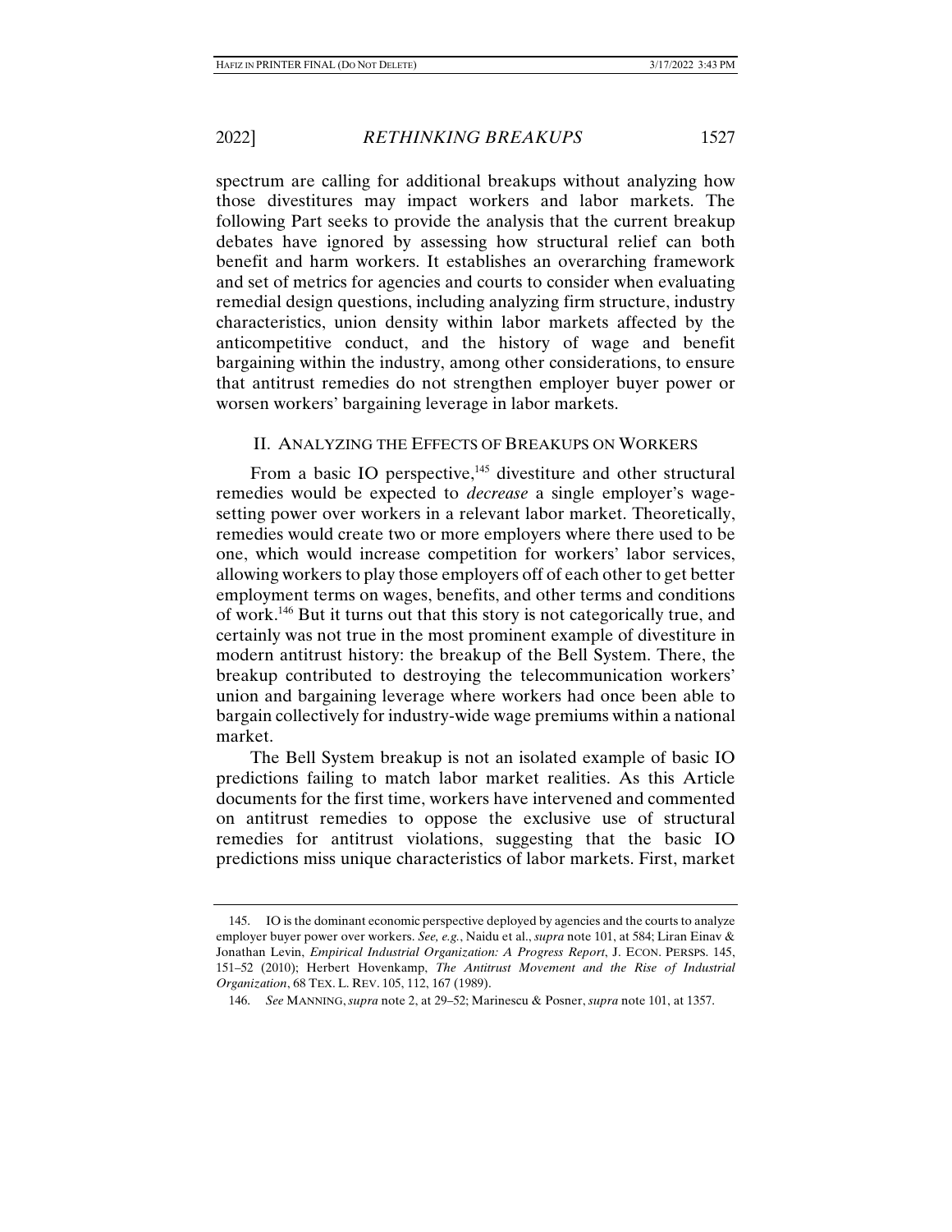spectrum are calling for additional breakups without analyzing how those divestitures may impact workers and labor markets. The following Part seeks to provide the analysis that the current breakup debates have ignored by assessing how structural relief can both benefit and harm workers. It establishes an overarching framework and set of metrics for agencies and courts to consider when evaluating remedial design questions, including analyzing firm structure, industry characteristics, union density within labor markets affected by the anticompetitive conduct, and the history of wage and benefit bargaining within the industry, among other considerations, to ensure that antitrust remedies do not strengthen employer buyer power or worsen workers' bargaining leverage in labor markets.

## II. ANALYZING THE EFFECTS OF BREAKUPS ON WORKERS

From a basic IO perspective,[145] divestiture and other structural remedies would be expected to *decrease* a single employer's wage-setting power over workers in a relevant labor market. Theoretically, remedies would create two or more employers where there used to be one, which would increase competition for workers' labor services, allowing workers to play those employers off of each other to get better employment terms on wages, benefits, and other terms and conditions of work.[146] But it turns out that this story is not categorically true, and certainly was not true in the most prominent example of divestiture in modern antitrust history: the breakup of the Bell System. There, the breakup contributed to destroying the telecommunication workers' union and bargaining leverage where workers had once been able to bargain collectively for industry-wide wage premiums within a national market.

The Bell System breakup is not an isolated example of basic IO predictions failing to match labor market realities. As this Article documents for the first time, workers have intervened and commented on antitrust remedies to oppose the exclusive use of structural remedies for antitrust violations, suggesting that the basic IO predictions miss unique characteristics of labor markets. First, market

---

145. IO is the dominant economic perspective deployed by agencies and the courts to analyze employer buyer power over workers. *See, e.g.*, Naidu et al., *supra* note 101, at 584; Liran Einav & Jonathan Levin, *Empirical Industrial Organization: A Progress Report*, J. ECON. PERSPS. 145, 151–52 (2010); Herbert Hovenkamp, *The Antitrust Movement and the Rise of Industrial Organization*, 68 TEX. L. REV. 105, 112, 167 (1989).

146. *See* MANNING, *supra* note 2, at 29–52; Marinescu & Posner, *supra* note 101, at 1357.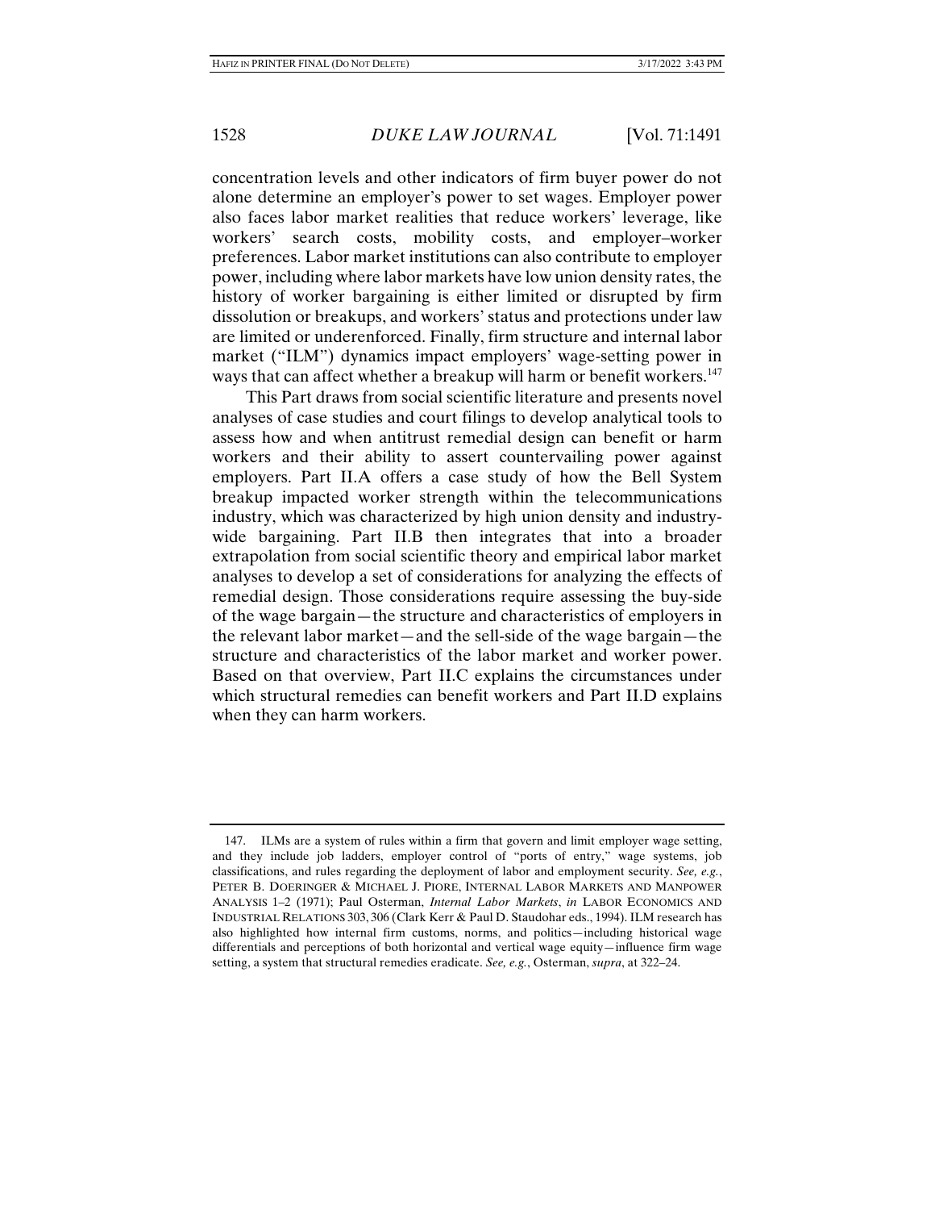concentration levels and other indicators of firm buyer power do not alone determine an employer's power to set wages. Employer power also faces labor market realities that reduce workers' leverage, like workers' search costs, mobility costs, and employer–worker preferences. Labor market institutions can also contribute to employer power, including where labor markets have low union density rates, the history of worker bargaining is either limited or disrupted by firm dissolution or breakups, and workers' status and protections under law are limited or underenforced. Finally, firm structure and internal labor market ("ILM") dynamics impact employers' wage-setting power in ways that can affect whether a breakup will harm or benefit workers.[147]

This Part draws from social scientific literature and presents novel analyses of case studies and court filings to develop analytical tools to assess how and when antitrust remedial design can benefit or harm workers and their ability to assert countervailing power against employers. Part II.A offers a case study of how the Bell System breakup impacted worker strength within the telecommunications industry, which was characterized by high union density and industry-wide bargaining. Part II.B then integrates that into a broader extrapolation from social scientific theory and empirical labor market analyses to develop a set of considerations for analyzing the effects of remedial design. Those considerations require assessing the buy-side of the wage bargain—the structure and characteristics of employers in the relevant labor market—and the sell-side of the wage bargain—the structure and characteristics of the labor market and worker power. Based on that overview, Part II.C explains the circumstances under which structural remedies can benefit workers and Part II.D explains when they can harm workers.

---

147. ILMs are a system of rules within a firm that govern and limit employer wage setting, and they include job ladders, employer control of "ports of entry," wage systems, job classifications, and rules regarding the deployment of labor and employment security. *See, e.g.*, PETER B. DOERINGER & MICHAEL J. PIORE, INTERNAL LABOR MARKETS AND MANPOWER ANALYSIS 1–2 (1971); Paul Osterman, *Internal Labor Markets*, *in* LABOR ECONOMICS AND INDUSTRIAL RELATIONS 303, 306 (Clark Kerr & Paul D. Staudohar eds., 1994). ILM research has also highlighted how internal firm customs, norms, and politics—including historical wage differentials and perceptions of both horizontal and vertical wage equity—influence firm wage setting, a system that structural remedies eradicate. *See, e.g.*, Osterman, *supra*, at 322–24.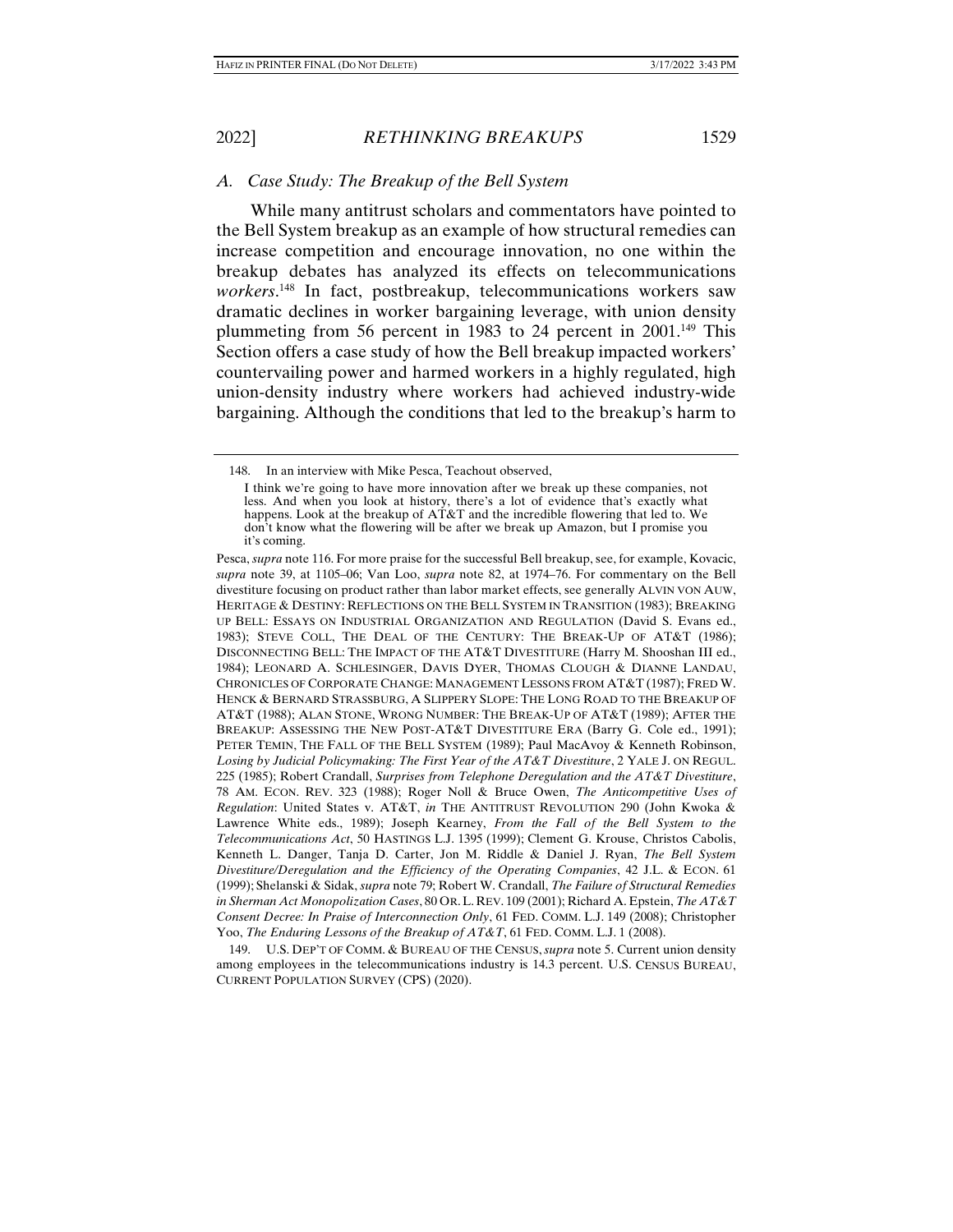### *A. Case Study: The Breakup of the Bell System*

While many antitrust scholars and commentators have pointed to the Bell System breakup as an example of how structural remedies can increase competition and encourage innovation, no one within the breakup debates has analyzed its effects on telecommunications *workers*.[148] In fact, postbreakup, telecommunications workers saw dramatic declines in worker bargaining leverage, with union density plummeting from 56 percent in 1983 to 24 percent in 2001.[149] This Section offers a case study of how the Bell breakup impacted workers' countervailing power and harmed workers in a highly regulated, high union-density industry where workers had achieved industry-wide bargaining. Although the conditions that led to the breakup's harm to

---

148. In an interview with Mike Pesca, Teachout observed,

> I think we're going to have more innovation after we break up these companies, not less. And when you look at history, there's a lot of evidence that's exactly what happens. Look at the breakup of AT&T and the incredible flowering that led to. We don't know what the flowering will be after we break up Amazon, but I promise you it's coming.

Pesca, *supra* note 116. For more praise for the successful Bell breakup, see, for example, Kovacic, *supra* note 39, at 1105–06; Van Loo, *supra* note 82, at 1974–76. For commentary on the Bell divestiture focusing on product rather than labor market effects, see generally ALVIN VON AUW, HERITAGE & DESTINY: REFLECTIONS ON THE BELL SYSTEM IN TRANSITION (1983); BREAKING UP BELL: ESSAYS ON INDUSTRIAL ORGANIZATION AND REGULATION (David S. Evans ed., 1983); STEVE COLL, THE DEAL OF THE CENTURY: THE BREAK-UP OF AT&T (1986); DISCONNECTING BELL: THE IMPACT OF THE AT&T DIVESTITURE (Harry M. Shooshan III ed., 1984); LEONARD A. SCHLESINGER, DAVIS DYER, THOMAS CLOUGH & DIANNE LANDAU, CHRONICLES OF CORPORATE CHANGE: MANAGEMENT LESSONS FROM AT&T (1987); FRED W. HENCK & BERNARD STRASSBURG, A SLIPPERY SLOPE: THE LONG ROAD TO THE BREAKUP OF AT&T (1988); ALAN STONE, WRONG NUMBER: THE BREAK-UP OF AT&T (1989); AFTER THE BREAKUP: ASSESSING THE NEW POST-AT&T DIVESTITURE ERA (Barry G. Cole ed., 1991); PETER TEMIN, THE FALL OF THE BELL SYSTEM (1989); Paul MacAvoy & Kenneth Robinson, *Losing by Judicial Policymaking: The First Year of the AT&T Divestiture*, 2 YALE J. ON REGUL. 225 (1985); Robert Crandall, *Surprises from Telephone Deregulation and the AT&T Divestiture*, 78 AM. ECON. REV. 323 (1988); Roger Noll & Bruce Owen, *The Anticompetitive Uses of Regulation*: United States v. AT&T, *in* THE ANTITRUST REVOLUTION 290 (John Kwoka & Lawrence White eds., 1989); Joseph Kearney, *From the Fall of the Bell System to the Telecommunications Act*, 50 HASTINGS L.J. 1395 (1999); Clement G. Krouse, Christos Cabolis, Kenneth L. Danger, Tanja D. Carter, Jon M. Riddle & Daniel J. Ryan, *The Bell System Divestiture/Deregulation and the Efficiency of the Operating Companies*, 42 J.L. & ECON. 61 (1999); Shelanski & Sidak, *supra* note 79; Robert W. Crandall, *The Failure of Structural Remedies in Sherman Act Monopolization Cases*, 80 OR. L. REV. 109 (2001); Richard A. Epstein, *The AT&T Consent Decree: In Praise of Interconnection Only*, 61 FED. COMM. L.J. 149 (2008); Christopher Yoo, *The Enduring Lessons of the Breakup of AT&T*, 61 FED. COMM. L.J. 1 (2008).

149. U.S. DEP'T OF COMM. & BUREAU OF THE CENSUS, *supra* note 5. Current union density among employees in the telecommunications industry is 14.3 percent. U.S. CENSUS BUREAU, CURRENT POPULATION SURVEY (CPS) (2020).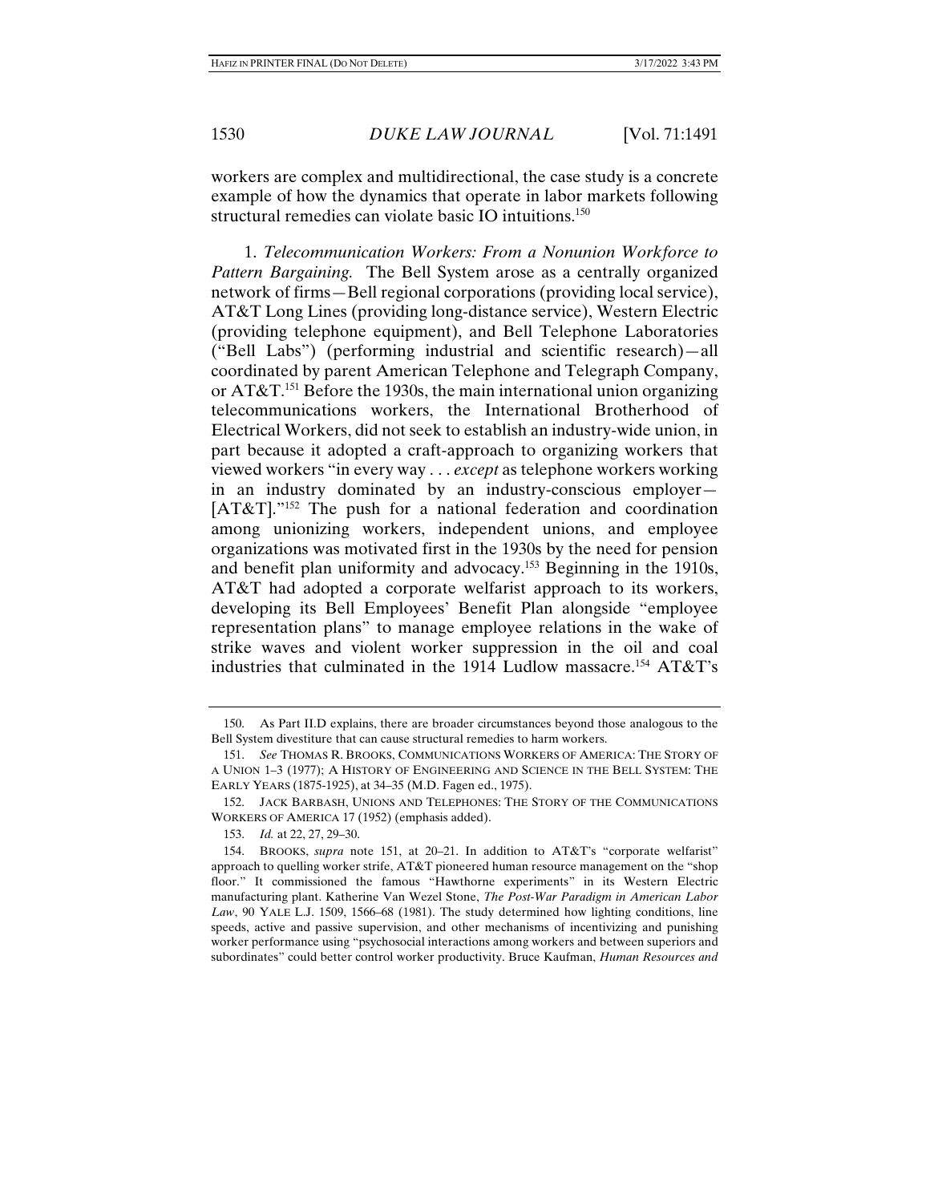workers are complex and multidirectional, the case study is a concrete example of how the dynamics that operate in labor markets following structural remedies can violate basic IO intuitions.[150]

1. *Telecommunication Workers: From a Nonunion Workforce to Pattern Bargaining.* The Bell System arose as a centrally organized network of firms—Bell regional corporations (providing local service), AT&T Long Lines (providing long-distance service), Western Electric (providing telephone equipment), and Bell Telephone Laboratories ("Bell Labs") (performing industrial and scientific research)—all coordinated by parent American Telephone and Telegraph Company, or AT&T.[151] Before the 1930s, the main international union organizing telecommunications workers, the International Brotherhood of Electrical Workers, did not seek to establish an industry-wide union, in part because it adopted a craft-approach to organizing workers that viewed workers "in every way . . . *except* as telephone workers working in an industry dominated by an industry-conscious employer—[AT&T]."[152] The push for a national federation and coordination among unionizing workers, independent unions, and employee organizations was motivated first in the 1930s by the need for pension and benefit plan uniformity and advocacy.[153] Beginning in the 1910s, AT&T had adopted a corporate welfarist approach to its workers, developing its Bell Employees' Benefit Plan alongside "employee representation plans" to manage employee relations in the wake of strike waves and violent worker suppression in the oil and coal industries that culminated in the 1914 Ludlow massacre.[154] AT&T's

---

150. As Part II.D explains, there are broader circumstances beyond those analogous to the Bell System divestiture that can cause structural remedies to harm workers.

151. *See* THOMAS R. BROOKS, COMMUNICATIONS WORKERS OF AMERICA: THE STORY OF A UNION 1–3 (1977); A HISTORY OF ENGINEERING AND SCIENCE IN THE BELL SYSTEM: THE EARLY YEARS (1875-1925), at 34–35 (M.D. Fagen ed., 1975).

152. JACK BARBASH, UNIONS AND TELEPHONES: THE STORY OF THE COMMUNICATIONS WORKERS OF AMERICA 17 (1952) (emphasis added).

153. *Id.* at 22, 27, 29–30.

154. BROOKS, *supra* note 151, at 20–21. In addition to AT&T's "corporate welfarist" approach to quelling worker strife, AT&T pioneered human resource management on the "shop floor." It commissioned the famous "Hawthorne experiments" in its Western Electric manufacturing plant. Katherine Van Wezel Stone, *The Post-War Paradigm in American Labor Law*, 90 YALE L.J. 1509, 1566–68 (1981). The study determined how lighting conditions, line speeds, active and passive supervision, and other mechanisms of incentivizing and punishing worker performance using "psychosocial interactions among workers and between superiors and subordinates" could better control worker productivity. Bruce Kaufman, *Human Resources and*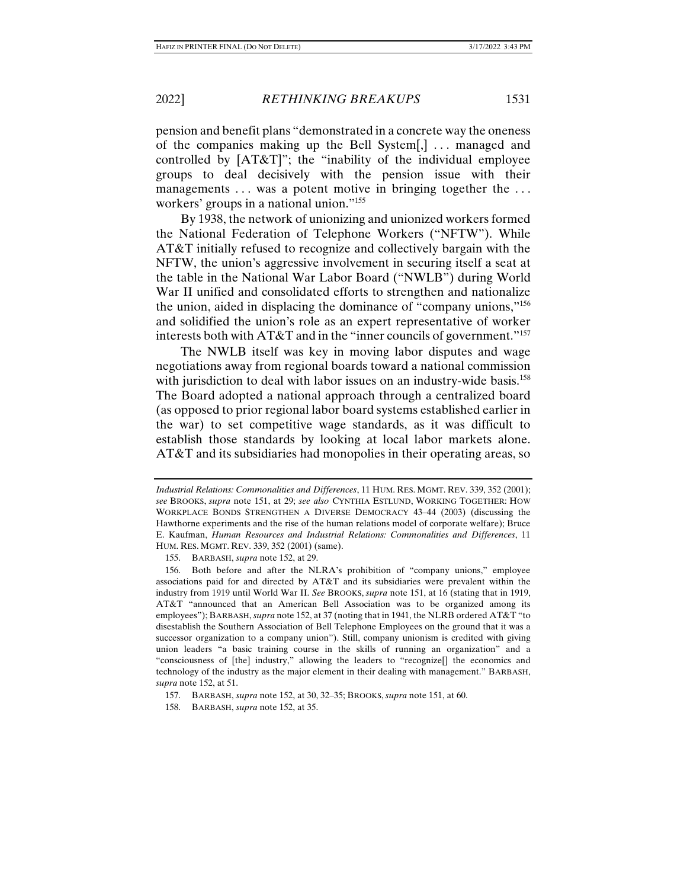pension and benefit plans "demonstrated in a concrete way the oneness of the companies making up the Bell System[,] . . . managed and controlled by [AT&T]"; the "inability of the individual employee groups to deal decisively with the pension issue with their managements . . . was a potent motive in bringing together the . . . workers' groups in a national union."[155]

By 1938, the network of unionizing and unionized workers formed the National Federation of Telephone Workers ("NFTW"). While AT&T initially refused to recognize and collectively bargain with the NFTW, the union's aggressive involvement in securing itself a seat at the table in the National War Labor Board ("NWLB") during World War II unified and consolidated efforts to strengthen and nationalize the union, aided in displacing the dominance of "company unions,"[156] and solidified the union's role as an expert representative of worker interests both with AT&T and in the "inner councils of government."[157]

The NWLB itself was key in moving labor disputes and wage negotiations away from regional boards toward a national commission with jurisdiction to deal with labor issues on an industry-wide basis.[158] The Board adopted a national approach through a centralized board (as opposed to prior regional labor board systems established earlier in the war) to set competitive wage standards, as it was difficult to establish those standards by looking at local labor markets alone. AT&T and its subsidiaries had monopolies in their operating areas, so

---

*Industrial Relations: Commonalities and Differences*, 11 HUM. RES. MGMT. REV. 339, 352 (2001); *see* BROOKS, *supra* note 151, at 29; *see also* CYNTHIA ESTLUND, WORKING TOGETHER: HOW WORKPLACE BONDS STRENGTHEN A DIVERSE DEMOCRACY 43–44 (2003) (discussing the Hawthorne experiments and the rise of the human relations model of corporate welfare); Bruce E. Kaufman, *Human Resources and Industrial Relations: Commonalities and Differences*, 11 HUM. RES. MGMT. REV. 339, 352 (2001) (same).

155. BARBASH, *supra* note 152, at 29.

156. Both before and after the NLRA's prohibition of "company unions," employee associations paid for and directed by AT&T and its subsidiaries were prevalent within the industry from 1919 until World War II. *See* BROOKS, *supra* note 151, at 16 (stating that in 1919, AT&T "announced that an American Bell Association was to be organized among its employees"); BARBASH, *supra* note 152, at 37 (noting that in 1941, the NLRB ordered AT&T "to disestablish the Southern Association of Bell Telephone Employees on the ground that it was a successor organization to a company union"). Still, company unionism is credited with giving union leaders "a basic training course in the skills of running an organization" and a "consciousness of [the] industry," allowing the leaders to "recognize[] the economics and technology of the industry as the major element in their dealing with management." BARBASH, *supra* note 152, at 51.

157. BARBASH, *supra* note 152, at 30, 32–35; BROOKS, *supra* note 151, at 60.

158. BARBASH, *supra* note 152, at 35.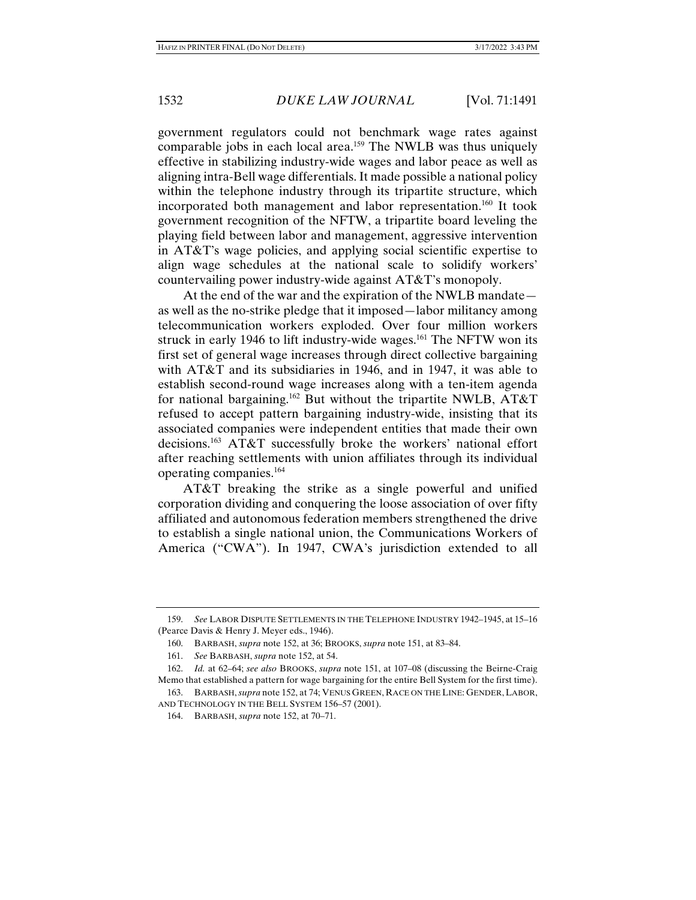government regulators could not benchmark wage rates against comparable jobs in each local area.[159] The NWLB was thus uniquely effective in stabilizing industry-wide wages and labor peace as well as aligning intra-Bell wage differentials. It made possible a national policy within the telephone industry through its tripartite structure, which incorporated both management and labor representation.[160] It took government recognition of the NFTW, a tripartite board leveling the playing field between labor and management, aggressive intervention in AT&T's wage policies, and applying social scientific expertise to align wage schedules at the national scale to solidify workers' countervailing power industry-wide against AT&T's monopoly.

At the end of the war and the expiration of the NWLB mandate—as well as the no-strike pledge that it imposed—labor militancy among telecommunication workers exploded. Over four million workers struck in early 1946 to lift industry-wide wages.[161] The NFTW won its first set of general wage increases through direct collective bargaining with AT&T and its subsidiaries in 1946, and in 1947, it was able to establish second-round wage increases along with a ten-item agenda for national bargaining.[162] But without the tripartite NWLB, AT&T refused to accept pattern bargaining industry-wide, insisting that its associated companies were independent entities that made their own decisions.[163] AT&T successfully broke the workers' national effort after reaching settlements with union affiliates through its individual operating companies.[164]

AT&T breaking the strike as a single powerful and unified corporation dividing and conquering the loose association of over fifty affiliated and autonomous federation members strengthened the drive to establish a single national union, the Communications Workers of America ("CWA"). In 1947, CWA's jurisdiction extended to all

---

159. *See* LABOR DISPUTE SETTLEMENTS IN THE TELEPHONE INDUSTRY 1942–1945, at 15–16 (Pearce Davis & Henry J. Meyer eds., 1946).

160. BARBASH, *supra* note 152, at 36; BROOKS, *supra* note 151, at 83–84.

161. *See* BARBASH, *supra* note 152, at 54.

162. *Id.* at 62–64; *see also* BROOKS, *supra* note 151, at 107–08 (discussing the Beirne-Craig Memo that established a pattern for wage bargaining for the entire Bell System for the first time).

163. BARBASH, *supra* note 152, at 74; VENUS GREEN, RACE ON THE LINE: GENDER, LABOR, AND TECHNOLOGY IN THE BELL SYSTEM 156–57 (2001).

164. BARBASH, *supra* note 152, at 70–71.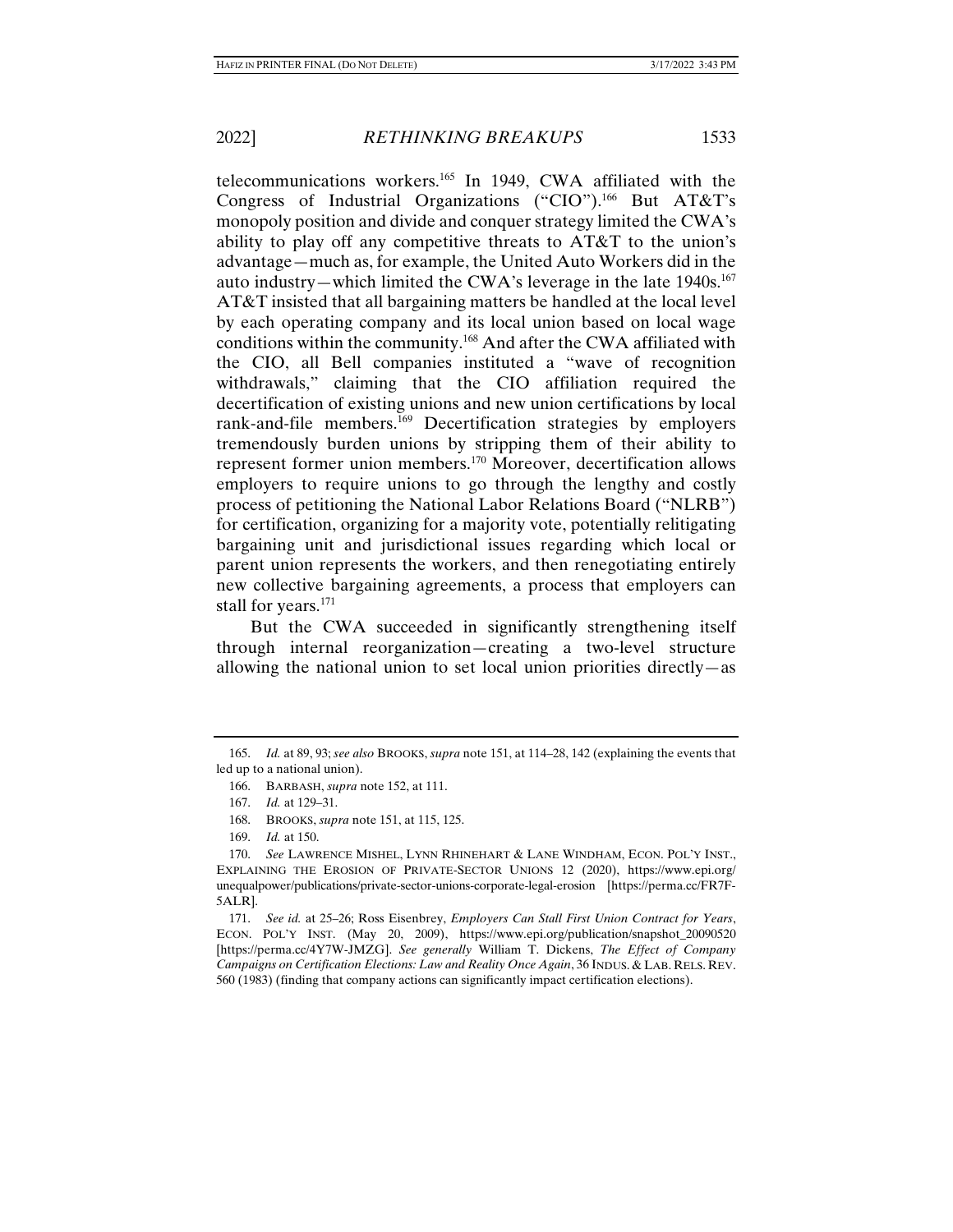telecommunications workers.[165] In 1949, CWA affiliated with the Congress of Industrial Organizations ("CIO").[166] But AT&T's monopoly position and divide and conquer strategy limited the CWA's ability to play off any competitive threats to AT&T to the union's advantage—much as, for example, the United Auto Workers did in the auto industry—which limited the CWA's leverage in the late 1940s.[167] AT&T insisted that all bargaining matters be handled at the local level by each operating company and its local union based on local wage conditions within the community.[168] And after the CWA affiliated with the CIO, all Bell companies instituted a "wave of recognition withdrawals," claiming that the CIO affiliation required the decertification of existing unions and new union certifications by local rank-and-file members.[169] Decertification strategies by employers tremendously burden unions by stripping them of their ability to represent former union members.[170] Moreover, decertification allows employers to require unions to go through the lengthy and costly process of petitioning the National Labor Relations Board ("NLRB") for certification, organizing for a majority vote, potentially relitigating bargaining unit and jurisdictional issues regarding which local or parent union represents the workers, and then renegotiating entirely new collective bargaining agreements, a process that employers can stall for years.[171]

But the CWA succeeded in significantly strengthening itself through internal reorganization—creating a two-level structure allowing the national union to set local union priorities directly—as

---

165. *Id.* at 89, 93; *see also* BROOKS, *supra* note 151, at 114–28, 142 (explaining the events that led up to a national union).

166. BARBASH, *supra* note 152, at 111.

167. *Id.* at 129–31.

168. BROOKS, *supra* note 151, at 115, 125.

169. *Id.* at 150.

170. *See* LAWRENCE MISHEL, LYNN RHINEHART & LANE WINDHAM, ECON. POL'Y INST., EXPLAINING THE EROSION OF PRIVATE-SECTOR UNIONS 12 (2020), https://www.epi.org/unequalpower/publications/private-sector-unions-corporate-legal-erosion [https://perma.cc/FR7F-5ALR].

171. *See id.* at 25–26; Ross Eisenbrey, *Employers Can Stall First Union Contract for Years*, ECON. POL'Y INST. (May 20, 2009), https://www.epi.org/publication/snapshot_20090520 [https://perma.cc/4Y7W-JMZG]. *See generally* William T. Dickens, *The Effect of Company Campaigns on Certification Elections: Law and Reality Once Again*, 36 INDUS. & LAB. RELS. REV. 560 (1983) (finding that company actions can significantly impact certification elections).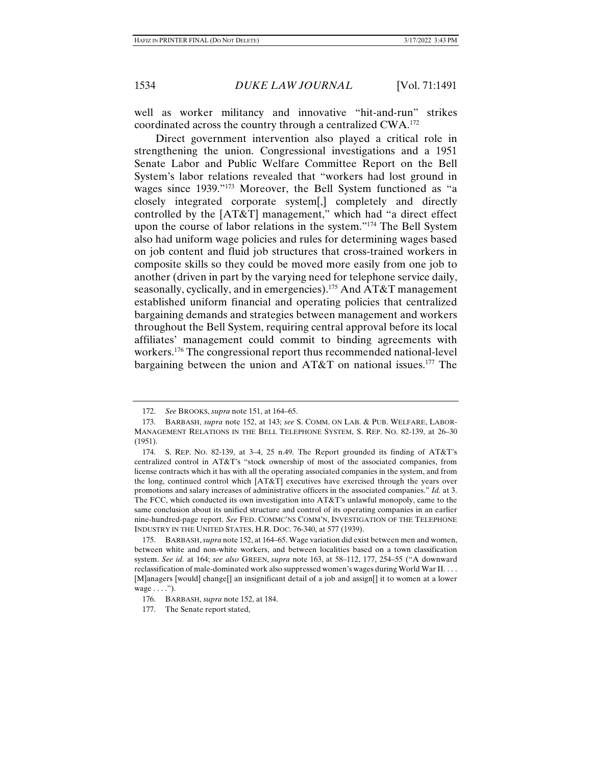well as worker militancy and innovative "hit-and-run" strikes coordinated across the country through a centralized CWA.[172]

Direct government intervention also played a critical role in strengthening the union. Congressional investigations and a 1951 Senate Labor and Public Welfare Committee Report on the Bell System's labor relations revealed that "workers had lost ground in wages since 1939."[173] Moreover, the Bell System functioned as "a closely integrated corporate system[,] completely and directly controlled by the [AT&T] management," which had "a direct effect upon the course of labor relations in the system."[174] The Bell System also had uniform wage policies and rules for determining wages based on job content and fluid job structures that cross-trained workers in composite skills so they could be moved more easily from one job to another (driven in part by the varying need for telephone service daily, seasonally, cyclically, and in emergencies).[175] And AT&T management established uniform financial and operating policies that centralized bargaining demands and strategies between management and workers throughout the Bell System, requiring central approval before its local affiliates' management could commit to binding agreements with workers.[176] The congressional report thus recommended national-level bargaining between the union and AT&T on national issues.[177] The

---

172. *See* BROOKS, *supra* note 151, at 164–65.

173. BARBASH, *supra* note 152, at 143; *see* S. COMM. ON LAB. & PUB. WELFARE, LABOR-MANAGEMENT RELATIONS IN THE BELL TELEPHONE SYSTEM, S. REP. NO. 82-139, at 26–30 (1951).

174. S. REP. NO. 82-139, at 3–4, 25 n.49. The Report grounded its finding of AT&T's centralized control in AT&T's "stock ownership of most of the associated companies, from license contracts which it has with all the operating associated companies in the system, and from the long, continued control which [AT&T] executives have exercised through the years over promotions and salary increases of administrative officers in the associated companies." *Id.* at 3. The FCC, which conducted its own investigation into AT&T's unlawful monopoly, came to the same conclusion about its unified structure and control of its operating companies in an earlier nine-hundred-page report. *See* FED. COMMC'NS COMM'N, INVESTIGATION OF THE TELEPHONE INDUSTRY IN THE UNITED STATES, H.R. DOC. 76-340, at 577 (1939).

175. BARBASH, *supra* note 152, at 164–65. Wage variation did exist between men and women, between white and non-white workers, and between localities based on a town classification system. *See id.* at 164; *see also* GREEN, *supra* note 163, at 58–112, 177, 254–55 ("A downward reclassification of male-dominated work also suppressed women's wages during World War II. . . . [M]anagers [would] change[] an insignificant detail of a job and assign[] it to women at a lower wage . . . .").

176. BARBASH, *supra* note 152, at 184.

177. The Senate report stated,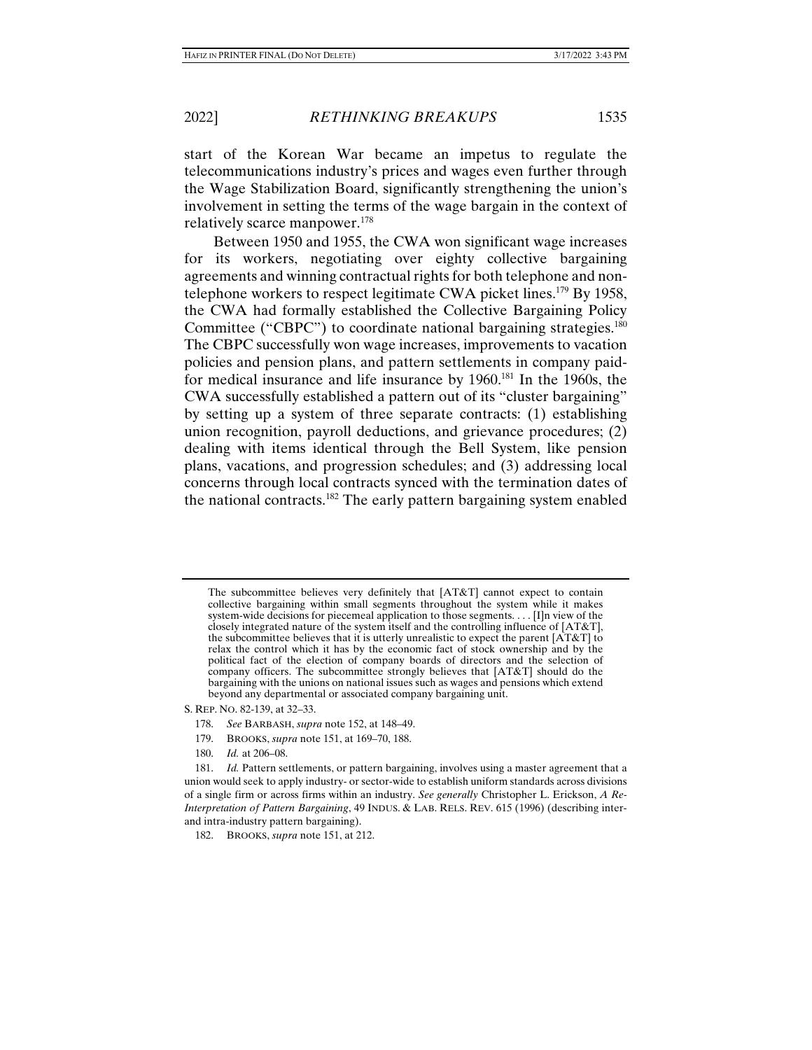start of the Korean War became an impetus to regulate the telecommunications industry's prices and wages even further through the Wage Stabilization Board, significantly strengthening the union's involvement in setting the terms of the wage bargain in the context of relatively scarce manpower.[178]

Between 1950 and 1955, the CWA won significant wage increases for its workers, negotiating over eighty collective bargaining agreements and winning contractual rights for both telephone and non-telephone workers to respect legitimate CWA picket lines.[179] By 1958, the CWA had formally established the Collective Bargaining Policy Committee ("CBPC") to coordinate national bargaining strategies.[180] The CBPC successfully won wage increases, improvements to vacation policies and pension plans, and pattern settlements in company paid-for medical insurance and life insurance by 1960.[181] In the 1960s, the CWA successfully established a pattern out of its "cluster bargaining" by setting up a system of three separate contracts: (1) establishing union recognition, payroll deductions, and grievance procedures; (2) dealing with items identical through the Bell System, like pension plans, vacations, and progression schedules; and (3) addressing local concerns through local contracts synced with the termination dates of the national contracts.[182] The early pattern bargaining system enabled

---

> The subcommittee believes very definitely that [AT&T] cannot expect to contain collective bargaining within small segments throughout the system while it makes system-wide decisions for piecemeal application to those segments. . . . [I]n view of the closely integrated nature of the system itself and the controlling influence of [AT&T], the subcommittee believes that it is utterly unrealistic to expect the parent [AT&T] to relax the control which it has by the economic fact of stock ownership and by the political fact of the election of company boards of directors and the selection of company officers. The subcommittee strongly believes that [AT&T] should do the bargaining with the unions on national issues such as wages and pensions which extend beyond any departmental or associated company bargaining unit.

S. REP. NO. 82-139, at 32–33.

178. *See* BARBASH, *supra* note 152, at 148–49.

179. BROOKS, *supra* note 151, at 169–70, 188.

180. *Id.* at 206–08.

181. *Id.* Pattern settlements, or pattern bargaining, involves using a master agreement that a union would seek to apply industry- or sector-wide to establish uniform standards across divisions of a single firm or across firms within an industry. *See generally* Christopher L. Erickson, *A Re-Interpretation of Pattern Bargaining*, 49 INDUS. & LAB. RELS. REV. 615 (1996) (describing inter- and intra-industry pattern bargaining).

182. BROOKS, *supra* note 151, at 212.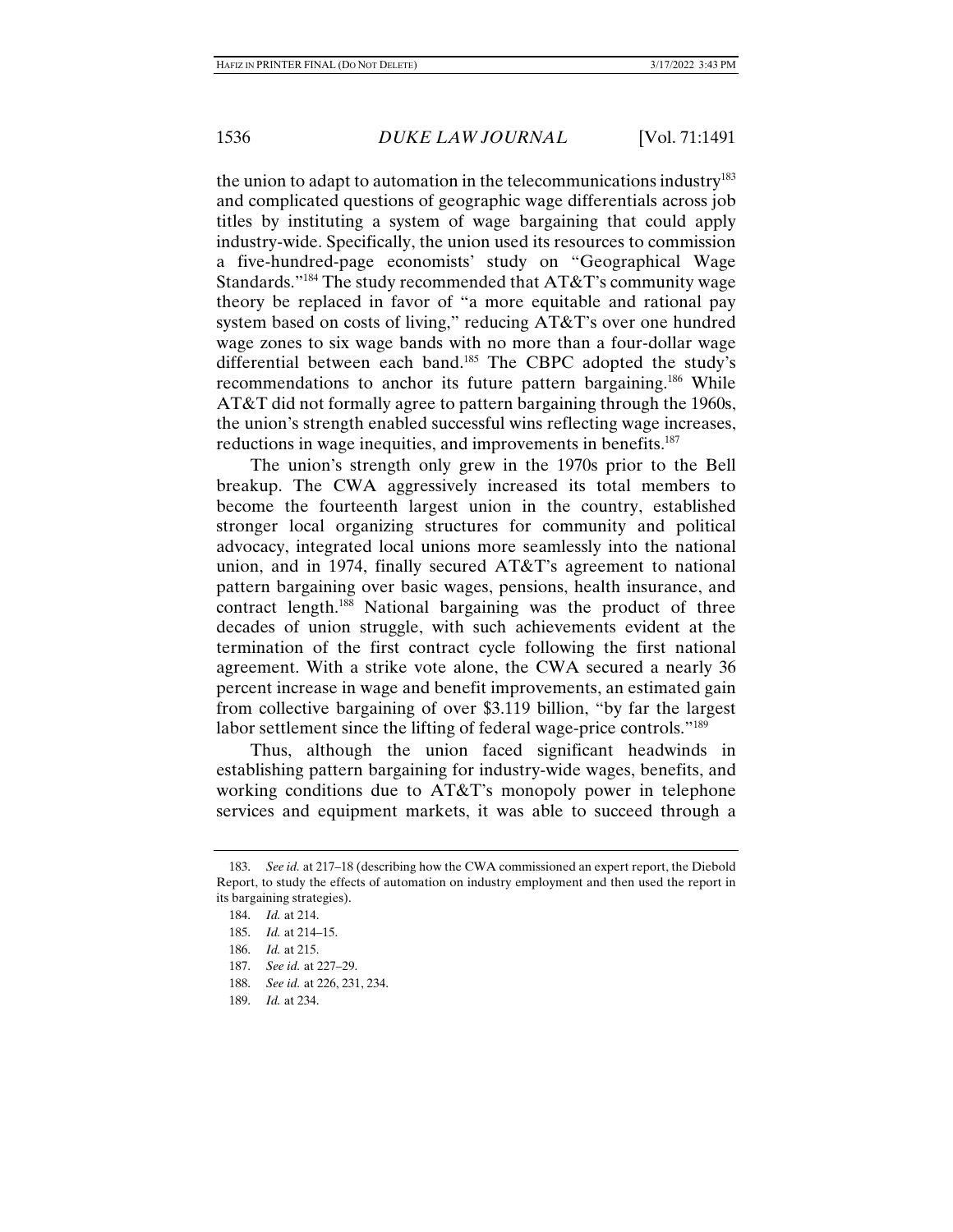the union to adapt to automation in the telecommunications industry[183] and complicated questions of geographic wage differentials across job titles by instituting a system of wage bargaining that could apply industry-wide. Specifically, the union used its resources to commission a five-hundred-page economists' study on "Geographical Wage Standards."[184] The study recommended that AT&T's community wage theory be replaced in favor of "a more equitable and rational pay system based on costs of living," reducing AT&T's over one hundred wage zones to six wage bands with no more than a four-dollar wage differential between each band.[185] The CBPC adopted the study's recommendations to anchor its future pattern bargaining.[186] While AT&T did not formally agree to pattern bargaining through the 1960s, the union's strength enabled successful wins reflecting wage increases, reductions in wage inequities, and improvements in benefits.[187]

The union's strength only grew in the 1970s prior to the Bell breakup. The CWA aggressively increased its total members to become the fourteenth largest union in the country, established stronger local organizing structures for community and political advocacy, integrated local unions more seamlessly into the national union, and in 1974, finally secured AT&T's agreement to national pattern bargaining over basic wages, pensions, health insurance, and contract length.[188] National bargaining was the product of three decades of union struggle, with such achievements evident at the termination of the first contract cycle following the first national agreement. With a strike vote alone, the CWA secured a nearly 36 percent increase in wage and benefit improvements, an estimated gain from collective bargaining of over $3.119 billion, "by far the largest labor settlement since the lifting of federal wage-price controls."[189]

Thus, although the union faced significant headwinds in establishing pattern bargaining for industry-wide wages, benefits, and working conditions due to AT&T's monopoly power in telephone services and equipment markets, it was able to succeed through a

---

183. *See id.* at 217–18 (describing how the CWA commissioned an expert report, the Diebold Report, to study the effects of automation on industry employment and then used the report in its bargaining strategies).

184. *Id.* at 214.

185. *Id.* at 214–15.

186. *Id.* at 215.

187. *See id.* at 227–29.

188. *See id.* at 226, 231, 234.

189. *Id.* at 234.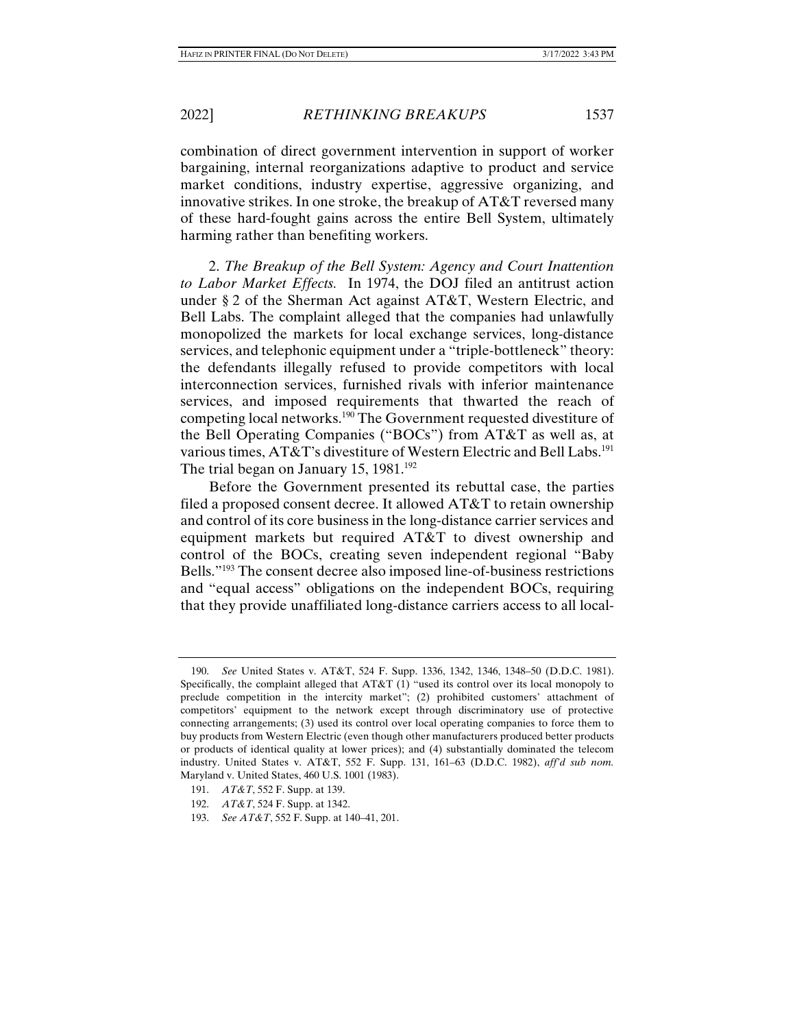combination of direct government intervention in support of worker bargaining, internal reorganizations adaptive to product and service market conditions, industry expertise, aggressive organizing, and innovative strikes. In one stroke, the breakup of AT&T reversed many of these hard-fought gains across the entire Bell System, ultimately harming rather than benefiting workers.

2. *The Breakup of the Bell System: Agency and Court Inattention to Labor Market Effects.* In 1974, the DOJ filed an antitrust action under § 2 of the Sherman Act against AT&T, Western Electric, and Bell Labs. The complaint alleged that the companies had unlawfully monopolized the markets for local exchange services, long-distance services, and telephonic equipment under a "triple-bottleneck" theory: the defendants illegally refused to provide competitors with local interconnection services, furnished rivals with inferior maintenance services, and imposed requirements that thwarted the reach of competing local networks.[190] The Government requested divestiture of the Bell Operating Companies ("BOCs") from AT&T as well as, at various times, AT&T's divestiture of Western Electric and Bell Labs.[191] The trial began on January 15, 1981.[192]

Before the Government presented its rebuttal case, the parties filed a proposed consent decree. It allowed AT&T to retain ownership and control of its core business in the long-distance carrier services and equipment markets but required AT&T to divest ownership and control of the BOCs, creating seven independent regional "Baby Bells."[193] The consent decree also imposed line-of-business restrictions and "equal access" obligations on the independent BOCs, requiring that they provide unaffiliated long-distance carriers access to all local-

---

190. *See* United States v. AT&T, 524 F. Supp. 1336, 1342, 1346, 1348–50 (D.D.C. 1981). Specifically, the complaint alleged that AT&T (1) "used its control over its local monopoly to preclude competition in the intercity market"; (2) prohibited customers' attachment of competitors' equipment to the network except through discriminatory use of protective connecting arrangements; (3) used its control over local operating companies to force them to buy products from Western Electric (even though other manufacturers produced better products or products of identical quality at lower prices); and (4) substantially dominated the telecom industry. United States v. AT&T, 552 F. Supp. 131, 161–63 (D.D.C. 1982), *aff'd sub nom.* Maryland v. United States, 460 U.S. 1001 (1983).

191. *AT&T*, 552 F. Supp. at 139.

192. *AT&T*, 524 F. Supp. at 1342.

193. *See AT&T*, 552 F. Supp. at 140–41, 201.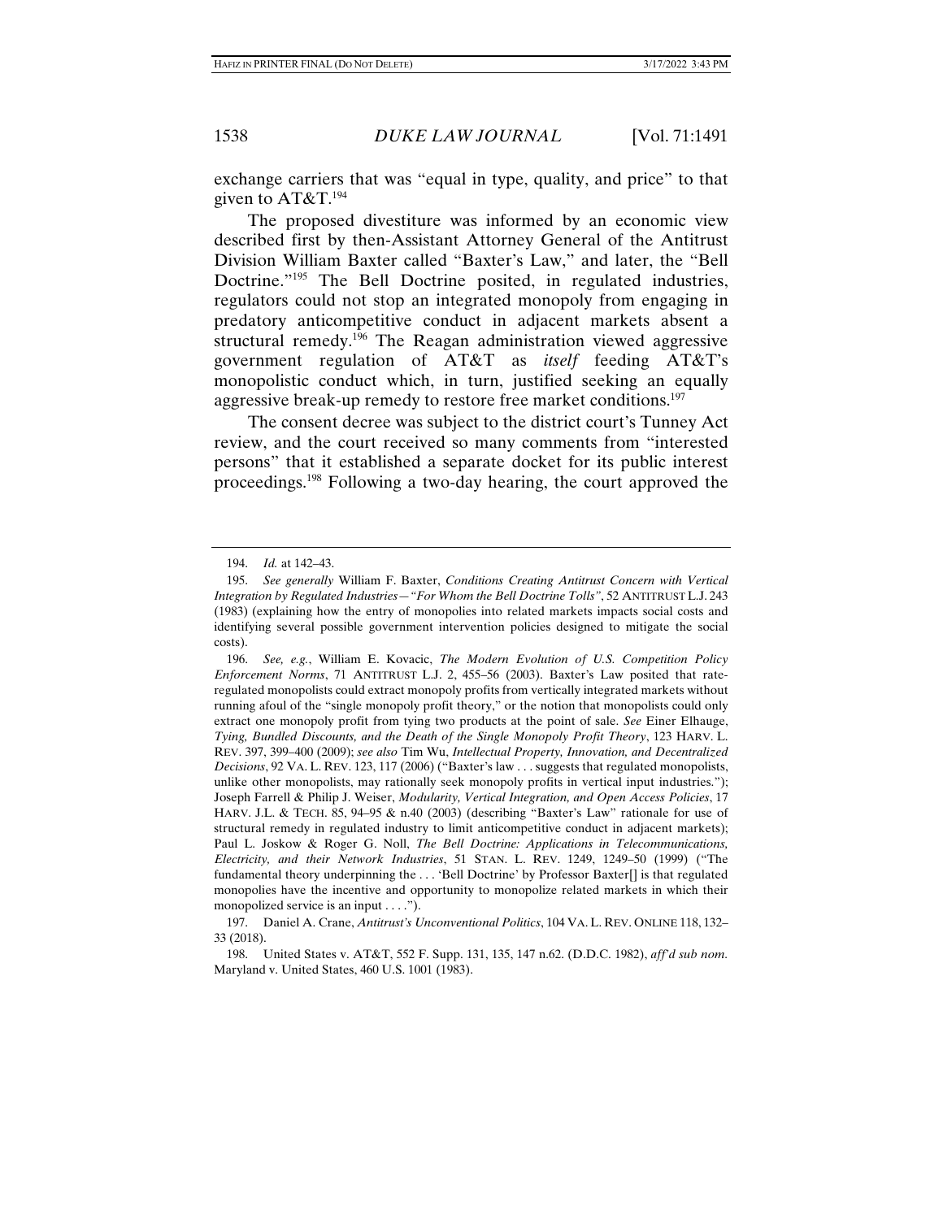exchange carriers that was "equal in type, quality, and price" to that given to AT&T.[194]

The proposed divestiture was informed by an economic view described first by then-Assistant Attorney General of the Antitrust Division William Baxter called "Baxter's Law," and later, the "Bell Doctrine."[195] The Bell Doctrine posited, in regulated industries, regulators could not stop an integrated monopoly from engaging in predatory anticompetitive conduct in adjacent markets absent a structural remedy.[196] The Reagan administration viewed aggressive government regulation of AT&T as *itself* feeding AT&T's monopolistic conduct which, in turn, justified seeking an equally aggressive break-up remedy to restore free market conditions.[197]

The consent decree was subject to the district court's Tunney Act review, and the court received so many comments from "interested persons" that it established a separate docket for its public interest proceedings.[198] Following a two-day hearing, the court approved the

---

194. *Id.* at 142–43.

195. *See generally* William F. Baxter, *Conditions Creating Antitrust Concern with Vertical Integration by Regulated Industries—"For Whom the Bell Doctrine Tolls"*, 52 ANTITRUST L.J. 243 (1983) (explaining how the entry of monopolies into related markets impacts social costs and identifying several possible government intervention policies designed to mitigate the social costs).

196. *See, e.g.*, William E. Kovacic, *The Modern Evolution of U.S. Competition Policy Enforcement Norms*, 71 ANTITRUST L.J. 2, 455–56 (2003). Baxter's Law posited that rate-regulated monopolists could extract monopoly profits from vertically integrated markets without running afoul of the "single monopoly profit theory," or the notion that monopolists could only extract one monopoly profit from tying two products at the point of sale. *See* Einer Elhauge, *Tying, Bundled Discounts, and the Death of the Single Monopoly Profit Theory*, 123 HARV. L. REV. 397, 399–400 (2009); *see also* Tim Wu, *Intellectual Property, Innovation, and Decentralized Decisions*, 92 VA. L. REV. 123, 117 (2006) ("Baxter's law . . . suggests that regulated monopolists, unlike other monopolists, may rationally seek monopoly profits in vertical input industries."); Joseph Farrell & Philip J. Weiser, *Modularity, Vertical Integration, and Open Access Policies*, 17 HARV. J.L. & TECH. 85, 94–95 & n.40 (2003) (describing "Baxter's Law" rationale for use of structural remedy in regulated industry to limit anticompetitive conduct in adjacent markets); Paul L. Joskow & Roger G. Noll, *The Bell Doctrine: Applications in Telecommunications, Electricity, and their Network Industries*, 51 STAN. L. REV. 1249, 1249–50 (1999) ("The fundamental theory underpinning the . . . 'Bell Doctrine' by Professor Baxter[] is that regulated monopolies have the incentive and opportunity to monopolize related markets in which their monopolized service is an input . . . .").

197. Daniel A. Crane, *Antitrust's Unconventional Politics*, 104 VA. L. REV. ONLINE 118, 132–33 (2018).

198. United States v. AT&T, 552 F. Supp. 131, 135, 147 n.62. (D.D.C. 1982), *aff'd sub nom.* Maryland v. United States, 460 U.S. 1001 (1983).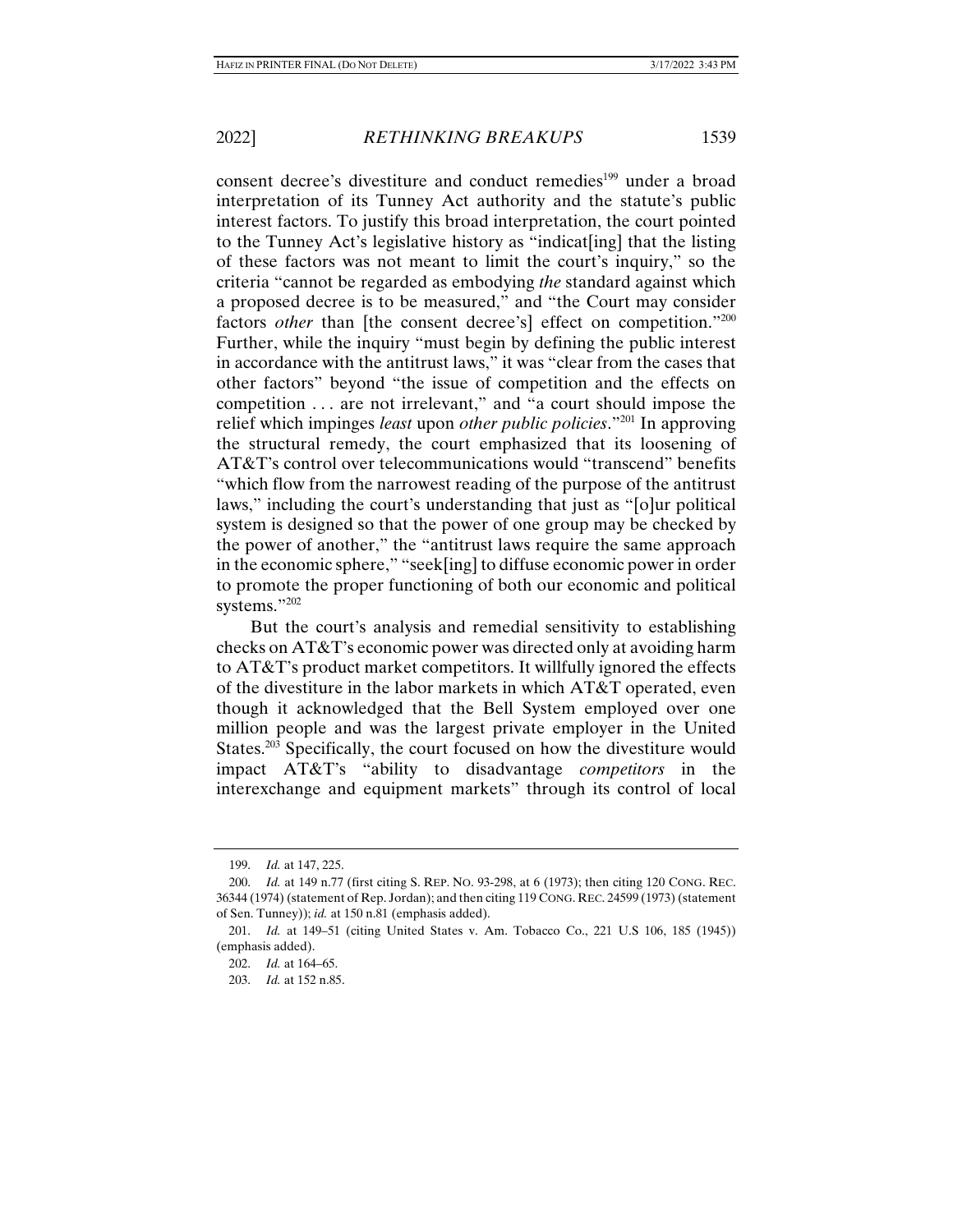consent decree's divestiture and conduct remedies[199] under a broad interpretation of its Tunney Act authority and the statute's public interest factors. To justify this broad interpretation, the court pointed to the Tunney Act's legislative history as "indicat[ing] that the listing of these factors was not meant to limit the court's inquiry," so the criteria "cannot be regarded as embodying *the* standard against which a proposed decree is to be measured," and "the Court may consider factors *other* than [the consent decree's] effect on competition."[200] Further, while the inquiry "must begin by defining the public interest in accordance with the antitrust laws," it was "clear from the cases that other factors" beyond "the issue of competition and the effects on competition . . . are not irrelevant," and "a court should impose the relief which impinges *least* upon *other public policies*."[201] In approving the structural remedy, the court emphasized that its loosening of AT&T's control over telecommunications would "transcend" benefits "which flow from the narrowest reading of the purpose of the antitrust laws," including the court's understanding that just as "[o]ur political system is designed so that the power of one group may be checked by the power of another," the "antitrust laws require the same approach in the economic sphere," "seek[ing] to diffuse economic power in order to promote the proper functioning of both our economic and political systems."[202]

But the court's analysis and remedial sensitivity to establishing checks on AT&T's economic power was directed only at avoiding harm to AT&T's product market competitors. It willfully ignored the effects of the divestiture in the labor markets in which AT&T operated, even though it acknowledged that the Bell System employed over one million people and was the largest private employer in the United States.[203] Specifically, the court focused on how the divestiture would impact AT&T's "ability to disadvantage *competitors* in the interexchange and equipment markets" through its control of local

---

199. *Id.* at 147, 225.

200. *Id.* at 149 n.77 (first citing S. REP. NO. 93-298, at 6 (1973); then citing 120 CONG. REC. 36344 (1974) (statement of Rep. Jordan); and then citing 119 CONG. REC. 24599 (1973) (statement of Sen. Tunney)); *id.* at 150 n.81 (emphasis added).

201. *Id.* at 149–51 (citing United States v. Am. Tobacco Co., 221 U.S 106, 185 (1945)) (emphasis added).

202. *Id.* at 164–65.

203. *Id.* at 152 n.85.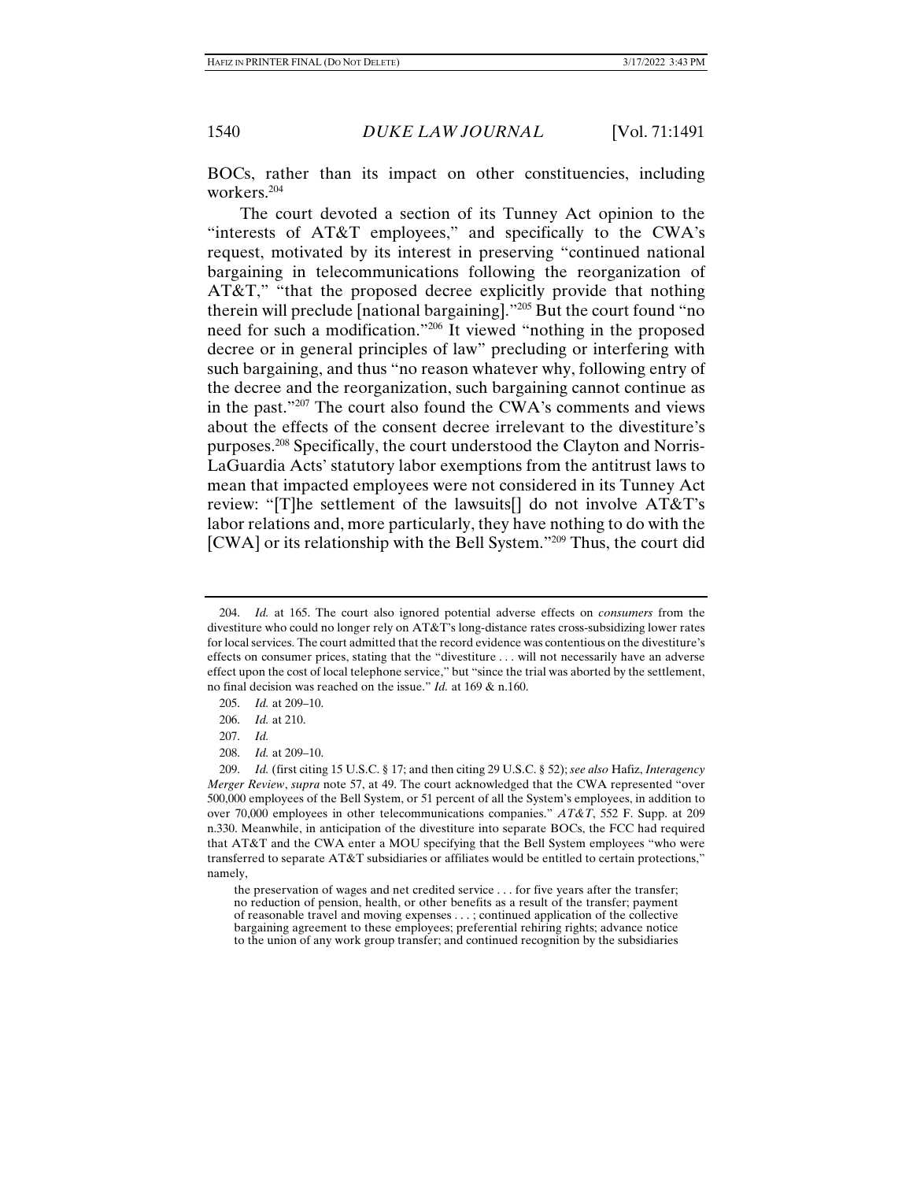BOCs, rather than its impact on other constituencies, including workers.[204]

The court devoted a section of its Tunney Act opinion to the "interests of AT&T employees," and specifically to the CWA's request, motivated by its interest in preserving "continued national bargaining in telecommunications following the reorganization of AT&T," "that the proposed decree explicitly provide that nothing therein will preclude [national bargaining]."[205] But the court found "no need for such a modification."[206] It viewed "nothing in the proposed decree or in general principles of law" precluding or interfering with such bargaining, and thus "no reason whatever why, following entry of the decree and the reorganization, such bargaining cannot continue as in the past."[207] The court also found the CWA's comments and views about the effects of the consent decree irrelevant to the divestiture's purposes.[208] Specifically, the court understood the Clayton and Norris-LaGuardia Acts' statutory labor exemptions from the antitrust laws to mean that impacted employees were not considered in its Tunney Act review: "[T]he settlement of the lawsuits[] do not involve AT&T's labor relations and, more particularly, they have nothing to do with the [CWA] or its relationship with the Bell System."[209] Thus, the court did

---

204. *Id.* at 165. The court also ignored potential adverse effects on *consumers* from the divestiture who could no longer rely on AT&T's long-distance rates cross-subsidizing lower rates for local services. The court admitted that the record evidence was contentious on the divestiture's effects on consumer prices, stating that the "divestiture . . . will not necessarily have an adverse effect upon the cost of local telephone service," but "since the trial was aborted by the settlement, no final decision was reached on the issue." *Id.* at 169 & n.160.

205. *Id.* at 209–10.

206. *Id.* at 210.

207. *Id.*

208. *Id.* at 209–10.

209. *Id.* (first citing 15 U.S.C. § 17; and then citing 29 U.S.C. § 52); *see also* Hafiz, *Interagency Merger Review*, *supra* note 57, at 49. The court acknowledged that the CWA represented "over 500,000 employees of the Bell System, or 51 percent of all the System's employees, in addition to over 70,000 employees in other telecommunications companies." *AT&T*, 552 F. Supp. at 209 n.330. Meanwhile, in anticipation of the divestiture into separate BOCs, the FCC had required that AT&T and the CWA enter a MOU specifying that the Bell System employees "who were transferred to separate AT&T subsidiaries or affiliates would be entitled to certain protections," namely,

> the preservation of wages and net credited service . . . for five years after the transfer; no reduction of pension, health, or other benefits as a result of the transfer; payment of reasonable travel and moving expenses . . . ; continued application of the collective bargaining agreement to these employees; preferential rehiring rights; advance notice to the union of any work group transfer; and continued recognition by the subsidiaries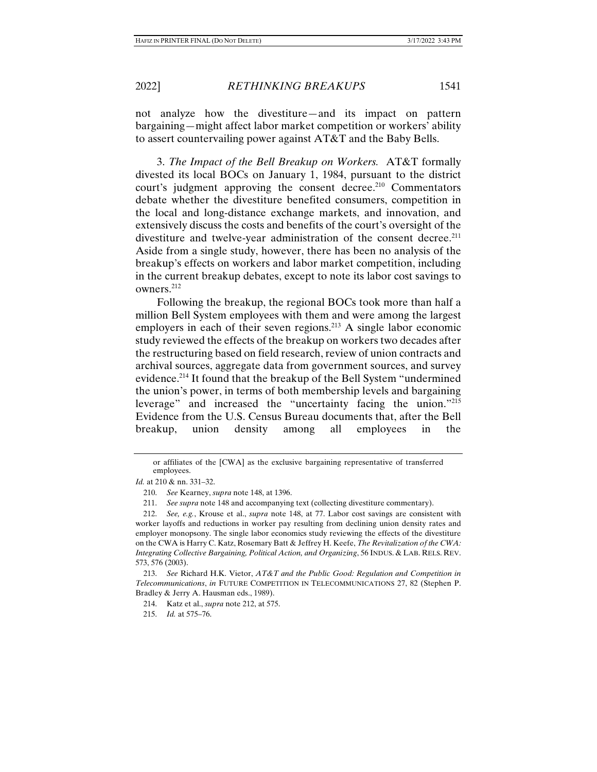not analyze how the divestiture—and its impact on pattern bargaining—might affect labor market competition or workers' ability to assert countervailing power against AT&T and the Baby Bells.

3. *The Impact of the Bell Breakup on Workers.* AT&T formally divested its local BOCs on January 1, 1984, pursuant to the district court's judgment approving the consent decree.[210] Commentators debate whether the divestiture benefited consumers, competition in the local and long-distance exchange markets, and innovation, and extensively discuss the costs and benefits of the court's oversight of the divestiture and twelve-year administration of the consent decree.[211] Aside from a single study, however, there has been no analysis of the breakup's effects on workers and labor market competition, including in the current breakup debates, except to note its labor cost savings to owners.[212]

Following the breakup, the regional BOCs took more than half a million Bell System employees with them and were among the largest employers in each of their seven regions.[213] A single labor economic study reviewed the effects of the breakup on workers two decades after the restructuring based on field research, review of union contracts and archival sources, aggregate data from government sources, and survey evidence.[214] It found that the breakup of the Bell System "undermined the union's power, in terms of both membership levels and bargaining leverage" and increased the "uncertainty facing the union."[215] Evidence from the U.S. Census Bureau documents that, after the Bell breakup, union density among all employees in the

---

or affiliates of the [CWA] as the exclusive bargaining representative of transferred employees.

*Id.* at 210 & nn. 331–32.

210. *See* Kearney, *supra* note 148, at 1396.

211. *See supra* note 148 and accompanying text (collecting divestiture commentary).

212. *See, e.g.*, Krouse et al., *supra* note 148, at 77. Labor cost savings are consistent with worker layoffs and reductions in worker pay resulting from declining union density rates and employer monopsony. The single labor economics study reviewing the effects of the divestiture on the CWA is Harry C. Katz, Rosemary Batt & Jeffrey H. Keefe, *The Revitalization of the CWA: Integrating Collective Bargaining, Political Action, and Organizing*, 56 INDUS. & LAB. RELS. REV. 573, 576 (2003).

213. *See* Richard H.K. Vietor, *AT&T and the Public Good: Regulation and Competition in Telecommunications*, *in* FUTURE COMPETITION IN TELECOMMUNICATIONS 27, 82 (Stephen P. Bradley & Jerry A. Hausman eds., 1989).

214. Katz et al., *supra* note 212, at 575.

215. *Id.* at 575–76.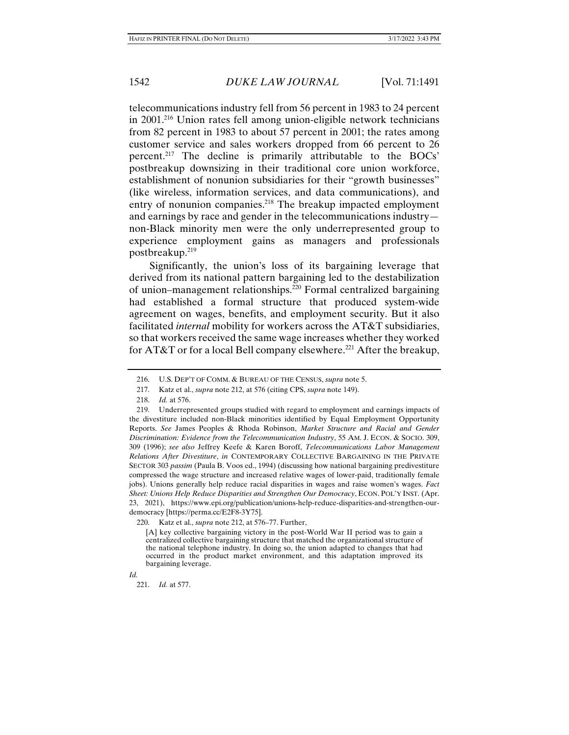telecommunications industry fell from 56 percent in 1983 to 24 percent in 2001.[216] Union rates fell among union-eligible network technicians from 82 percent in 1983 to about 57 percent in 2001; the rates among customer service and sales workers dropped from 66 percent to 26 percent.[217] The decline is primarily attributable to the BOCs' postbreakup downsizing in their traditional core union workforce, establishment of nonunion subsidiaries for their "growth businesses" (like wireless, information services, and data communications), and entry of nonunion companies.[218] The breakup impacted employment and earnings by race and gender in the telecommunications industry—non-Black minority men were the only underrepresented group to experience employment gains as managers and professionals postbreakup.[219]

Significantly, the union's loss of its bargaining leverage that derived from its national pattern bargaining led to the destabilization of union–management relationships.[220] Formal centralized bargaining had established a formal structure that produced system-wide agreement on wages, benefits, and employment security. But it also facilitated *internal* mobility for workers across the AT&T subsidiaries, so that workers received the same wage increases whether they worked for AT&T or for a local Bell company elsewhere.[221] After the breakup,

---

216. U.S. DEP'T OF COMM. & BUREAU OF THE CENSUS, *supra* note 5.

217. Katz et al., *supra* note 212, at 576 (citing CPS, *supra* note 149).

218. *Id.* at 576.

219. Underrepresented groups studied with regard to employment and earnings impacts of the divestiture included non-Black minorities identified by Equal Employment Opportunity Reports. *See* James Peoples & Rhoda Robinson, *Market Structure and Racial and Gender Discrimination: Evidence from the Telecommunication Industry*, 55 AM. J. ECON. & SOCIO. 309, 309 (1996); *see also* Jeffrey Keefe & Karen Boroff, *Telecommunications Labor Management Relations After Divestiture*, *in* CONTEMPORARY COLLECTIVE BARGAINING IN THE PRIVATE SECTOR 303 *passim* (Paula B. Voos ed., 1994) (discussing how national bargaining predivestiture compressed the wage structure and increased relative wages of lower-paid, traditionally female jobs). Unions generally help reduce racial disparities in wages and raise women's wages. *Fact Sheet: Unions Help Reduce Disparities and Strengthen Our Democracy*, ECON. POL'Y INST. (Apr. 23, 2021), https://www.epi.org/publication/unions-help-reduce-disparities-and-strengthen-our-democracy [https://perma.cc/E2F8-3Y75].

220. Katz et al., *supra* note 212, at 576–77. Further,

> [A] key collective bargaining victory in the post-World War II period was to gain a centralized collective bargaining structure that matched the organizational structure of the national telephone industry. In doing so, the union adapted to changes that had occurred in the product market environment, and this adaptation improved its bargaining leverage.

*Id.*

221. *Id.* at 577.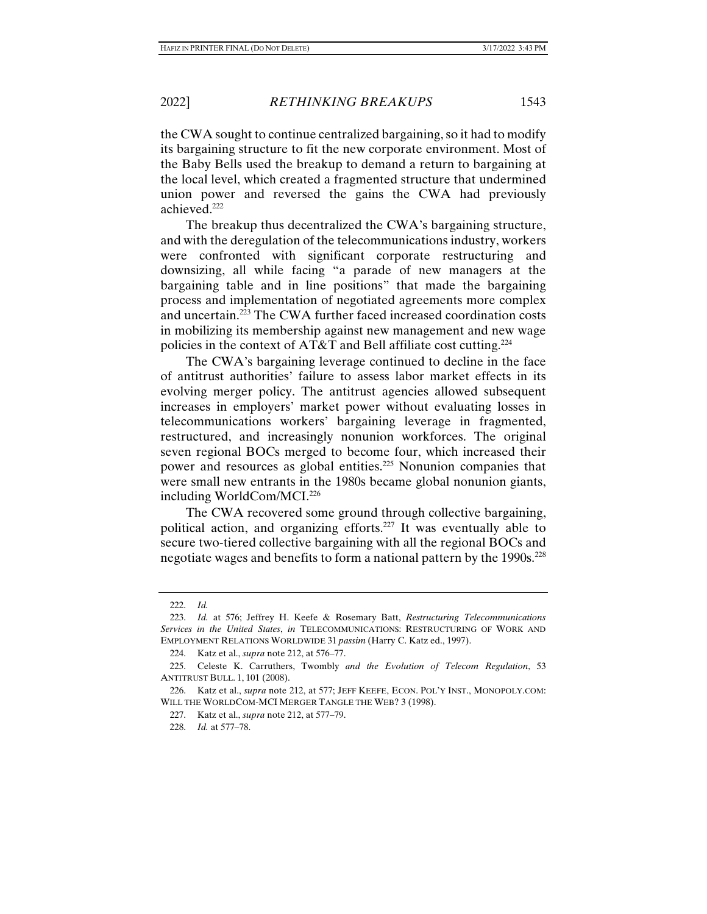the CWA sought to continue centralized bargaining, so it had to modify its bargaining structure to fit the new corporate environment. Most of the Baby Bells used the breakup to demand a return to bargaining at the local level, which created a fragmented structure that undermined union power and reversed the gains the CWA had previously achieved.[222]

The breakup thus decentralized the CWA's bargaining structure, and with the deregulation of the telecommunications industry, workers were confronted with significant corporate restructuring and downsizing, all while facing "a parade of new managers at the bargaining table and in line positions" that made the bargaining process and implementation of negotiated agreements more complex and uncertain.[223] The CWA further faced increased coordination costs in mobilizing its membership against new management and new wage policies in the context of AT&T and Bell affiliate cost cutting.[224]

The CWA's bargaining leverage continued to decline in the face of antitrust authorities' failure to assess labor market effects in its evolving merger policy. The antitrust agencies allowed subsequent increases in employers' market power without evaluating losses in telecommunications workers' bargaining leverage in fragmented, restructured, and increasingly nonunion workforces. The original seven regional BOCs merged to become four, which increased their power and resources as global entities.[225] Nonunion companies that were small new entrants in the 1980s became global nonunion giants, including WorldCom/MCI.[226]

The CWA recovered some ground through collective bargaining, political action, and organizing efforts.[227] It was eventually able to secure two-tiered collective bargaining with all the regional BOCs and negotiate wages and benefits to form a national pattern by the 1990s.[228]

---

222. *Id.*

223. *Id.* at 576; Jeffrey H. Keefe & Rosemary Batt, *Restructuring Telecommunications Services in the United States*, *in* TELECOMMUNICATIONS: RESTRUCTURING OF WORK AND EMPLOYMENT RELATIONS WORLDWIDE 31 *passim* (Harry C. Katz ed., 1997).

224. Katz et al., *supra* note 212, at 576–77.

225. Celeste K. Carruthers, Twombly *and the Evolution of Telecom Regulation*, 53 ANTITRUST BULL. 1, 101 (2008).

226. Katz et al., *supra* note 212, at 577; JEFF KEEFE, ECON. POL'Y INST., MONOPOLY.COM: WILL THE WORLDCOM-MCI MERGER TANGLE THE WEB? 3 (1998).

227. Katz et al., *supra* note 212, at 577–79.

228. *Id.* at 577–78.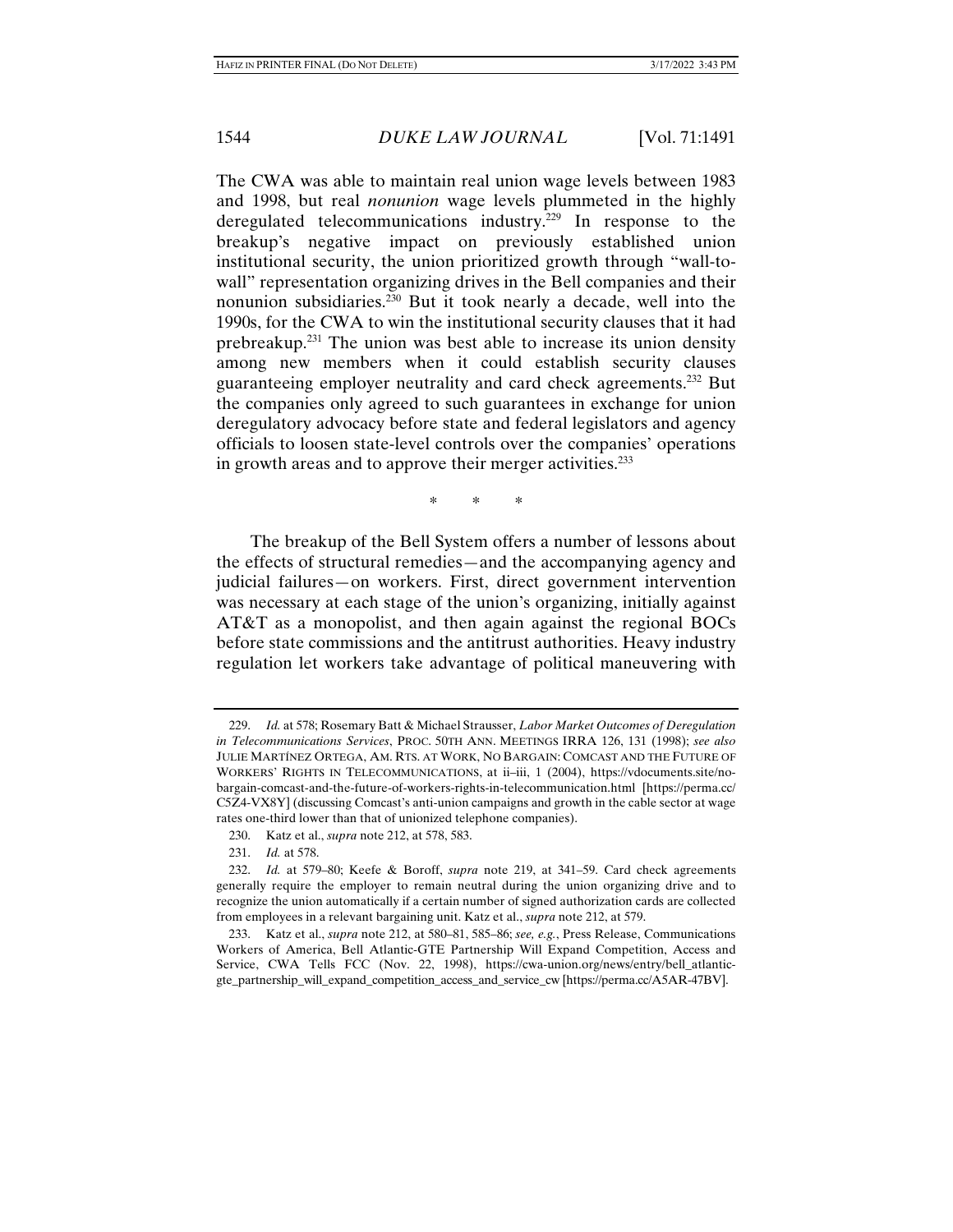The CWA was able to maintain real union wage levels between 1983 and 1998, but real *nonunion* wage levels plummeted in the highly deregulated telecommunications industry.[229] In response to the breakup's negative impact on previously established union institutional security, the union prioritized growth through "wall-to-wall" representation organizing drives in the Bell companies and their nonunion subsidiaries.[230] But it took nearly a decade, well into the 1990s, for the CWA to win the institutional security clauses that it had prebreakup.[231] The union was best able to increase its union density among new members when it could establish security clauses guaranteeing employer neutrality and card check agreements.[232] But the companies only agreed to such guarantees in exchange for union deregulatory advocacy before state and federal legislators and agency officials to loosen state-level controls over the companies' operations in growth areas and to approve their merger activities.[233]

\* \* \*

The breakup of the Bell System offers a number of lessons about the effects of structural remedies—and the accompanying agency and judicial failures—on workers. First, direct government intervention was necessary at each stage of the union's organizing, initially against AT&T as a monopolist, and then again against the regional BOCs before state commissions and the antitrust authorities. Heavy industry regulation let workers take advantage of political maneuvering with

---

229. *Id.* at 578; Rosemary Batt & Michael Strausser, *Labor Market Outcomes of Deregulation in Telecommunications Services*, PROC. 50TH ANN. MEETINGS IRRA 126, 131 (1998); *see also* JULIE MARTÍNEZ ORTEGA, AM. RTS. AT WORK, NO BARGAIN: COMCAST AND THE FUTURE OF WORKERS' RIGHTS IN TELECOMMUNICATIONS, at ii–iii, 1 (2004), https://vdocuments.site/no-bargain-comcast-and-the-future-of-workers-rights-in-telecommunication.html [https://perma.cc/C5Z4-VX8Y] (discussing Comcast's anti-union campaigns and growth in the cable sector at wage rates one-third lower than that of unionized telephone companies).

230. Katz et al., *supra* note 212, at 578, 583.

231. *Id.* at 578.

232. *Id.* at 579–80; Keefe & Boroff, *supra* note 219, at 341–59. Card check agreements generally require the employer to remain neutral during the union organizing drive and to recognize the union automatically if a certain number of signed authorization cards are collected from employees in a relevant bargaining unit. Katz et al., *supra* note 212, at 579.

233. Katz et al., *supra* note 212, at 580–81, 585–86; *see, e.g.*, Press Release, Communications Workers of America, Bell Atlantic-GTE Partnership Will Expand Competition, Access and Service, CWA Tells FCC (Nov. 22, 1998), https://cwa-union.org/news/entry/bell_atlantic-gte_partnership_will_expand_competition_access_and_service_cw [https://perma.cc/A5AR-47BV].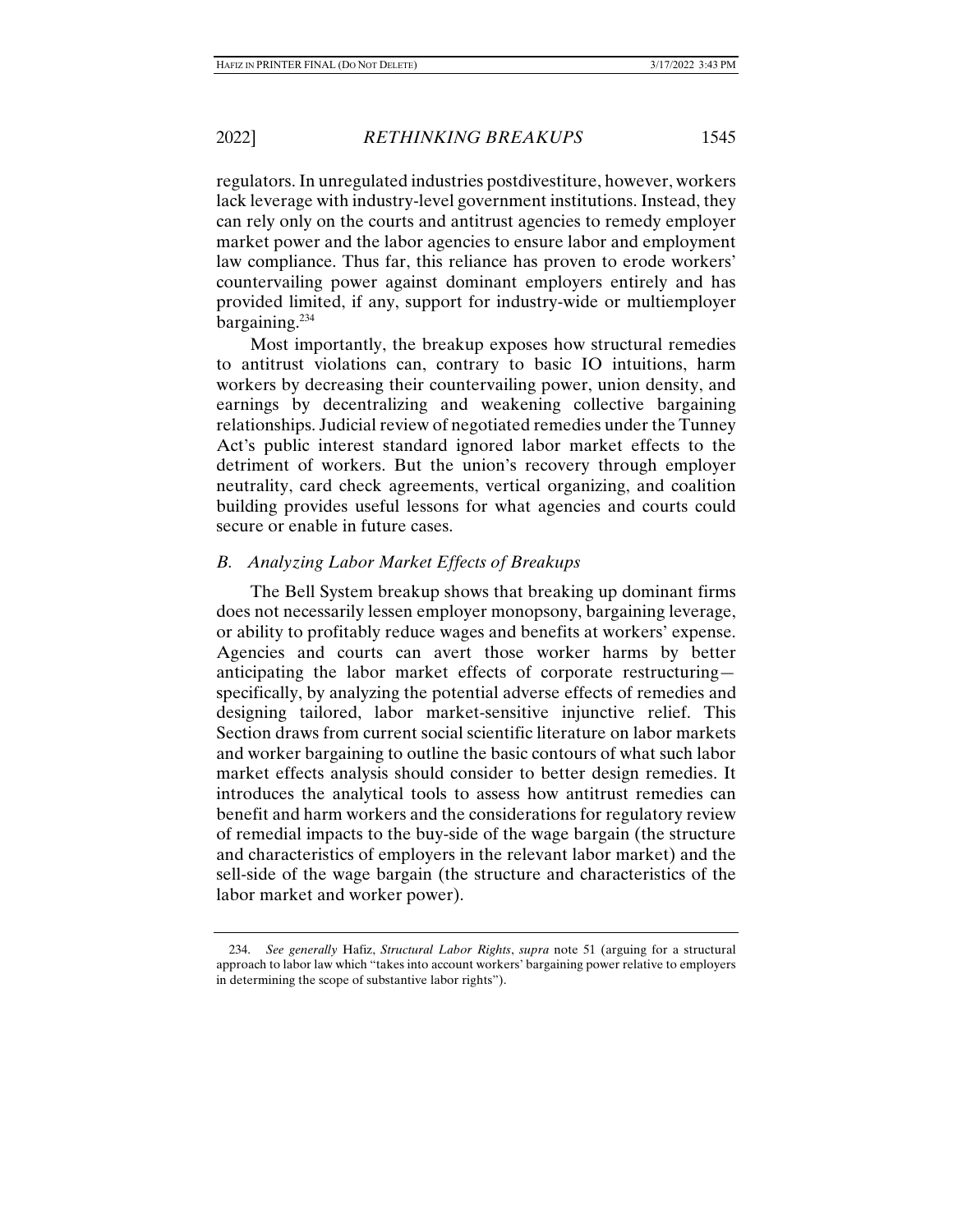regulators. In unregulated industries postdivestiture, however, workers lack leverage with industry-level government institutions. Instead, they can rely only on the courts and antitrust agencies to remedy employer market power and the labor agencies to ensure labor and employment law compliance. Thus far, this reliance has proven to erode workers' countervailing power against dominant employers entirely and has provided limited, if any, support for industry-wide or multiemployer bargaining.[234]

Most importantly, the breakup exposes how structural remedies to antitrust violations can, contrary to basic IO intuitions, harm workers by decreasing their countervailing power, union density, and earnings by decentralizing and weakening collective bargaining relationships. Judicial review of negotiated remedies under the Tunney Act's public interest standard ignored labor market effects to the detriment of workers. But the union's recovery through employer neutrality, card check agreements, vertical organizing, and coalition building provides useful lessons for what agencies and courts could secure or enable in future cases.

### *B. Analyzing Labor Market Effects of Breakups*

The Bell System breakup shows that breaking up dominant firms does not necessarily lessen employer monopsony, bargaining leverage, or ability to profitably reduce wages and benefits at workers' expense. Agencies and courts can avert those worker harms by better anticipating the labor market effects of corporate restructuring—specifically, by analyzing the potential adverse effects of remedies and designing tailored, labor market-sensitive injunctive relief. This Section draws from current social scientific literature on labor markets and worker bargaining to outline the basic contours of what such labor market effects analysis should consider to better design remedies. It introduces the analytical tools to assess how antitrust remedies can benefit and harm workers and the considerations for regulatory review of remedial impacts to the buy-side of the wage bargain (the structure and characteristics of employers in the relevant labor market) and the sell-side of the wage bargain (the structure and characteristics of the labor market and worker power).

---

234. *See generally* Hafiz, *Structural Labor Rights*, *supra* note 51 (arguing for a structural approach to labor law which "takes into account workers' bargaining power relative to employers in determining the scope of substantive labor rights").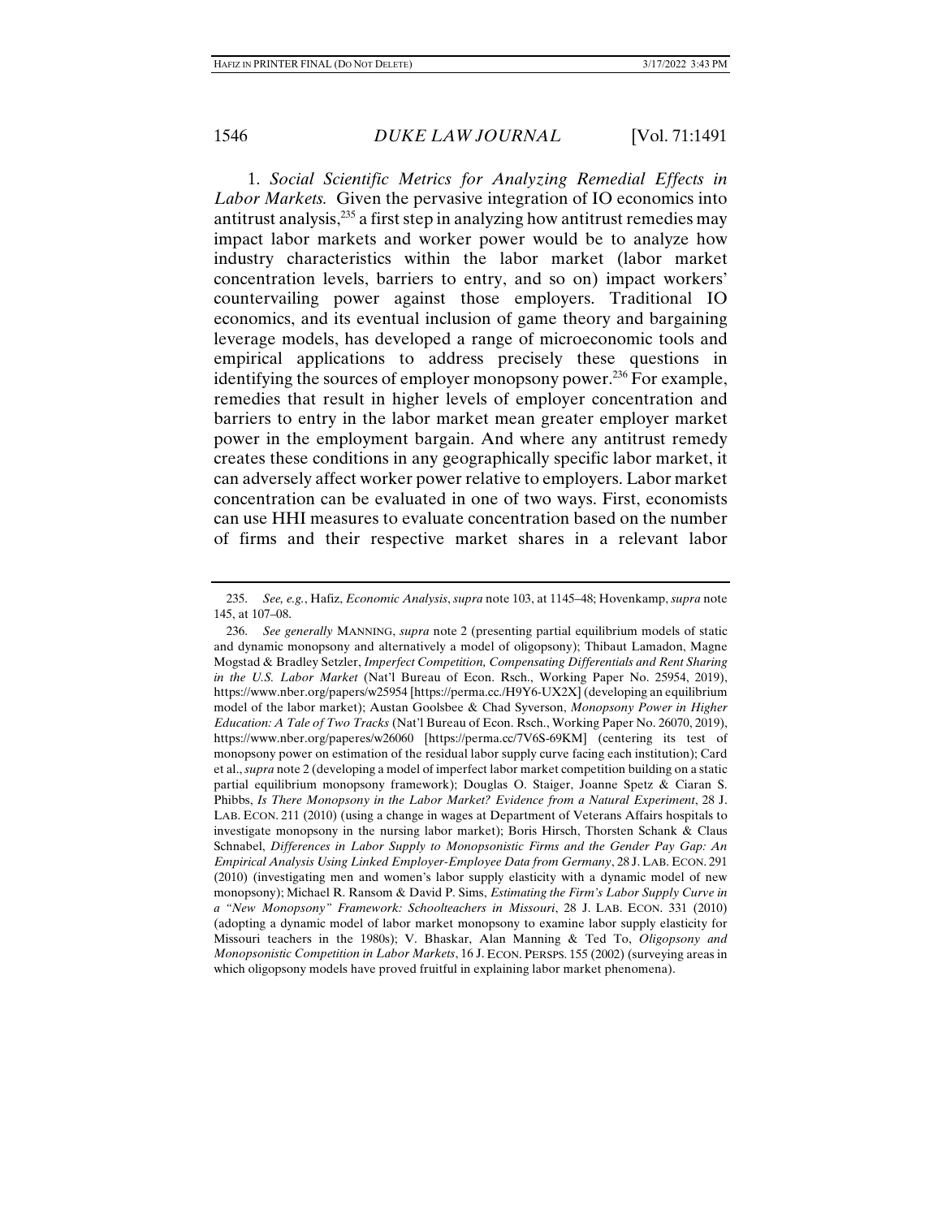1. *Social Scientific Metrics for Analyzing Remedial Effects in Labor Markets.* Given the pervasive integration of IO economics into antitrust analysis,[235] a first step in analyzing how antitrust remedies may impact labor markets and worker power would be to analyze how industry characteristics within the labor market (labor market concentration levels, barriers to entry, and so on) impact workers' countervailing power against those employers. Traditional IO economics, and its eventual inclusion of game theory and bargaining leverage models, has developed a range of microeconomic tools and empirical applications to address precisely these questions in identifying the sources of employer monopsony power.[236] For example, remedies that result in higher levels of employer concentration and barriers to entry in the labor market mean greater employer market power in the employment bargain. And where any antitrust remedy creates these conditions in any geographically specific labor market, it can adversely affect worker power relative to employers. Labor market concentration can be evaluated in one of two ways. First, economists can use HHI measures to evaluate concentration based on the number of firms and their respective market shares in a relevant labor

---

235. *See, e.g.*, Hafiz, *Economic Analysis*, *supra* note 103, at 1145–48; Hovenkamp, *supra* note 145, at 107–08.

236. *See generally* MANNING, *supra* note 2 (presenting partial equilibrium models of static and dynamic monopsony and alternatively a model of oligopsony); Thibaut Lamadon, Magne Mogstad & Bradley Setzler, *Imperfect Competition, Compensating Differentials and Rent Sharing in the U.S. Labor Market* (Nat'l Bureau of Econ. Rsch., Working Paper No. 25954, 2019), https://www.nber.org/papers/w25954 [https://perma.cc./H9Y6-UX2X] (developing an equilibrium model of the labor market); Austan Goolsbee & Chad Syverson, *Monopsony Power in Higher Education: A Tale of Two Tracks* (Nat'l Bureau of Econ. Rsch., Working Paper No. 26070, 2019), https://www.nber.org/paperes/w26060 [https://perma.cc/7V6S-69KM] (centering its test of monopsony power on estimation of the residual labor supply curve facing each institution); Card et al., *supra* note 2 (developing a model of imperfect labor market competition building on a static partial equilibrium monopsony framework); Douglas O. Staiger, Joanne Spetz & Ciaran S. Phibbs, *Is There Monopsony in the Labor Market? Evidence from a Natural Experiment*, 28 J. LAB. ECON. 211 (2010) (using a change in wages at Department of Veterans Affairs hospitals to investigate monopsony in the nursing labor market); Boris Hirsch, Thorsten Schank & Claus Schnabel, *Differences in Labor Supply to Monopsonistic Firms and the Gender Pay Gap: An Empirical Analysis Using Linked Employer-Employee Data from Germany*, 28 J. LAB. ECON. 291 (2010) (investigating men and women's labor supply elasticity with a dynamic model of new monopsony); Michael R. Ransom & David P. Sims, *Estimating the Firm's Labor Supply Curve in a "New Monopsony" Framework: Schoolteachers in Missouri*, 28 J. LAB. ECON. 331 (2010) (adopting a dynamic model of labor market monopsony to examine labor supply elasticity for Missouri teachers in the 1980s); V. Bhaskar, Alan Manning & Ted To, *Oligopsony and Monopsonistic Competition in Labor Markets*, 16 J. ECON. PERSPS. 155 (2002) (surveying areas in which oligopsony models have proved fruitful in explaining labor market phenomena).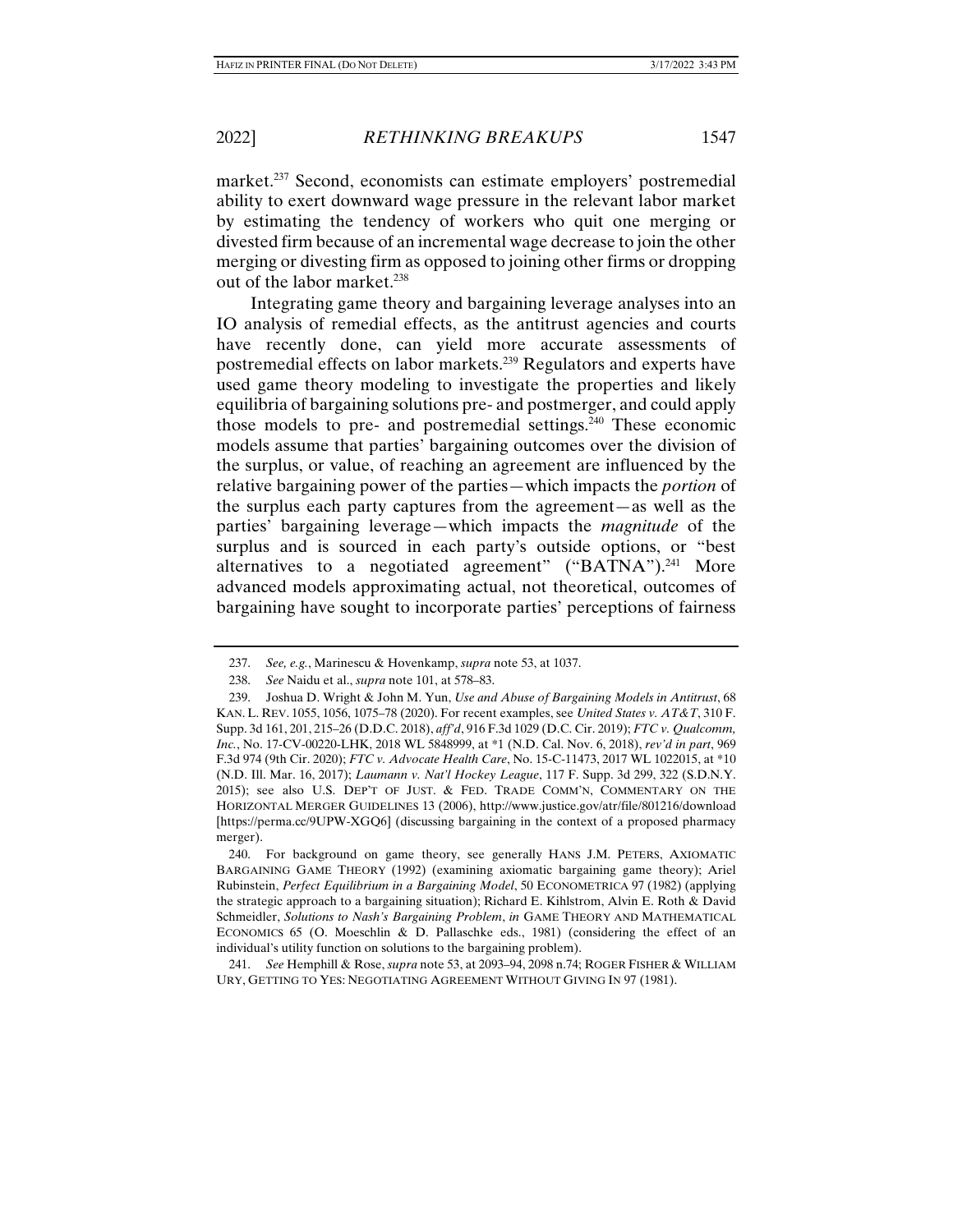market.[237] Second, economists can estimate employers' postremedial ability to exert downward wage pressure in the relevant labor market by estimating the tendency of workers who quit one merging or divested firm because of an incremental wage decrease to join the other merging or divesting firm as opposed to joining other firms or dropping out of the labor market.[238]

Integrating game theory and bargaining leverage analyses into an IO analysis of remedial effects, as the antitrust agencies and courts have recently done, can yield more accurate assessments of postremedial effects on labor markets.[239] Regulators and experts have used game theory modeling to investigate the properties and likely equilibria of bargaining solutions pre- and postmerger, and could apply those models to pre- and postremedial settings.[240] These economic models assume that parties' bargaining outcomes over the division of the surplus, or value, of reaching an agreement are influenced by the relative bargaining power of the parties—which impacts the *portion* of the surplus each party captures from the agreement—as well as the parties' bargaining leverage—which impacts the *magnitude* of the surplus and is sourced in each party's outside options, or "best alternatives to a negotiated agreement" ("BATNA").[241] More advanced models approximating actual, not theoretical, outcomes of bargaining have sought to incorporate parties' perceptions of fairness

---

237. *See, e.g.*, Marinescu & Hovenkamp, *supra* note 53, at 1037.

238. *See* Naidu et al., *supra* note 101, at 578–83.

239. Joshua D. Wright & John M. Yun, *Use and Abuse of Bargaining Models in Antitrust*, 68 KAN. L. REV. 1055, 1056, 1075–78 (2020). For recent examples, see *United States v. AT&T*, 310 F. Supp. 3d 161, 201, 215–26 (D.D.C. 2018), *aff'd*, 916 F.3d 1029 (D.C. Cir. 2019); *FTC v. Qualcomm, Inc.*, No. 17-CV-00220-LHK, 2018 WL 5848999, at *1 (N.D. Cal. Nov. 6, 2018), *rev'd in part*, 969 F.3d 974 (9th Cir. 2020); *FTC v. Advocate Health Care*, No. 15-C-11473, 2017 WL 1022015, at *10 (N.D. Ill. Mar. 16, 2017); *Laumann v. Nat'l Hockey League*, 117 F. Supp. 3d 299, 322 (S.D.N.Y. 2015); see also U.S. DEP'T OF JUST. & FED. TRADE COMM'N, COMMENTARY ON THE HORIZONTAL MERGER GUIDELINES 13 (2006), http://www.justice.gov/atr/file/801216/download [https://perma.cc/9UPW-XGQ6] (discussing bargaining in the context of a proposed pharmacy merger).

240. For background on game theory, see generally HANS J.M. PETERS, AXIOMATIC BARGAINING GAME THEORY (1992) (examining axiomatic bargaining game theory); Ariel Rubinstein, *Perfect Equilibrium in a Bargaining Model*, 50 ECONOMETRICA 97 (1982) (applying the strategic approach to a bargaining situation); Richard E. Kihlstrom, Alvin E. Roth & David Schmeidler, *Solutions to Nash's Bargaining Problem*, *in* GAME THEORY AND MATHEMATICAL ECONOMICS 65 (O. Moeschlin & D. Pallaschke eds., 1981) (considering the effect of an individual's utility function on solutions to the bargaining problem).

241. *See* Hemphill & Rose, *supra* note 53, at 2093–94, 2098 n.74; ROGER FISHER & WILLIAM URY, GETTING TO YES: NEGOTIATING AGREEMENT WITHOUT GIVING IN 97 (1981).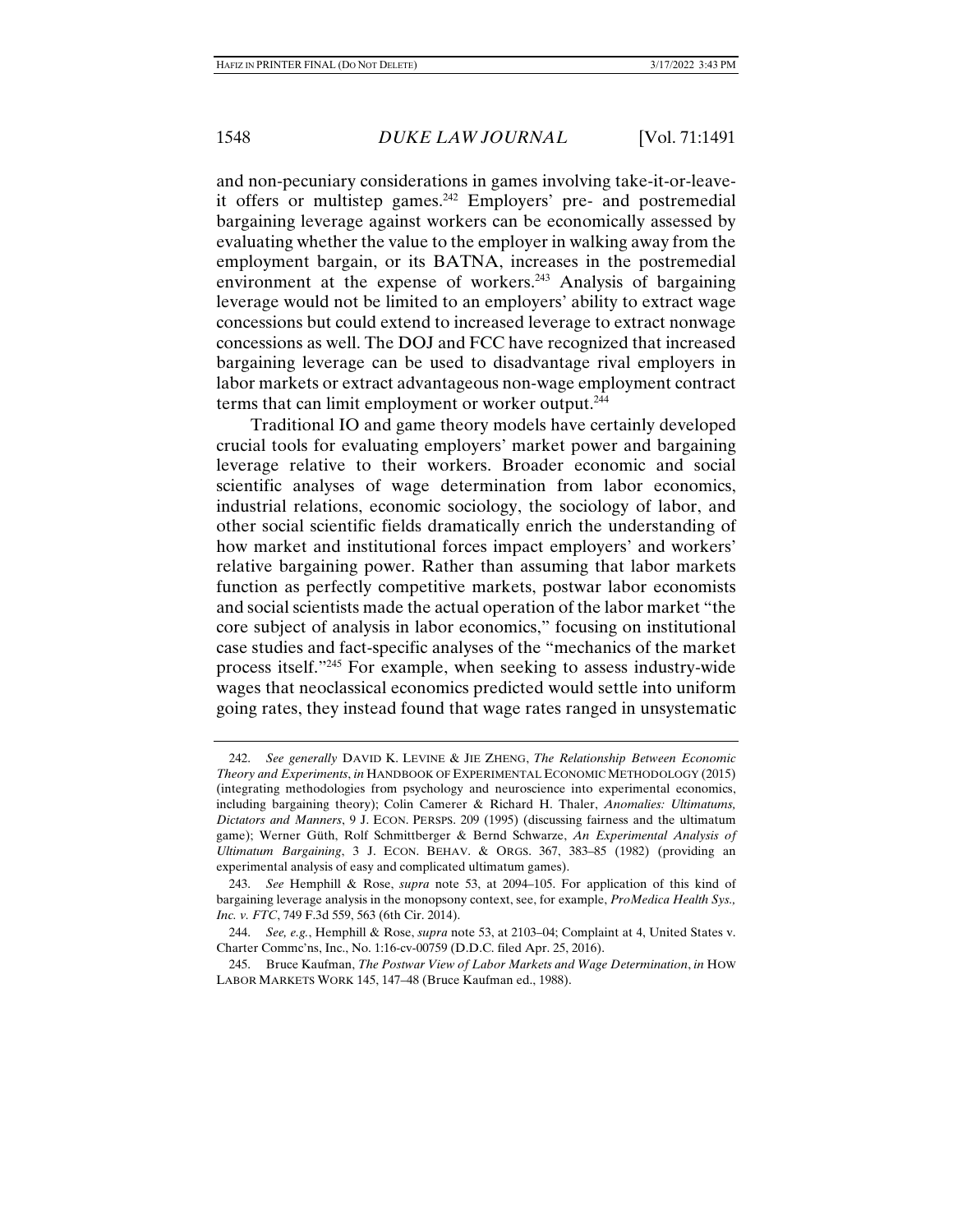and non-pecuniary considerations in games involving take-it-or-leave-it offers or multistep games.[242] Employers' pre- and postremedial bargaining leverage against workers can be economically assessed by evaluating whether the value to the employer in walking away from the employment bargain, or its BATNA, increases in the postremedial environment at the expense of workers.[243] Analysis of bargaining leverage would not be limited to an employers' ability to extract wage concessions but could extend to increased leverage to extract nonwage concessions as well. The DOJ and FCC have recognized that increased bargaining leverage can be used to disadvantage rival employers in labor markets or extract advantageous non-wage employment contract terms that can limit employment or worker output.[244]

Traditional IO and game theory models have certainly developed crucial tools for evaluating employers' market power and bargaining leverage relative to their workers. Broader economic and social scientific analyses of wage determination from labor economics, industrial relations, economic sociology, the sociology of labor, and other social scientific fields dramatically enrich the understanding of how market and institutional forces impact employers' and workers' relative bargaining power. Rather than assuming that labor markets function as perfectly competitive markets, postwar labor economists and social scientists made the actual operation of the labor market "the core subject of analysis in labor economics," focusing on institutional case studies and fact-specific analyses of the "mechanics of the market process itself."[245] For example, when seeking to assess industry-wide wages that neoclassical economics predicted would settle into uniform going rates, they instead found that wage rates ranged in unsystematic

---

242. *See generally* DAVID K. LEVINE & JIE ZHENG, *The Relationship Between Economic Theory and Experiments*, *in* HANDBOOK OF EXPERIMENTAL ECONOMIC METHODOLOGY (2015) (integrating methodologies from psychology and neuroscience into experimental economics, including bargaining theory); Colin Camerer & Richard H. Thaler, *Anomalies: Ultimatums, Dictators and Manners*, 9 J. ECON. PERSPS. 209 (1995) (discussing fairness and the ultimatum game); Werner Güth, Rolf Schmittberger & Bernd Schwarze, *An Experimental Analysis of Ultimatum Bargaining*, 3 J. ECON. BEHAV. & ORGS. 367, 383–85 (1982) (providing an experimental analysis of easy and complicated ultimatum games).

243. *See* Hemphill & Rose, *supra* note 53, at 2094–105. For application of this kind of bargaining leverage analysis in the monopsony context, see, for example, *ProMedica Health Sys., Inc. v. FTC*, 749 F.3d 559, 563 (6th Cir. 2014).

244. *See, e.g.*, Hemphill & Rose, *supra* note 53, at 2103–04; Complaint at 4, United States v. Charter Commc'ns, Inc., No. 1:16-cv-00759 (D.D.C. filed Apr. 25, 2016).

245. Bruce Kaufman, *The Postwar View of Labor Markets and Wage Determination*, *in* HOW LABOR MARKETS WORK 145, 147–48 (Bruce Kaufman ed., 1988).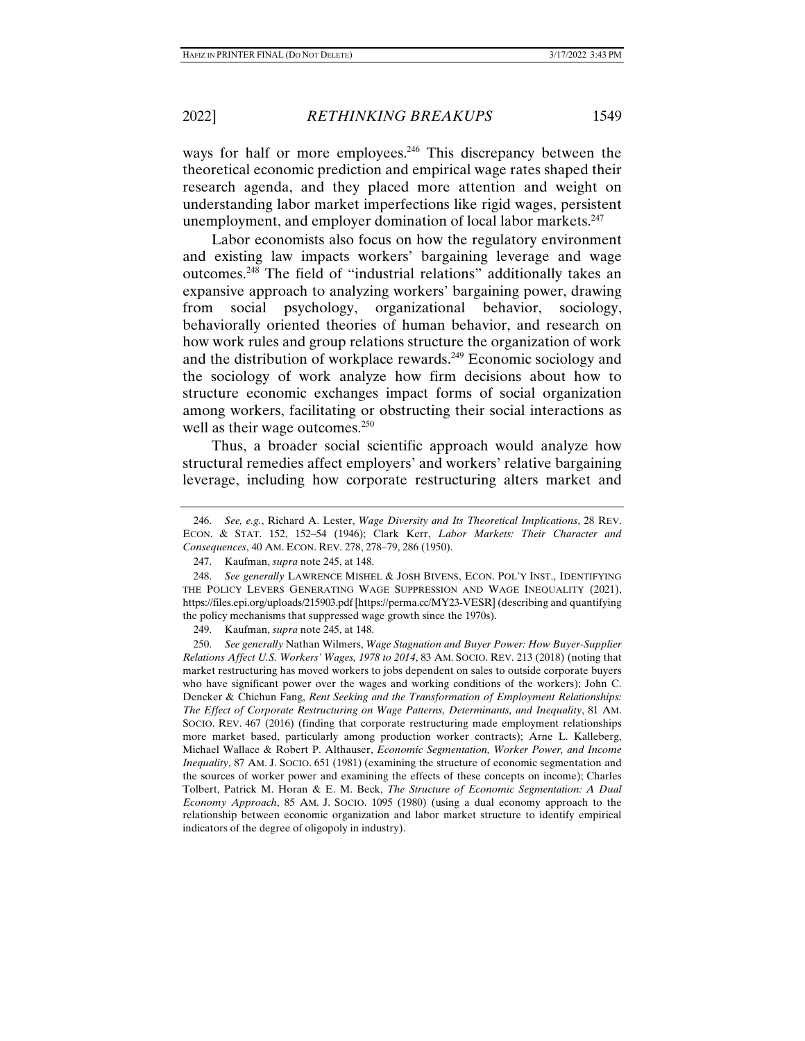ways for half or more employees.[246] This discrepancy between the theoretical economic prediction and empirical wage rates shaped their research agenda, and they placed more attention and weight on understanding labor market imperfections like rigid wages, persistent unemployment, and employer domination of local labor markets.[247]

Labor economists also focus on how the regulatory environment and existing law impacts workers' bargaining leverage and wage outcomes.[248] The field of "industrial relations" additionally takes an expansive approach to analyzing workers' bargaining power, drawing from social psychology, organizational behavior, sociology, behaviorally oriented theories of human behavior, and research on how work rules and group relations structure the organization of work and the distribution of workplace rewards.[249] Economic sociology and the sociology of work analyze how firm decisions about how to structure economic exchanges impact forms of social organization among workers, facilitating or obstructing their social interactions as well as their wage outcomes.[250]

Thus, a broader social scientific approach would analyze how structural remedies affect employers' and workers' relative bargaining leverage, including how corporate restructuring alters market and

---

246. *See, e.g.*, Richard A. Lester, *Wage Diversity and Its Theoretical Implications*, 28 REV. ECON. & STAT. 152, 152–54 (1946); Clark Kerr, *Labor Markets: Their Character and Consequences*, 40 AM. ECON. REV. 278, 278–79, 286 (1950).

247. Kaufman, *supra* note 245, at 148.

248. *See generally* LAWRENCE MISHEL & JOSH BIVENS, ECON. POL'Y INST., IDENTIFYING THE POLICY LEVERS GENERATING WAGE SUPPRESSION AND WAGE INEQUALITY (2021), https://files.epi.org/uploads/215903.pdf [https://perma.cc/MY23-VESR] (describing and quantifying the policy mechanisms that suppressed wage growth since the 1970s).

249. Kaufman, *supra* note 245, at 148.

250. *See generally* Nathan Wilmers, *Wage Stagnation and Buyer Power: How Buyer-Supplier Relations Affect U.S. Workers' Wages, 1978 to 2014*, 83 AM. SOCIO. REV. 213 (2018) (noting that market restructuring has moved workers to jobs dependent on sales to outside corporate buyers who have significant power over the wages and working conditions of the workers); John C. Dencker & Chichun Fang, *Rent Seeking and the Transformation of Employment Relationships: The Effect of Corporate Restructuring on Wage Patterns, Determinants, and Inequality*, 81 AM. SOCIO. REV. 467 (2016) (finding that corporate restructuring made employment relationships more market based, particularly among production worker contracts); Arne L. Kalleberg, Michael Wallace & Robert P. Althauser, *Economic Segmentation, Worker Power, and Income Inequality*, 87 AM. J. SOCIO. 651 (1981) (examining the structure of economic segmentation and the sources of worker power and examining the effects of these concepts on income); Charles Tolbert, Patrick M. Horan & E. M. Beck, *The Structure of Economic Segmentation: A Dual Economy Approach*, 85 AM. J. SOCIO. 1095 (1980) (using a dual economy approach to the relationship between economic organization and labor market structure to identify empirical indicators of the degree of oligopoly in industry).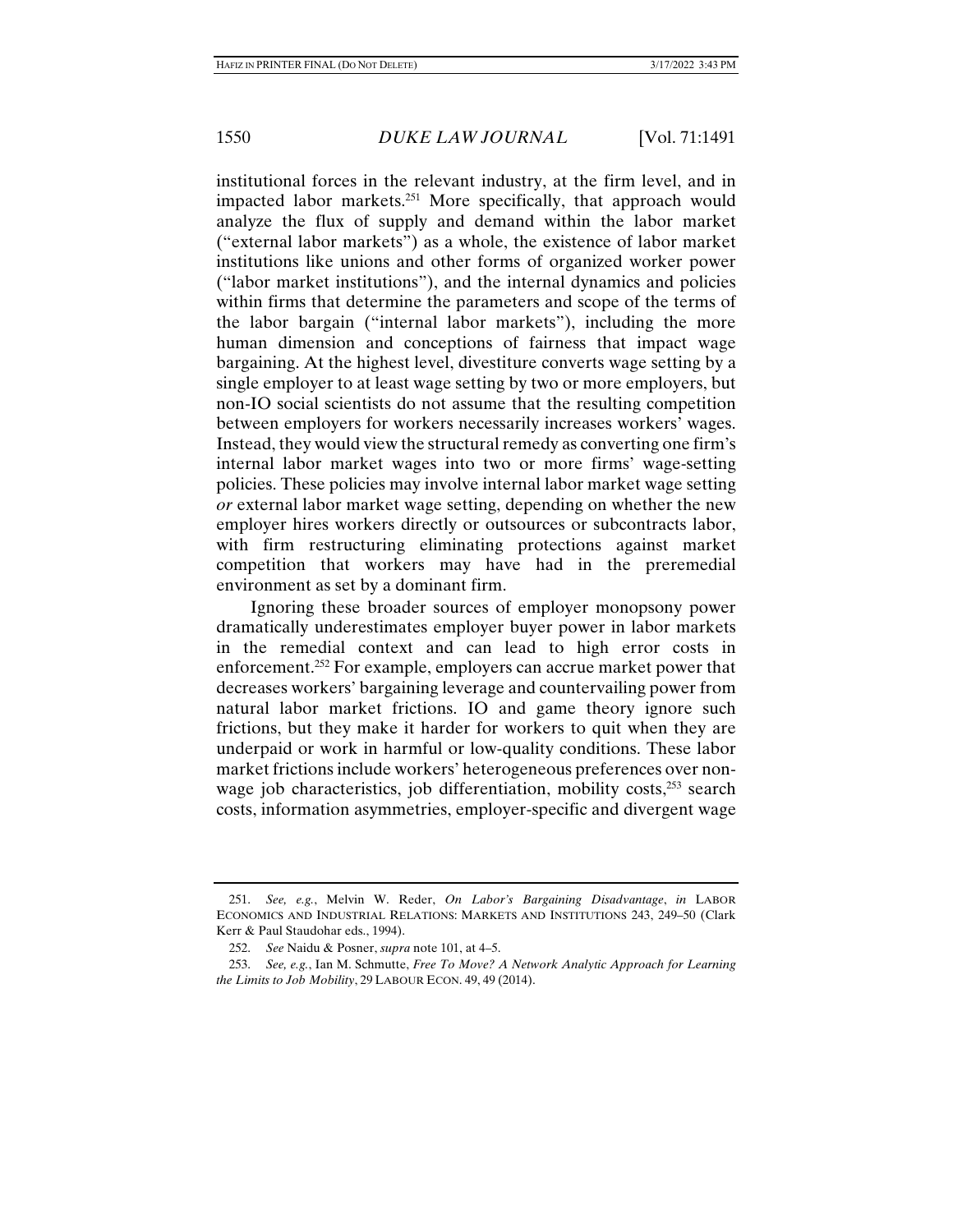institutional forces in the relevant industry, at the firm level, and in impacted labor markets.[251] More specifically, that approach would analyze the flux of supply and demand within the labor market ("external labor markets") as a whole, the existence of labor market institutions like unions and other forms of organized worker power ("labor market institutions"), and the internal dynamics and policies within firms that determine the parameters and scope of the terms of the labor bargain ("internal labor markets"), including the more human dimension and conceptions of fairness that impact wage bargaining. At the highest level, divestiture converts wage setting by a single employer to at least wage setting by two or more employers, but non-IO social scientists do not assume that the resulting competition between employers for workers necessarily increases workers' wages. Instead, they would view the structural remedy as converting one firm's internal labor market wages into two or more firms' wage-setting policies. These policies may involve internal labor market wage setting *or* external labor market wage setting, depending on whether the new employer hires workers directly or outsources or subcontracts labor, with firm restructuring eliminating protections against market competition that workers may have had in the preremedial environment as set by a dominant firm.

Ignoring these broader sources of employer monopsony power dramatically underestimates employer buyer power in labor markets in the remedial context and can lead to high error costs in enforcement.[252] For example, employers can accrue market power that decreases workers' bargaining leverage and countervailing power from natural labor market frictions. IO and game theory ignore such frictions, but they make it harder for workers to quit when they are underpaid or work in harmful or low-quality conditions. These labor market frictions include workers' heterogeneous preferences over non-wage job characteristics, job differentiation, mobility costs,[253] search costs, information asymmetries, employer-specific and divergent wage

---

251. *See, e.g.*, Melvin W. Reder, *On Labor's Bargaining Disadvantage*, *in* LABOR ECONOMICS AND INDUSTRIAL RELATIONS: MARKETS AND INSTITUTIONS 243, 249–50 (Clark Kerr & Paul Staudohar eds., 1994).

252. *See* Naidu & Posner, *supra* note 101, at 4–5.

253. *See, e.g.*, Ian M. Schmutte, *Free To Move? A Network Analytic Approach for Learning the Limits to Job Mobility*, 29 LABOUR ECON. 49, 49 (2014).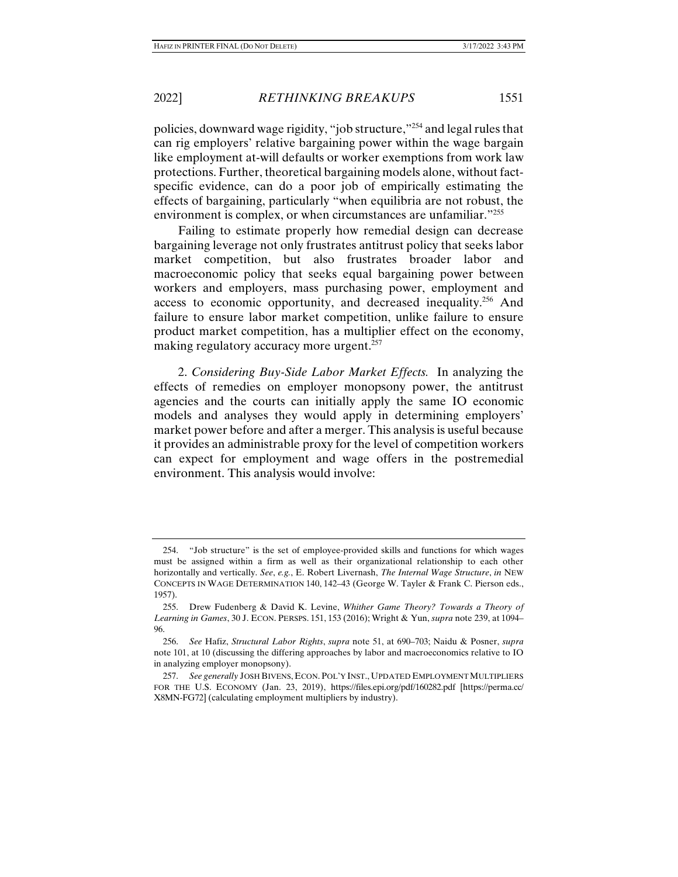policies, downward wage rigidity, "job structure,"[254] and legal rules that can rig employers' relative bargaining power within the wage bargain like employment at-will defaults or worker exemptions from work law protections. Further, theoretical bargaining models alone, without fact-specific evidence, can do a poor job of empirically estimating the effects of bargaining, particularly "when equilibria are not robust, the environment is complex, or when circumstances are unfamiliar."[255]

Failing to estimate properly how remedial design can decrease bargaining leverage not only frustrates antitrust policy that seeks labor market competition, but also frustrates broader labor and macroeconomic policy that seeks equal bargaining power between workers and employers, mass purchasing power, employment and access to economic opportunity, and decreased inequality.[256] And failure to ensure labor market competition, unlike failure to ensure product market competition, has a multiplier effect on the economy, making regulatory accuracy more urgent.[257]

2. *Considering Buy-Side Labor Market Effects.* In analyzing the effects of remedies on employer monopsony power, the antitrust agencies and the courts can initially apply the same IO economic models and analyses they would apply in determining employers' market power before and after a merger. This analysis is useful because it provides an administrable proxy for the level of competition workers can expect for employment and wage offers in the postremedial environment. This analysis would involve:

---

254. "Job structure" is the set of employee-provided skills and functions for which wages must be assigned within a firm as well as their organizational relationship to each other horizontally and vertically. *See*, *e.g.*, E. Robert Livernash, *The Internal Wage Structure*, *in* NEW CONCEPTS IN WAGE DETERMINATION 140, 142–43 (George W. Tayler & Frank C. Pierson eds., 1957).

255. Drew Fudenberg & David K. Levine, *Whither Game Theory? Towards a Theory of Learning in Games*, 30 J. ECON. PERSPS. 151, 153 (2016); Wright & Yun, *supra* note 239, at 1094–96.

256. *See* Hafiz, *Structural Labor Rights*, *supra* note 51, at 690–703; Naidu & Posner, *supra* note 101, at 10 (discussing the differing approaches by labor and macroeconomics relative to IO in analyzing employer monopsony).

257. *See generally* JOSH BIVENS, ECON. POL'Y INST., UPDATED EMPLOYMENT MULTIPLIERS FOR THE U.S. ECONOMY (Jan. 23, 2019), https://files.epi.org/pdf/160282.pdf [https://perma.cc/X8MN-FG72] (calculating employment multipliers by industry).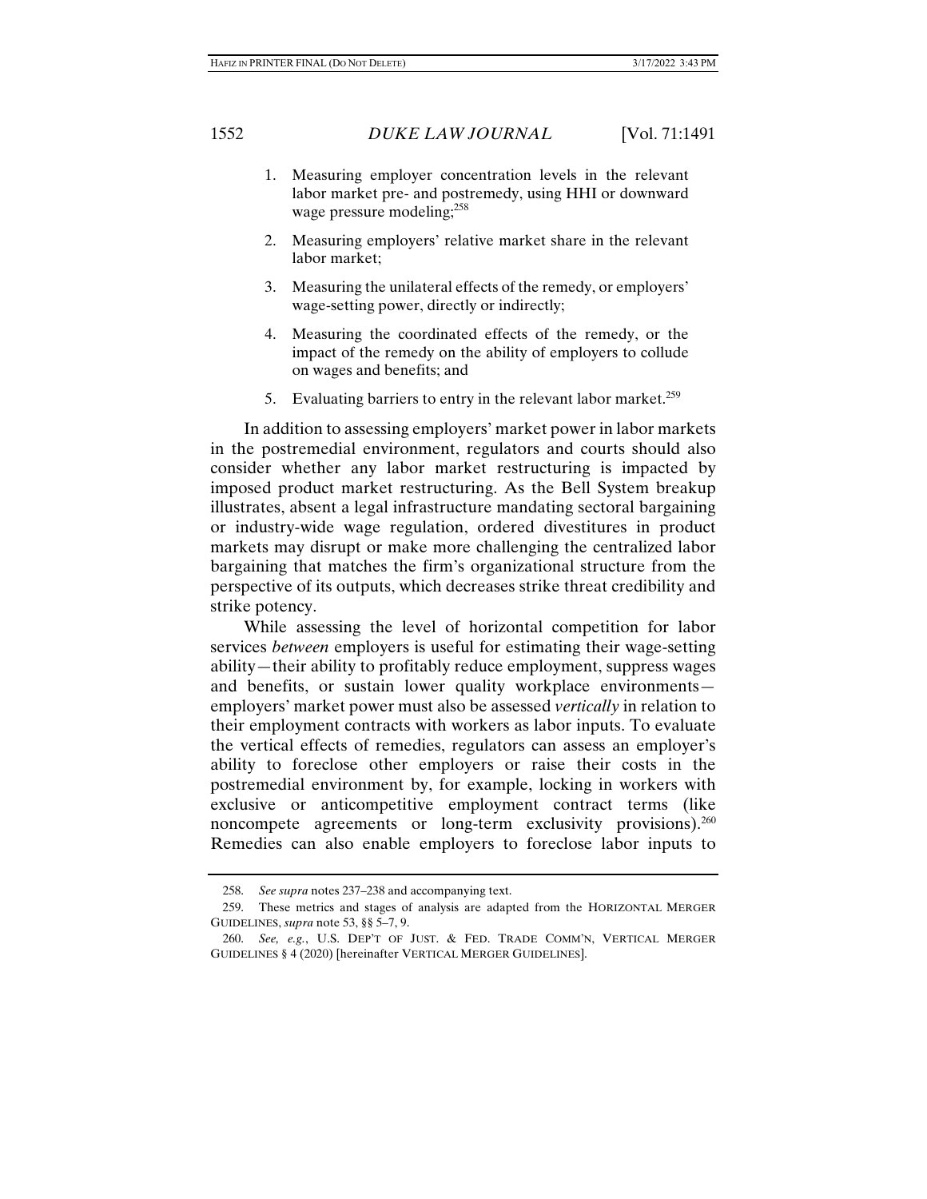1. Measuring employer concentration levels in the relevant labor market pre- and postremedy, using HHI or downward wage pressure modeling;[258]
2. Measuring employers' relative market share in the relevant labor market;
3. Measuring the unilateral effects of the remedy, or employers' wage-setting power, directly or indirectly;
4. Measuring the coordinated effects of the remedy, or the impact of the remedy on the ability of employers to collude on wages and benefits; and
5. Evaluating barriers to entry in the relevant labor market.[259]

In addition to assessing employers' market power in labor markets in the postremedial environment, regulators and courts should also consider whether any labor market restructuring is impacted by imposed product market restructuring. As the Bell System breakup illustrates, absent a legal infrastructure mandating sectoral bargaining or industry-wide wage regulation, ordered divestitures in product markets may disrupt or make more challenging the centralized labor bargaining that matches the firm's organizational structure from the perspective of its outputs, which decreases strike threat credibility and strike potency.

While assessing the level of horizontal competition for labor services *between* employers is useful for estimating their wage-setting ability—their ability to profitably reduce employment, suppress wages and benefits, or sustain lower quality workplace environments—employers' market power must also be assessed *vertically* in relation to their employment contracts with workers as labor inputs. To evaluate the vertical effects of remedies, regulators can assess an employer's ability to foreclose other employers or raise their costs in the postremedial environment by, for example, locking in workers with exclusive or anticompetitive employment contract terms (like noncompete agreements or long-term exclusivity provisions).[260] Remedies can also enable employers to foreclose labor inputs to

---

258. *See supra* notes 237–238 and accompanying text.

259. These metrics and stages of analysis are adapted from the HORIZONTAL MERGER GUIDELINES, *supra* note 53, §§ 5–7, 9.

260. *See, e.g.*, U.S. DEP'T OF JUST. & FED. TRADE COMM'N, VERTICAL MERGER GUIDELINES § 4 (2020) [hereinafter VERTICAL MERGER GUIDELINES].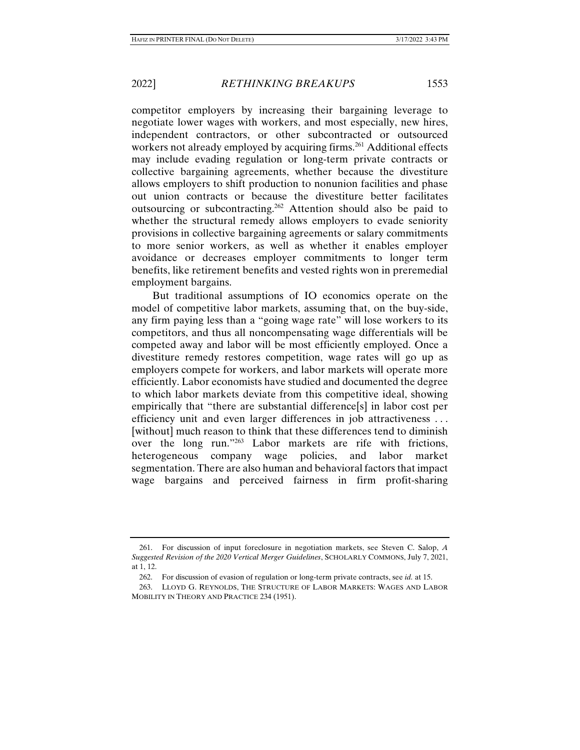competitor employers by increasing their bargaining leverage to negotiate lower wages with workers, and most especially, new hires, independent contractors, or other subcontracted or outsourced workers not already employed by acquiring firms.[261] Additional effects may include evading regulation or long-term private contracts or collective bargaining agreements, whether because the divestiture allows employers to shift production to nonunion facilities and phase out union contracts or because the divestiture better facilitates outsourcing or subcontracting.[262] Attention should also be paid to whether the structural remedy allows employers to evade seniority provisions in collective bargaining agreements or salary commitments to more senior workers, as well as whether it enables employer avoidance or decreases employer commitments to longer term benefits, like retirement benefits and vested rights won in preremedial employment bargains.

But traditional assumptions of IO economics operate on the model of competitive labor markets, assuming that, on the buy-side, any firm paying less than a "going wage rate" will lose workers to its competitors, and thus all noncompensating wage differentials will be competed away and labor will be most efficiently employed. Once a divestiture remedy restores competition, wage rates will go up as employers compete for workers, and labor markets will operate more efficiently. Labor economists have studied and documented the degree to which labor markets deviate from this competitive ideal, showing empirically that "there are substantial difference[s] in labor cost per efficiency unit and even larger differences in job attractiveness . . . [without] much reason to think that these differences tend to diminish over the long run."[263] Labor markets are rife with frictions, heterogeneous company wage policies, and labor market segmentation. There are also human and behavioral factors that impact wage bargains and perceived fairness in firm profit-sharing

---

261. For discussion of input foreclosure in negotiation markets, see Steven C. Salop, *A Suggested Revision of the 2020 Vertical Merger Guidelines*, SCHOLARLY COMMONS, July 7, 2021, at 1, 12.

262. For discussion of evasion of regulation or long-term private contracts, see *id.* at 15.

263. LLOYD G. REYNOLDS, THE STRUCTURE OF LABOR MARKETS: WAGES AND LABOR MOBILITY IN THEORY AND PRACTICE 234 (1951).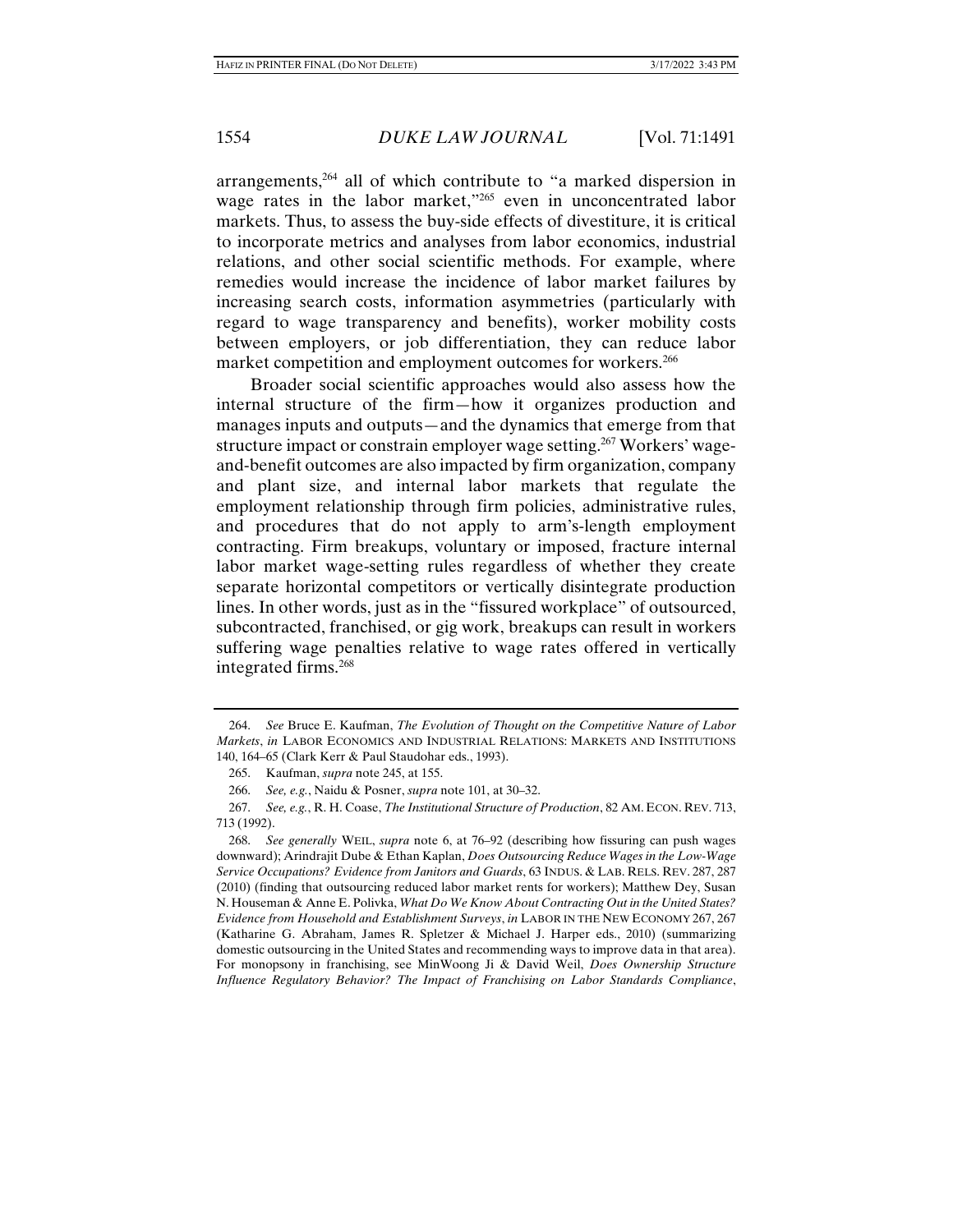arrangements,[264] all of which contribute to "a marked dispersion in wage rates in the labor market,"[265] even in unconcentrated labor markets. Thus, to assess the buy-side effects of divestiture, it is critical to incorporate metrics and analyses from labor economics, industrial relations, and other social scientific methods. For example, where remedies would increase the incidence of labor market failures by increasing search costs, information asymmetries (particularly with regard to wage transparency and benefits), worker mobility costs between employers, or job differentiation, they can reduce labor market competition and employment outcomes for workers.[266]

Broader social scientific approaches would also assess how the internal structure of the firm—how it organizes production and manages inputs and outputs—and the dynamics that emerge from that structure impact or constrain employer wage setting.[267] Workers' wage-and-benefit outcomes are also impacted by firm organization, company and plant size, and internal labor markets that regulate the employment relationship through firm policies, administrative rules, and procedures that do not apply to arm's-length employment contracting. Firm breakups, voluntary or imposed, fracture internal labor market wage-setting rules regardless of whether they create separate horizontal competitors or vertically disintegrate production lines. In other words, just as in the "fissured workplace" of outsourced, subcontracted, franchised, or gig work, breakups can result in workers suffering wage penalties relative to wage rates offered in vertically integrated firms.[268]

---

264. *See* Bruce E. Kaufman, *The Evolution of Thought on the Competitive Nature of Labor Markets*, *in* LABOR ECONOMICS AND INDUSTRIAL RELATIONS: MARKETS AND INSTITUTIONS 140, 164–65 (Clark Kerr & Paul Staudohar eds., 1993).

265. Kaufman, *supra* note 245, at 155.

266. *See, e.g.*, Naidu & Posner, *supra* note 101, at 30–32.

267. *See, e.g.*, R. H. Coase, *The Institutional Structure of Production*, 82 AM. ECON. REV. 713, 713 (1992).

268. *See generally* WEIL, *supra* note 6, at 76–92 (describing how fissuring can push wages downward); Arindrajit Dube & Ethan Kaplan, *Does Outsourcing Reduce Wages in the Low-Wage Service Occupations? Evidence from Janitors and Guards*, 63 INDUS. & LAB. RELS. REV. 287, 287 (2010) (finding that outsourcing reduced labor market rents for workers); Matthew Dey, Susan N. Houseman & Anne E. Polivka, *What Do We Know About Contracting Out in the United States? Evidence from Household and Establishment Surveys*, *in* LABOR IN THE NEW ECONOMY 267, 267 (Katharine G. Abraham, James R. Spletzer & Michael J. Harper eds., 2010) (summarizing domestic outsourcing in the United States and recommending ways to improve data in that area). For monopsony in franchising, see MinWoong Ji & David Weil, *Does Ownership Structure Influence Regulatory Behavior? The Impact of Franchising on Labor Standards Compliance*,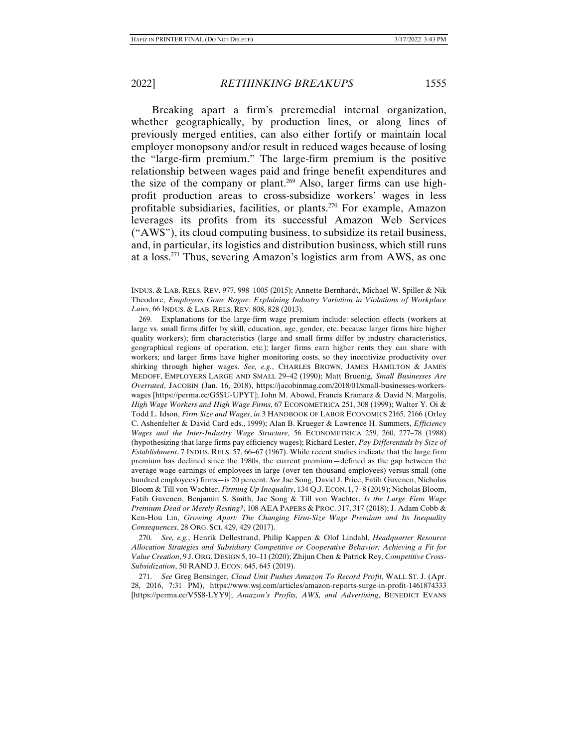Breaking apart a firm's preremedial internal organization, whether geographically, by production lines, or along lines of previously merged entities, can also either fortify or maintain local employer monopsony and/or result in reduced wages because of losing the "large-firm premium." The large-firm premium is the positive relationship between wages paid and fringe benefit expenditures and the size of the company or plant.[269] Also, larger firms can use high-profit production areas to cross-subsidize workers' wages in less profitable subsidiaries, facilities, or plants.[270] For example, Amazon leverages its profits from its successful Amazon Web Services ("AWS"), its cloud computing business, to subsidize its retail business, and, in particular, its logistics and distribution business, which still runs at a loss.[271] Thus, severing Amazon's logistics arm from AWS, as one

---

INDUS. & LAB. RELS. REV. 977, 998–1005 (2015); Annette Bernhardt, Michael W. Spiller & Nik Theodore, *Employers Gone Rogue: Explaining Industry Variation in Violations of Workplace Laws*, 66 INDUS. & LAB. RELS. REV. 808, 828 (2013).

269. Explanations for the large-firm wage premium include: selection effects (workers at large vs. small firms differ by skill, education, age, gender, etc. because larger firms hire higher quality workers); firm characteristics (large and small firms differ by industry characteristics, geographical regions of operation, etc.); larger firms earn higher rents they can share with workers; and larger firms have higher monitoring costs, so they incentivize productivity over shirking through higher wages. *See, e.g.*, CHARLES BROWN, JAMES HAMILTON & JAMES MEDOFF, EMPLOYERS LARGE AND SMALL 29–42 (1990); Matt Bruenig, *Small Businesses Are Overrated*, JACOBIN (Jan. 16, 2018), https://jacobinmag.com/2018/01/small-businesses-workers-wages [https://perma.cc/G5SU-UPYT]; John M. Abowd, Francis Kramarz & David N. Margolis, *High Wage Workers and High Wage Firms*, 67 ECONOMETRICA 251, 308 (1999); Walter Y. Oi & Todd L. Idson, *Firm Size and Wages*, *in* 3 HANDBOOK OF LABOR ECONOMICS 2165, 2166 (Orley C. Ashenfelter & David Card eds., 1999); Alan B. Krueger & Lawrence H. Summers, *Efficiency Wages and the Inter-Industry Wage Structure*, 56 ECONOMETRICA 259, 260, 277–78 (1988) (hypothesizing that large firms pay efficiency wages); Richard Lester, *Pay Differentials by Size of Establishment*, 7 INDUS. RELS. 57, 66–67 (1967). While recent studies indicate that the large firm premium has declined since the 1980s, the current premium—defined as the gap between the average wage earnings of employees in large (over ten thousand employees) versus small (one hundred employees) firms—is 20 percent. *See* Jae Song, David J. Price, Fatih Guvenen, Nicholas Bloom & Till von Wachter, *Firming Up Inequality*, 134 Q.J. ECON. 1, 7–8 (2019); Nicholas Bloom, Fatih Guvenen, Benjamin S. Smith, Jae Song & Till von Wachter, *Is the Large Firm Wage Premium Dead or Merely Resting?*, 108 AEA PAPERS & PROC. 317, 317 (2018); J. Adam Cobb & Ken-Hou Lin, *Growing Apart: The Changing Firm-Size Wage Premium and Its Inequality Consequences*, 28 ORG. SCI. 429, 429 (2017).

270. *See, e.g.*, Henrik Dellestrand, Philip Kappen & Olof Lindahl, *Headquarter Resource Allocation Strategies and Subsidiary Competitive or Cooperative Behavior: Achieving a Fit for Value Creation*, 9 J. ORG. DESIGN 5, 10–11 (2020); Zhijun Chen & Patrick Rey, *Competitive Cross-Subsidization*, 50 RAND J. ECON. 645, 645 (2019).

271. *See* Greg Bensinger, *Cloud Unit Pushes Amazon To Record Profit*, WALL ST. J. (Apr. 28, 2016, 7:31 PM), https://www.wsj.com/articles/amazon-reports-surge-in-profit-1461874333 [https://perma.cc/V5S8-LYY9]; *Amazon's Profits, AWS, and Advertising*, BENEDICT EVANS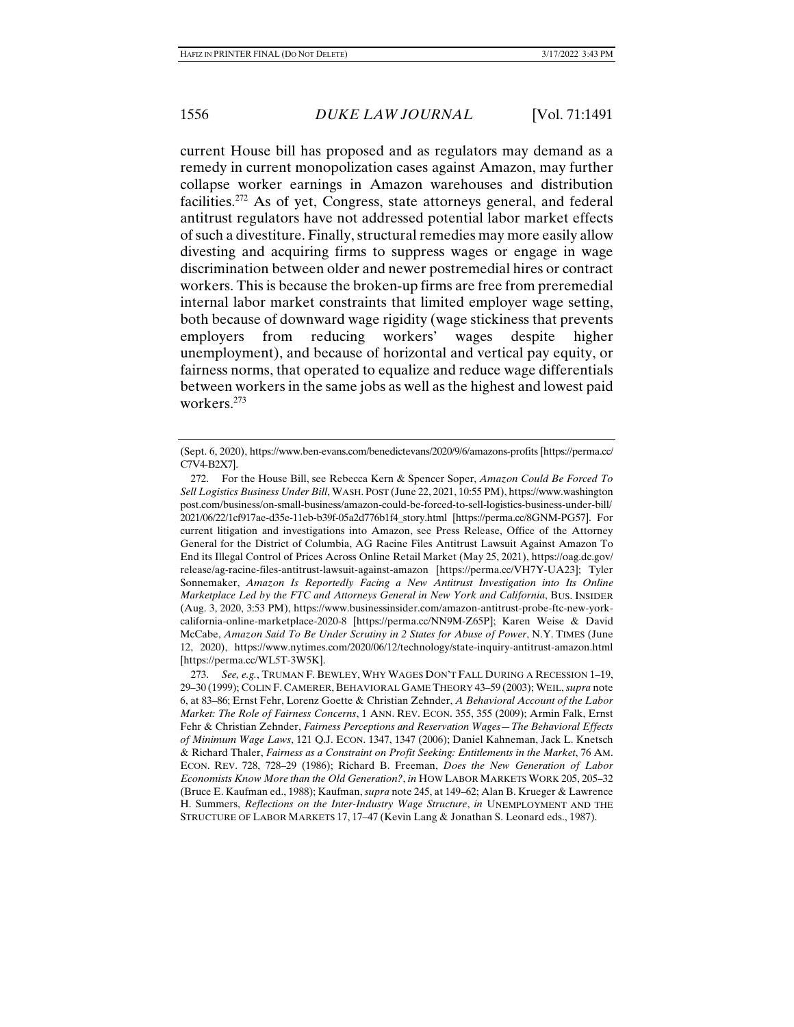current House bill has proposed and as regulators may demand as a remedy in current monopolization cases against Amazon, may further collapse worker earnings in Amazon warehouses and distribution facilities.[272] As of yet, Congress, state attorneys general, and federal antitrust regulators have not addressed potential labor market effects of such a divestiture. Finally, structural remedies may more easily allow divesting and acquiring firms to suppress wages or engage in wage discrimination between older and newer postremedial hires or contract workers. This is because the broken-up firms are free from preremedial internal labor market constraints that limited employer wage setting, both because of downward wage rigidity (wage stickiness that prevents employers from reducing workers' wages despite higher unemployment), and because of horizontal and vertical pay equity, or fairness norms, that operated to equalize and reduce wage differentials between workers in the same jobs as well as the highest and lowest paid workers.[273]

---

(Sept. 6, 2020), https://www.ben-evans.com/benedictevans/2020/9/6/amazons-profits [https://perma.cc/C7V4-B2X7].

272. For the House Bill, see Rebecca Kern & Spencer Soper, *Amazon Could Be Forced To Sell Logistics Business Under Bill*, WASH. POST (June 22, 2021, 10:55 PM), https://www.washingtonpost.com/business/on-small-business/amazon-could-be-forced-to-sell-logistics-business-under-bill/2021/06/22/1cf917ae-d35e-11eb-b39f-05a2d776b1f4_story.html [https://perma.cc/8GNM-PG57]. For current litigation and investigations into Amazon, see Press Release, Office of the Attorney General for the District of Columbia, AG Racine Files Antitrust Lawsuit Against Amazon To End its Illegal Control of Prices Across Online Retail Market (May 25, 2021), https://oag.dc.gov/release/ag-racine-files-antitrust-lawsuit-against-amazon [https://perma.cc/VH7Y-UA23]; Tyler Sonnemaker, *Amazon Is Reportedly Facing a New Antitrust Investigation into Its Online Marketplace Led by the FTC and Attorneys General in New York and California*, BUS. INSIDER (Aug. 3, 2020, 3:53 PM), https://www.businessinsider.com/amazon-antitrust-probe-ftc-new-york-california-online-marketplace-2020-8 [https://perma.cc/NN9M-Z65P]; Karen Weise & David McCabe, *Amazon Said To Be Under Scrutiny in 2 States for Abuse of Power*, N.Y. TIMES (June 12, 2020), https://www.nytimes.com/2020/06/12/technology/state-inquiry-antitrust-amazon.html [https://perma.cc/WL5T-3W5K].

273. *See, e.g.*, TRUMAN F. BEWLEY, WHY WAGES DON'T FALL DURING A RECESSION 1–19, 29–30 (1999); COLIN F. CAMERER, BEHAVIORAL GAME THEORY 43–59 (2003); WEIL, *supra* note 6, at 83–86; Ernst Fehr, Lorenz Goette & Christian Zehnder, *A Behavioral Account of the Labor Market: The Role of Fairness Concerns*, 1 ANN. REV. ECON. 355, 355 (2009); Armin Falk, Ernst Fehr & Christian Zehnder, *Fairness Perceptions and Reservation Wages—The Behavioral Effects of Minimum Wage Laws*, 121 Q.J. ECON. 1347, 1347 (2006); Daniel Kahneman, Jack L. Knetsch & Richard Thaler, *Fairness as a Constraint on Profit Seeking: Entitlements in the Market*, 76 AM. ECON. REV. 728, 728–29 (1986); Richard B. Freeman, *Does the New Generation of Labor Economists Know More than the Old Generation?*, *in* HOW LABOR MARKETS WORK 205, 205–32 (Bruce E. Kaufman ed., 1988); Kaufman, *supra* note 245, at 149–62; Alan B. Krueger & Lawrence H. Summers, *Reflections on the Inter-Industry Wage Structure*, *in* UNEMPLOYMENT AND THE STRUCTURE OF LABOR MARKETS 17, 17–47 (Kevin Lang & Jonathan S. Leonard eds., 1987).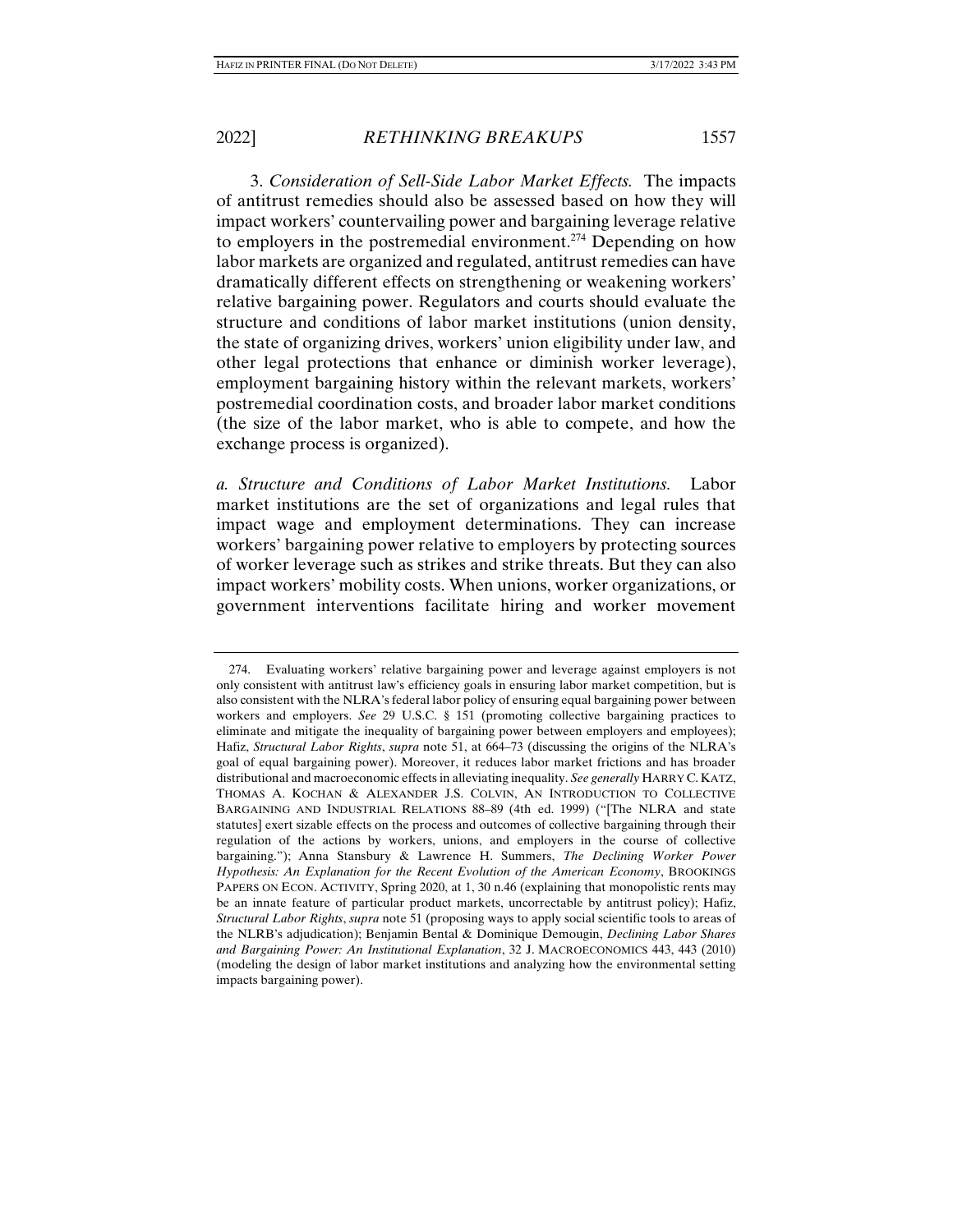3. *Consideration of Sell-Side Labor Market Effects.* The impacts of antitrust remedies should also be assessed based on how they will impact workers' countervailing power and bargaining leverage relative to employers in the postremedial environment.[274] Depending on how labor markets are organized and regulated, antitrust remedies can have dramatically different effects on strengthening or weakening workers' relative bargaining power. Regulators and courts should evaluate the structure and conditions of labor market institutions (union density, the state of organizing drives, workers' union eligibility under law, and other legal protections that enhance or diminish worker leverage), employment bargaining history within the relevant markets, workers' postremedial coordination costs, and broader labor market conditions (the size of the labor market, who is able to compete, and how the exchange process is organized).

*a. Structure and Conditions of Labor Market Institutions.* Labor market institutions are the set of organizations and legal rules that impact wage and employment determinations. They can increase workers' bargaining power relative to employers by protecting sources of worker leverage such as strikes and strike threats. But they can also impact workers' mobility costs. When unions, worker organizations, or government interventions facilitate hiring and worker movement

274. Evaluating workers' relative bargaining power and leverage against employers is not only consistent with antitrust law's efficiency goals in ensuring labor market competition, but is also consistent with the NLRA's federal labor policy of ensuring equal bargaining power between workers and employers. *See* 29 U.S.C. § 151 (promoting collective bargaining practices to eliminate and mitigate the inequality of bargaining power between employers and employees); Hafiz, *Structural Labor Rights*, *supra* note 51, at 664–73 (discussing the origins of the NLRA's goal of equal bargaining power). Moreover, it reduces labor market frictions and has broader distributional and macroeconomic effects in alleviating inequality. *See generally* HARRY C. KATZ, THOMAS A. KOCHAN & ALEXANDER J.S. COLVIN, AN INTRODUCTION TO COLLECTIVE BARGAINING AND INDUSTRIAL RELATIONS 88–89 (4th ed. 1999) ("[The NLRA and state statutes] exert sizable effects on the process and outcomes of collective bargaining through their regulation of the actions by workers, unions, and employers in the course of collective bargaining."); Anna Stansbury & Lawrence H. Summers, *The Declining Worker Power Hypothesis: An Explanation for the Recent Evolution of the American Economy*, BROOKINGS PAPERS ON ECON. ACTIVITY, Spring 2020, at 1, 30 n.46 (explaining that monopolistic rents may be an innate feature of particular product markets, uncorrectable by antitrust policy); Hafiz, *Structural Labor Rights*, *supra* note 51 (proposing ways to apply social scientific tools to areas of the NLRB's adjudication); Benjamin Bental & Dominique Demougin, *Declining Labor Shares and Bargaining Power: An Institutional Explanation*, 32 J. MACROECONOMICS 443, 443 (2010) (modeling the design of labor market institutions and analyzing how the environmental setting impacts bargaining power).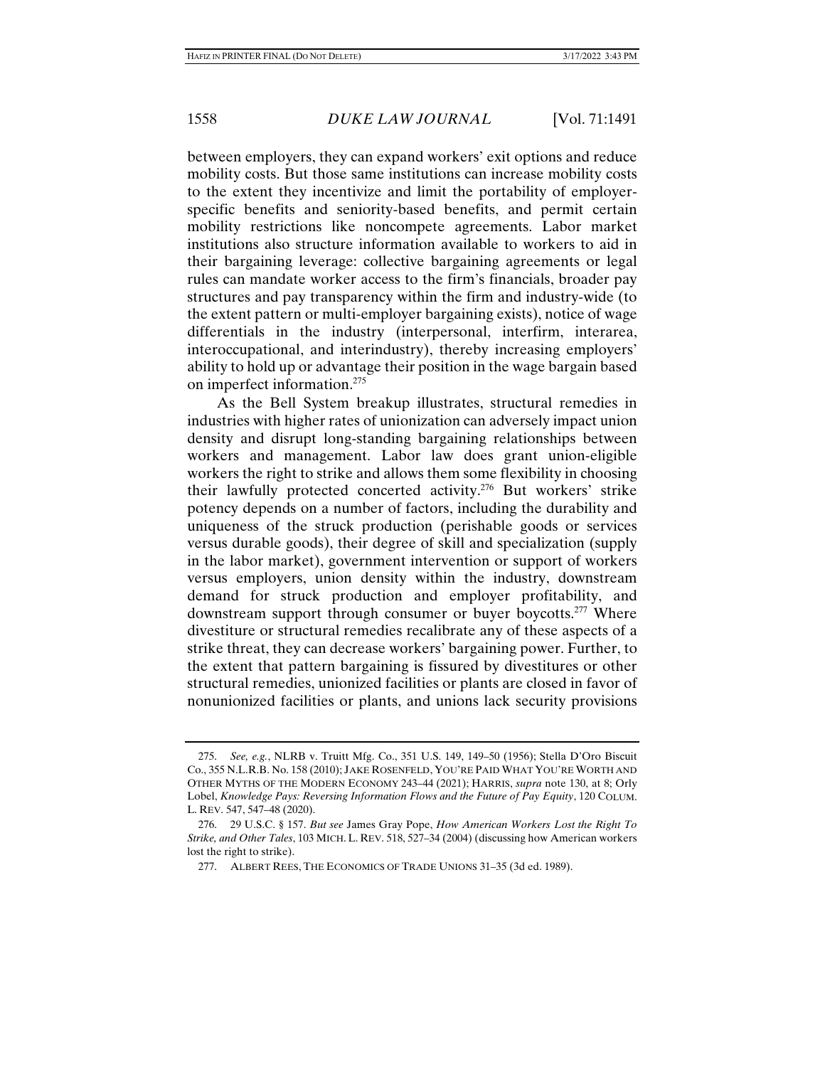between employers, they can expand workers' exit options and reduce mobility costs. But those same institutions can increase mobility costs to the extent they incentivize and limit the portability of employer-specific benefits and seniority-based benefits, and permit certain mobility restrictions like noncompete agreements. Labor market institutions also structure information available to workers to aid in their bargaining leverage: collective bargaining agreements or legal rules can mandate worker access to the firm's financials, broader pay structures and pay transparency within the firm and industry-wide (to the extent pattern or multi-employer bargaining exists), notice of wage differentials in the industry (interpersonal, interfirm, interarea, interoccupational, and interindustry), thereby increasing employers' ability to hold up or advantage their position in the wage bargain based on imperfect information.[275]

As the Bell System breakup illustrates, structural remedies in industries with higher rates of unionization can adversely impact union density and disrupt long-standing bargaining relationships between workers and management. Labor law does grant union-eligible workers the right to strike and allows them some flexibility in choosing their lawfully protected concerted activity.[276] But workers' strike potency depends on a number of factors, including the durability and uniqueness of the struck production (perishable goods or services versus durable goods), their degree of skill and specialization (supply in the labor market), government intervention or support of workers versus employers, union density within the industry, downstream demand for struck production and employer profitability, and downstream support through consumer or buyer boycotts.[277] Where divestiture or structural remedies recalibrate any of these aspects of a strike threat, they can decrease workers' bargaining power. Further, to the extent that pattern bargaining is fissured by divestitures or other structural remedies, unionized facilities or plants are closed in favor of nonunionized facilities or plants, and unions lack security provisions

---

275. *See, e.g.*, NLRB v. Truitt Mfg. Co., 351 U.S. 149, 149–50 (1956); Stella D'Oro Biscuit Co., 355 N.L.R.B. No. 158 (2010); JAKE ROSENFELD, YOU'RE PAID WHAT YOU'RE WORTH AND OTHER MYTHS OF THE MODERN ECONOMY 243–44 (2021); HARRIS, *supra* note 130, at 8; Orly Lobel, *Knowledge Pays: Reversing Information Flows and the Future of Pay Equity*, 120 COLUM. L. REV. 547, 547–48 (2020).

276. 29 U.S.C. § 157. *But see* James Gray Pope, *How American Workers Lost the Right To Strike, and Other Tales*, 103 MICH. L. REV. 518, 527–34 (2004) (discussing how American workers lost the right to strike).

277. ALBERT REES, THE ECONOMICS OF TRADE UNIONS 31–35 (3d ed. 1989).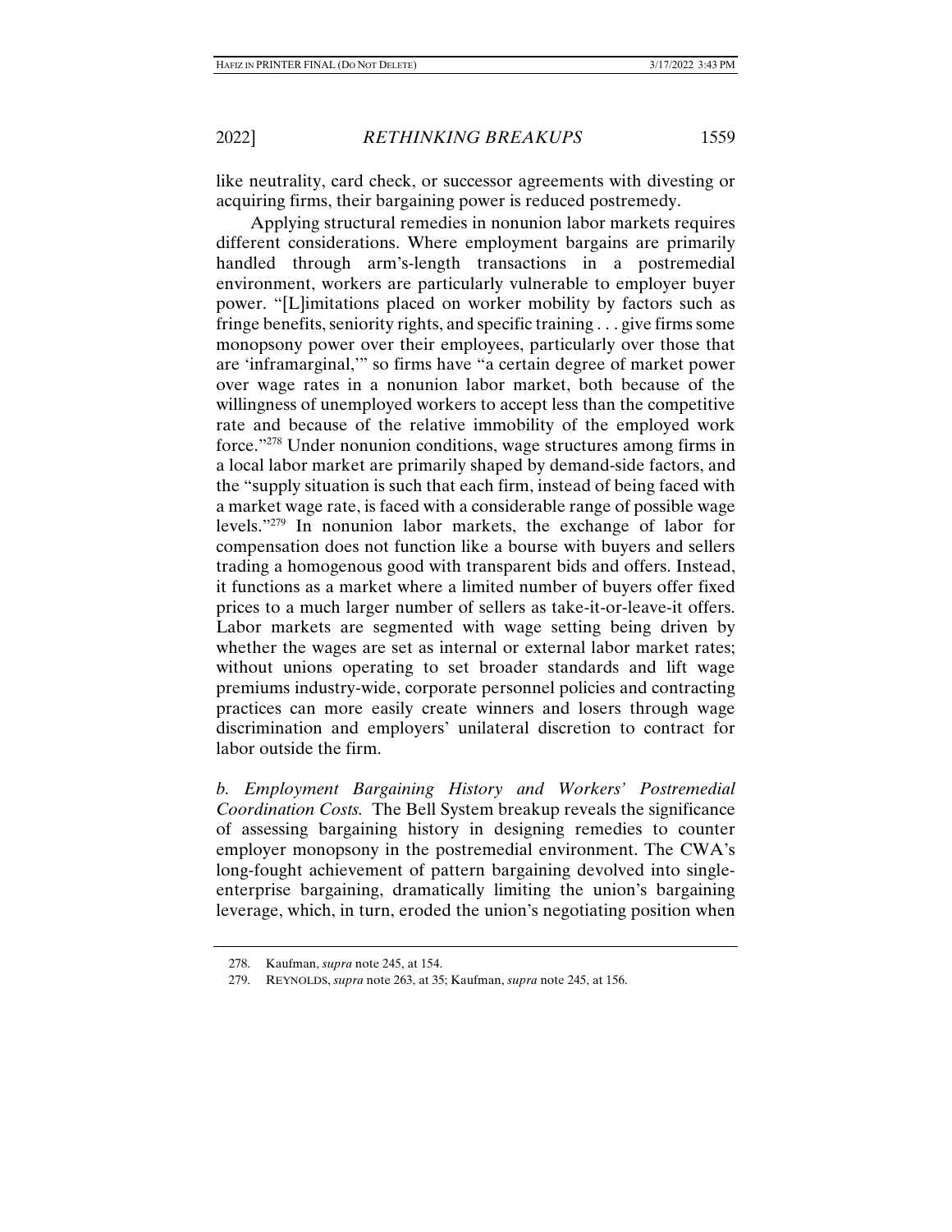like neutrality, card check, or successor agreements with divesting or acquiring firms, their bargaining power is reduced postremedy.

Applying structural remedies in nonunion labor markets requires different considerations. Where employment bargains are primarily handled through arm's-length transactions in a postremedial environment, workers are particularly vulnerable to employer buyer power. "[L]imitations placed on worker mobility by factors such as fringe benefits, seniority rights, and specific training . . . give firms some monopsony power over their employees, particularly over those that are 'inframarginal,'" so firms have "a certain degree of market power over wage rates in a nonunion labor market, both because of the willingness of unemployed workers to accept less than the competitive rate and because of the relative immobility of the employed work force."[278] Under nonunion conditions, wage structures among firms in a local labor market are primarily shaped by demand-side factors, and the "supply situation is such that each firm, instead of being faced with a market wage rate, is faced with a considerable range of possible wage levels."[279] In nonunion labor markets, the exchange of labor for compensation does not function like a bourse with buyers and sellers trading a homogenous good with transparent bids and offers. Instead, it functions as a market where a limited number of buyers offer fixed prices to a much larger number of sellers as take-it-or-leave-it offers. Labor markets are segmented with wage setting being driven by whether the wages are set as internal or external labor market rates; without unions operating to set broader standards and lift wage premiums industry-wide, corporate personnel policies and contracting practices can more easily create winners and losers through wage discrimination and employers' unilateral discretion to contract for labor outside the firm.

*b. Employment Bargaining History and Workers' Postremedial Coordination Costs.* The Bell System breakup reveals the significance of assessing bargaining history in designing remedies to counter employer monopsony in the postremedial environment. The CWA's long-fought achievement of pattern bargaining devolved into single-enterprise bargaining, dramatically limiting the union's bargaining leverage, which, in turn, eroded the union's negotiating position when

278. Kaufman, *supra* note 245, at 154.

279. REYNOLDS, *supra* note 263, at 35; Kaufman, *supra* note 245, at 156.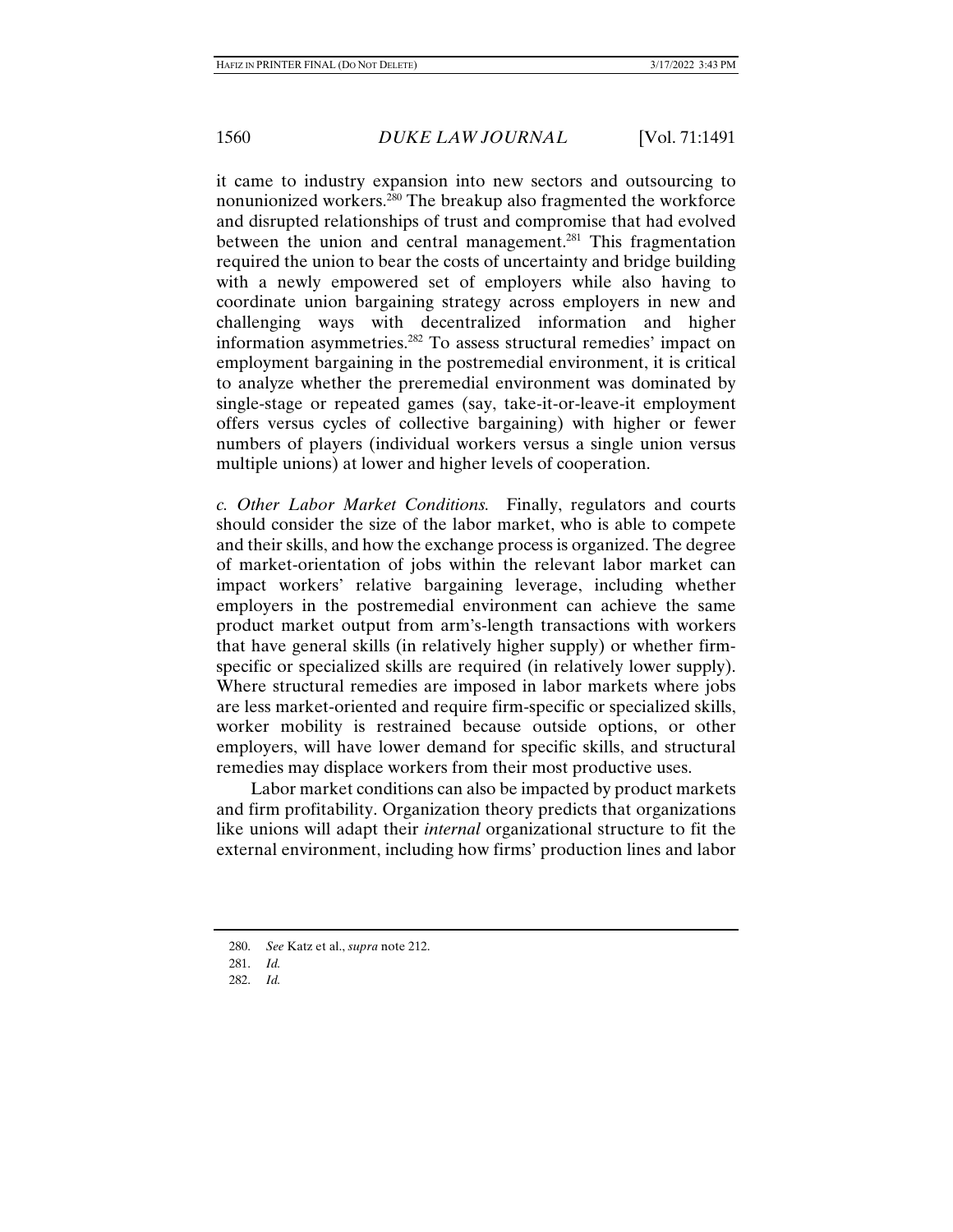it came to industry expansion into new sectors and outsourcing to nonunionized workers.[280] The breakup also fragmented the workforce and disrupted relationships of trust and compromise that had evolved between the union and central management.[281] This fragmentation required the union to bear the costs of uncertainty and bridge building with a newly empowered set of employers while also having to coordinate union bargaining strategy across employers in new and challenging ways with decentralized information and higher information asymmetries.[282] To assess structural remedies' impact on employment bargaining in the postremedial environment, it is critical to analyze whether the preremedial environment was dominated by single-stage or repeated games (say, take-it-or-leave-it employment offers versus cycles of collective bargaining) with higher or fewer numbers of players (individual workers versus a single union versus multiple unions) at lower and higher levels of cooperation.

*c. Other Labor Market Conditions.* Finally, regulators and courts should consider the size of the labor market, who is able to compete and their skills, and how the exchange process is organized. The degree of market-orientation of jobs within the relevant labor market can impact workers' relative bargaining leverage, including whether employers in the postremedial environment can achieve the same product market output from arm's-length transactions with workers that have general skills (in relatively higher supply) or whether firm-specific or specialized skills are required (in relatively lower supply). Where structural remedies are imposed in labor markets where jobs are less market-oriented and require firm-specific or specialized skills, worker mobility is restrained because outside options, or other employers, will have lower demand for specific skills, and structural remedies may displace workers from their most productive uses.

Labor market conditions can also be impacted by product markets and firm profitability. Organization theory predicts that organizations like unions will adapt their *internal* organizational structure to fit the external environment, including how firms' production lines and labor

---

280. *See* Katz et al., *supra* note 212.

281. *Id.*

282. *Id.*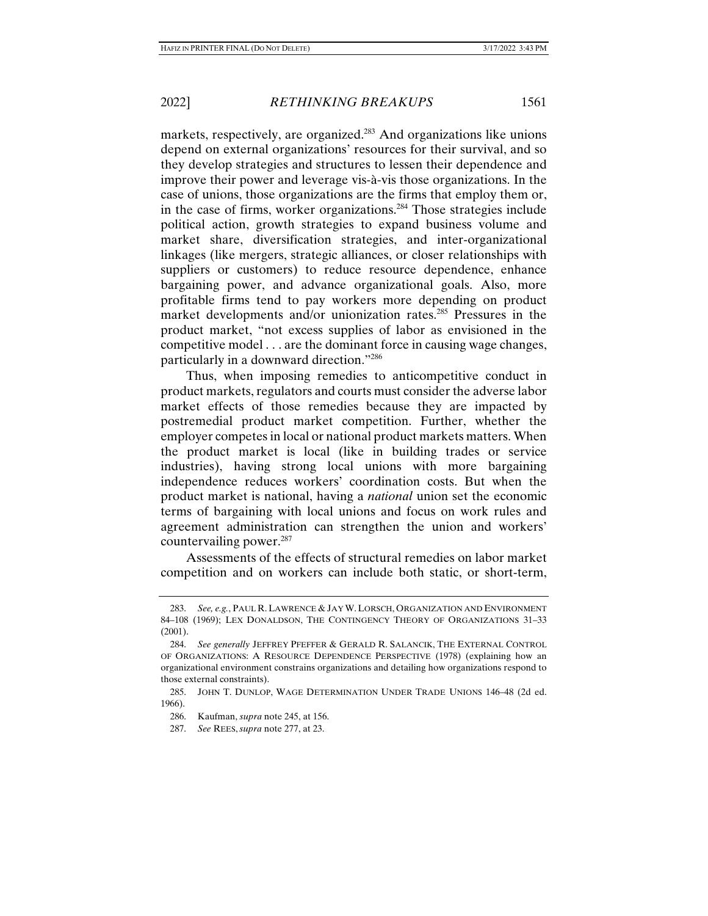markets, respectively, are organized.[283] And organizations like unions depend on external organizations' resources for their survival, and so they develop strategies and structures to lessen their dependence and improve their power and leverage vis-à-vis those organizations. In the case of unions, those organizations are the firms that employ them or, in the case of firms, worker organizations.[284] Those strategies include political action, growth strategies to expand business volume and market share, diversification strategies, and inter-organizational linkages (like mergers, strategic alliances, or closer relationships with suppliers or customers) to reduce resource dependence, enhance bargaining power, and advance organizational goals. Also, more profitable firms tend to pay workers more depending on product market developments and/or unionization rates.[285] Pressures in the product market, "not excess supplies of labor as envisioned in the competitive model . . . are the dominant force in causing wage changes, particularly in a downward direction."[286]

Thus, when imposing remedies to anticompetitive conduct in product markets, regulators and courts must consider the adverse labor market effects of those remedies because they are impacted by postremedial product market competition. Further, whether the employer competes in local or national product markets matters. When the product market is local (like in building trades or service industries), having strong local unions with more bargaining independence reduces workers' coordination costs. But when the product market is national, having a *national* union set the economic terms of bargaining with local unions and focus on work rules and agreement administration can strengthen the union and workers' countervailing power.[287]

Assessments of the effects of structural remedies on labor market competition and on workers can include both static, or short-term,

---

283. *See, e.g.*, PAUL R. LAWRENCE & JAY W. LORSCH, ORGANIZATION AND ENVIRONMENT 84–108 (1969); LEX DONALDSON, THE CONTINGENCY THEORY OF ORGANIZATIONS 31–33 (2001).

284. *See generally* JEFFREY PFEFFER & GERALD R. SALANCIK, THE EXTERNAL CONTROL OF ORGANIZATIONS: A RESOURCE DEPENDENCE PERSPECTIVE (1978) (explaining how an organizational environment constrains organizations and detailing how organizations respond to those external constraints).

285. JOHN T. DUNLOP, WAGE DETERMINATION UNDER TRADE UNIONS 146–48 (2d ed. 1966).

286. Kaufman, *supra* note 245, at 156.

287. *See* REES, *supra* note 277, at 23.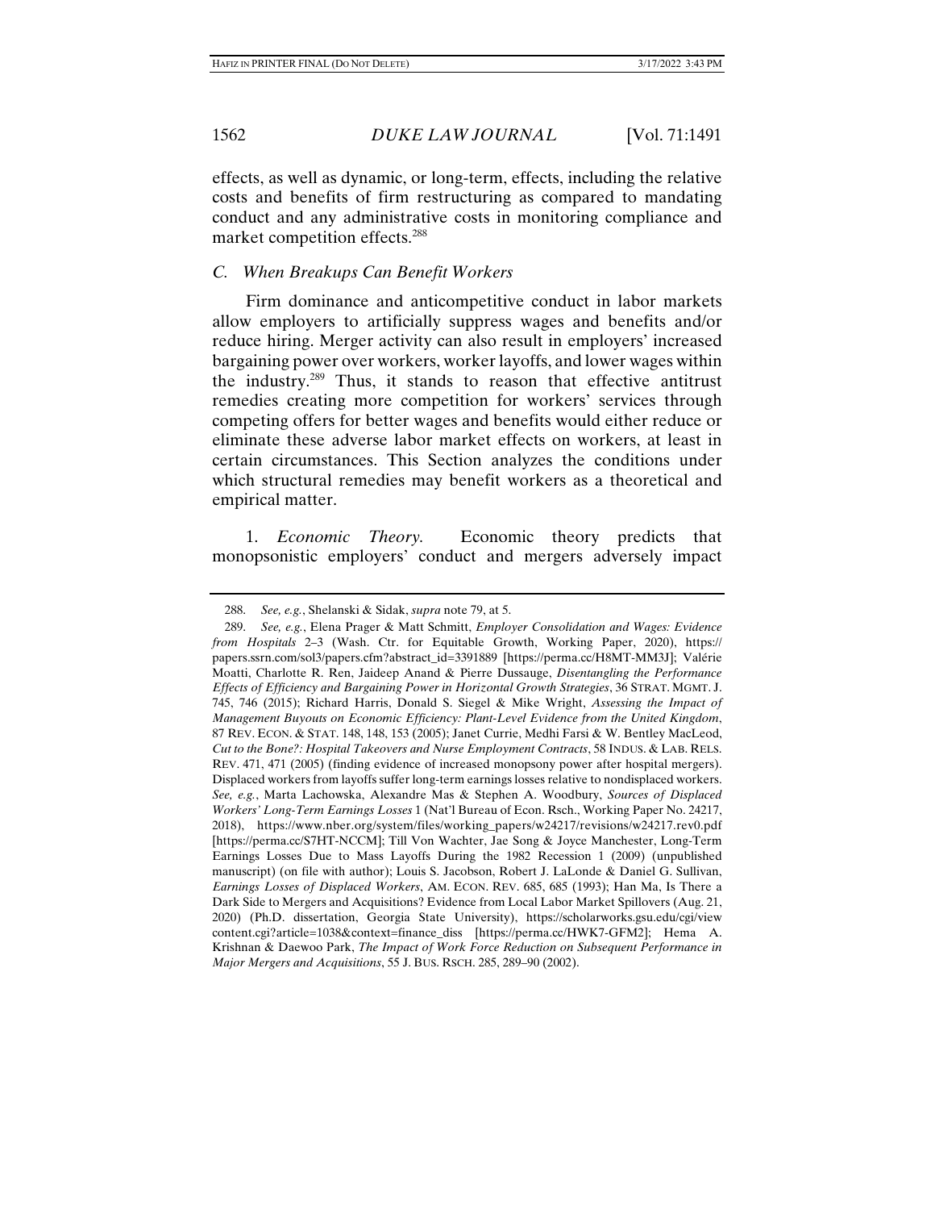effects, as well as dynamic, or long-term, effects, including the relative costs and benefits of firm restructuring as compared to mandating conduct and any administrative costs in monitoring compliance and market competition effects.[288]

### C. When Breakups Can Benefit Workers

Firm dominance and anticompetitive conduct in labor markets allow employers to artificially suppress wages and benefits and/or reduce hiring. Merger activity can also result in employers' increased bargaining power over workers, worker layoffs, and lower wages within the industry.[289] Thus, it stands to reason that effective antitrust remedies creating more competition for workers' services through competing offers for better wages and benefits would either reduce or eliminate these adverse labor market effects on workers, at least in certain circumstances. This Section analyzes the conditions under which structural remedies may benefit workers as a theoretical and empirical matter.

1. *Economic Theory.* Economic theory predicts that monopsonistic employers' conduct and mergers adversely impact

---

288. *See, e.g.*, Shelanski & Sidak, *supra* note 79, at 5.

289. *See, e.g.*, Elena Prager & Matt Schmitt, *Employer Consolidation and Wages: Evidence from Hospitals* 2–3 (Wash. Ctr. for Equitable Growth, Working Paper, 2020), https://papers.ssrn.com/sol3/papers.cfm?abstract_id=3391889 [https://perma.cc/H8MT-MM3J]; Valérie Moatti, Charlotte R. Ren, Jaideep Anand & Pierre Dussauge, *Disentangling the Performance Effects of Efficiency and Bargaining Power in Horizontal Growth Strategies*, 36 STRAT. MGMT. J. 745, 746 (2015); Richard Harris, Donald S. Siegel & Mike Wright, *Assessing the Impact of Management Buyouts on Economic Efficiency: Plant-Level Evidence from the United Kingdom*, 87 REV. ECON. & STAT. 148, 148, 153 (2005); Janet Currie, Medhi Farsi & W. Bentley MacLeod, *Cut to the Bone?: Hospital Takeovers and Nurse Employment Contracts*, 58 INDUS. & LAB. RELS. REV. 471, 471 (2005) (finding evidence of increased monopsony power after hospital mergers). Displaced workers from layoffs suffer long-term earnings losses relative to nondisplaced workers. *See, e.g.*, Marta Lachowska, Alexandre Mas & Stephen A. Woodbury, *Sources of Displaced Workers' Long-Term Earnings Losses* 1 (Nat'l Bureau of Econ. Rsch., Working Paper No. 24217, 2018), https://www.nber.org/system/files/working_papers/w24217/revisions/w24217.rev0.pdf [https://perma.cc/S7HT-NCCM]; Till Von Wachter, Jae Song & Joyce Manchester, Long-Term Earnings Losses Due to Mass Layoffs During the 1982 Recession 1 (2009) (unpublished manuscript) (on file with author); Louis S. Jacobson, Robert J. LaLonde & Daniel G. Sullivan, *Earnings Losses of Displaced Workers*, AM. ECON. REV. 685, 685 (1993); Han Ma, Is There a Dark Side to Mergers and Acquisitions? Evidence from Local Labor Market Spillovers (Aug. 21, 2020) (Ph.D. dissertation, Georgia State University), https://scholarworks.gsu.edu/cgi/viewcontent.cgi?article=1038&context=finance_diss [https://perma.cc/HWK7-GFM2]; Hema A. Krishnan & Daewoo Park, *The Impact of Work Force Reduction on Subsequent Performance in Major Mergers and Acquisitions*, 55 J. BUS. RSCH. 285, 289–90 (2002).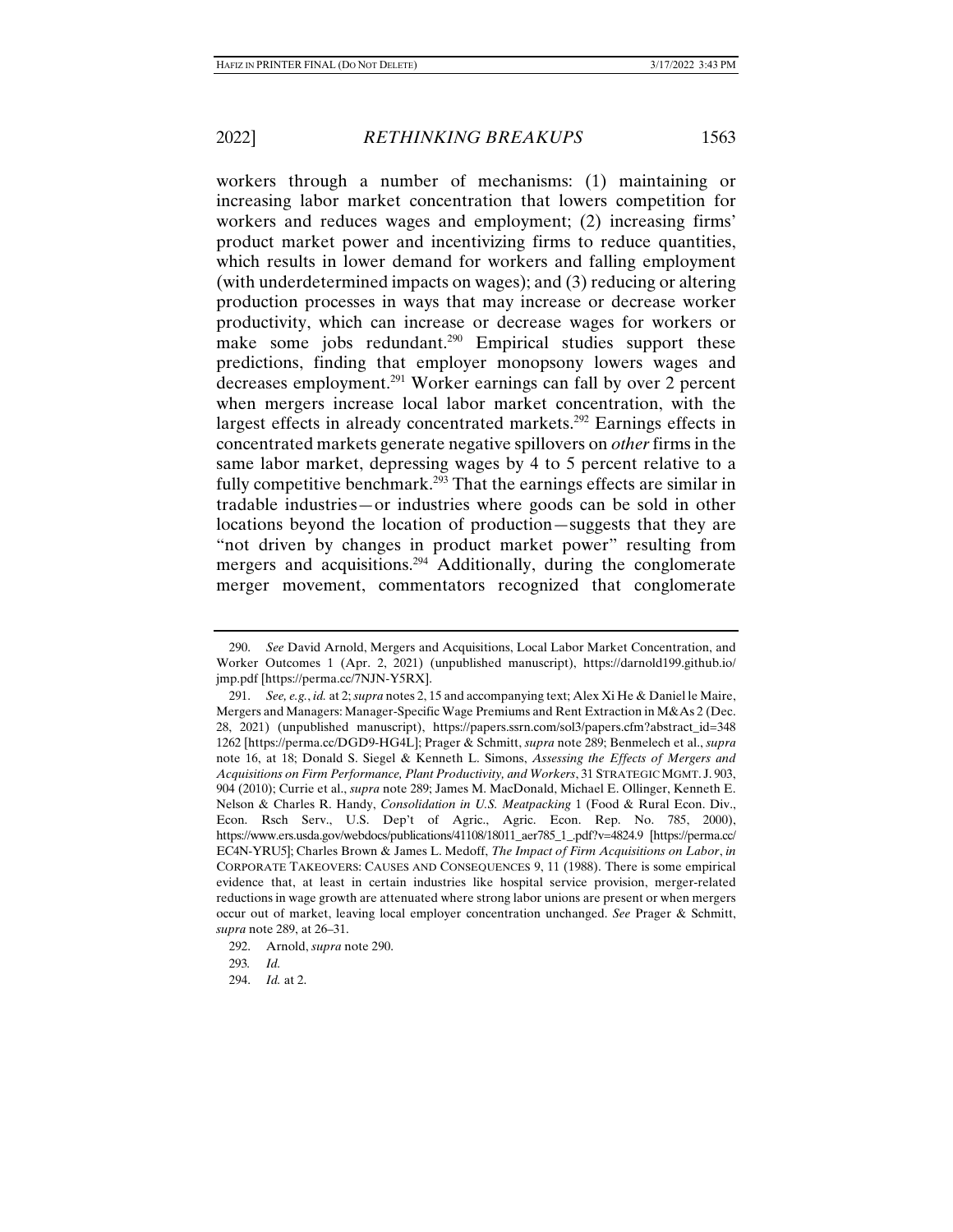workers through a number of mechanisms: (1) maintaining or increasing labor market concentration that lowers competition for workers and reduces wages and employment; (2) increasing firms' product market power and incentivizing firms to reduce quantities, which results in lower demand for workers and falling employment (with underdetermined impacts on wages); and (3) reducing or altering production processes in ways that may increase or decrease worker productivity, which can increase or decrease wages for workers or make some jobs redundant.[290] Empirical studies support these predictions, finding that employer monopsony lowers wages and decreases employment.[291] Worker earnings can fall by over 2 percent when mergers increase local labor market concentration, with the largest effects in already concentrated markets.[292] Earnings effects in concentrated markets generate negative spillovers on *other* firms in the same labor market, depressing wages by 4 to 5 percent relative to a fully competitive benchmark.[293] That the earnings effects are similar in tradable industries—or industries where goods can be sold in other locations beyond the location of production—suggests that they are "not driven by changes in product market power" resulting from mergers and acquisitions.[294] Additionally, during the conglomerate merger movement, commentators recognized that conglomerate

290. *See* David Arnold, Mergers and Acquisitions, Local Labor Market Concentration, and Worker Outcomes 1 (Apr. 2, 2021) (unpublished manuscript), https://darnold199.github.io/jmp.pdf [https://perma.cc/7NJN-Y5RX].

291. *See, e.g.*, *id.* at 2; *supra* notes 2, 15 and accompanying text; Alex Xi He & Daniel le Maire, Mergers and Managers: Manager-Specific Wage Premiums and Rent Extraction in M&As 2 (Dec. 28, 2021) (unpublished manuscript), https://papers.ssrn.com/sol3/papers.cfm?abstract_id=3481262 [https://perma.cc/DGD9-HG4L]; Prager & Schmitt, *supra* note 289; Benmelech et al., *supra* note 16, at 18; Donald S. Siegel & Kenneth L. Simons, *Assessing the Effects of Mergers and Acquisitions on Firm Performance, Plant Productivity, and Workers*, 31 STRATEGIC MGMT. J. 903, 904 (2010); Currie et al., *supra* note 289; James M. MacDonald, Michael E. Ollinger, Kenneth E. Nelson & Charles R. Handy, *Consolidation in U.S. Meatpacking* 1 (Food & Rural Econ. Div., Econ. Rsch Serv., U.S. Dep't of Agric., Agric. Econ. Rep. No. 785, 2000), https://www.ers.usda.gov/webdocs/publications/41108/18011_aer785_1_.pdf?v=4824.9 [https://perma.cc/EC4N-YRU5]; Charles Brown & James L. Medoff, *The Impact of Firm Acquisitions on Labor*, *in* CORPORATE TAKEOVERS: CAUSES AND CONSEQUENCES 9, 11 (1988). There is some empirical evidence that, at least in certain industries like hospital service provision, merger-related reductions in wage growth are attenuated where strong labor unions are present or when mergers occur out of market, leaving local employer concentration unchanged. *See* Prager & Schmitt, *supra* note 289, at 26–31.

292. Arnold, *supra* note 290.

293. *Id.*

294. *Id.* at 2.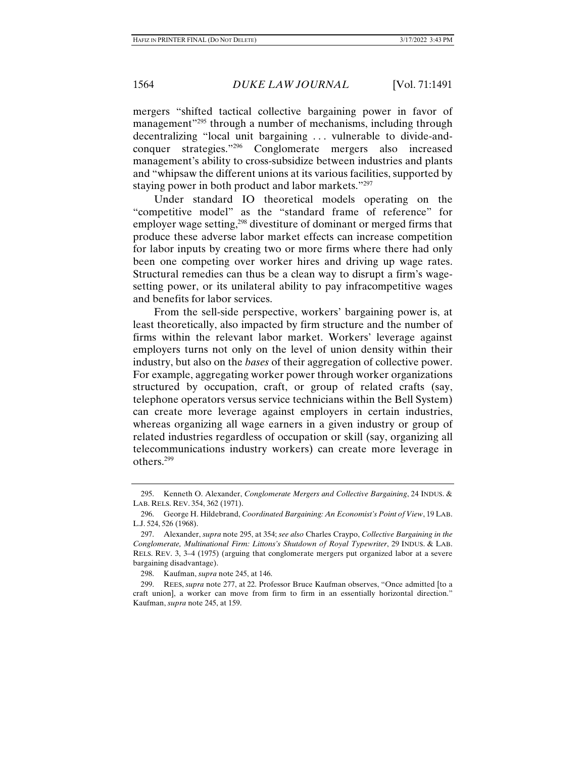mergers "shifted tactical collective bargaining power in favor of management"[295] through a number of mechanisms, including through decentralizing "local unit bargaining . . . vulnerable to divide-and-conquer strategies."[296] Conglomerate mergers also increased management's ability to cross-subsidize between industries and plants and "whipsaw the different unions at its various facilities, supported by staying power in both product and labor markets."[297]

Under standard IO theoretical models operating on the "competitive model" as the "standard frame of reference" for employer wage setting,[298] divestiture of dominant or merged firms that produce these adverse labor market effects can increase competition for labor inputs by creating two or more firms where there had only been one competing over worker hires and driving up wage rates. Structural remedies can thus be a clean way to disrupt a firm's wage-setting power, or its unilateral ability to pay infracompetitive wages and benefits for labor services.

From the sell-side perspective, workers' bargaining power is, at least theoretically, also impacted by firm structure and the number of firms within the relevant labor market. Workers' leverage against employers turns not only on the level of union density within their industry, but also on the *bases* of their aggregation of collective power. For example, aggregating worker power through worker organizations structured by occupation, craft, or group of related crafts (say, telephone operators versus service technicians within the Bell System) can create more leverage against employers in certain industries, whereas organizing all wage earners in a given industry or group of related industries regardless of occupation or skill (say, organizing all telecommunications industry workers) can create more leverage in others.[299]

---

295. Kenneth O. Alexander, *Conglomerate Mergers and Collective Bargaining*, 24 INDUS. & LAB. RELS. REV. 354, 362 (1971).

296. George H. Hildebrand, *Coordinated Bargaining: An Economist's Point of View*, 19 LAB. L.J. 524, 526 (1968).

297. Alexander, *supra* note 295, at 354; *see also* Charles Craypo, *Collective Bargaining in the Conglomerate, Multinational Firm: Littons's Shutdown of Royal Typewriter*, 29 INDUS. & LAB. RELS. REV. 3, 3–4 (1975) (arguing that conglomerate mergers put organized labor at a severe bargaining disadvantage).

298. Kaufman, *supra* note 245, at 146.

299. REES, *supra* note 277, at 22. Professor Bruce Kaufman observes, "Once admitted [to a craft union], a worker can move from firm to firm in an essentially horizontal direction." Kaufman, *supra* note 245, at 159.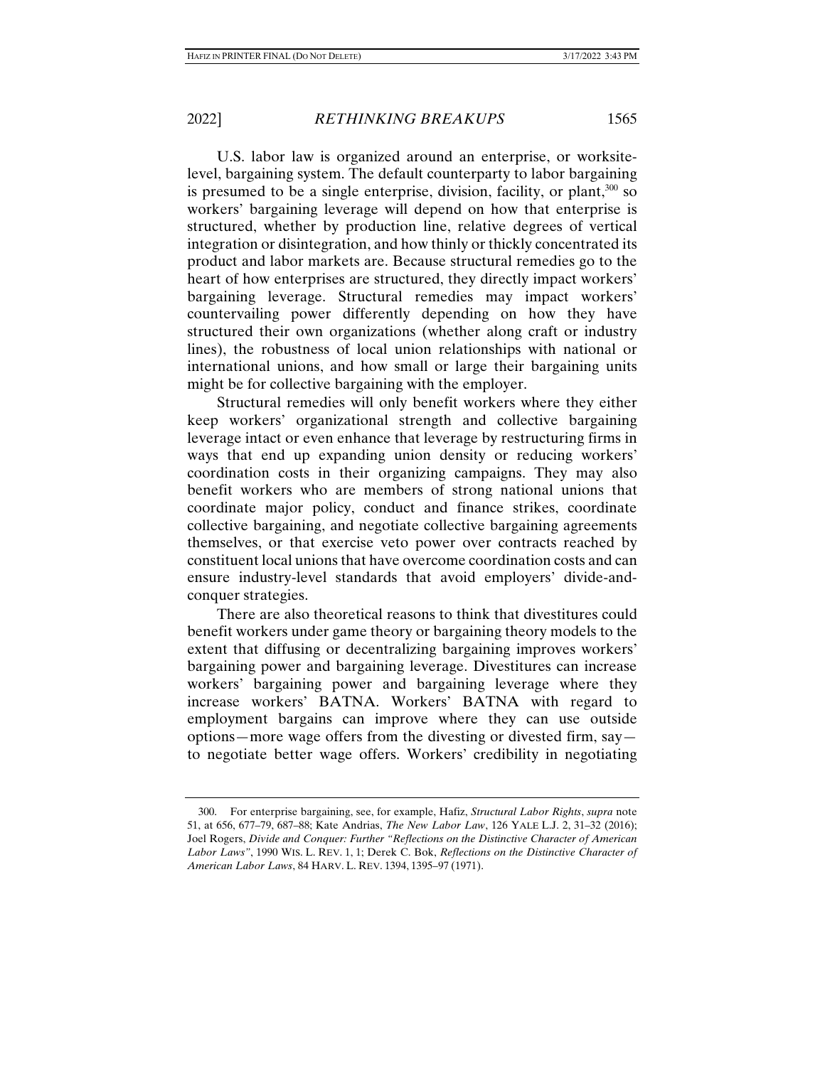U.S. labor law is organized around an enterprise, or worksite-level, bargaining system. The default counterparty to labor bargaining is presumed to be a single enterprise, division, facility, or plant,[300] so workers' bargaining leverage will depend on how that enterprise is structured, whether by production line, relative degrees of vertical integration or disintegration, and how thinly or thickly concentrated its product and labor markets are. Because structural remedies go to the heart of how enterprises are structured, they directly impact workers' bargaining leverage. Structural remedies may impact workers' countervailing power differently depending on how they have structured their own organizations (whether along craft or industry lines), the robustness of local union relationships with national or international unions, and how small or large their bargaining units might be for collective bargaining with the employer.

Structural remedies will only benefit workers where they either keep workers' organizational strength and collective bargaining leverage intact or even enhance that leverage by restructuring firms in ways that end up expanding union density or reducing workers' coordination costs in their organizing campaigns. They may also benefit workers who are members of strong national unions that coordinate major policy, conduct and finance strikes, coordinate collective bargaining, and negotiate collective bargaining agreements themselves, or that exercise veto power over contracts reached by constituent local unions that have overcome coordination costs and can ensure industry-level standards that avoid employers' divide-and-conquer strategies.

There are also theoretical reasons to think that divestitures could benefit workers under game theory or bargaining theory models to the extent that diffusing or decentralizing bargaining improves workers' bargaining power and bargaining leverage. Divestitures can increase workers' bargaining power and bargaining leverage where they increase workers' BATNA. Workers' BATNA with regard to employment bargains can improve where they can use outside options—more wage offers from the divesting or divested firm, say—to negotiate better wage offers. Workers' credibility in negotiating

---

300. For enterprise bargaining, see, for example, Hafiz, *Structural Labor Rights*, *supra* note 51, at 656, 677–79, 687–88; Kate Andrias, *The New Labor Law*, 126 YALE L.J. 2, 31–32 (2016); Joel Rogers, *Divide and Conquer: Further "Reflections on the Distinctive Character of American Labor Laws"*, 1990 WIS. L. REV. 1, 1; Derek C. Bok, *Reflections on the Distinctive Character of American Labor Laws*, 84 HARV. L. REV. 1394, 1395–97 (1971).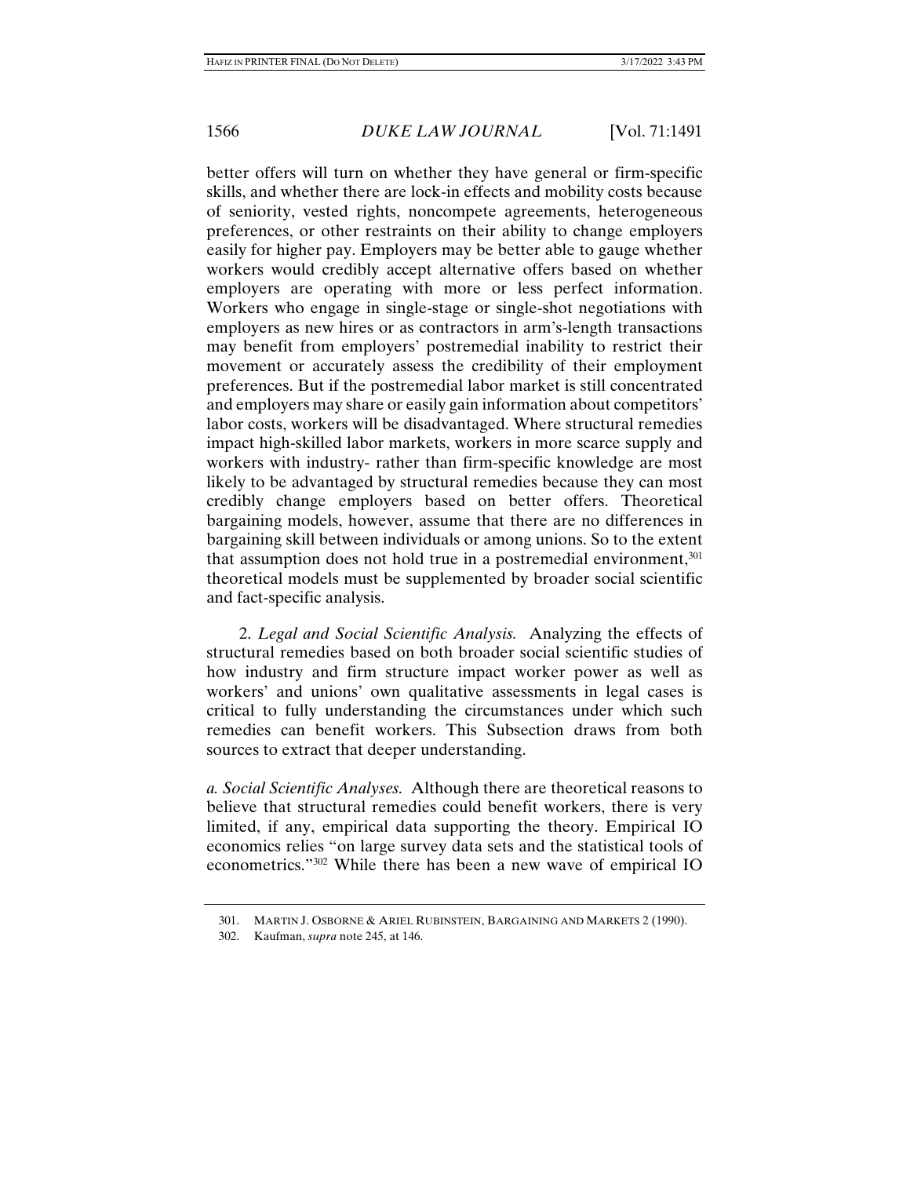better offers will turn on whether they have general or firm-specific skills, and whether there are lock-in effects and mobility costs because of seniority, vested rights, noncompete agreements, heterogeneous preferences, or other restraints on their ability to change employers easily for higher pay. Employers may be better able to gauge whether workers would credibly accept alternative offers based on whether employers are operating with more or less perfect information. Workers who engage in single-stage or single-shot negotiations with employers as new hires or as contractors in arm's-length transactions may benefit from employers' postremedial inability to restrict their movement or accurately assess the credibility of their employment preferences. But if the postremedial labor market is still concentrated and employers may share or easily gain information about competitors' labor costs, workers will be disadvantaged. Where structural remedies impact high-skilled labor markets, workers in more scarce supply and workers with industry- rather than firm-specific knowledge are most likely to be advantaged by structural remedies because they can most credibly change employers based on better offers. Theoretical bargaining models, however, assume that there are no differences in bargaining skill between individuals or among unions. So to the extent that assumption does not hold true in a postremedial environment,[301] theoretical models must be supplemented by broader social scientific and fact-specific analysis.

2. *Legal and Social Scientific Analysis.* Analyzing the effects of structural remedies based on both broader social scientific studies of how industry and firm structure impact worker power as well as workers' and unions' own qualitative assessments in legal cases is critical to fully understanding the circumstances under which such remedies can benefit workers. This Subsection draws from both sources to extract that deeper understanding.

*a. Social Scientific Analyses.* Although there are theoretical reasons to believe that structural remedies could benefit workers, there is very limited, if any, empirical data supporting the theory. Empirical IO economics relies "on large survey data sets and the statistical tools of econometrics."[302] While there has been a new wave of empirical IO

301. MARTIN J. OSBORNE & ARIEL RUBINSTEIN, BARGAINING AND MARKETS 2 (1990).

302. Kaufman, *supra* note 245, at 146.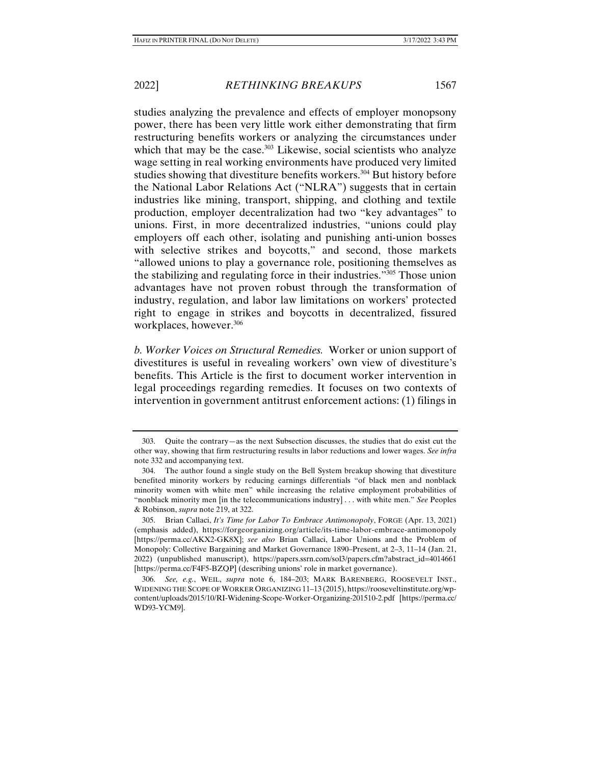studies analyzing the prevalence and effects of employer monopsony power, there has been very little work either demonstrating that firm restructuring benefits workers or analyzing the circumstances under which that may be the case.[303] Likewise, social scientists who analyze wage setting in real working environments have produced very limited studies showing that divestiture benefits workers.[304] But history before the National Labor Relations Act ("NLRA") suggests that in certain industries like mining, transport, shipping, and clothing and textile production, employer decentralization had two "key advantages" to unions. First, in more decentralized industries, "unions could play employers off each other, isolating and punishing anti-union bosses with selective strikes and boycotts," and second, those markets "allowed unions to play a governance role, positioning themselves as the stabilizing and regulating force in their industries."[305] Those union advantages have not proven robust through the transformation of industry, regulation, and labor law limitations on workers' protected right to engage in strikes and boycotts in decentralized, fissured workplaces, however.[306]

*b. Worker Voices on Structural Remedies.* Worker or union support of divestitures is useful in revealing workers' own view of divestiture's benefits. This Article is the first to document worker intervention in legal proceedings regarding remedies. It focuses on two contexts of intervention in government antitrust enforcement actions: (1) filings in

---

303. Quite the contrary—as the next Subsection discusses, the studies that do exist cut the other way, showing that firm restructuring results in labor reductions and lower wages. *See infra* note 332 and accompanying text.

304. The author found a single study on the Bell System breakup showing that divestiture benefited minority workers by reducing earnings differentials "of black men and nonblack minority women with white men" while increasing the relative employment probabilities of "nonblack minority men [in the telecommunications industry] . . . with white men." *See* Peoples & Robinson, *supra* note 219, at 322.

305. Brian Callaci, *It's Time for Labor To Embrace Antimonopoly*, FORGE (Apr. 13, 2021) (emphasis added), https://forgeorganizing.org/article/its-time-labor-embrace-antimonopoly [https://perma.cc/AKX2-GK8X]; *see also* Brian Callaci, Labor Unions and the Problem of Monopoly: Collective Bargaining and Market Governance 1890–Present, at 2–3, 11–14 (Jan. 21, 2022) (unpublished manuscript), https://papers.ssrn.com/sol3/papers.cfm?abstract_id=4014661 [https://perma.cc/F4F5-BZQP] (describing unions' role in market governance).

306. *See, e.g.*, WEIL, *supra* note 6, 184–203; MARK BARENBERG, ROOSEVELT INST., WIDENING THE SCOPE OF WORKER ORGANIZING 11–13 (2015), https://rooseveltinstitute.org/wp-content/uploads/2015/10/RI-Widening-Scope-Worker-Organizing-201510-2.pdf [https://perma.cc/WD93-YCM9].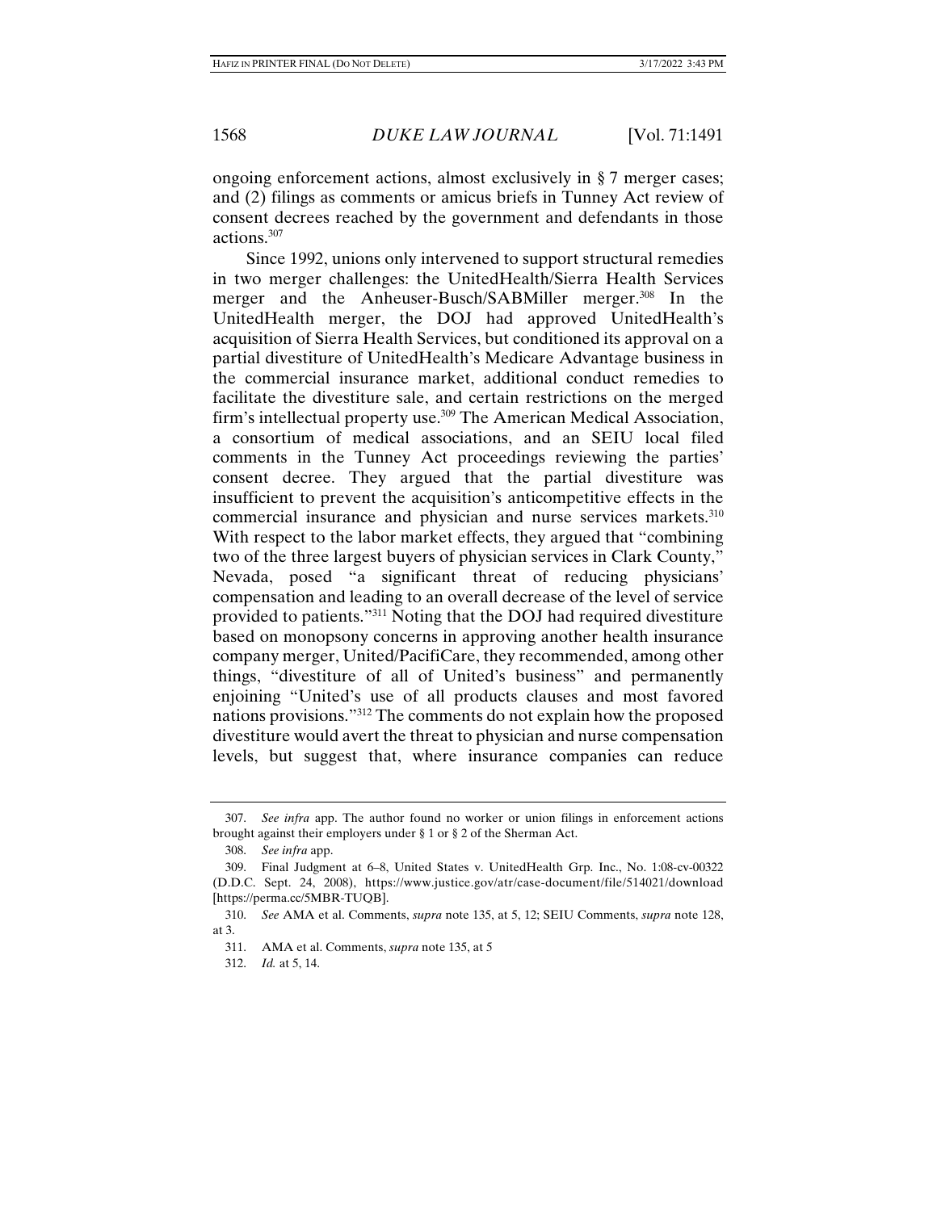ongoing enforcement actions, almost exclusively in § 7 merger cases; and (2) filings as comments or amicus briefs in Tunney Act review of consent decrees reached by the government and defendants in those actions.[307]

Since 1992, unions only intervened to support structural remedies in two merger challenges: the UnitedHealth/Sierra Health Services merger and the Anheuser-Busch/SABMiller merger.[308] In the UnitedHealth merger, the DOJ had approved UnitedHealth's acquisition of Sierra Health Services, but conditioned its approval on a partial divestiture of UnitedHealth's Medicare Advantage business in the commercial insurance market, additional conduct remedies to facilitate the divestiture sale, and certain restrictions on the merged firm's intellectual property use.[309] The American Medical Association, a consortium of medical associations, and an SEIU local filed comments in the Tunney Act proceedings reviewing the parties' consent decree. They argued that the partial divestiture was insufficient to prevent the acquisition's anticompetitive effects in the commercial insurance and physician and nurse services markets.[310] With respect to the labor market effects, they argued that "combining two of the three largest buyers of physician services in Clark County," Nevada, posed "a significant threat of reducing physicians' compensation and leading to an overall decrease of the level of service provided to patients."[311] Noting that the DOJ had required divestiture based on monopsony concerns in approving another health insurance company merger, United/PacifiCare, they recommended, among other things, "divestiture of all of United's business" and permanently enjoining "United's use of all products clauses and most favored nations provisions."[312] The comments do not explain how the proposed divestiture would avert the threat to physician and nurse compensation levels, but suggest that, where insurance companies can reduce

---

307. *See infra* app. The author found no worker or union filings in enforcement actions brought against their employers under § 1 or § 2 of the Sherman Act.

308. *See infra* app.

309. Final Judgment at 6–8, United States v. UnitedHealth Grp. Inc., No. 1:08-cv-00322 (D.D.C. Sept. 24, 2008), https://www.justice.gov/atr/case-document/file/514021/download [https://perma.cc/5MBR-TUQB].

310. *See* AMA et al. Comments, *supra* note 135, at 5, 12; SEIU Comments, *supra* note 128, at 3.

311. AMA et al. Comments, *supra* note 135, at 5

312. *Id.* at 5, 14.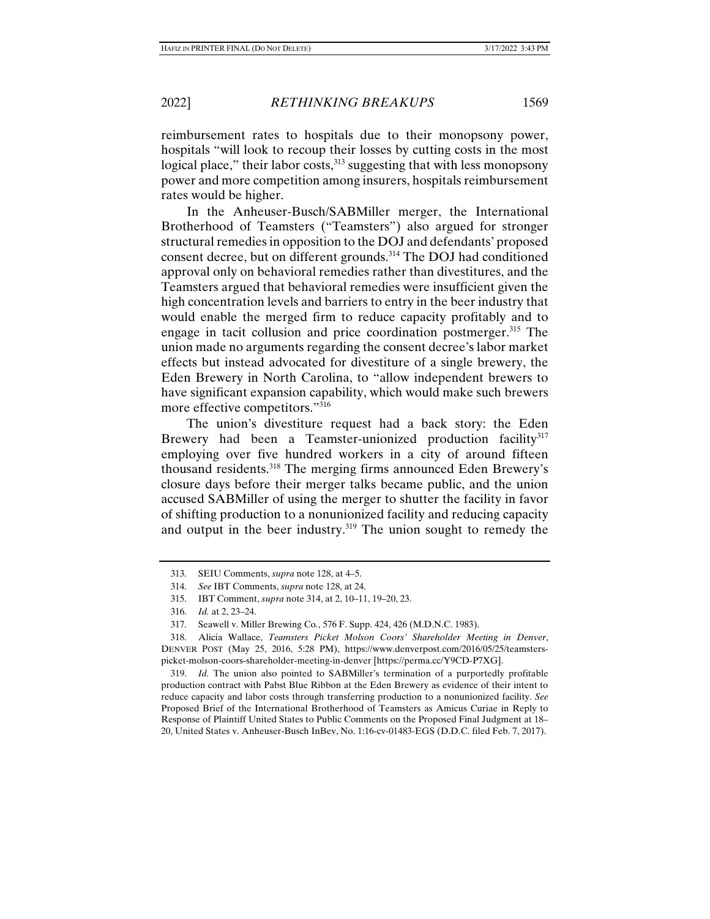reimbursement rates to hospitals due to their monopsony power, hospitals "will look to recoup their losses by cutting costs in the most logical place," their labor costs,[313] suggesting that with less monopsony power and more competition among insurers, hospitals reimbursement rates would be higher.

In the Anheuser-Busch/SABMiller merger, the International Brotherhood of Teamsters ("Teamsters") also argued for stronger structural remedies in opposition to the DOJ and defendants' proposed consent decree, but on different grounds.[314] The DOJ had conditioned approval only on behavioral remedies rather than divestitures, and the Teamsters argued that behavioral remedies were insufficient given the high concentration levels and barriers to entry in the beer industry that would enable the merged firm to reduce capacity profitably and to engage in tacit collusion and price coordination postmerger.[315] The union made no arguments regarding the consent decree's labor market effects but instead advocated for divestiture of a single brewery, the Eden Brewery in North Carolina, to "allow independent brewers to have significant expansion capability, which would make such brewers more effective competitors."[316]

The union's divestiture request had a back story: the Eden Brewery had been a Teamster-unionized production facility[317] employing over five hundred workers in a city of around fifteen thousand residents.[318] The merging firms announced Eden Brewery's closure days before their merger talks became public, and the union accused SABMiller of using the merger to shutter the facility in favor of shifting production to a nonunionized facility and reducing capacity and output in the beer industry.[319] The union sought to remedy the

---

313. SEIU Comments, *supra* note 128, at 4–5.

314. *See* IBT Comments, *supra* note 128, at 24.

315. IBT Comment, *supra* note 314, at 2, 10–11, 19–20, 23.

316. *Id.* at 2, 23–24.

317. Seawell v. Miller Brewing Co., 576 F. Supp. 424, 426 (M.D.N.C. 1983).

318. Alicia Wallace, *Teamsters Picket Molson Coors' Shareholder Meeting in Denver*, DENVER POST (May 25, 2016, 5:28 PM), https://www.denverpost.com/2016/05/25/teamsters-picket-molson-coors-shareholder-meeting-in-denver [https://perma.cc/Y9CD-P7XG].

319. *Id.* The union also pointed to SABMiller's termination of a purportedly profitable production contract with Pabst Blue Ribbon at the Eden Brewery as evidence of their intent to reduce capacity and labor costs through transferring production to a nonunionized facility. *See* Proposed Brief of the International Brotherhood of Teamsters as Amicus Curiae in Reply to Response of Plaintiff United States to Public Comments on the Proposed Final Judgment at 18–20, United States v. Anheuser-Busch InBev, No. 1:16-cv-01483-EGS (D.D.C. filed Feb. 7, 2017).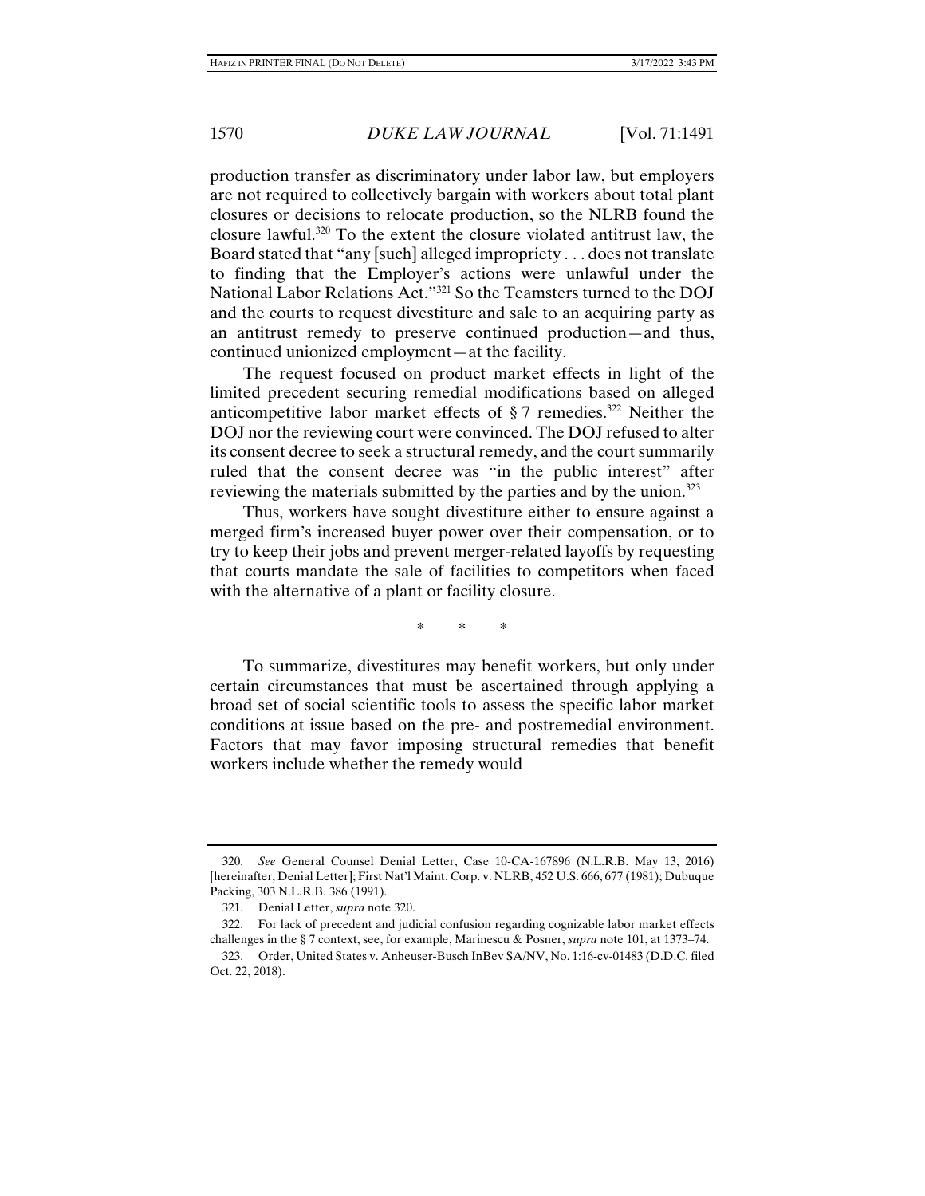production transfer as discriminatory under labor law, but employers are not required to collectively bargain with workers about total plant closures or decisions to relocate production, so the NLRB found the closure lawful.[320] To the extent the closure violated antitrust law, the Board stated that "any [such] alleged impropriety . . . does not translate to finding that the Employer's actions were unlawful under the National Labor Relations Act."[321] So the Teamsters turned to the DOJ and the courts to request divestiture and sale to an acquiring party as an antitrust remedy to preserve continued production—and thus, continued unionized employment—at the facility.

The request focused on product market effects in light of the limited precedent securing remedial modifications based on alleged anticompetitive labor market effects of § 7 remedies.[322] Neither the DOJ nor the reviewing court were convinced. The DOJ refused to alter its consent decree to seek a structural remedy, and the court summarily ruled that the consent decree was "in the public interest" after reviewing the materials submitted by the parties and by the union.[323]

Thus, workers have sought divestiture either to ensure against a merged firm's increased buyer power over their compensation, or to try to keep their jobs and prevent merger-related layoffs by requesting that courts mandate the sale of facilities to competitors when faced with the alternative of a plant or facility closure.

\* \* \*

To summarize, divestitures may benefit workers, but only under certain circumstances that must be ascertained through applying a broad set of social scientific tools to assess the specific labor market conditions at issue based on the pre- and postremedial environment. Factors that may favor imposing structural remedies that benefit workers include whether the remedy would

---

320. *See* General Counsel Denial Letter, Case 10-CA-167896 (N.L.R.B. May 13, 2016) [hereinafter, Denial Letter]; First Nat'l Maint. Corp. v. NLRB, 452 U.S. 666, 677 (1981); Dubuque Packing, 303 N.L.R.B. 386 (1991).

321. Denial Letter, *supra* note 320.

322. For lack of precedent and judicial confusion regarding cognizable labor market effects challenges in the § 7 context, see, for example, Marinescu & Posner, *supra* note 101, at 1373–74.

323. Order, United States v. Anheuser-Busch InBev SA/NV, No. 1:16-cv-01483 (D.D.C. filed Oct. 22, 2018).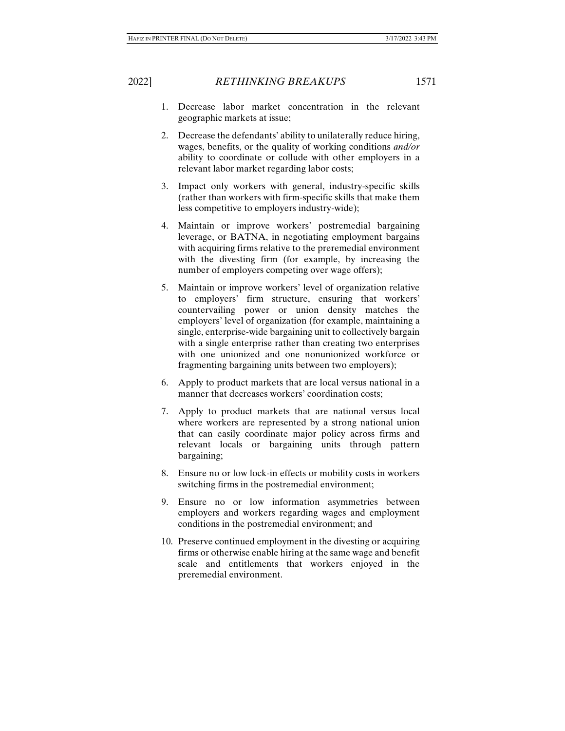1. Decrease labor market concentration in the relevant geographic markets at issue;

2. Decrease the defendants' ability to unilaterally reduce hiring, wages, benefits, or the quality of working conditions *and/or* ability to coordinate or collude with other employers in a relevant labor market regarding labor costs;

3. Impact only workers with general, industry-specific skills (rather than workers with firm-specific skills that make them less competitive to employers industry-wide);

4. Maintain or improve workers' postremedial bargaining leverage, or BATNA, in negotiating employment bargains with acquiring firms relative to the preremedial environment with the divesting firm (for example, by increasing the number of employers competing over wage offers);

5. Maintain or improve workers' level of organization relative to employers' firm structure, ensuring that workers' countervailing power or union density matches the employers' level of organization (for example, maintaining a single, enterprise-wide bargaining unit to collectively bargain with a single enterprise rather than creating two enterprises with one unionized and one nonunionized workforce or fragmenting bargaining units between two employers);

6. Apply to product markets that are local versus national in a manner that decreases workers' coordination costs;

7. Apply to product markets that are national versus local where workers are represented by a strong national union that can easily coordinate major policy across firms and relevant locals or bargaining units through pattern bargaining;

8. Ensure no or low lock-in effects or mobility costs in workers switching firms in the postremedial environment;

9. Ensure no or low information asymmetries between employers and workers regarding wages and employment conditions in the postremedial environment; and

10. Preserve continued employment in the divesting or acquiring firms or otherwise enable hiring at the same wage and benefit scale and entitlements that workers enjoyed in the preremedial environment.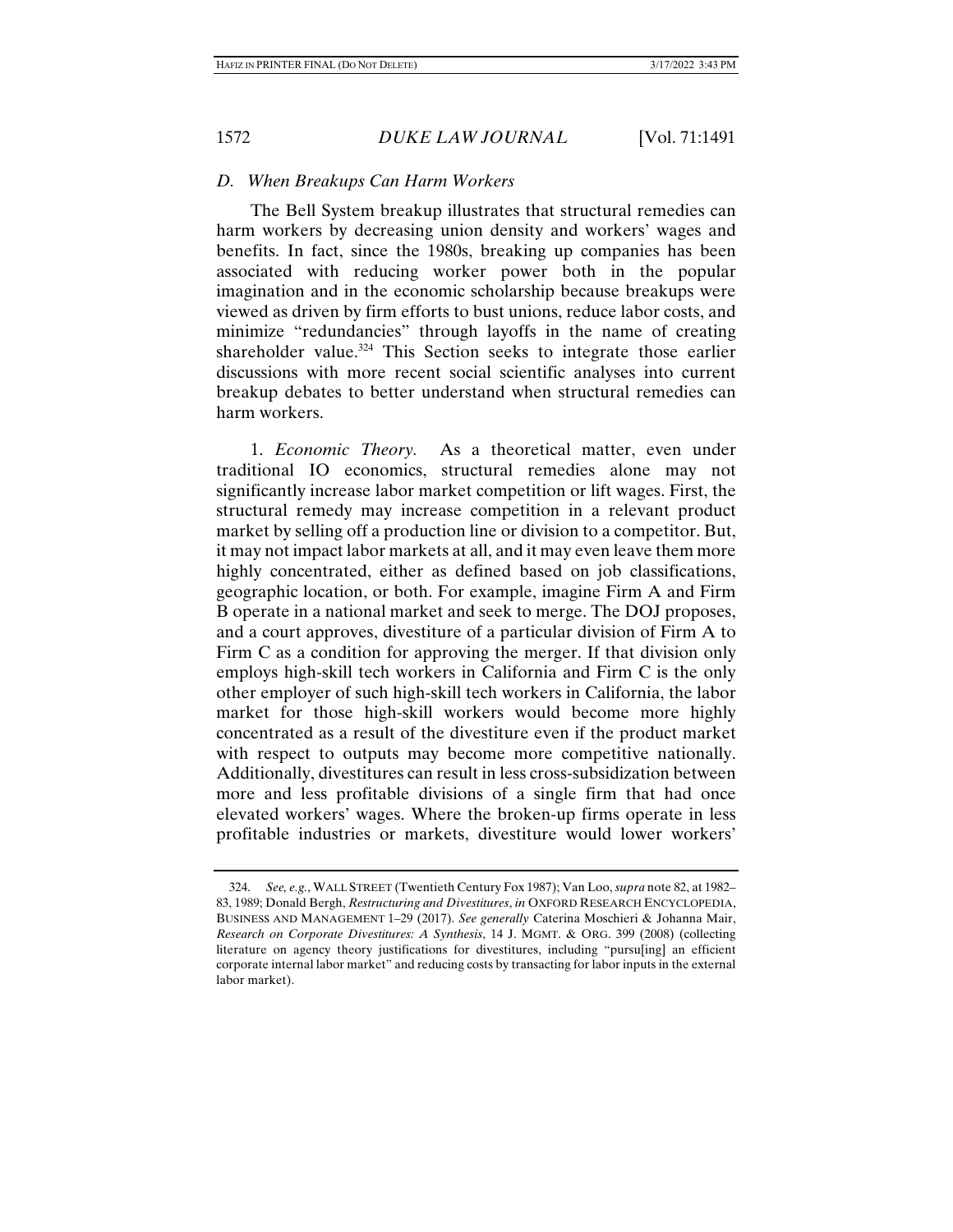### *D. When Breakups Can Harm Workers*

The Bell System breakup illustrates that structural remedies can harm workers by decreasing union density and workers' wages and benefits. In fact, since the 1980s, breaking up companies has been associated with reducing worker power both in the popular imagination and in the economic scholarship because breakups were viewed as driven by firm efforts to bust unions, reduce labor costs, and minimize "redundancies" through layoffs in the name of creating shareholder value.[324] This Section seeks to integrate those earlier discussions with more recent social scientific analyses into current breakup debates to better understand when structural remedies can harm workers.

1. *Economic Theory.* As a theoretical matter, even under traditional IO economics, structural remedies alone may not significantly increase labor market competition or lift wages. First, the structural remedy may increase competition in a relevant product market by selling off a production line or division to a competitor. But, it may not impact labor markets at all, and it may even leave them more highly concentrated, either as defined based on job classifications, geographic location, or both. For example, imagine Firm A and Firm B operate in a national market and seek to merge. The DOJ proposes, and a court approves, divestiture of a particular division of Firm A to Firm C as a condition for approving the merger. If that division only employs high-skill tech workers in California and Firm C is the only other employer of such high-skill tech workers in California, the labor market for those high-skill workers would become more highly concentrated as a result of the divestiture even if the product market with respect to outputs may become more competitive nationally. Additionally, divestitures can result in less cross-subsidization between more and less profitable divisions of a single firm that had once elevated workers' wages. Where the broken-up firms operate in less profitable industries or markets, divestiture would lower workers'

---

324. *See, e.g.*, WALL STREET (Twentieth Century Fox 1987); Van Loo, *supra* note 82, at 1982–83, 1989; Donald Bergh, *Restructuring and Divestitures*, *in* OXFORD RESEARCH ENCYCLOPEDIA, BUSINESS AND MANAGEMENT 1–29 (2017). *See generally* Caterina Moschieri & Johanna Mair, *Research on Corporate Divestitures: A Synthesis*, 14 J. MGMT. & ORG. 399 (2008) (collecting literature on agency theory justifications for divestitures, including "pursu[ing] an efficient corporate internal labor market" and reducing costs by transacting for labor inputs in the external labor market).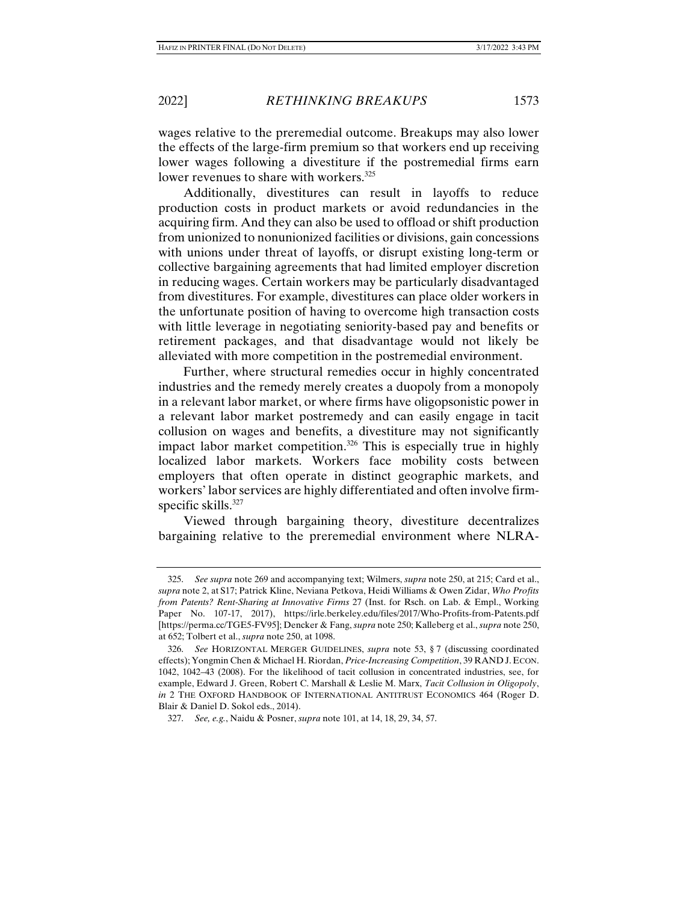wages relative to the preremedial outcome. Breakups may also lower the effects of the large-firm premium so that workers end up receiving lower wages following a divestiture if the postremedial firms earn lower revenues to share with workers.[325]

Additionally, divestitures can result in layoffs to reduce production costs in product markets or avoid redundancies in the acquiring firm. And they can also be used to offload or shift production from unionized to nonunionized facilities or divisions, gain concessions with unions under threat of layoffs, or disrupt existing long-term or collective bargaining agreements that had limited employer discretion in reducing wages. Certain workers may be particularly disadvantaged from divestitures. For example, divestitures can place older workers in the unfortunate position of having to overcome high transaction costs with little leverage in negotiating seniority-based pay and benefits or retirement packages, and that disadvantage would not likely be alleviated with more competition in the postremedial environment.

Further, where structural remedies occur in highly concentrated industries and the remedy merely creates a duopoly from a monopoly in a relevant labor market, or where firms have oligopsonistic power in a relevant labor market postremedy and can easily engage in tacit collusion on wages and benefits, a divestiture may not significantly impact labor market competition.[326] This is especially true in highly localized labor markets. Workers face mobility costs between employers that often operate in distinct geographic markets, and workers' labor services are highly differentiated and often involve firm-specific skills.[327]

Viewed through bargaining theory, divestiture decentralizes bargaining relative to the preremedial environment where NLRA-

---

325. *See supra* note 269 and accompanying text; Wilmers, *supra* note 250, at 215; Card et al., *supra* note 2, at S17; Patrick Kline, Neviana Petkova, Heidi Williams & Owen Zidar, *Who Profits from Patents? Rent-Sharing at Innovative Firms* 27 (Inst. for Rsch. on Lab. & Empl., Working Paper No. 107-17, 2017), https://irle.berkeley.edu/files/2017/Who-Profits-from-Patents.pdf [https://perma.cc/TGE5-FV95]; Dencker & Fang, *supra* note 250; Kalleberg et al., *supra* note 250, at 652; Tolbert et al., *supra* note 250, at 1098.

326. *See* HORIZONTAL MERGER GUIDELINES, *supra* note 53, § 7 (discussing coordinated effects); Yongmin Chen & Michael H. Riordan, *Price-Increasing Competition*, 39 RAND J. ECON. 1042, 1042–43 (2008). For the likelihood of tacit collusion in concentrated industries, see, for example, Edward J. Green, Robert C. Marshall & Leslie M. Marx, *Tacit Collusion in Oligopoly*, *in* 2 THE OXFORD HANDBOOK OF INTERNATIONAL ANTITRUST ECONOMICS 464 (Roger D. Blair & Daniel D. Sokol eds., 2014).

327. *See, e.g.*, Naidu & Posner, *supra* note 101, at 14, 18, 29, 34, 57.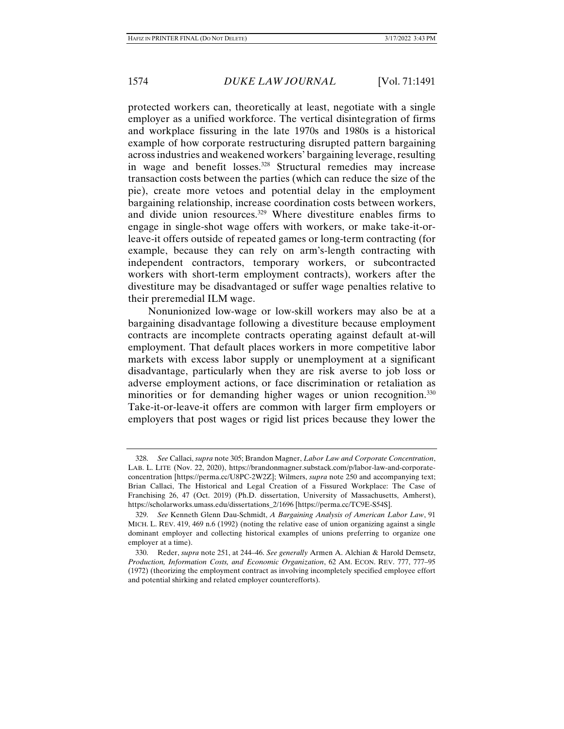protected workers can, theoretically at least, negotiate with a single employer as a unified workforce. The vertical disintegration of firms and workplace fissuring in the late 1970s and 1980s is a historical example of how corporate restructuring disrupted pattern bargaining across industries and weakened workers' bargaining leverage, resulting in wage and benefit losses.[328] Structural remedies may increase transaction costs between the parties (which can reduce the size of the pie), create more vetoes and potential delay in the employment bargaining relationship, increase coordination costs between workers, and divide union resources.[329] Where divestiture enables firms to engage in single-shot wage offers with workers, or make take-it-or-leave-it offers outside of repeated games or long-term contracting (for example, because they can rely on arm's-length contracting with independent contractors, temporary workers, or subcontracted workers with short-term employment contracts), workers after the divestiture may be disadvantaged or suffer wage penalties relative to their preremedial ILM wage.

Nonunionized low-wage or low-skill workers may also be at a bargaining disadvantage following a divestiture because employment contracts are incomplete contracts operating against default at-will employment. That default places workers in more competitive labor markets with excess labor supply or unemployment at a significant disadvantage, particularly when they are risk averse to job loss or adverse employment actions, or face discrimination or retaliation as minorities or for demanding higher wages or union recognition.[330] Take-it-or-leave-it offers are common with larger firm employers or employers that post wages or rigid list prices because they lower the

---

328. *See* Callaci, *supra* note 305; Brandon Magner, *Labor Law and Corporate Concentration*, LAB. L. LITE (Nov. 22, 2020), https://brandonmagner.substack.com/p/labor-law-and-corporate-concentration [https://perma.cc/U8PC-2W2Z]; Wilmers, *supra* note 250 and accompanying text; Brian Callaci, The Historical and Legal Creation of a Fissured Workplace: The Case of Franchising 26, 47 (Oct. 2019) (Ph.D. dissertation, University of Massachusetts, Amherst), https://scholarworks.umass.edu/dissertations_2/1696 [https://perma.cc/TC9E-S54S].

329. *See* Kenneth Glenn Dau-Schmidt, *A Bargaining Analysis of American Labor Law*, 91 MICH. L. REV. 419, 469 n.6 (1992) (noting the relative ease of union organizing against a single dominant employer and collecting historical examples of unions preferring to organize one employer at a time).

330. Reder, *supra* note 251, at 244–46. *See generally* Armen A. Alchian & Harold Demsetz, *Production, Information Costs, and Economic Organization*, 62 AM. ECON. REV. 777, 777–95 (1972) (theorizing the employment contract as involving incompletely specified employee effort and potential shirking and related employer counterefforts).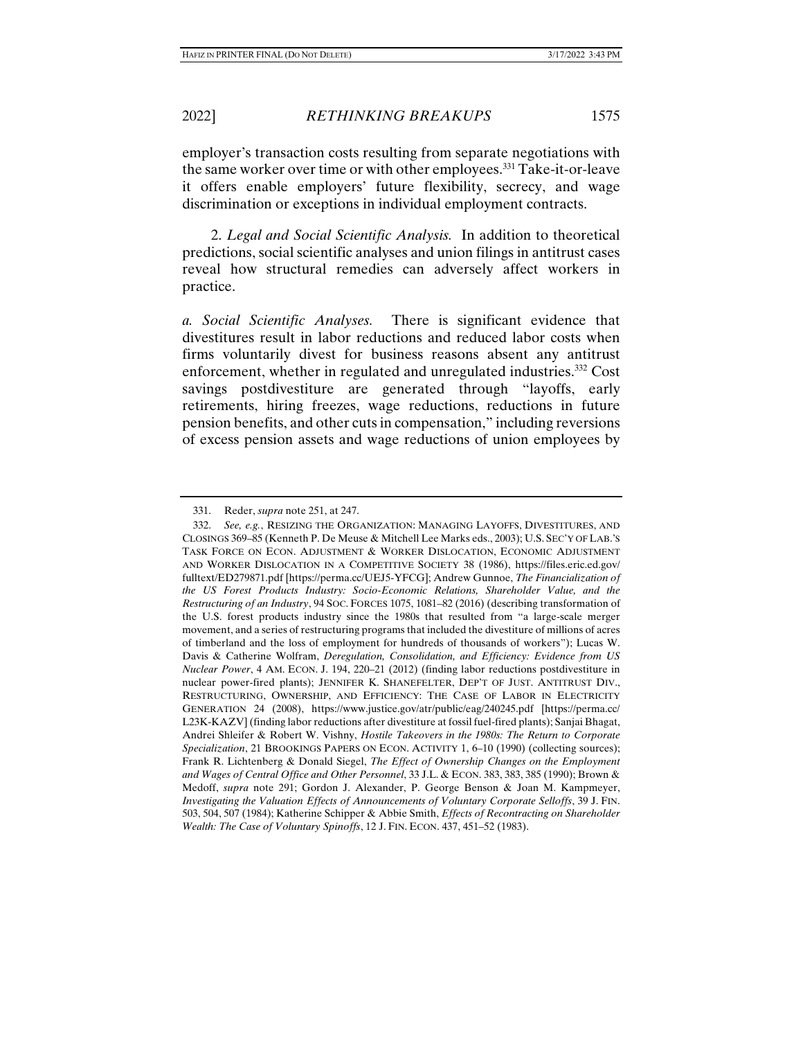employer's transaction costs resulting from separate negotiations with the same worker over time or with other employees.[331] Take-it-or-leave it offers enable employers' future flexibility, secrecy, and wage discrimination or exceptions in individual employment contracts.

2. *Legal and Social Scientific Analysis.* In addition to theoretical predictions, social scientific analyses and union filings in antitrust cases reveal how structural remedies can adversely affect workers in practice.

*a. Social Scientific Analyses.* There is significant evidence that divestitures result in labor reductions and reduced labor costs when firms voluntarily divest for business reasons absent any antitrust enforcement, whether in regulated and unregulated industries.[332] Cost savings postdivestiture are generated through "layoffs, early retirements, hiring freezes, wage reductions, reductions in future pension benefits, and other cuts in compensation," including reversions of excess pension assets and wage reductions of union employees by

---

331. Reder, *supra* note 251, at 247.

332. *See, e.g.*, RESIZING THE ORGANIZATION: MANAGING LAYOFFS, DIVESTITURES, AND CLOSINGS 369–85 (Kenneth P. De Meuse & Mitchell Lee Marks eds., 2003); U.S. SEC'Y OF LAB.'S TASK FORCE ON ECON. ADJUSTMENT & WORKER DISLOCATION, ECONOMIC ADJUSTMENT AND WORKER DISLOCATION IN A COMPETITIVE SOCIETY 38 (1986), https://files.eric.ed.gov/fulltext/ED279871.pdf [https://perma.cc/UEJ5-YFCG]; Andrew Gunnoe, *The Financialization of the US Forest Products Industry: Socio-Economic Relations, Shareholder Value, and the Restructuring of an Industry*, 94 SOC. FORCES 1075, 1081–82 (2016) (describing transformation of the U.S. forest products industry since the 1980s that resulted from "a large-scale merger movement, and a series of restructuring programs that included the divestiture of millions of acres of timberland and the loss of employment for hundreds of thousands of workers"); Lucas W. Davis & Catherine Wolfram, *Deregulation, Consolidation, and Efficiency: Evidence from US Nuclear Power*, 4 AM. ECON. J. 194, 220–21 (2012) (finding labor reductions postdivestiture in nuclear power-fired plants); JENNIFER K. SHANEFELTER, DEP'T OF JUST. ANTITRUST DIV., RESTRUCTURING, OWNERSHIP, AND EFFICIENCY: THE CASE OF LABOR IN ELECTRICITY GENERATION 24 (2008), https://www.justice.gov/atr/public/eag/240245.pdf [https://perma.cc/L23K-KAZV] (finding labor reductions after divestiture at fossil fuel-fired plants); Sanjai Bhagat, Andrei Shleifer & Robert W. Vishny, *Hostile Takeovers in the 1980s: The Return to Corporate Specialization*, 21 BROOKINGS PAPERS ON ECON. ACTIVITY 1, 6–10 (1990) (collecting sources); Frank R. Lichtenberg & Donald Siegel, *The Effect of Ownership Changes on the Employment and Wages of Central Office and Other Personnel*, 33 J.L. & ECON. 383, 383, 385 (1990); Brown & Medoff, *supra* note 291; Gordon J. Alexander, P. George Benson & Joan M. Kampmeyer, *Investigating the Valuation Effects of Announcements of Voluntary Corporate Selloffs*, 39 J. FIN. 503, 504, 507 (1984); Katherine Schipper & Abbie Smith, *Effects of Recontracting on Shareholder Wealth: The Case of Voluntary Spinoffs*, 12 J. FIN. ECON. 437, 451–52 (1983).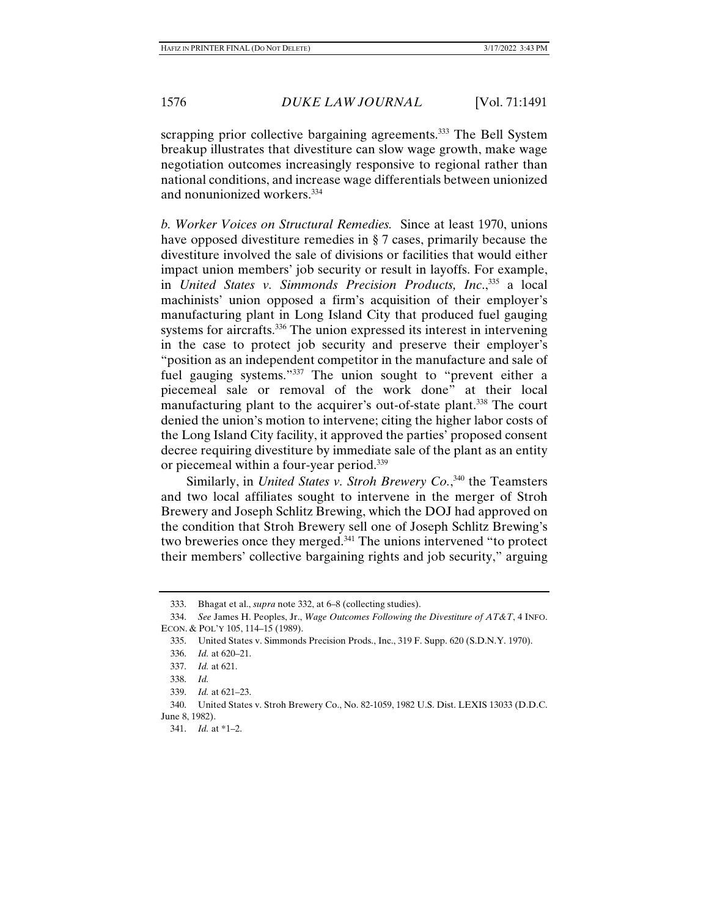scrapping prior collective bargaining agreements.[333] The Bell System breakup illustrates that divestiture can slow wage growth, make wage negotiation outcomes increasingly responsive to regional rather than national conditions, and increase wage differentials between unionized and nonunionized workers.[334]

*b. Worker Voices on Structural Remedies.* Since at least 1970, unions have opposed divestiture remedies in § 7 cases, primarily because the divestiture involved the sale of divisions or facilities that would either impact union members' job security or result in layoffs. For example, in *United States v. Simmonds Precision Products, Inc.*,[335] a local machinists' union opposed a firm's acquisition of their employer's manufacturing plant in Long Island City that produced fuel gauging systems for aircrafts.[336] The union expressed its interest in intervening in the case to protect job security and preserve their employer's "position as an independent competitor in the manufacture and sale of fuel gauging systems."[337] The union sought to "prevent either a piecemeal sale or removal of the work done" at their local manufacturing plant to the acquirer's out-of-state plant.[338] The court denied the union's motion to intervene; citing the higher labor costs of the Long Island City facility, it approved the parties' proposed consent decree requiring divestiture by immediate sale of the plant as an entity or piecemeal within a four-year period.[339]

Similarly, in *United States v. Stroh Brewery Co.*,[340] the Teamsters and two local affiliates sought to intervene in the merger of Stroh Brewery and Joseph Schlitz Brewing, which the DOJ had approved on the condition that Stroh Brewery sell one of Joseph Schlitz Brewing's two breweries once they merged.[341] The unions intervened "to protect their members' collective bargaining rights and job security," arguing

---

333. Bhagat et al., *supra* note 332, at 6–8 (collecting studies).

334. *See* James H. Peoples, Jr., *Wage Outcomes Following the Divestiture of AT&T*, 4 INFO. ECON. & POL'Y 105, 114–15 (1989).

335. United States v. Simmonds Precision Prods., Inc., 319 F. Supp. 620 (S.D.N.Y. 1970).

336. *Id.* at 620–21.

337. *Id.* at 621.

338. *Id.*

339. *Id.* at 621–23.

340. United States v. Stroh Brewery Co., No. 82-1059, 1982 U.S. Dist. LEXIS 13033 (D.D.C. June 8, 1982).

341. *Id.* at *1–2.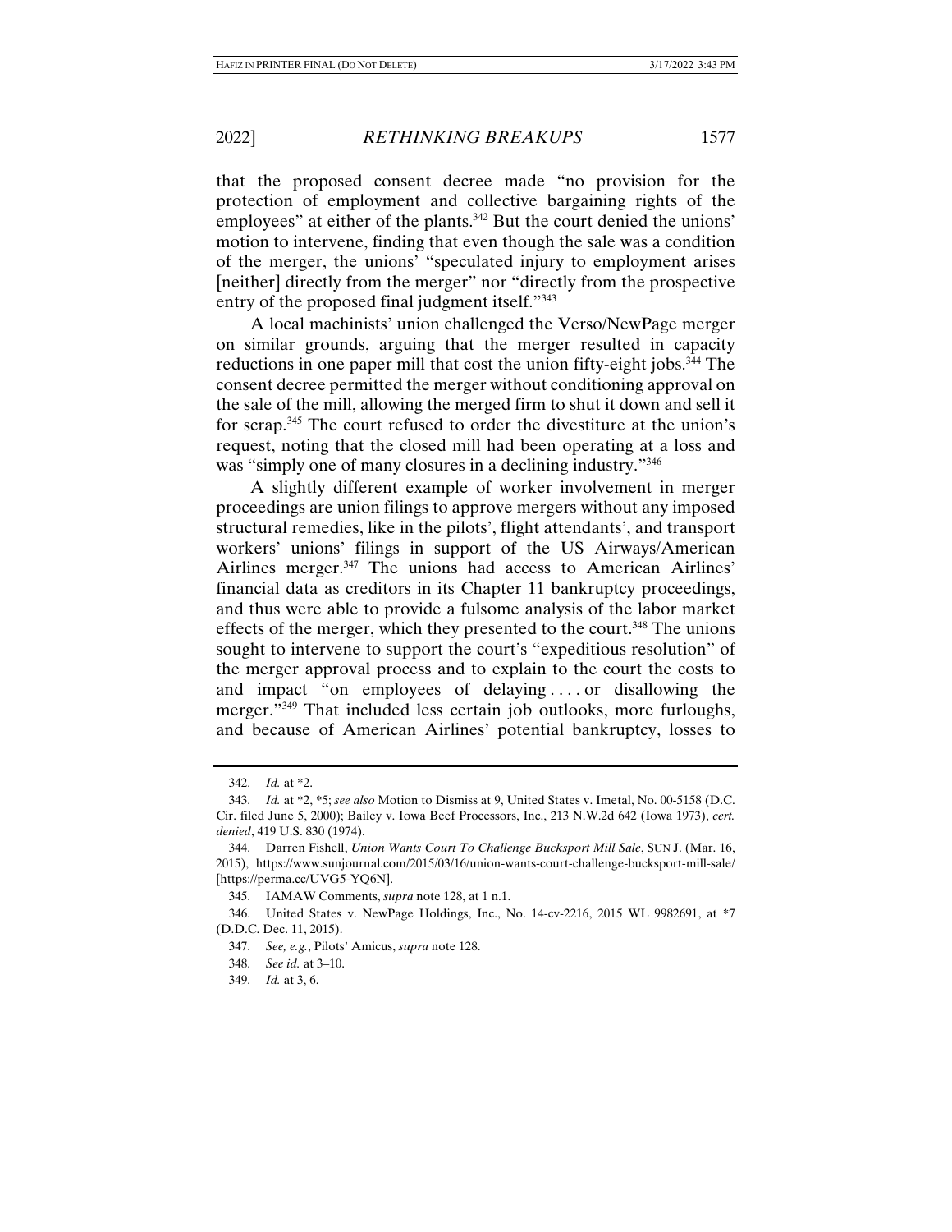that the proposed consent decree made "no provision for the protection of employment and collective bargaining rights of the employees" at either of the plants.[342] But the court denied the unions' motion to intervene, finding that even though the sale was a condition of the merger, the unions' "speculated injury to employment arises [neither] directly from the merger" nor "directly from the prospective entry of the proposed final judgment itself."[343]

A local machinists' union challenged the Verso/NewPage merger on similar grounds, arguing that the merger resulted in capacity reductions in one paper mill that cost the union fifty-eight jobs.[344] The consent decree permitted the merger without conditioning approval on the sale of the mill, allowing the merged firm to shut it down and sell it for scrap.[345] The court refused to order the divestiture at the union's request, noting that the closed mill had been operating at a loss and was "simply one of many closures in a declining industry."[346]

A slightly different example of worker involvement in merger proceedings are union filings to approve mergers without any imposed structural remedies, like in the pilots', flight attendants', and transport workers' unions' filings in support of the US Airways/American Airlines merger.[347] The unions had access to American Airlines' financial data as creditors in its Chapter 11 bankruptcy proceedings, and thus were able to provide a fulsome analysis of the labor market effects of the merger, which they presented to the court.[348] The unions sought to intervene to support the court's "expeditious resolution" of the merger approval process and to explain to the court the costs to and impact "on employees of delaying . . . . or disallowing the merger."[349] That included less certain job outlooks, more furloughs, and because of American Airlines' potential bankruptcy, losses to

---

342. *Id.* at *2.

343. *Id.* at *2, *5; *see also* Motion to Dismiss at 9, United States v. Imetal, No. 00-5158 (D.C. Cir. filed June 5, 2000); Bailey v. Iowa Beef Processors, Inc., 213 N.W.2d 642 (Iowa 1973), *cert. denied*, 419 U.S. 830 (1974).

344. Darren Fishell, *Union Wants Court To Challenge Bucksport Mill Sale*, SUN J. (Mar. 16, 2015), https://www.sunjournal.com/2015/03/16/union-wants-court-challenge-bucksport-mill-sale/ [https://perma.cc/UVG5-YQ6N].

345. IAMAW Comments, *supra* note 128, at 1 n.1.

346. United States v. NewPage Holdings, Inc., No. 14-cv-2216, 2015 WL 9982691, at *7 (D.D.C. Dec. 11, 2015).

347. *See, e.g.*, Pilots' Amicus, *supra* note 128.

348. *See id.* at 3–10.

349. *Id.* at 3, 6.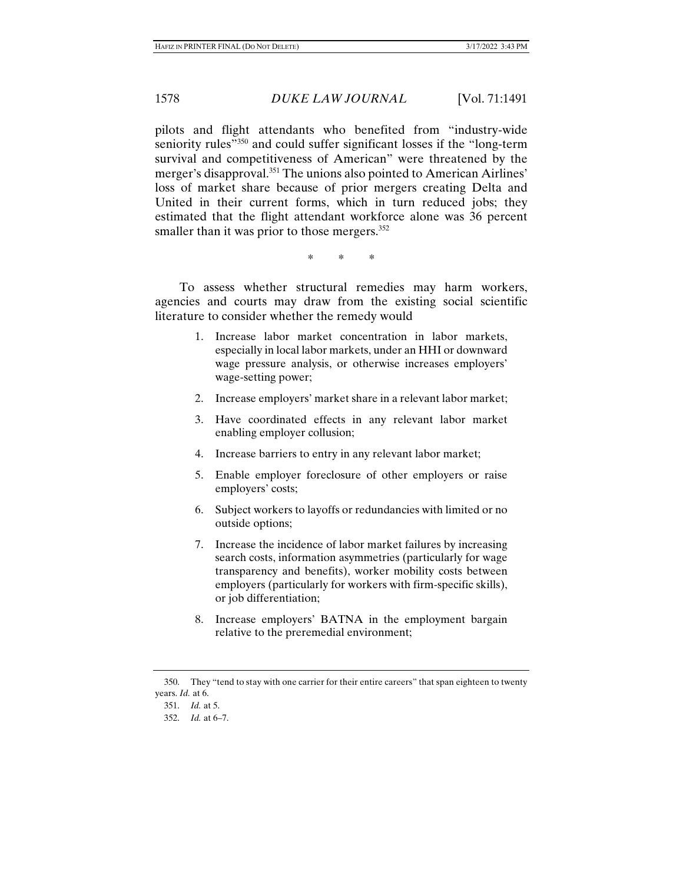pilots and flight attendants who benefited from "industry-wide seniority rules"[350] and could suffer significant losses if the "long-term survival and competitiveness of American" were threatened by the merger's disapproval.[351] The unions also pointed to American Airlines' loss of market share because of prior mergers creating Delta and United in their current forms, which in turn reduced jobs; they estimated that the flight attendant workforce alone was 36 percent smaller than it was prior to those mergers.[352]

\* \* \*

To assess whether structural remedies may harm workers, agencies and courts may draw from the existing social scientific literature to consider whether the remedy would

1. Increase labor market concentration in labor markets, especially in local labor markets, under an HHI or downward wage pressure analysis, or otherwise increases employers' wage-setting power;
2. Increase employers' market share in a relevant labor market;
3. Have coordinated effects in any relevant labor market enabling employer collusion;
4. Increase barriers to entry in any relevant labor market;
5. Enable employer foreclosure of other employers or raise employers' costs;
6. Subject workers to layoffs or redundancies with limited or no outside options;
7. Increase the incidence of labor market failures by increasing search costs, information asymmetries (particularly for wage transparency and benefits), worker mobility costs between employers (particularly for workers with firm-specific skills), or job differentiation;
8. Increase employers' BATNA in the employment bargain relative to the preremedial environment;

---

350. They "tend to stay with one carrier for their entire careers" that span eighteen to twenty years. *Id.* at 6.

351. *Id.* at 5.

352. *Id.* at 6–7.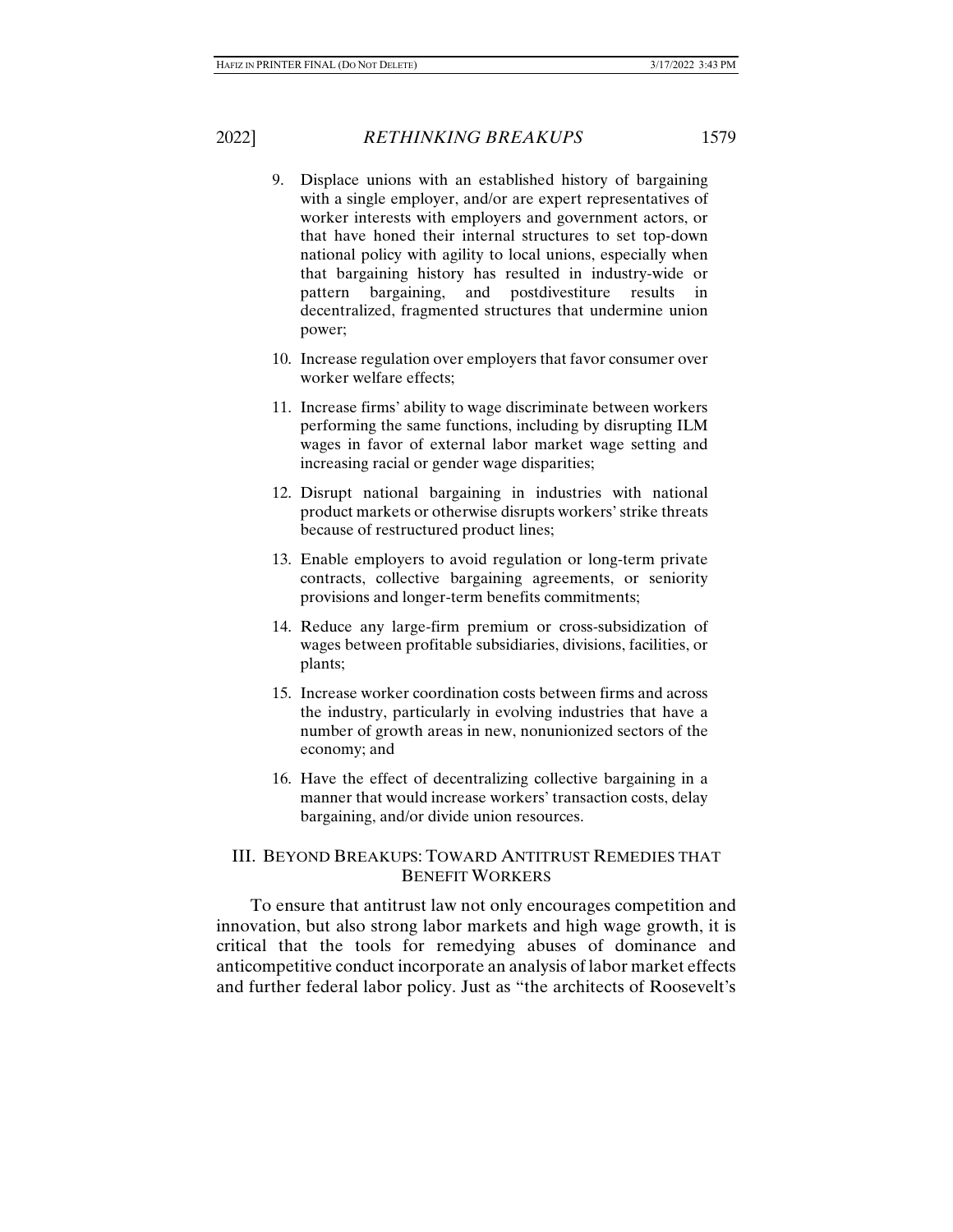9. Displace unions with an established history of bargaining with a single employer, and/or are expert representatives of worker interests with employers and government actors, or that have honed their internal structures to set top-down national policy with agility to local unions, especially when that bargaining history has resulted in industry-wide or pattern bargaining, and postdivestiture results in decentralized, fragmented structures that undermine union power;
10. Increase regulation over employers that favor consumer over worker welfare effects;
11. Increase firms' ability to wage discriminate between workers performing the same functions, including by disrupting ILM wages in favor of external labor market wage setting and increasing racial or gender wage disparities;
12. Disrupt national bargaining in industries with national product markets or otherwise disrupts workers' strike threats because of restructured product lines;
13. Enable employers to avoid regulation or long-term private contracts, collective bargaining agreements, or seniority provisions and longer-term benefits commitments;
14. Reduce any large-firm premium or cross-subsidization of wages between profitable subsidiaries, divisions, facilities, or plants;
15. Increase worker coordination costs between firms and across the industry, particularly in evolving industries that have a number of growth areas in new, nonunionized sectors of the economy; and
16. Have the effect of decentralizing collective bargaining in a manner that would increase workers' transaction costs, delay bargaining, and/or divide union resources.

## III. BEYOND BREAKUPS: TOWARD ANTITRUST REMEDIES THAT BENEFIT WORKERS

To ensure that antitrust law not only encourages competition and innovation, but also strong labor markets and high wage growth, it is critical that the tools for remedying abuses of dominance and anticompetitive conduct incorporate an analysis of labor market effects and further federal labor policy. Just as "the architects of Roosevelt's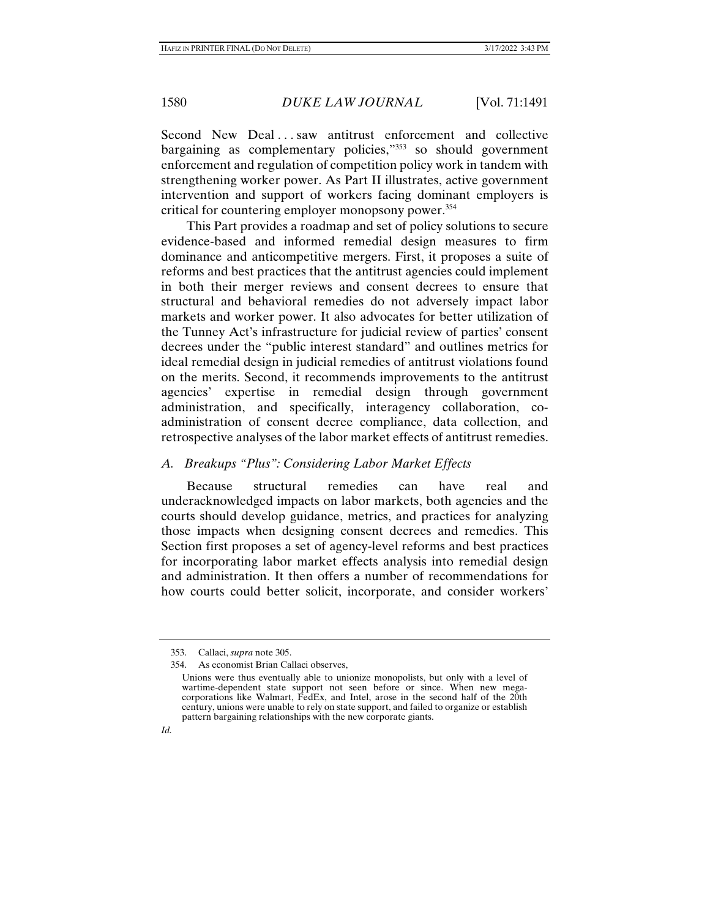Second New Deal . . . saw antitrust enforcement and collective bargaining as complementary policies,"[353] so should government enforcement and regulation of competition policy work in tandem with strengthening worker power. As Part II illustrates, active government intervention and support of workers facing dominant employers is critical for countering employer monopsony power.[354]

This Part provides a roadmap and set of policy solutions to secure evidence-based and informed remedial design measures to firm dominance and anticompetitive mergers. First, it proposes a suite of reforms and best practices that the antitrust agencies could implement in both their merger reviews and consent decrees to ensure that structural and behavioral remedies do not adversely impact labor markets and worker power. It also advocates for better utilization of the Tunney Act's infrastructure for judicial review of parties' consent decrees under the "public interest standard" and outlines metrics for ideal remedial design in judicial remedies of antitrust violations found on the merits. Second, it recommends improvements to the antitrust agencies' expertise in remedial design through government administration, and specifically, interagency collaboration, co-administration of consent decree compliance, data collection, and retrospective analyses of the labor market effects of antitrust remedies.

### *A. Breakups "Plus": Considering Labor Market Effects*

Because structural remedies can have real and underacknowledged impacts on labor markets, both agencies and the courts should develop guidance, metrics, and practices for analyzing those impacts when designing consent decrees and remedies. This Section first proposes a set of agency-level reforms and best practices for incorporating labor market effects analysis into remedial design and administration. It then offers a number of recommendations for how courts could better solicit, incorporate, and consider workers'

---

353. Callaci, *supra* note 305.

354. As economist Brian Callaci observes,

> Unions were thus eventually able to unionize monopolists, but only with a level of wartime-dependent state support not seen before or since. When new mega-corporations like Walmart, FedEx, and Intel, arose in the second half of the 20th century, unions were unable to rely on state support, and failed to organize or establish pattern bargaining relationships with the new corporate giants.

*Id.*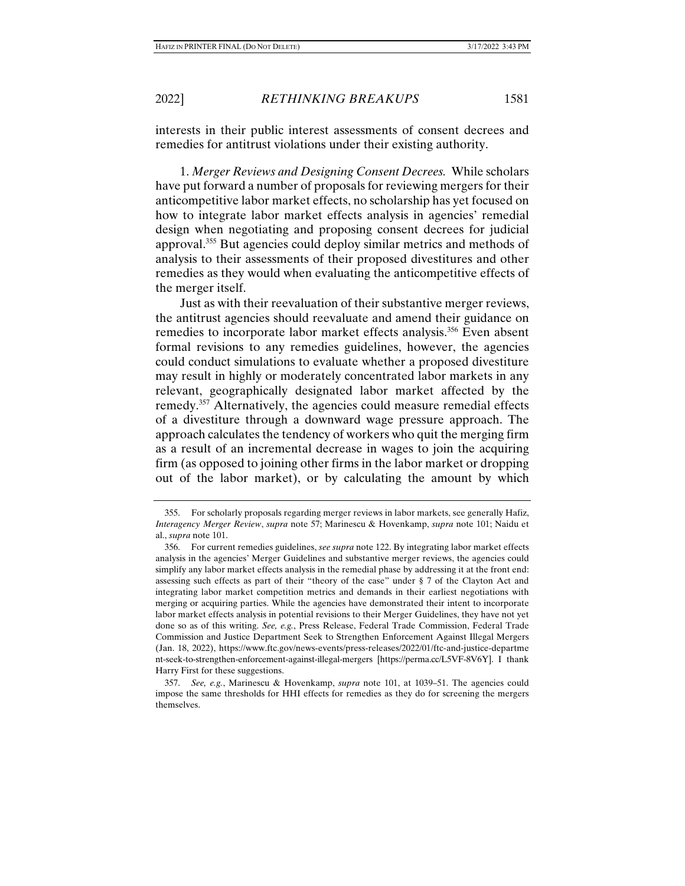interests in their public interest assessments of consent decrees and remedies for antitrust violations under their existing authority.

1. *Merger Reviews and Designing Consent Decrees.* While scholars have put forward a number of proposals for reviewing mergers for their anticompetitive labor market effects, no scholarship has yet focused on how to integrate labor market effects analysis in agencies' remedial design when negotiating and proposing consent decrees for judicial approval.[355] But agencies could deploy similar metrics and methods of analysis to their assessments of their proposed divestitures and other remedies as they would when evaluating the anticompetitive effects of the merger itself.

Just as with their reevaluation of their substantive merger reviews, the antitrust agencies should reevaluate and amend their guidance on remedies to incorporate labor market effects analysis.[356] Even absent formal revisions to any remedies guidelines, however, the agencies could conduct simulations to evaluate whether a proposed divestiture may result in highly or moderately concentrated labor markets in any relevant, geographically designated labor market affected by the remedy.[357] Alternatively, the agencies could measure remedial effects of a divestiture through a downward wage pressure approach. The approach calculates the tendency of workers who quit the merging firm as a result of an incremental decrease in wages to join the acquiring firm (as opposed to joining other firms in the labor market or dropping out of the labor market), or by calculating the amount by which

---

355. For scholarly proposals regarding merger reviews in labor markets, see generally Hafiz, *Interagency Merger Review*, *supra* note 57; Marinescu & Hovenkamp, *supra* note 101; Naidu et al., *supra* note 101.

356. For current remedies guidelines, *see supra* note 122. By integrating labor market effects analysis in the agencies' Merger Guidelines and substantive merger reviews, the agencies could simplify any labor market effects analysis in the remedial phase by addressing it at the front end: assessing such effects as part of their "theory of the case" under § 7 of the Clayton Act and integrating labor market competition metrics and demands in their earliest negotiations with merging or acquiring parties. While the agencies have demonstrated their intent to incorporate labor market effects analysis in potential revisions to their Merger Guidelines, they have not yet done so as of this writing. *See, e.g.*, Press Release, Federal Trade Commission, Federal Trade Commission and Justice Department Seek to Strengthen Enforcement Against Illegal Mergers (Jan. 18, 2022), https://www.ftc.gov/news-events/press-releases/2022/01/ftc-and-justice-department-seek-to-strengthen-enforcement-against-illegal-mergers [https://perma.cc/L5VF-8V6Y]. I thank Harry First for these suggestions.

357. *See, e.g.*, Marinescu & Hovenkamp, *supra* note 101, at 1039–51. The agencies could impose the same thresholds for HHI effects for remedies as they do for screening the mergers themselves.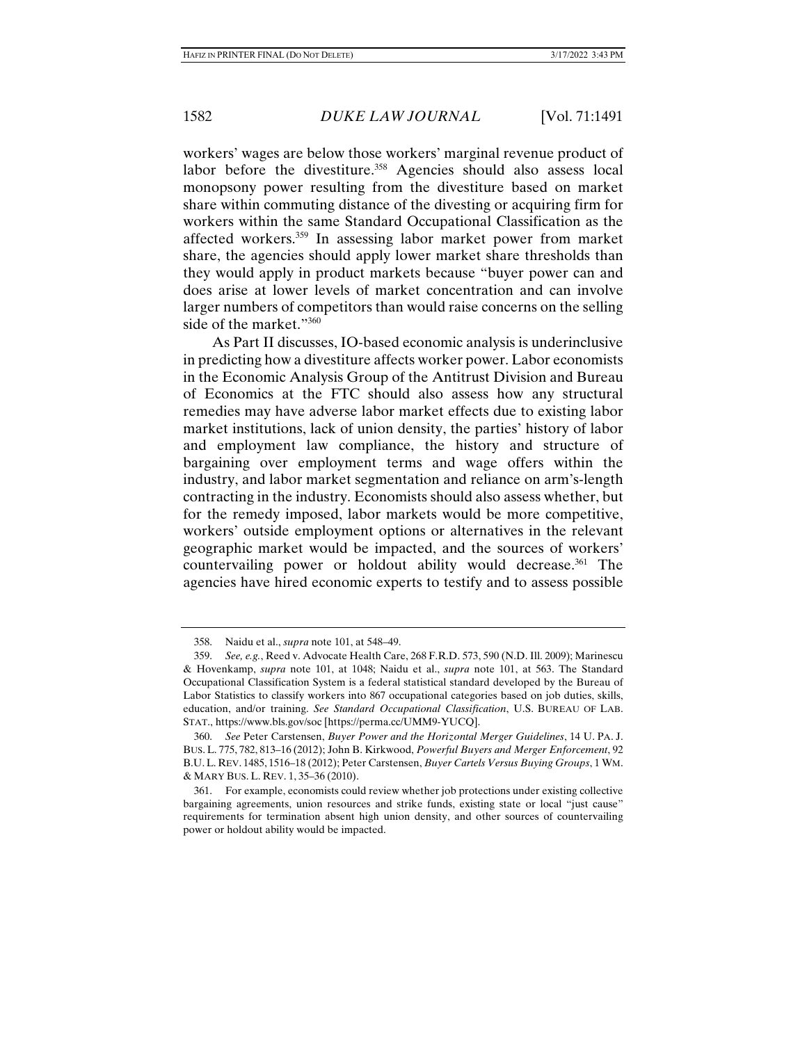workers' wages are below those workers' marginal revenue product of labor before the divestiture.[358] Agencies should also assess local monopsony power resulting from the divestiture based on market share within commuting distance of the divesting or acquiring firm for workers within the same Standard Occupational Classification as the affected workers.[359] In assessing labor market power from market share, the agencies should apply lower market share thresholds than they would apply in product markets because "buyer power can and does arise at lower levels of market concentration and can involve larger numbers of competitors than would raise concerns on the selling side of the market."[360]

As Part II discusses, IO-based economic analysis is underinclusive in predicting how a divestiture affects worker power. Labor economists in the Economic Analysis Group of the Antitrust Division and Bureau of Economics at the FTC should also assess how any structural remedies may have adverse labor market effects due to existing labor market institutions, lack of union density, the parties' history of labor and employment law compliance, the history and structure of bargaining over employment terms and wage offers within the industry, and labor market segmentation and reliance on arm's-length contracting in the industry. Economists should also assess whether, but for the remedy imposed, labor markets would be more competitive, workers' outside employment options or alternatives in the relevant geographic market would be impacted, and the sources of workers' countervailing power or holdout ability would decrease.[361] The agencies have hired economic experts to testify and to assess possible

---

358. Naidu et al., *supra* note 101, at 548–49.

359. *See, e.g.*, Reed v. Advocate Health Care, 268 F.R.D. 573, 590 (N.D. Ill. 2009); Marinescu & Hovenkamp, *supra* note 101, at 1048; Naidu et al., *supra* note 101, at 563. The Standard Occupational Classification System is a federal statistical standard developed by the Bureau of Labor Statistics to classify workers into 867 occupational categories based on job duties, skills, education, and/or training. *See Standard Occupational Classification*, U.S. BUREAU OF LAB. STAT., https://www.bls.gov/soc [https://perma.cc/UMM9-YUCQ].

360. *See* Peter Carstensen, *Buyer Power and the Horizontal Merger Guidelines*, 14 U. PA. J. BUS. L. 775, 782, 813–16 (2012); John B. Kirkwood, *Powerful Buyers and Merger Enforcement*, 92 B.U. L. REV. 1485, 1516–18 (2012); Peter Carstensen, *Buyer Cartels Versus Buying Groups*, 1 WM. & MARY BUS. L. REV. 1, 35–36 (2010).

361. For example, economists could review whether job protections under existing collective bargaining agreements, union resources and strike funds, existing state or local "just cause" requirements for termination absent high union density, and other sources of countervailing power or holdout ability would be impacted.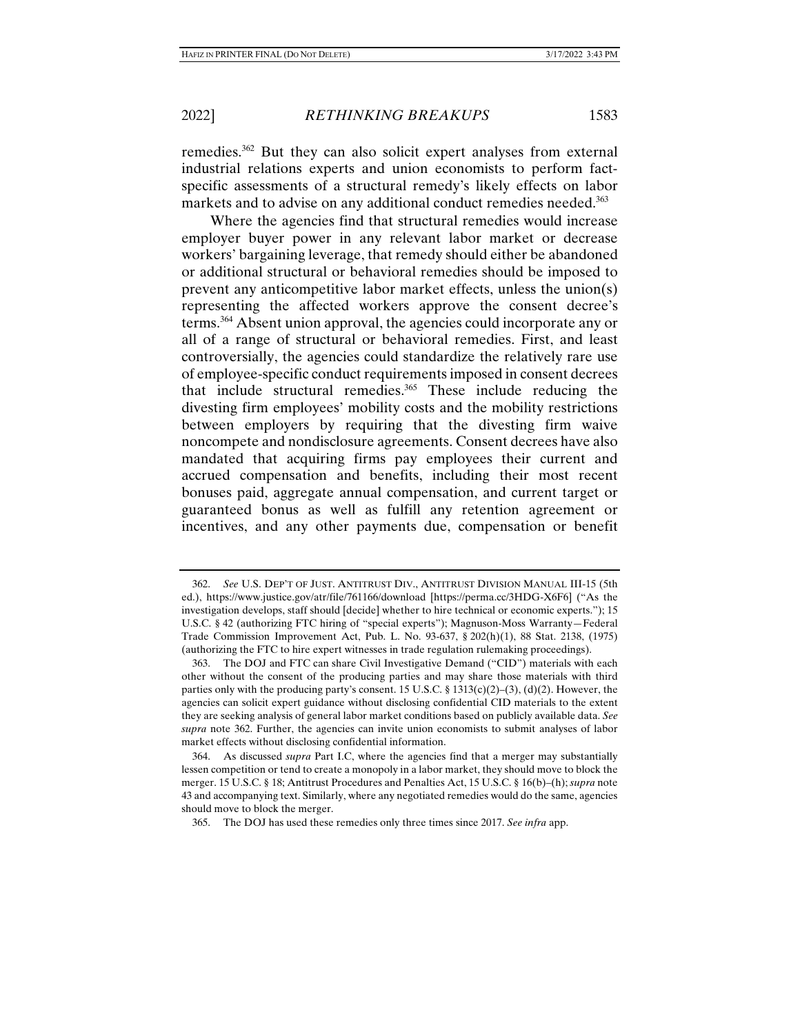remedies.[362] But they can also solicit expert analyses from external industrial relations experts and union economists to perform fact-specific assessments of a structural remedy's likely effects on labor markets and to advise on any additional conduct remedies needed.[363]

Where the agencies find that structural remedies would increase employer buyer power in any relevant labor market or decrease workers' bargaining leverage, that remedy should either be abandoned or additional structural or behavioral remedies should be imposed to prevent any anticompetitive labor market effects, unless the union(s) representing the affected workers approve the consent decree's terms.[364] Absent union approval, the agencies could incorporate any or all of a range of structural or behavioral remedies. First, and least controversially, the agencies could standardize the relatively rare use of employee-specific conduct requirements imposed in consent decrees that include structural remedies.[365] These include reducing the divesting firm employees' mobility costs and the mobility restrictions between employers by requiring that the divesting firm waive noncompete and nondisclosure agreements. Consent decrees have also mandated that acquiring firms pay employees their current and accrued compensation and benefits, including their most recent bonuses paid, aggregate annual compensation, and current target or guaranteed bonus as well as fulfill any retention agreement or incentives, and any other payments due, compensation or benefit

---

362. *See* U.S. DEP'T OF JUST. ANTITRUST DIV., ANTITRUST DIVISION MANUAL III-15 (5th ed.), https://www.justice.gov/atr/file/761166/download [https://perma.cc/3HDG-X6F6] ("As the investigation develops, staff should [decide] whether to hire technical or economic experts."); 15 U.S.C. § 42 (authorizing FTC hiring of "special experts"); Magnuson-Moss Warranty—Federal Trade Commission Improvement Act, Pub. L. No. 93-637, § 202(h)(1), 88 Stat. 2138, (1975) (authorizing the FTC to hire expert witnesses in trade regulation rulemaking proceedings).

363. The DOJ and FTC can share Civil Investigative Demand ("CID") materials with each other without the consent of the producing parties and may share those materials with third parties only with the producing party's consent. 15 U.S.C. § 1313(c)(2)–(3), (d)(2). However, the agencies can solicit expert guidance without disclosing confidential CID materials to the extent they are seeking analysis of general labor market conditions based on publicly available data. *See supra* note 362. Further, the agencies can invite union economists to submit analyses of labor market effects without disclosing confidential information.

364. As discussed *supra* Part I.C, where the agencies find that a merger may substantially lessen competition or tend to create a monopoly in a labor market, they should move to block the merger. 15 U.S.C. § 18; Antitrust Procedures and Penalties Act, 15 U.S.C. § 16(b)–(h); *supra* note 43 and accompanying text. Similarly, where any negotiated remedies would do the same, agencies should move to block the merger.

365. The DOJ has used these remedies only three times since 2017. *See infra* app.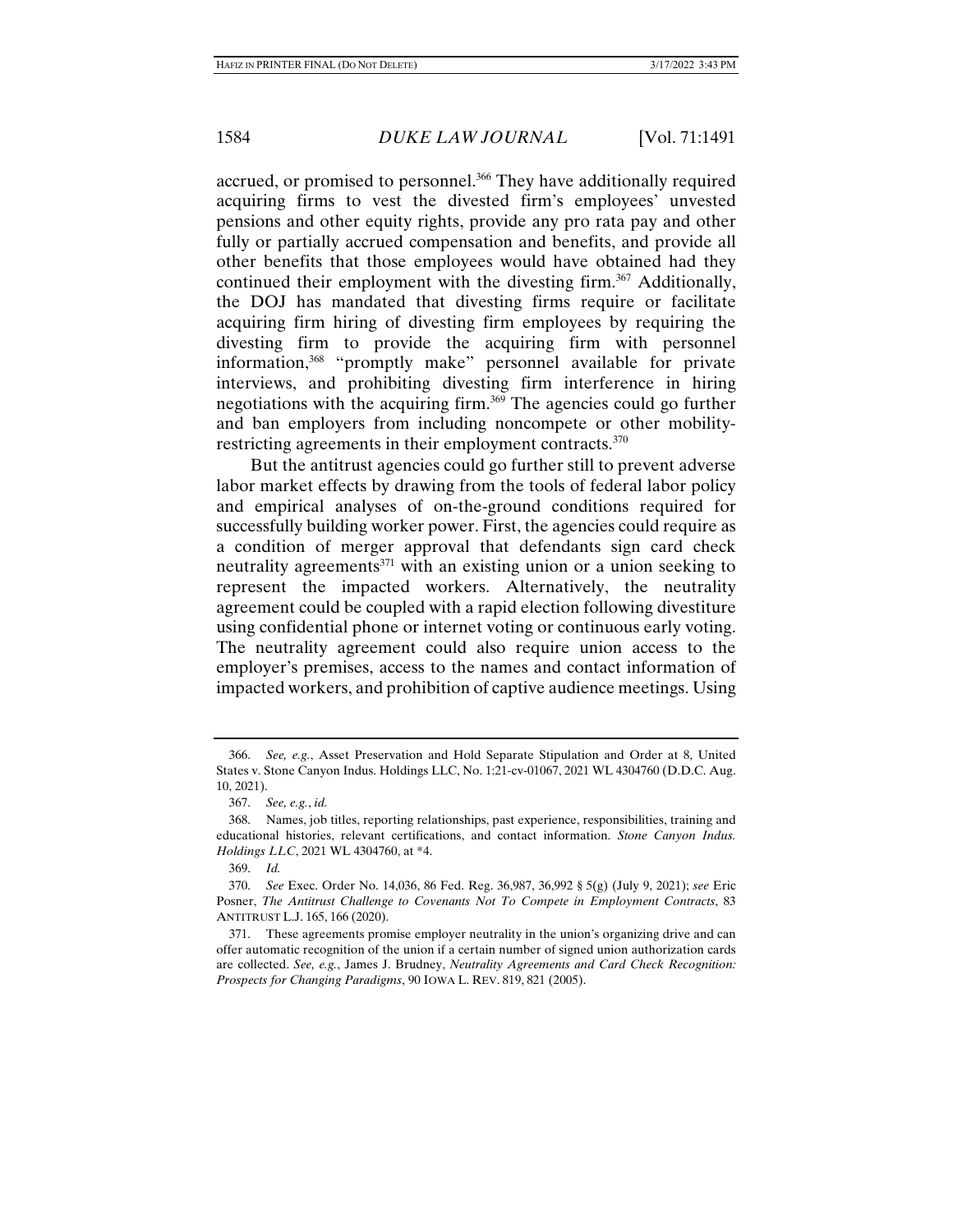accrued, or promised to personnel.[366] They have additionally required acquiring firms to vest the divested firm's employees' unvested pensions and other equity rights, provide any pro rata pay and other fully or partially accrued compensation and benefits, and provide all other benefits that those employees would have obtained had they continued their employment with the divesting firm.[367] Additionally, the DOJ has mandated that divesting firms require or facilitate acquiring firm hiring of divesting firm employees by requiring the divesting firm to provide the acquiring firm with personnel information,[368] "promptly make" personnel available for private interviews, and prohibiting divesting firm interference in hiring negotiations with the acquiring firm.[369] The agencies could go further and ban employers from including noncompete or other mobility-restricting agreements in their employment contracts.[370]

But the antitrust agencies could go further still to prevent adverse labor market effects by drawing from the tools of federal labor policy and empirical analyses of on-the-ground conditions required for successfully building worker power. First, the agencies could require as a condition of merger approval that defendants sign card check neutrality agreements[371] with an existing union or a union seeking to represent the impacted workers. Alternatively, the neutrality agreement could be coupled with a rapid election following divestiture using confidential phone or internet voting or continuous early voting. The neutrality agreement could also require union access to the employer's premises, access to the names and contact information of impacted workers, and prohibition of captive audience meetings. Using

---

366. *See, e.g.*, Asset Preservation and Hold Separate Stipulation and Order at 8, United States v. Stone Canyon Indus. Holdings LLC, No. 1:21-cv-01067, 2021 WL 4304760 (D.D.C. Aug. 10, 2021).

367. *See, e.g.*, *id.*

368. Names, job titles, reporting relationships, past experience, responsibilities, training and educational histories, relevant certifications, and contact information. *Stone Canyon Indus. Holdings LLC*, 2021 WL 4304760, at *4.

369. *Id.*

370. *See* Exec. Order No. 14,036, 86 Fed. Reg. 36,987, 36,992 § 5(g) (July 9, 2021); *see* Eric Posner, *The Antitrust Challenge to Covenants Not To Compete in Employment Contracts*, 83 ANTITRUST L.J. 165, 166 (2020).

371. These agreements promise employer neutrality in the union's organizing drive and can offer automatic recognition of the union if a certain number of signed union authorization cards are collected. *See, e.g.*, James J. Brudney, *Neutrality Agreements and Card Check Recognition: Prospects for Changing Paradigms*, 90 IOWA L. REV. 819, 821 (2005).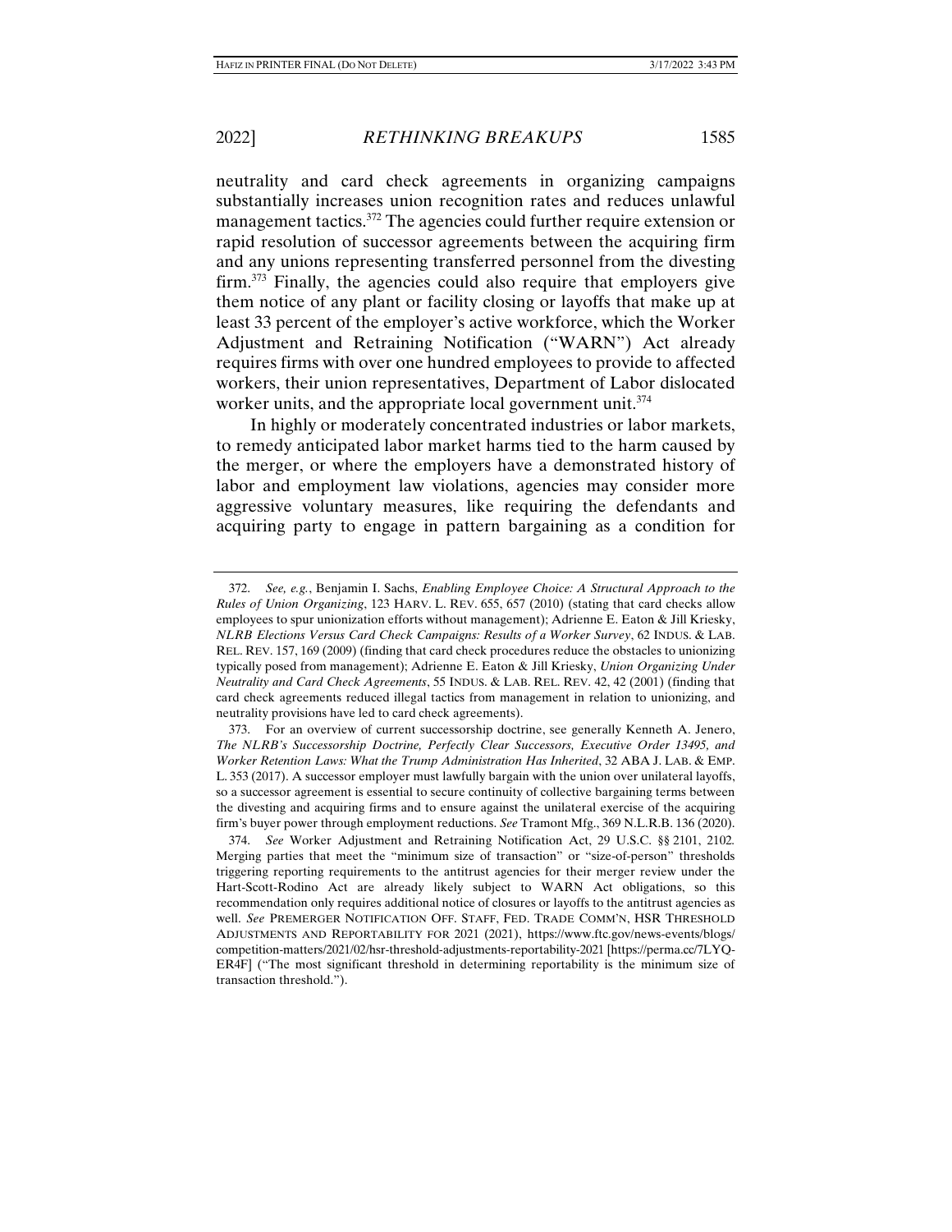neutrality and card check agreements in organizing campaigns substantially increases union recognition rates and reduces unlawful management tactics.[372] The agencies could further require extension or rapid resolution of successor agreements between the acquiring firm and any unions representing transferred personnel from the divesting firm.[373] Finally, the agencies could also require that employers give them notice of any plant or facility closing or layoffs that make up at least 33 percent of the employer's active workforce, which the Worker Adjustment and Retraining Notification ("WARN") Act already requires firms with over one hundred employees to provide to affected workers, their union representatives, Department of Labor dislocated worker units, and the appropriate local government unit.[374]

In highly or moderately concentrated industries or labor markets, to remedy anticipated labor market harms tied to the harm caused by the merger, or where the employers have a demonstrated history of labor and employment law violations, agencies may consider more aggressive voluntary measures, like requiring the defendants and acquiring party to engage in pattern bargaining as a condition for

---

372. *See, e.g.*, Benjamin I. Sachs, *Enabling Employee Choice: A Structural Approach to the Rules of Union Organizing*, 123 HARV. L. REV. 655, 657 (2010) (stating that card checks allow employees to spur unionization efforts without management); Adrienne E. Eaton & Jill Kriesky, *NLRB Elections Versus Card Check Campaigns: Results of a Worker Survey*, 62 INDUS. & LAB. REL. REV. 157, 169 (2009) (finding that card check procedures reduce the obstacles to unionizing typically posed from management); Adrienne E. Eaton & Jill Kriesky, *Union Organizing Under Neutrality and Card Check Agreements*, 55 INDUS. & LAB. REL. REV. 42, 42 (2001) (finding that card check agreements reduced illegal tactics from management in relation to unionizing, and neutrality provisions have led to card check agreements).

373. For an overview of current successorship doctrine, see generally Kenneth A. Jenero, *The NLRB's Successorship Doctrine, Perfectly Clear Successors, Executive Order 13495, and Worker Retention Laws: What the Trump Administration Has Inherited*, 32 ABA J. LAB. & EMP. L. 353 (2017). A successor employer must lawfully bargain with the union over unilateral layoffs, so a successor agreement is essential to secure continuity of collective bargaining terms between the divesting and acquiring firms and to ensure against the unilateral exercise of the acquiring firm's buyer power through employment reductions. *See* Tramont Mfg., 369 N.L.R.B. 136 (2020).

374. *See* Worker Adjustment and Retraining Notification Act, 29 U.S.C. §§ 2101, 2102. Merging parties that meet the "minimum size of transaction" or "size-of-person" thresholds triggering reporting requirements to the antitrust agencies for their merger review under the Hart-Scott-Rodino Act are already likely subject to WARN Act obligations, so this recommendation only requires additional notice of closures or layoffs to the antitrust agencies as well. *See* PREMERGER NOTIFICATION OFF. STAFF, FED. TRADE COMM'N, HSR THRESHOLD ADJUSTMENTS AND REPORTABILITY FOR 2021 (2021), https://www.ftc.gov/news-events/blogs/competition-matters/2021/02/hsr-threshold-adjustments-reportability-2021 [https://perma.cc/7LYQ-ER4F] ("The most significant threshold in determining reportability is the minimum size of transaction threshold.").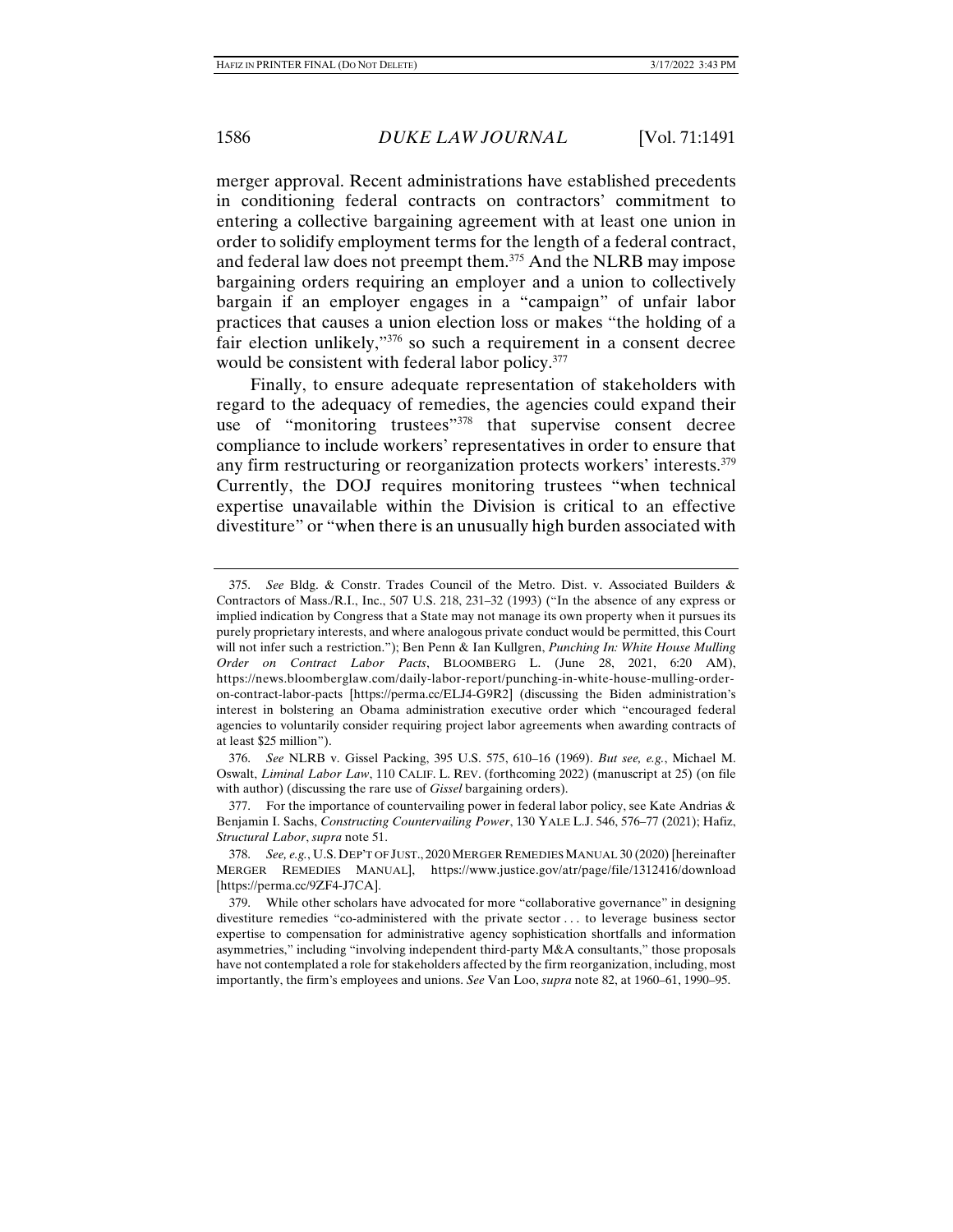merger approval. Recent administrations have established precedents in conditioning federal contracts on contractors' commitment to entering a collective bargaining agreement with at least one union in order to solidify employment terms for the length of a federal contract, and federal law does not preempt them.[375] And the NLRB may impose bargaining orders requiring an employer and a union to collectively bargain if an employer engages in a "campaign" of unfair labor practices that causes a union election loss or makes "the holding of a fair election unlikely,"[376] so such a requirement in a consent decree would be consistent with federal labor policy.[377]

Finally, to ensure adequate representation of stakeholders with regard to the adequacy of remedies, the agencies could expand their use of "monitoring trustees"[378] that supervise consent decree compliance to include workers' representatives in order to ensure that any firm restructuring or reorganization protects workers' interests.[379] Currently, the DOJ requires monitoring trustees "when technical expertise unavailable within the Division is critical to an effective divestiture" or "when there is an unusually high burden associated with

---

375. *See* Bldg. & Constr. Trades Council of the Metro. Dist. v. Associated Builders & Contractors of Mass./R.I., Inc., 507 U.S. 218, 231–32 (1993) ("In the absence of any express or implied indication by Congress that a State may not manage its own property when it pursues its purely proprietary interests, and where analogous private conduct would be permitted, this Court will not infer such a restriction."); Ben Penn & Ian Kullgren, *Punching In: White House Mulling Order on Contract Labor Pacts*, BLOOMBERG L. (June 28, 2021, 6:20 AM), https://news.bloomberglaw.com/daily-labor-report/punching-in-white-house-mulling-order-on-contract-labor-pacts [https://perma.cc/ELJ4-G9R2] (discussing the Biden administration's interest in bolstering an Obama administration executive order which "encouraged federal agencies to voluntarily consider requiring project labor agreements when awarding contracts of at least $25 million").

376. *See* NLRB v. Gissel Packing, 395 U.S. 575, 610–16 (1969). *But see, e.g.*, Michael M. Oswalt, *Liminal Labor Law*, 110 CALIF. L. REV. (forthcoming 2022) (manuscript at 25) (on file with author) (discussing the rare use of *Gissel* bargaining orders).

377. For the importance of countervailing power in federal labor policy, see Kate Andrias & Benjamin I. Sachs, *Constructing Countervailing Power*, 130 YALE L.J. 546, 576–77 (2021); Hafiz, *Structural Labor*, *supra* note 51.

378. *See, e.g.*, U.S. DEP'T OF JUST., 2020 MERGER REMEDIES MANUAL 30 (2020) [hereinafter MERGER REMEDIES MANUAL], https://www.justice.gov/atr/page/file/1312416/download [https://perma.cc/9ZF4-J7CA].

379. While other scholars have advocated for more "collaborative governance" in designing divestiture remedies "co-administered with the private sector . . . to leverage business sector expertise to compensation for administrative agency sophistication shortfalls and information asymmetries," including "involving independent third-party M&A consultants," those proposals have not contemplated a role for stakeholders affected by the firm reorganization, including, most importantly, the firm's employees and unions. *See* Van Loo, *supra* note 82, at 1960–61, 1990–95.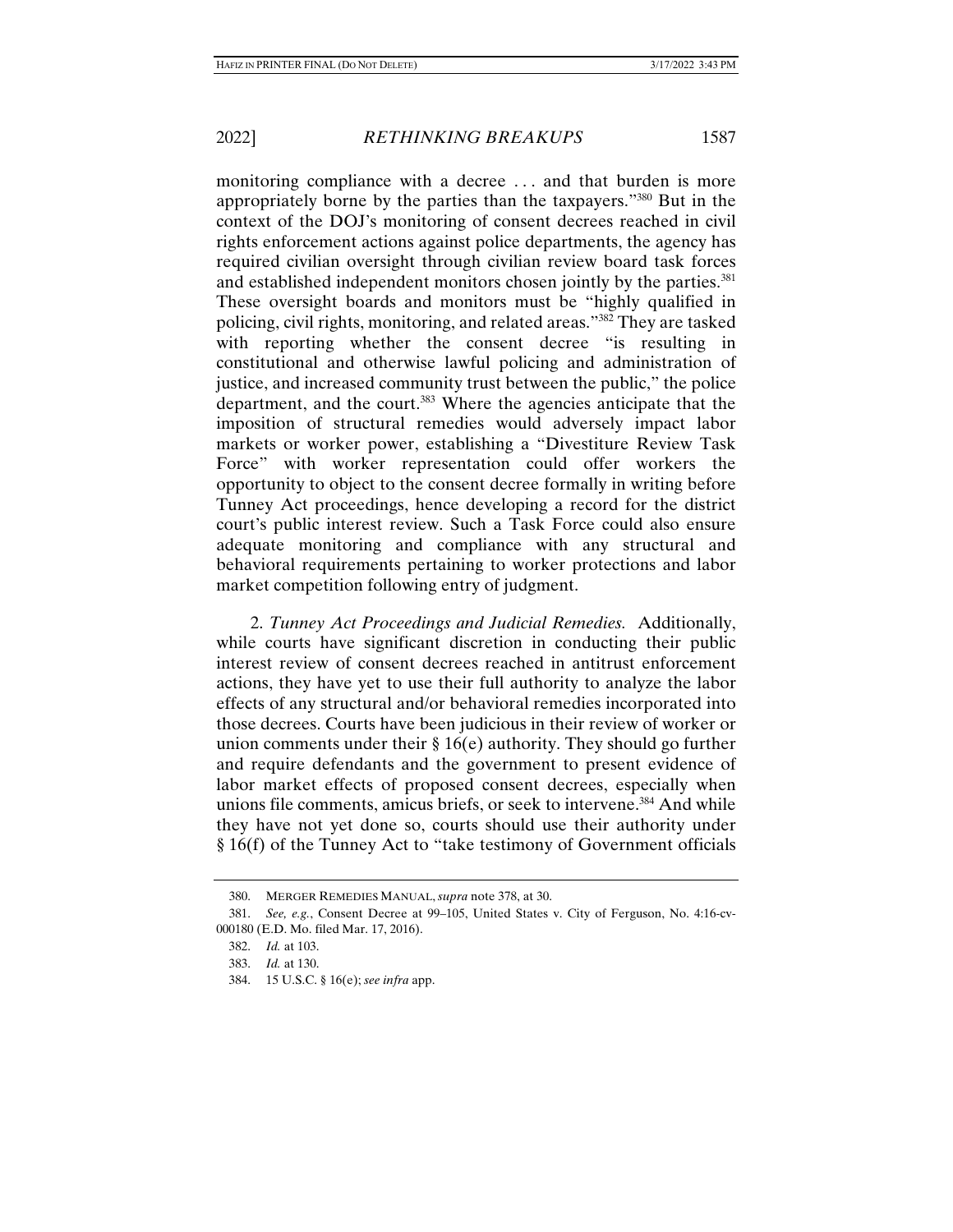monitoring compliance with a decree . . . and that burden is more appropriately borne by the parties than the taxpayers."[380] But in the context of the DOJ's monitoring of consent decrees reached in civil rights enforcement actions against police departments, the agency has required civilian oversight through civilian review board task forces and established independent monitors chosen jointly by the parties.[381] These oversight boards and monitors must be "highly qualified in policing, civil rights, monitoring, and related areas."[382] They are tasked with reporting whether the consent decree "is resulting in constitutional and otherwise lawful policing and administration of justice, and increased community trust between the public," the police department, and the court.[383] Where the agencies anticipate that the imposition of structural remedies would adversely impact labor markets or worker power, establishing a "Divestiture Review Task Force" with worker representation could offer workers the opportunity to object to the consent decree formally in writing before Tunney Act proceedings, hence developing a record for the district court's public interest review. Such a Task Force could also ensure adequate monitoring and compliance with any structural and behavioral requirements pertaining to worker protections and labor market competition following entry of judgment.

2. *Tunney Act Proceedings and Judicial Remedies.* Additionally, while courts have significant discretion in conducting their public interest review of consent decrees reached in antitrust enforcement actions, they have yet to use their full authority to analyze the labor effects of any structural and/or behavioral remedies incorporated into those decrees. Courts have been judicious in their review of worker or union comments under their § 16(e) authority. They should go further and require defendants and the government to present evidence of labor market effects of proposed consent decrees, especially when unions file comments, amicus briefs, or seek to intervene.[384] And while they have not yet done so, courts should use their authority under § 16(f) of the Tunney Act to "take testimony of Government officials

380. MERGER REMEDIES MANUAL, *supra* note 378, at 30.

381. *See, e.g.*, Consent Decree at 99–105, United States v. City of Ferguson, No. 4:16-cv-000180 (E.D. Mo. filed Mar. 17, 2016).

382. *Id.* at 103.

383. *Id.* at 130.

384. 15 U.S.C. § 16(e); *see infra* app.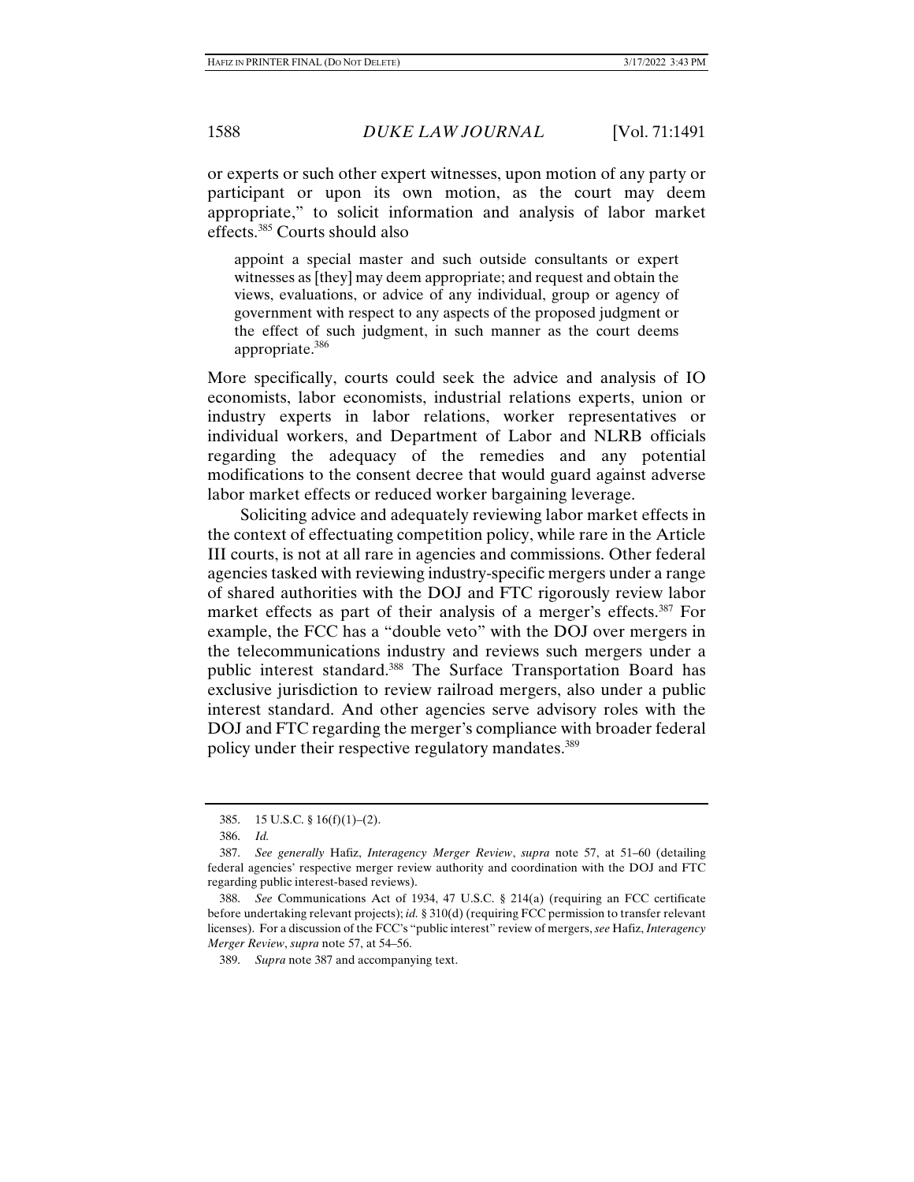or experts or such other expert witnesses, upon motion of any party or participant or upon its own motion, as the court may deem appropriate," to solicit information and analysis of labor market effects.[385] Courts should also

> appoint a special master and such outside consultants or expert witnesses as [they] may deem appropriate; and request and obtain the views, evaluations, or advice of any individual, group or agency of government with respect to any aspects of the proposed judgment or the effect of such judgment, in such manner as the court deems appropriate.[386]

More specifically, courts could seek the advice and analysis of IO economists, labor economists, industrial relations experts, union or industry experts in labor relations, worker representatives or individual workers, and Department of Labor and NLRB officials regarding the adequacy of the remedies and any potential modifications to the consent decree that would guard against adverse labor market effects or reduced worker bargaining leverage.

Soliciting advice and adequately reviewing labor market effects in the context of effectuating competition policy, while rare in the Article III courts, is not at all rare in agencies and commissions. Other federal agencies tasked with reviewing industry-specific mergers under a range of shared authorities with the DOJ and FTC rigorously review labor market effects as part of their analysis of a merger's effects.[387] For example, the FCC has a "double veto" with the DOJ over mergers in the telecommunications industry and reviews such mergers under a public interest standard.[388] The Surface Transportation Board has exclusive jurisdiction to review railroad mergers, also under a public interest standard. And other agencies serve advisory roles with the DOJ and FTC regarding the merger's compliance with broader federal policy under their respective regulatory mandates.[389]

---

385. 15 U.S.C. § 16(f)(1)–(2).

386. *Id.*

387. *See generally* Hafiz, *Interagency Merger Review*, *supra* note 57, at 51–60 (detailing federal agencies' respective merger review authority and coordination with the DOJ and FTC regarding public interest-based reviews).

388. *See* Communications Act of 1934, 47 U.S.C. § 214(a) (requiring an FCC certificate before undertaking relevant projects); *id.* § 310(d) (requiring FCC permission to transfer relevant licenses). For a discussion of the FCC's "public interest" review of mergers, *see* Hafiz, *Interagency Merger Review*, *supra* note 57, at 54–56.

389. *Supra* note 387 and accompanying text.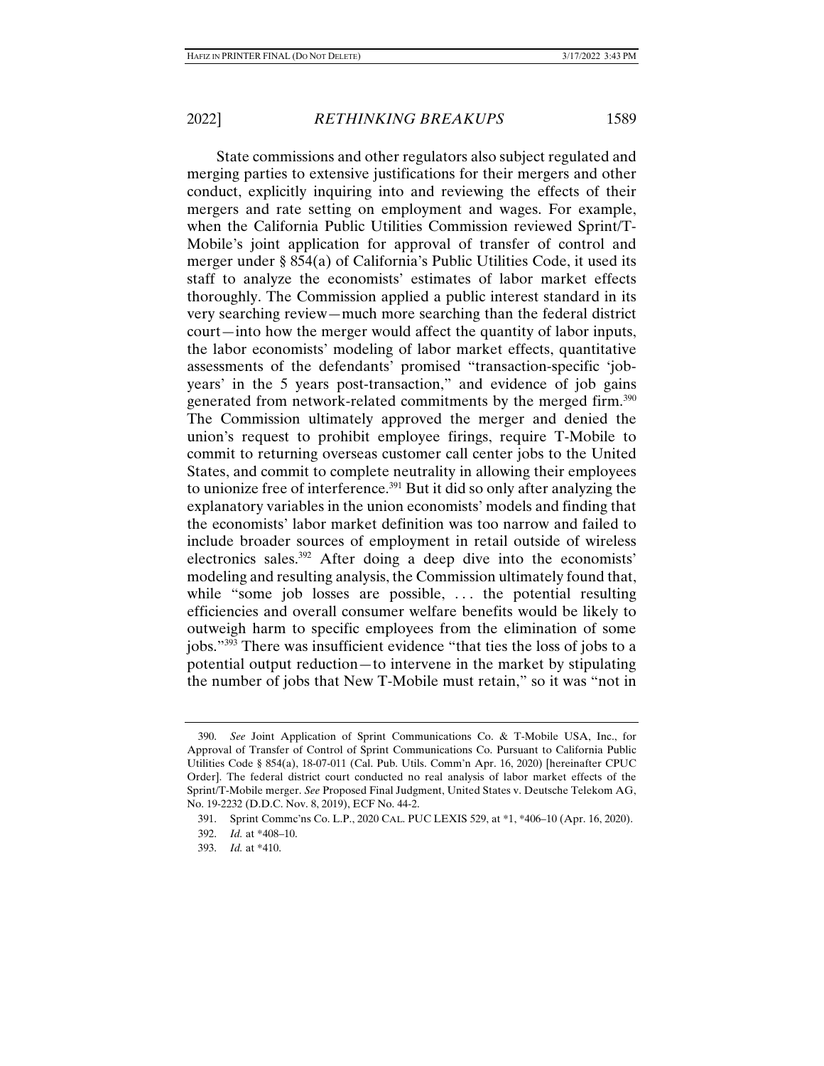State commissions and other regulators also subject regulated and merging parties to extensive justifications for their mergers and other conduct, explicitly inquiring into and reviewing the effects of their mergers and rate setting on employment and wages. For example, when the California Public Utilities Commission reviewed Sprint/T-Mobile's joint application for approval of transfer of control and merger under § 854(a) of California's Public Utilities Code, it used its staff to analyze the economists' estimates of labor market effects thoroughly. The Commission applied a public interest standard in its very searching review—much more searching than the federal district court—into how the merger would affect the quantity of labor inputs, the labor economists' modeling of labor market effects, quantitative assessments of the defendants' promised "transaction-specific 'job-years' in the 5 years post-transaction," and evidence of job gains generated from network-related commitments by the merged firm.[390] The Commission ultimately approved the merger and denied the union's request to prohibit employee firings, require T-Mobile to commit to returning overseas customer call center jobs to the United States, and commit to complete neutrality in allowing their employees to unionize free of interference.[391] But it did so only after analyzing the explanatory variables in the union economists' models and finding that the economists' labor market definition was too narrow and failed to include broader sources of employment in retail outside of wireless electronics sales.[392] After doing a deep dive into the economists' modeling and resulting analysis, the Commission ultimately found that, while "some job losses are possible, . . . the potential resulting efficiencies and overall consumer welfare benefits would be likely to outweigh harm to specific employees from the elimination of some jobs."[393] There was insufficient evidence "that ties the loss of jobs to a potential output reduction—to intervene in the market by stipulating the number of jobs that New T-Mobile must retain," so it was "not in

---

390. *See* Joint Application of Sprint Communications Co. & T-Mobile USA, Inc., for Approval of Transfer of Control of Sprint Communications Co. Pursuant to California Public Utilities Code § 854(a), 18-07-011 (Cal. Pub. Utils. Comm'n Apr. 16, 2020) [hereinafter CPUC Order]. The federal district court conducted no real analysis of labor market effects of the Sprint/T-Mobile merger. *See* Proposed Final Judgment, United States v. Deutsche Telekom AG, No. 19-2232 (D.D.C. Nov. 8, 2019), ECF No. 44-2.

391. Sprint Commc'ns Co. L.P., 2020 CAL. PUC LEXIS 529, at *1, *406–10 (Apr. 16, 2020).

392. *Id.* at *408–10.

393. *Id.* at *410.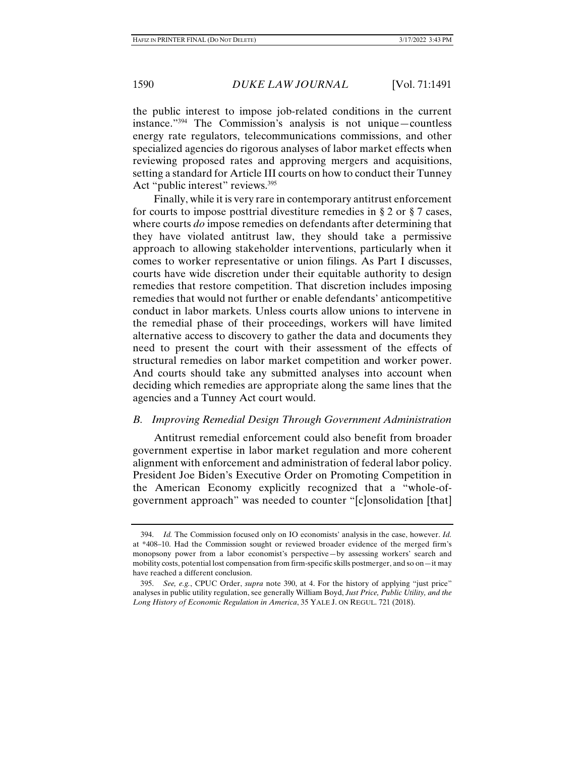the public interest to impose job-related conditions in the current instance."[394] The Commission's analysis is not unique—countless energy rate regulators, telecommunications commissions, and other specialized agencies do rigorous analyses of labor market effects when reviewing proposed rates and approving mergers and acquisitions, setting a standard for Article III courts on how to conduct their Tunney Act "public interest" reviews.[395]

Finally, while it is very rare in contemporary antitrust enforcement for courts to impose posttrial divestiture remedies in § 2 or § 7 cases, where courts *do* impose remedies on defendants after determining that they have violated antitrust law, they should take a permissive approach to allowing stakeholder interventions, particularly when it comes to worker representative or union filings. As Part I discusses, courts have wide discretion under their equitable authority to design remedies that restore competition. That discretion includes imposing remedies that would not further or enable defendants' anticompetitive conduct in labor markets. Unless courts allow unions to intervene in the remedial phase of their proceedings, workers will have limited alternative access to discovery to gather the data and documents they need to present the court with their assessment of the effects of structural remedies on labor market competition and worker power. And courts should take any submitted analyses into account when deciding which remedies are appropriate along the same lines that the agencies and a Tunney Act court would.

### *B. Improving Remedial Design Through Government Administration*

Antitrust remedial enforcement could also benefit from broader government expertise in labor market regulation and more coherent alignment with enforcement and administration of federal labor policy. President Joe Biden's Executive Order on Promoting Competition in the American Economy explicitly recognized that a "whole-of-government approach" was needed to counter "[c]onsolidation [that]

---

394. *Id.* The Commission focused only on IO economists' analysis in the case, however. *Id.* at *408–10. Had the Commission sought or reviewed broader evidence of the merged firm's monopsony power from a labor economist's perspective—by assessing workers' search and mobility costs, potential lost compensation from firm-specific skills postmerger, and so on—it may have reached a different conclusion.

395. *See, e.g.*, CPUC Order, *supra* note 390, at 4. For the history of applying "just price" analyses in public utility regulation, see generally William Boyd, *Just Price, Public Utility, and the Long History of Economic Regulation in America*, 35 YALE J. ON REGUL. 721 (2018).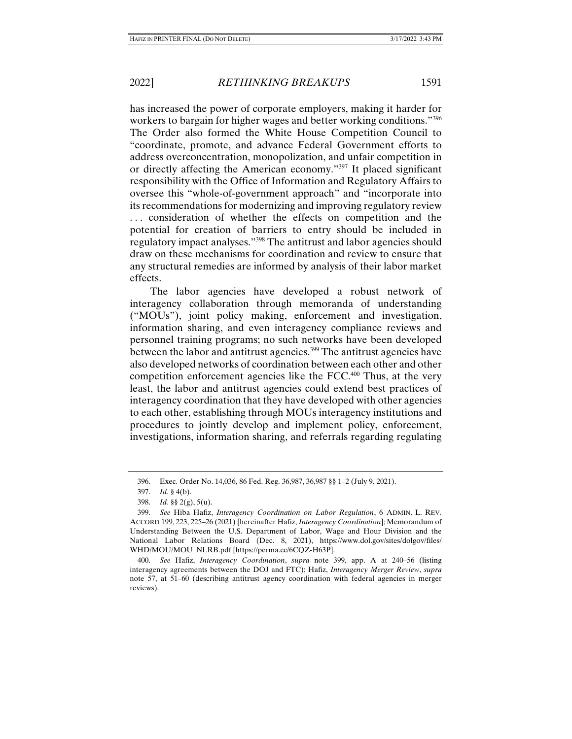has increased the power of corporate employers, making it harder for workers to bargain for higher wages and better working conditions."[396] The Order also formed the White House Competition Council to "coordinate, promote, and advance Federal Government efforts to address overconcentration, monopolization, and unfair competition in or directly affecting the American economy."[397] It placed significant responsibility with the Office of Information and Regulatory Affairs to oversee this "whole-of-government approach" and "incorporate into its recommendations for modernizing and improving regulatory review . . . consideration of whether the effects on competition and the potential for creation of barriers to entry should be included in regulatory impact analyses."[398] The antitrust and labor agencies should draw on these mechanisms for coordination and review to ensure that any structural remedies are informed by analysis of their labor market effects.

The labor agencies have developed a robust network of interagency collaboration through memoranda of understanding ("MOUs"), joint policy making, enforcement and investigation, information sharing, and even interagency compliance reviews and personnel training programs; no such networks have been developed between the labor and antitrust agencies.[399] The antitrust agencies have also developed networks of coordination between each other and other competition enforcement agencies like the FCC.[400] Thus, at the very least, the labor and antitrust agencies could extend best practices of interagency coordination that they have developed with other agencies to each other, establishing through MOUs interagency institutions and procedures to jointly develop and implement policy, enforcement, investigations, information sharing, and referrals regarding regulating

---

396. Exec. Order No. 14,036, 86 Fed. Reg. 36,987, 36,987 §§ 1–2 (July 9, 2021).

397. *Id.* § 4(b).

398. *Id.* §§ 2(g), 5(u).

399. *See* Hiba Hafiz, *Interagency Coordination on Labor Regulation*, 6 ADMIN. L. REV. ACCORD 199, 223, 225–26 (2021) [hereinafter Hafiz, *Interagency Coordination*]; Memorandum of Understanding Between the U.S. Department of Labor, Wage and Hour Division and the National Labor Relations Board (Dec. 8, 2021), https://www.dol.gov/sites/dolgov/files/WHD/MOU/MOU_NLRB.pdf [https://perma.cc/6CQZ-H63P].

400. *See* Hafiz, *Interagency Coordination*, *supra* note 399, app. A at 240–56 (listing interagency agreements between the DOJ and FTC); Hafiz, *Interagency Merger Review*, *supra* note 57, at 51–60 (describing antitrust agency coordination with federal agencies in merger reviews).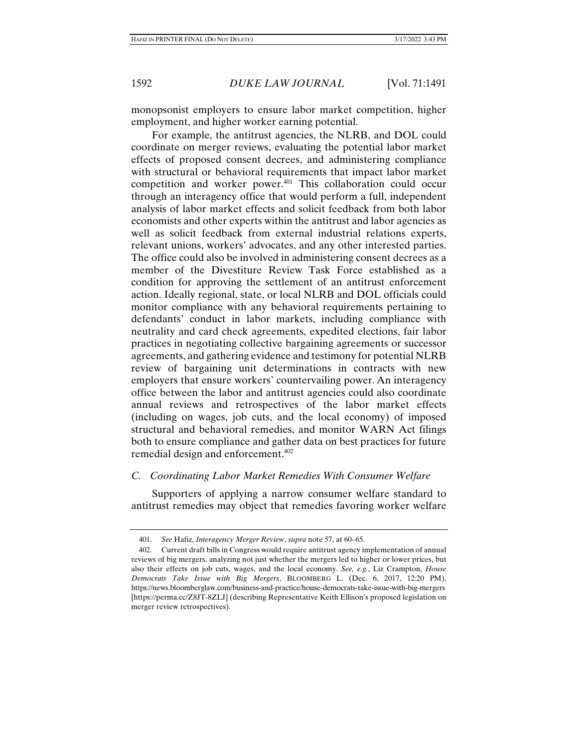monopsonist employers to ensure labor market competition, higher employment, and higher worker earning potential.

For example, the antitrust agencies, the NLRB, and DOL could coordinate on merger reviews, evaluating the potential labor market effects of proposed consent decrees, and administering compliance with structural or behavioral requirements that impact labor market competition and worker power.[401] This collaboration could occur through an interagency office that would perform a full, independent analysis of labor market effects and solicit feedback from both labor economists and other experts within the antitrust and labor agencies as well as solicit feedback from external industrial relations experts, relevant unions, workers' advocates, and any other interested parties. The office could also be involved in administering consent decrees as a member of the Divestiture Review Task Force established as a condition for approving the settlement of an antitrust enforcement action. Ideally regional, state, or local NLRB and DOL officials could monitor compliance with any behavioral requirements pertaining to defendants' conduct in labor markets, including compliance with neutrality and card check agreements, expedited elections, fair labor practices in negotiating collective bargaining agreements or successor agreements, and gathering evidence and testimony for potential NLRB review of bargaining unit determinations in contracts with new employers that ensure workers' countervailing power. An interagency office between the labor and antitrust agencies could also coordinate annual reviews and retrospectives of the labor market effects (including on wages, job cuts, and the local economy) of imposed structural and behavioral remedies, and monitor WARN Act filings both to ensure compliance and gather data on best practices for future remedial design and enforcement.[402]

### *C. Coordinating Labor Market Remedies With Consumer Welfare*

Supporters of applying a narrow consumer welfare standard to antitrust remedies may object that remedies favoring worker welfare

---

401. *See* Hafiz, *Interagency Merger Review*, *supra* note 57, at 60–65.

402. Current draft bills in Congress would require antitrust agency implementation of annual reviews of big mergers, analyzing not just whether the mergers led to higher or lower prices, but also their effects on job cuts, wages, and the local economy. *See, e.g.*, Liz Crampton, *House Democrats Take Issue with Big Mergers*, BLOOMBERG L. (Dec. 6, 2017, 12:20 PM), https://news.bloomberglaw.com/business-and-practice/house-democrats-take-issue-with-big-mergers [https://perma.cc/Z8JT-8ZLJ] (describing Representative Keith Ellison's proposed legislation on merger review retrospectives).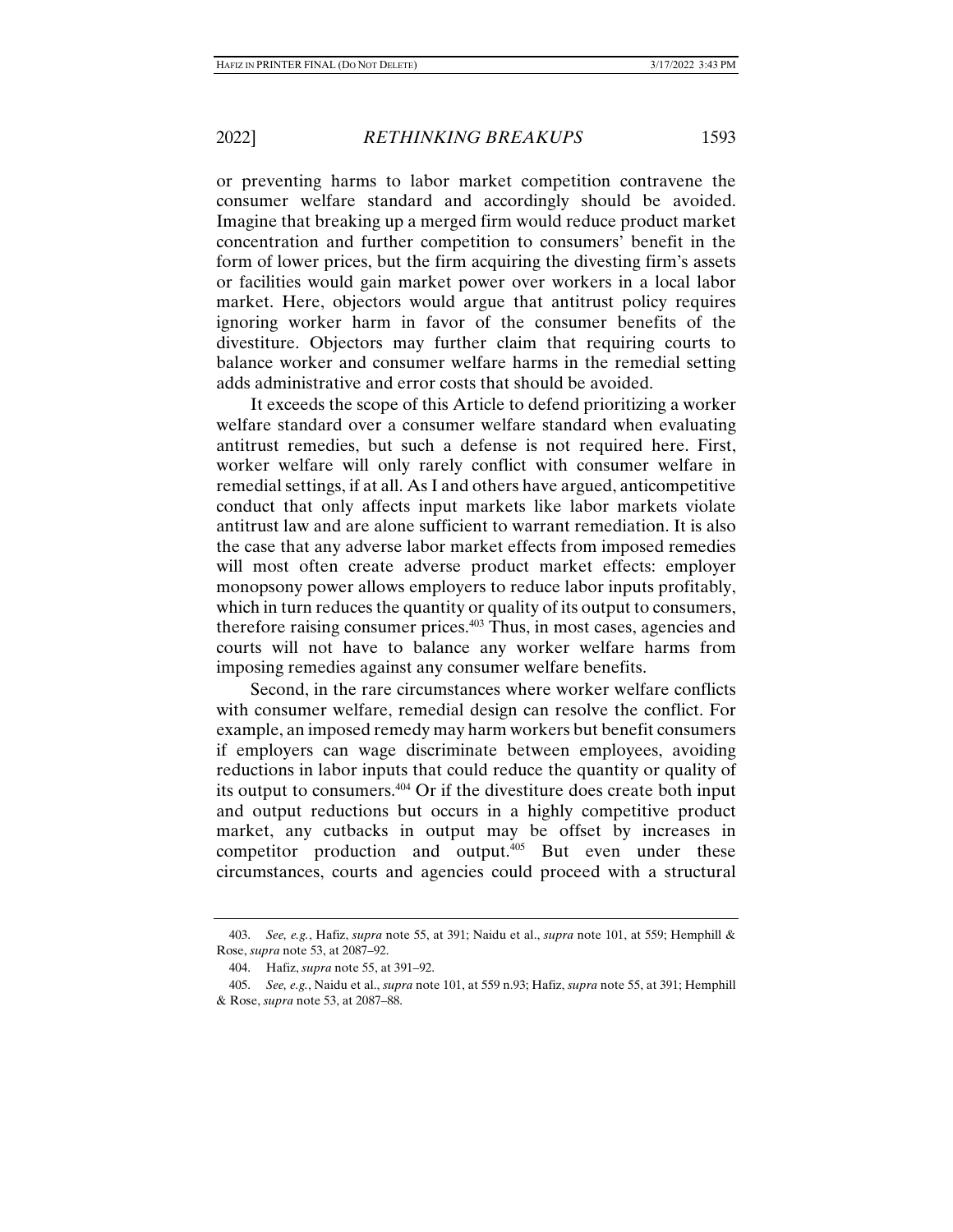or preventing harms to labor market competition contravene the consumer welfare standard and accordingly should be avoided. Imagine that breaking up a merged firm would reduce product market concentration and further competition to consumers' benefit in the form of lower prices, but the firm acquiring the divesting firm's assets or facilities would gain market power over workers in a local labor market. Here, objectors would argue that antitrust policy requires ignoring worker harm in favor of the consumer benefits of the divestiture. Objectors may further claim that requiring courts to balance worker and consumer welfare harms in the remedial setting adds administrative and error costs that should be avoided.

It exceeds the scope of this Article to defend prioritizing a worker welfare standard over a consumer welfare standard when evaluating antitrust remedies, but such a defense is not required here. First, worker welfare will only rarely conflict with consumer welfare in remedial settings, if at all. As I and others have argued, anticompetitive conduct that only affects input markets like labor markets violate antitrust law and are alone sufficient to warrant remediation. It is also the case that any adverse labor market effects from imposed remedies will most often create adverse product market effects: employer monopsony power allows employers to reduce labor inputs profitably, which in turn reduces the quantity or quality of its output to consumers, therefore raising consumer prices.[403] Thus, in most cases, agencies and courts will not have to balance any worker welfare harms from imposing remedies against any consumer welfare benefits.

Second, in the rare circumstances where worker welfare conflicts with consumer welfare, remedial design can resolve the conflict. For example, an imposed remedy may harm workers but benefit consumers if employers can wage discriminate between employees, avoiding reductions in labor inputs that could reduce the quantity or quality of its output to consumers.[404] Or if the divestiture does create both input and output reductions but occurs in a highly competitive product market, any cutbacks in output may be offset by increases in competitor production and output.[405] But even under these circumstances, courts and agencies could proceed with a structural

---

403. *See, e.g.*, Hafiz, *supra* note 55, at 391; Naidu et al., *supra* note 101, at 559; Hemphill & Rose, *supra* note 53, at 2087–92.

404. Hafiz, *supra* note 55, at 391–92.

405. *See, e.g.*, Naidu et al., *supra* note 101, at 559 n.93; Hafiz, *supra* note 55, at 391; Hemphill & Rose, *supra* note 53, at 2087–88.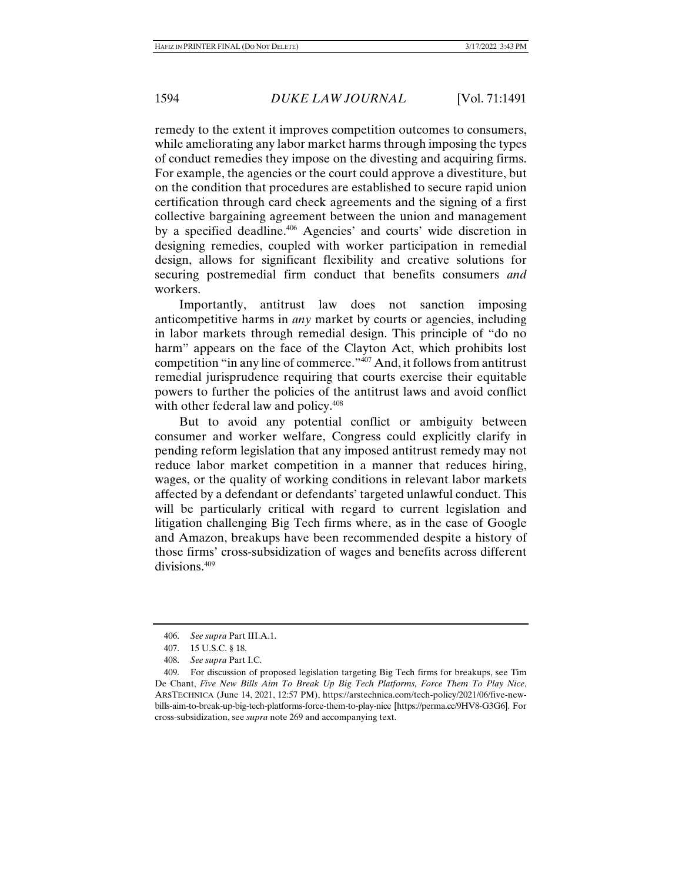remedy to the extent it improves competition outcomes to consumers, while ameliorating any labor market harms through imposing the types of conduct remedies they impose on the divesting and acquiring firms. For example, the agencies or the court could approve a divestiture, but on the condition that procedures are established to secure rapid union certification through card check agreements and the signing of a first collective bargaining agreement between the union and management by a specified deadline.[406] Agencies' and courts' wide discretion in designing remedies, coupled with worker participation in remedial design, allows for significant flexibility and creative solutions for securing postremedial firm conduct that benefits consumers *and* workers.

Importantly, antitrust law does not sanction imposing anticompetitive harms in *any* market by courts or agencies, including in labor markets through remedial design. This principle of "do no harm" appears on the face of the Clayton Act, which prohibits lost competition "in any line of commerce."[407] And, it follows from antitrust remedial jurisprudence requiring that courts exercise their equitable powers to further the policies of the antitrust laws and avoid conflict with other federal law and policy.[408]

But to avoid any potential conflict or ambiguity between consumer and worker welfare, Congress could explicitly clarify in pending reform legislation that any imposed antitrust remedy may not reduce labor market competition in a manner that reduces hiring, wages, or the quality of working conditions in relevant labor markets affected by a defendant or defendants' targeted unlawful conduct. This will be particularly critical with regard to current legislation and litigation challenging Big Tech firms where, as in the case of Google and Amazon, breakups have been recommended despite a history of those firms' cross-subsidization of wages and benefits across different divisions.[409]

---

406. *See supra* Part III.A.1.

407. 15 U.S.C. § 18.

408. *See supra* Part I.C.

409. For discussion of proposed legislation targeting Big Tech firms for breakups, see Tim De Chant, *Five New Bills Aim To Break Up Big Tech Platforms, Force Them To Play Nice*, ARSTECHNICA (June 14, 2021, 12:57 PM), https://arstechnica.com/tech-policy/2021/06/five-new-bills-aim-to-break-up-big-tech-platforms-force-them-to-play-nice [https://perma.cc/9HV8-G3G6]. For cross-subsidization, see *supra* note 269 and accompanying text.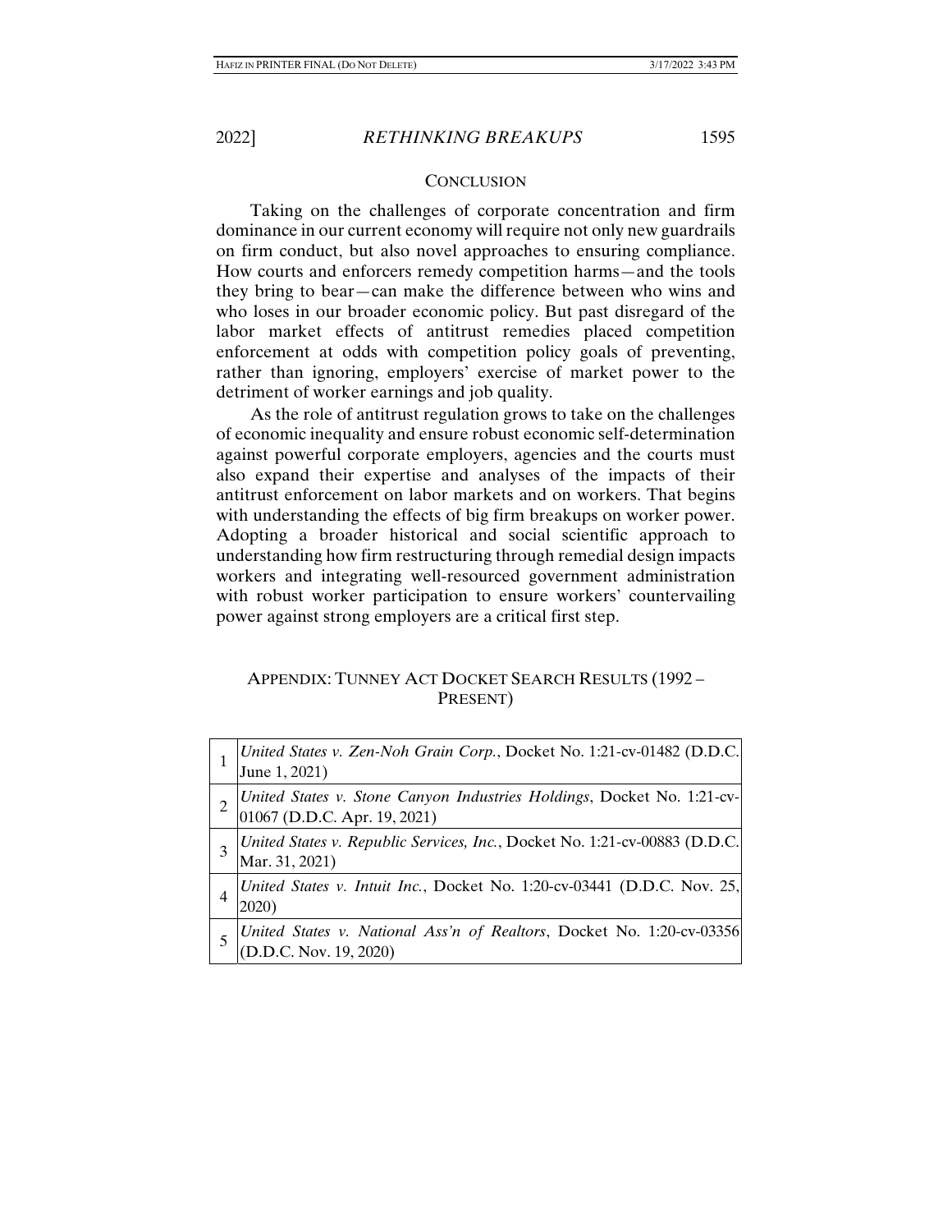## CONCLUSION

Taking on the challenges of corporate concentration and firm dominance in our current economy will require not only new guardrails on firm conduct, but also novel approaches to ensuring compliance. How courts and enforcers remedy competition harms—and the tools they bring to bear—can make the difference between who wins and who loses in our broader economic policy. But past disregard of the labor market effects of antitrust remedies placed competition enforcement at odds with competition policy goals of preventing, rather than ignoring, employers' exercise of market power to the detriment of worker earnings and job quality.

As the role of antitrust regulation grows to take on the challenges of economic inequality and ensure robust economic self-determination against powerful corporate employers, agencies and the courts must also expand their expertise and analyses of the impacts of their antitrust enforcement on labor markets and on workers. That begins with understanding the effects of big firm breakups on worker power. Adopting a broader historical and social scientific approach to understanding how firm restructuring through remedial design impacts workers and integrating well-resourced government administration with robust worker participation to ensure workers' countervailing power against strong employers are a critical first step.

## APPENDIX: TUNNEY ACT DOCKET SEARCH RESULTS (1992 – PRESENT)

| | |
|---|---|
| 1 | *United States v. Zen-Noh Grain Corp.*, Docket No. 1:21-cv-01482 (D.D.C. June 1, 2021) |
| 2 | *United States v. Stone Canyon Industries Holdings*, Docket No. 1:21-cv-01067 (D.D.C. Apr. 19, 2021) |
| 3 | *United States v. Republic Services, Inc.*, Docket No. 1:21-cv-00883 (D.D.C. Mar. 31, 2021) |
| 4 | *United States v. Intuit Inc.*, Docket No. 1:20-cv-03441 (D.D.C. Nov. 25, 2020) |
| 5 | *United States v. National Ass'n of Realtors*, Docket No. 1:20-cv-03356 (D.D.C. Nov. 19, 2020) |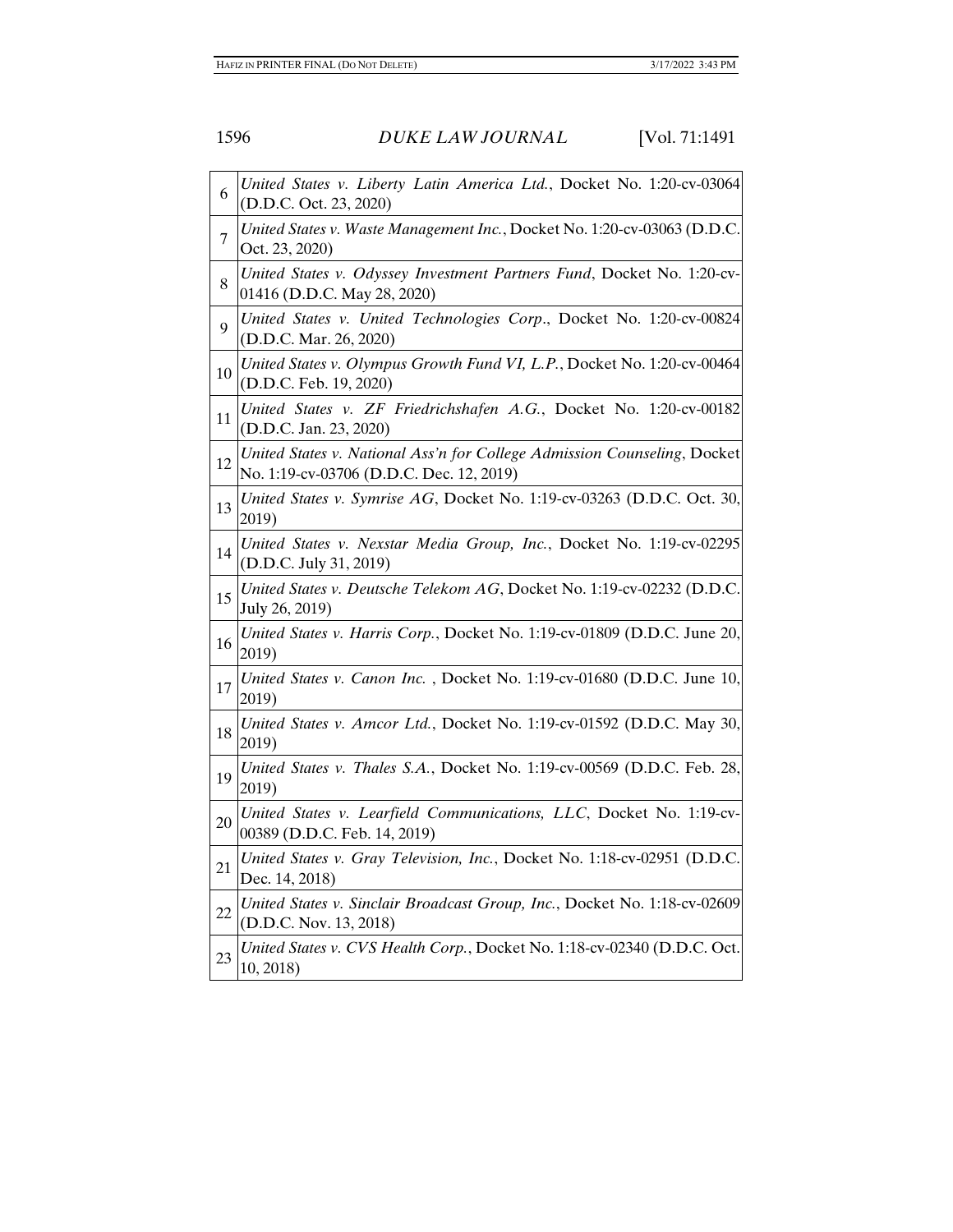| | |
|---|---|
| 6 | *United States v. Liberty Latin America Ltd.*, Docket No. 1:20-cv-03064 (D.D.C. Oct. 23, 2020) |
| 7 | *United States v. Waste Management Inc.*, Docket No. 1:20-cv-03063 (D.D.C. Oct. 23, 2020) |
| 8 | *United States v. Odyssey Investment Partners Fund*, Docket No. 1:20-cv-01416 (D.D.C. May 28, 2020) |
| 9 | *United States v. United Technologies Corp*., Docket No. 1:20-cv-00824 (D.D.C. Mar. 26, 2020) |
| 10 | *United States v. Olympus Growth Fund VI, L.P.*, Docket No. 1:20-cv-00464 (D.D.C. Feb. 19, 2020) |
| 11 | *United States v. ZF Friedrichshafen A.G.*, Docket No. 1:20-cv-00182 (D.D.C. Jan. 23, 2020) |
| 12 | *United States v. National Ass'n for College Admission Counseling*, Docket No. 1:19-cv-03706 (D.D.C. Dec. 12, 2019) |
| 13 | *United States v. Symrise AG*, Docket No. 1:19-cv-03263 (D.D.C. Oct. 30, 2019) |
| 14 | *United States v. Nexstar Media Group, Inc.*, Docket No. 1:19-cv-02295 (D.D.C. July 31, 2019) |
| 15 | *United States v. Deutsche Telekom AG*, Docket No. 1:19-cv-02232 (D.D.C. July 26, 2019) |
| 16 | *United States v. Harris Corp.*, Docket No. 1:19-cv-01809 (D.D.C. June 20, 2019) |
| 17 | *United States v. Canon Inc.* , Docket No. 1:19-cv-01680 (D.D.C. June 10, 2019) |
| 18 | *United States v. Amcor Ltd.*, Docket No. 1:19-cv-01592 (D.D.C. May 30, 2019) |
| 19 | *United States v. Thales S.A.*, Docket No. 1:19-cv-00569 (D.D.C. Feb. 28, 2019) |
| 20 | *United States v. Learfield Communications, LLC*, Docket No. 1:19-cv-00389 (D.D.C. Feb. 14, 2019) |
| 21 | *United States v. Gray Television, Inc.*, Docket No. 1:18-cv-02951 (D.D.C. Dec. 14, 2018) |
| 22 | *United States v. Sinclair Broadcast Group, Inc.*, Docket No. 1:18-cv-02609 (D.D.C. Nov. 13, 2018) |
| 23 | *United States v. CVS Health Corp.*, Docket No. 1:18-cv-02340 (D.D.C. Oct. 10, 2018) |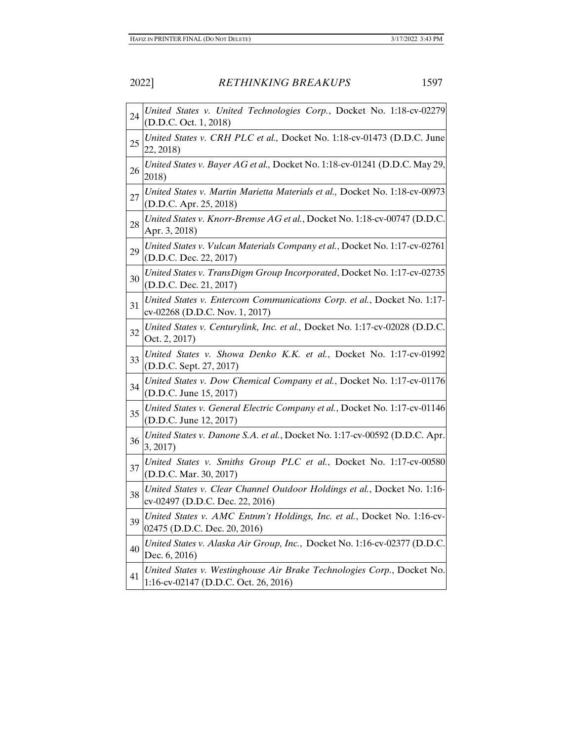| | |
|---|---|
| 24 | *United States v. United Technologies Corp.*, Docket No. 1:18-cv-02279 (D.D.C. Oct. 1, 2018) |
| 25 | *United States v. CRH PLC et al.,* Docket No. 1:18-cv-01473 (D.D.C. June 22, 2018) |
| 26 | *United States v. Bayer AG et al.,* Docket No. 1:18-cv-01241 (D.D.C. May 29, 2018) |
| 27 | *United States v. Martin Marietta Materials et al.,* Docket No. 1:18-cv-00973 (D.D.C. Apr. 25, 2018) |
| 28 | *United States v. Knorr-Bremse AG et al.*, Docket No. 1:18-cv-00747 (D.D.C. Apr. 3, 2018) |
| 29 | *United States v. Vulcan Materials Company et al.*, Docket No. 1:17-cv-02761 (D.D.C. Dec. 22, 2017) |
| 30 | *United States v. TransDigm Group Incorporated*, Docket No. 1:17-cv-02735 (D.D.C. Dec. 21, 2017) |
| 31 | *United States v. Entercom Communications Corp. et al.*, Docket No. 1:17-cv-02268 (D.D.C. Nov. 1, 2017) |
| 32 | *United States v. Centurylink, Inc. et al.,* Docket No. 1:17-cv-02028 (D.D.C. Oct. 2, 2017) |
| 33 | *United States v. Showa Denko K.K. et al.*, Docket No. 1:17-cv-01992 (D.D.C. Sept. 27, 2017) |
| 34 | *United States v. Dow Chemical Company et al.*, Docket No. 1:17-cv-01176 (D.D.C. June 15, 2017) |
| 35 | *United States v. General Electric Company et al.*, Docket No. 1:17-cv-01146 (D.D.C. June 12, 2017) |
| 36 | *United States v. Danone S.A. et al.*, Docket No. 1:17-cv-00592 (D.D.C. Apr. 3, 2017) |
| 37 | *United States v. Smiths Group PLC et al.*, Docket No. 1:17-cv-00580 (D.D.C. Mar. 30, 2017) |
| 38 | *United States v. Clear Channel Outdoor Holdings et al.*, Docket No. 1:16-cv-02497 (D.D.C. Dec. 22, 2016) |
| 39 | *United States v. AMC Entnm't Holdings, Inc. et al.*, Docket No. 1:16-cv-02475 (D.D.C. Dec. 20, 2016) |
| 40 | *United States v. Alaska Air Group, Inc.*, Docket No. 1:16-cv-02377 (D.D.C. Dec. 6, 2016) |
| 41 | *United States v. Westinghouse Air Brake Technologies Corp.*, Docket No. 1:16-cv-02147 (D.D.C. Oct. 26, 2016) |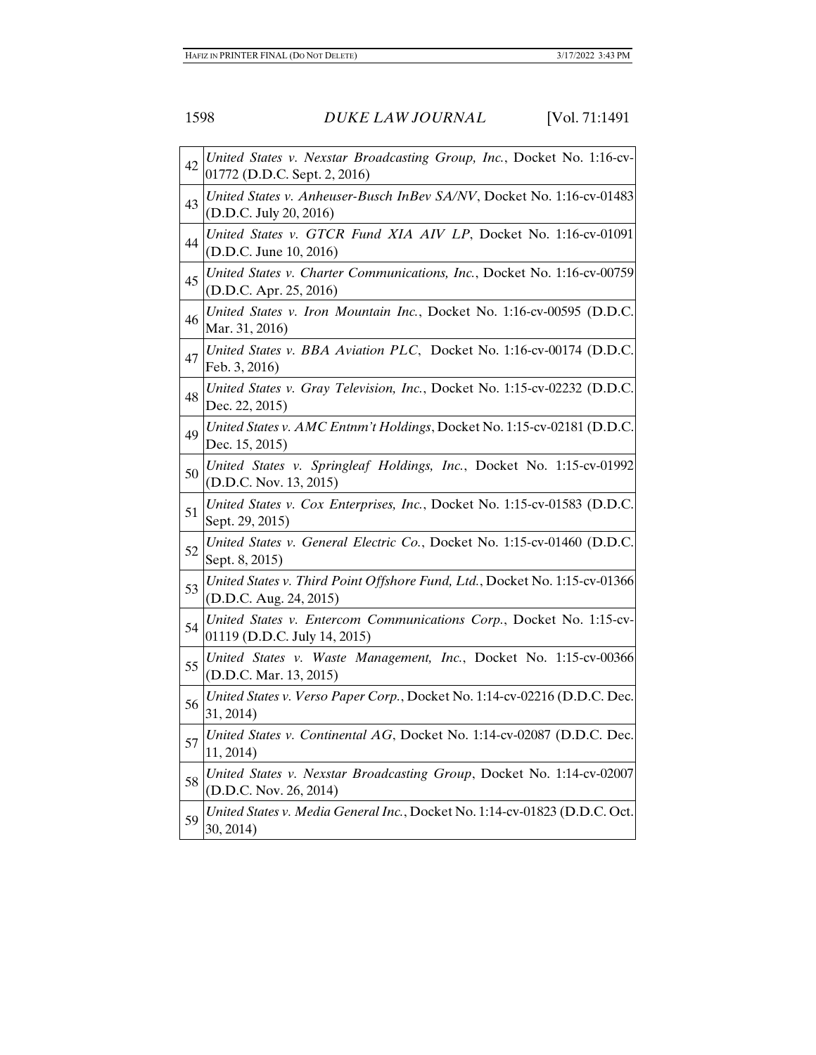| | |
|---|---|
| 42 | *United States v. Nexstar Broadcasting Group, Inc.*, Docket No. 1:16-cv-01772 (D.D.C. Sept. 2, 2016) |
| 43 | *United States v. Anheuser-Busch InBev SA/NV*, Docket No. 1:16-cv-01483 (D.D.C. July 20, 2016) |
| 44 | *United States v. GTCR Fund XIA AIV LP*, Docket No. 1:16-cv-01091 (D.D.C. June 10, 2016) |
| 45 | *United States v. Charter Communications, Inc.*, Docket No. 1:16-cv-00759 (D.D.C. Apr. 25, 2016) |
| 46 | *United States v. Iron Mountain Inc.*, Docket No. 1:16-cv-00595 (D.D.C. Mar. 31, 2016) |
| 47 | *United States v. BBA Aviation PLC*, Docket No. 1:16-cv-00174 (D.D.C. Feb. 3, 2016) |
| 48 | *United States v. Gray Television, Inc.*, Docket No. 1:15-cv-02232 (D.D.C. Dec. 22, 2015) |
| 49 | *United States v. AMC Entnm't Holdings*, Docket No. 1:15-cv-02181 (D.D.C. Dec. 15, 2015) |
| 50 | *United States v. Springleaf Holdings, Inc.*, Docket No. 1:15-cv-01992 (D.D.C. Nov. 13, 2015) |
| 51 | *United States v. Cox Enterprises, Inc.*, Docket No. 1:15-cv-01583 (D.D.C. Sept. 29, 2015) |
| 52 | *United States v. General Electric Co.*, Docket No. 1:15-cv-01460 (D.D.C. Sept. 8, 2015) |
| 53 | *United States v. Third Point Offshore Fund, Ltd.*, Docket No. 1:15-cv-01366 (D.D.C. Aug. 24, 2015) |
| 54 | *United States v. Entercom Communications Corp.*, Docket No. 1:15-cv-01119 (D.D.C. July 14, 2015) |
| 55 | *United States v. Waste Management, Inc.*, Docket No. 1:15-cv-00366 (D.D.C. Mar. 13, 2015) |
| 56 | *United States v. Verso Paper Corp.*, Docket No. 1:14-cv-02216 (D.D.C. Dec. 31, 2014) |
| 57 | *United States v. Continental AG*, Docket No. 1:14-cv-02087 (D.D.C. Dec. 11, 2014) |
| 58 | *United States v. Nexstar Broadcasting Group*, Docket No. 1:14-cv-02007 (D.D.C. Nov. 26, 2014) |
| 59 | *United States v. Media General Inc.*, Docket No. 1:14-cv-01823 (D.D.C. Oct. 30, 2014) |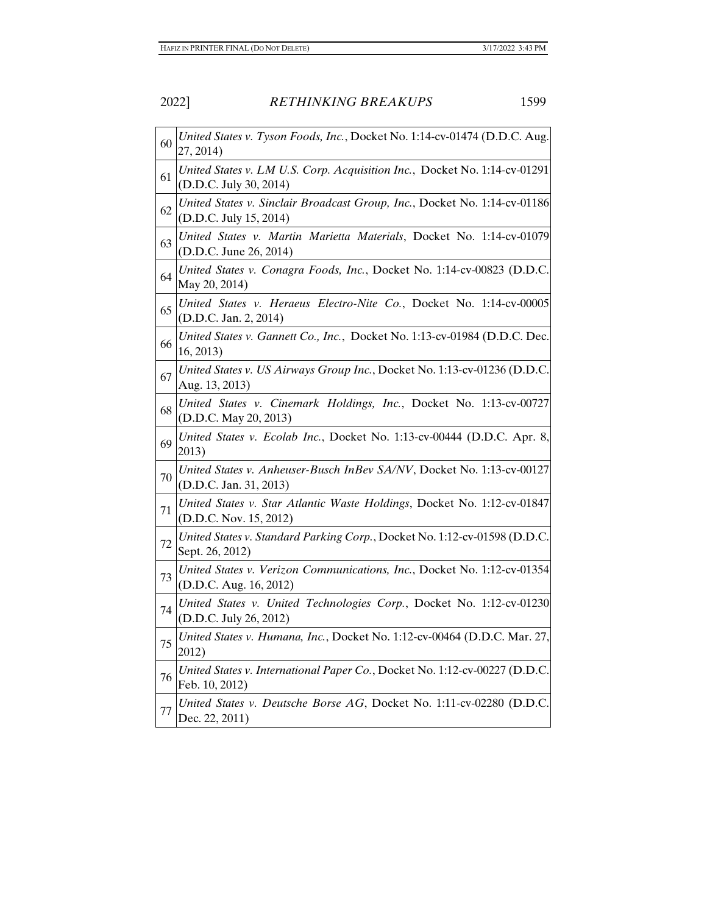| | |
|---|---|
| 60 | *United States v. Tyson Foods, Inc.*, Docket No. 1:14-cv-01474 (D.D.C. Aug. 27, 2014) |
| 61 | *United States v. LM U.S. Corp. Acquisition Inc.*, Docket No. 1:14-cv-01291 (D.D.C. July 30, 2014) |
| 62 | *United States v. Sinclair Broadcast Group, Inc.*, Docket No. 1:14-cv-01186 (D.D.C. July 15, 2014) |
| 63 | *United States v. Martin Marietta Materials*, Docket No. 1:14-cv-01079 (D.D.C. June 26, 2014) |
| 64 | *United States v. Conagra Foods, Inc.*, Docket No. 1:14-cv-00823 (D.D.C. May 20, 2014) |
| 65 | *United States v. Heraeus Electro-Nite Co.*, Docket No. 1:14-cv-00005 (D.D.C. Jan. 2, 2014) |
| 66 | *United States v. Gannett Co., Inc.*, Docket No. 1:13-cv-01984 (D.D.C. Dec. 16, 2013) |
| 67 | *United States v. US Airways Group Inc.*, Docket No. 1:13-cv-01236 (D.D.C. Aug. 13, 2013) |
| 68 | *United States v. Cinemark Holdings, Inc.*, Docket No. 1:13-cv-00727 (D.D.C. May 20, 2013) |
| 69 | *United States v. Ecolab Inc.*, Docket No. 1:13-cv-00444 (D.D.C. Apr. 8, 2013) |
| 70 | *United States v. Anheuser-Busch InBev SA/NV*, Docket No. 1:13-cv-00127 (D.D.C. Jan. 31, 2013) |
| 71 | *United States v. Star Atlantic Waste Holdings*, Docket No. 1:12-cv-01847 (D.D.C. Nov. 15, 2012) |
| 72 | *United States v. Standard Parking Corp.*, Docket No. 1:12-cv-01598 (D.D.C. Sept. 26, 2012) |
| 73 | *United States v. Verizon Communications, Inc.*, Docket No. 1:12-cv-01354 (D.D.C. Aug. 16, 2012) |
| 74 | *United States v. United Technologies Corp.*, Docket No. 1:12-cv-01230 (D.D.C. July 26, 2012) |
| 75 | *United States v. Humana, Inc.*, Docket No. 1:12-cv-00464 (D.D.C. Mar. 27, 2012) |
| 76 | *United States v. International Paper Co.*, Docket No. 1:12-cv-00227 (D.D.C. Feb. 10, 2012) |
| 77 | *United States v. Deutsche Borse AG*, Docket No. 1:11-cv-02280 (D.D.C. Dec. 22, 2011) |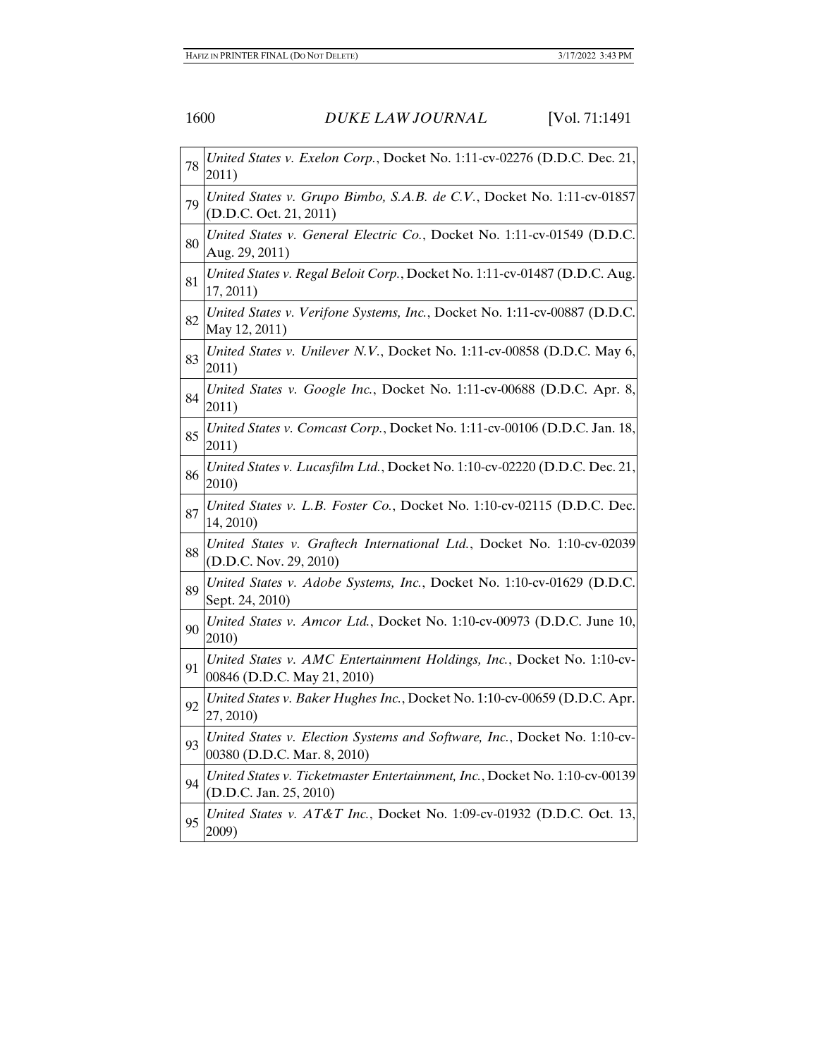| | |
|---|---|
| 78 | *United States v. Exelon Corp.*, Docket No. 1:11-cv-02276 (D.D.C. Dec. 21, 2011) |
| 79 | *United States v. Grupo Bimbo, S.A.B. de C.V.*, Docket No. 1:11-cv-01857 (D.D.C. Oct. 21, 2011) |
| 80 | *United States v. General Electric Co.*, Docket No. 1:11-cv-01549 (D.D.C. Aug. 29, 2011) |
| 81 | *United States v. Regal Beloit Corp.*, Docket No. 1:11-cv-01487 (D.D.C. Aug. 17, 2011) |
| 82 | *United States v. Verifone Systems, Inc.*, Docket No. 1:11-cv-00887 (D.D.C. May 12, 2011) |
| 83 | *United States v. Unilever N.V.*, Docket No. 1:11-cv-00858 (D.D.C. May 6, 2011) |
| 84 | *United States v. Google Inc.*, Docket No. 1:11-cv-00688 (D.D.C. Apr. 8, 2011) |
| 85 | *United States v. Comcast Corp.*, Docket No. 1:11-cv-00106 (D.D.C. Jan. 18, 2011) |
| 86 | *United States v. Lucasfilm Ltd.*, Docket No. 1:10-cv-02220 (D.D.C. Dec. 21, 2010) |
| 87 | *United States v. L.B. Foster Co.*, Docket No. 1:10-cv-02115 (D.D.C. Dec. 14, 2010) |
| 88 | *United States v. Graftech International Ltd.*, Docket No. 1:10-cv-02039 (D.D.C. Nov. 29, 2010) |
| 89 | *United States v. Adobe Systems, Inc.*, Docket No. 1:10-cv-01629 (D.D.C. Sept. 24, 2010) |
| 90 | *United States v. Amcor Ltd.*, Docket No. 1:10-cv-00973 (D.D.C. June 10, 2010) |
| 91 | *United States v. AMC Entertainment Holdings, Inc.*, Docket No. 1:10-cv-00846 (D.D.C. May 21, 2010) |
| 92 | *United States v. Baker Hughes Inc.*, Docket No. 1:10-cv-00659 (D.D.C. Apr. 27, 2010) |
| 93 | *United States v. Election Systems and Software, Inc.*, Docket No. 1:10-cv-00380 (D.D.C. Mar. 8, 2010) |
| 94 | *United States v. Ticketmaster Entertainment, Inc.*, Docket No. 1:10-cv-00139 (D.D.C. Jan. 25, 2010) |
| 95 | *United States v. AT&T Inc.*, Docket No. 1:09-cv-01932 (D.D.C. Oct. 13, 2009) |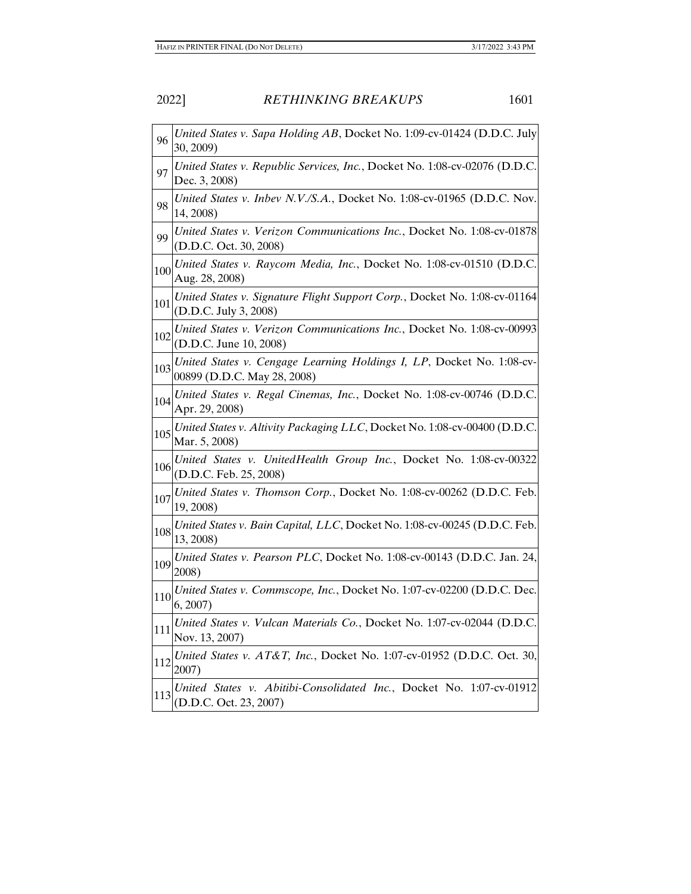| | |
|---|---|
| 96 | *United States v. Sapa Holding AB*, Docket No. 1:09-cv-01424 (D.D.C. July 30, 2009) |
| 97 | *United States v. Republic Services, Inc.*, Docket No. 1:08-cv-02076 (D.D.C. Dec. 3, 2008) |
| 98 | *United States v. Inbev N.V./S.A.*, Docket No. 1:08-cv-01965 (D.D.C. Nov. 14, 2008) |
| 99 | *United States v. Verizon Communications Inc.*, Docket No. 1:08-cv-01878 (D.D.C. Oct. 30, 2008) |
| 100 | *United States v. Raycom Media, Inc.*, Docket No. 1:08-cv-01510 (D.D.C. Aug. 28, 2008) |
| 101 | *United States v. Signature Flight Support Corp.*, Docket No. 1:08-cv-01164 (D.D.C. July 3, 2008) |
| 102 | *United States v. Verizon Communications Inc.*, Docket No. 1:08-cv-00993 (D.D.C. June 10, 2008) |
| 103 | *United States v. Cengage Learning Holdings I, LP*, Docket No. 1:08-cv-00899 (D.D.C. May 28, 2008) |
| 104 | *United States v. Regal Cinemas, Inc.*, Docket No. 1:08-cv-00746 (D.D.C. Apr. 29, 2008) |
| 105 | *United States v. Altivity Packaging LLC*, Docket No. 1:08-cv-00400 (D.D.C. Mar. 5, 2008) |
| 106 | *United States v. UnitedHealth Group Inc.*, Docket No. 1:08-cv-00322 (D.D.C. Feb. 25, 2008) |
| 107 | *United States v. Thomson Corp.*, Docket No. 1:08-cv-00262 (D.D.C. Feb. 19, 2008) |
| 108 | *United States v. Bain Capital, LLC*, Docket No. 1:08-cv-00245 (D.D.C. Feb. 13, 2008) |
| 109 | *United States v. Pearson PLC*, Docket No. 1:08-cv-00143 (D.D.C. Jan. 24, 2008) |
| 110 | *United States v. Commscope, Inc.*, Docket No. 1:07-cv-02200 (D.D.C. Dec. 6, 2007) |
| 111 | *United States v. Vulcan Materials Co.*, Docket No. 1:07-cv-02044 (D.D.C. Nov. 13, 2007) |
| 112 | *United States v. AT&T, Inc.*, Docket No. 1:07-cv-01952 (D.D.C. Oct. 30, 2007) |
| 113 | *United States v. Abitibi-Consolidated Inc.*, Docket No. 1:07-cv-01912 (D.D.C. Oct. 23, 2007) |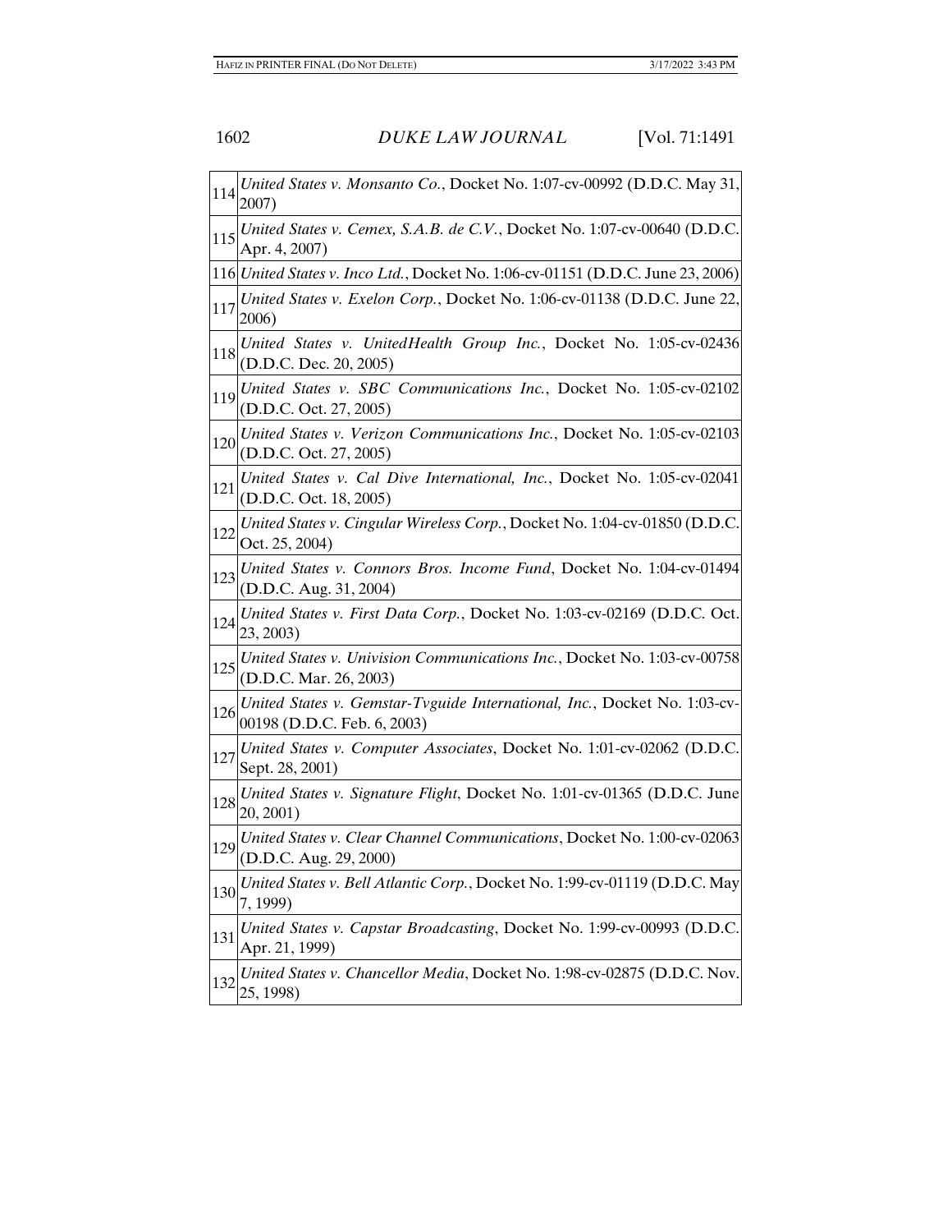| | |
|---|---|
| 114 | *United States v. Monsanto Co.*, Docket No. 1:07-cv-00992 (D.D.C. May 31, 2007) |
| 115 | *United States v. Cemex, S.A.B. de C.V.*, Docket No. 1:07-cv-00640 (D.D.C. Apr. 4, 2007) |
| 116 | *United States v. Inco Ltd.*, Docket No. 1:06-cv-01151 (D.D.C. June 23, 2006) |
| 117 | *United States v. Exelon Corp.*, Docket No. 1:06-cv-01138 (D.D.C. June 22, 2006) |
| 118 | *United States v. UnitedHealth Group Inc.*, Docket No. 1:05-cv-02436 (D.D.C. Dec. 20, 2005) |
| 119 | *United States v. SBC Communications Inc.*, Docket No. 1:05-cv-02102 (D.D.C. Oct. 27, 2005) |
| 120 | *United States v. Verizon Communications Inc.*, Docket No. 1:05-cv-02103 (D.D.C. Oct. 27, 2005) |
| 121 | *United States v. Cal Dive International, Inc.*, Docket No. 1:05-cv-02041 (D.D.C. Oct. 18, 2005) |
| 122 | *United States v. Cingular Wireless Corp.*, Docket No. 1:04-cv-01850 (D.D.C. Oct. 25, 2004) |
| 123 | *United States v. Connors Bros. Income Fund*, Docket No. 1:04-cv-01494 (D.D.C. Aug. 31, 2004) |
| 124 | *United States v. First Data Corp.*, Docket No. 1:03-cv-02169 (D.D.C. Oct. 23, 2003) |
| 125 | *United States v. Univision Communications Inc.*, Docket No. 1:03-cv-00758 (D.D.C. Mar. 26, 2003) |
| 126 | *United States v. Gemstar-Tvguide International, Inc.*, Docket No. 1:03-cv-00198 (D.D.C. Feb. 6, 2003) |
| 127 | *United States v. Computer Associates*, Docket No. 1:01-cv-02062 (D.D.C. Sept. 28, 2001) |
| 128 | *United States v. Signature Flight*, Docket No. 1:01-cv-01365 (D.D.C. June 20, 2001) |
| 129 | *United States v. Clear Channel Communications*, Docket No. 1:00-cv-02063 (D.D.C. Aug. 29, 2000) |
| 130 | *United States v. Bell Atlantic Corp.*, Docket No. 1:99-cv-01119 (D.D.C. May 7, 1999) |
| 131 | *United States v. Capstar Broadcasting*, Docket No. 1:99-cv-00993 (D.D.C. Apr. 21, 1999) |
| 132 | *United States v. Chancellor Media*, Docket No. 1:98-cv-02875 (D.D.C. Nov. 25, 1998) |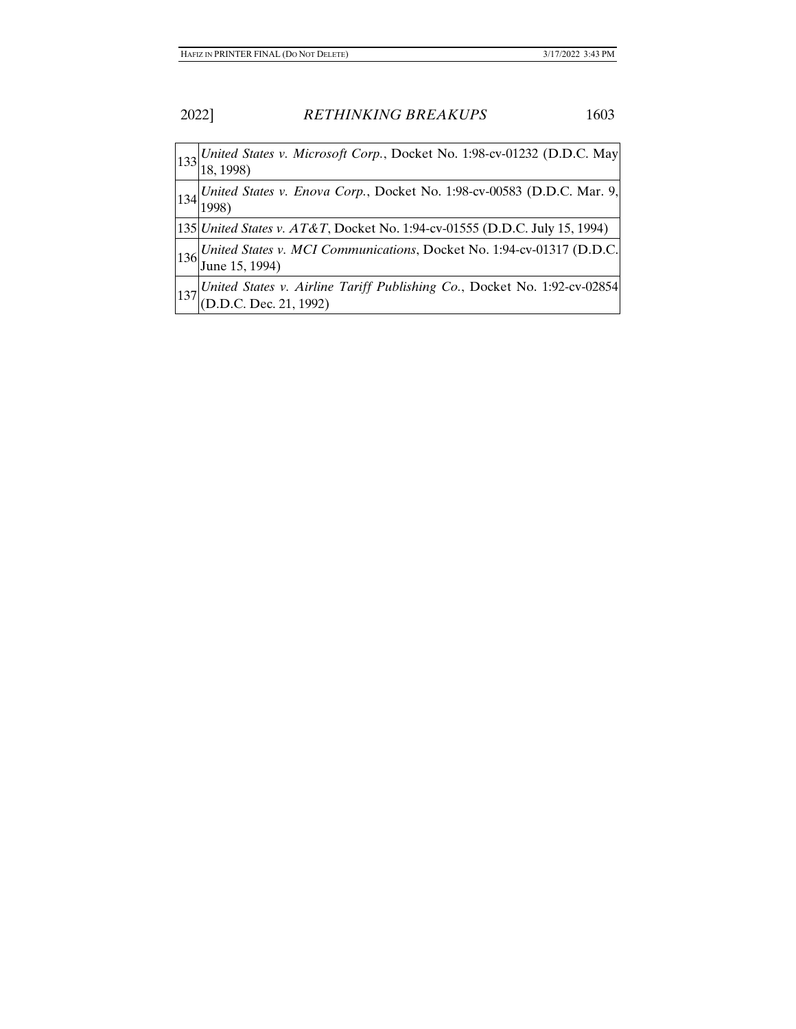| | |
|---|---|
| 133 | *United States v. Microsoft Corp.*, Docket No. 1:98-cv-01232 (D.D.C. May 18, 1998) |
| 134 | *United States v. Enova Corp.*, Docket No. 1:98-cv-00583 (D.D.C. Mar. 9, 1998) |
| 135 | *United States v. AT&T*, Docket No. 1:94-cv-01555 (D.D.C. July 15, 1994) |
| 136 | *United States v. MCI Communications*, Docket No. 1:94-cv-01317 (D.D.C. June 15, 1994) |
| 137 | *United States v. Airline Tariff Publishing Co.*, Docket No. 1:92-cv-02854 (D.D.C. Dec. 21, 1992) |